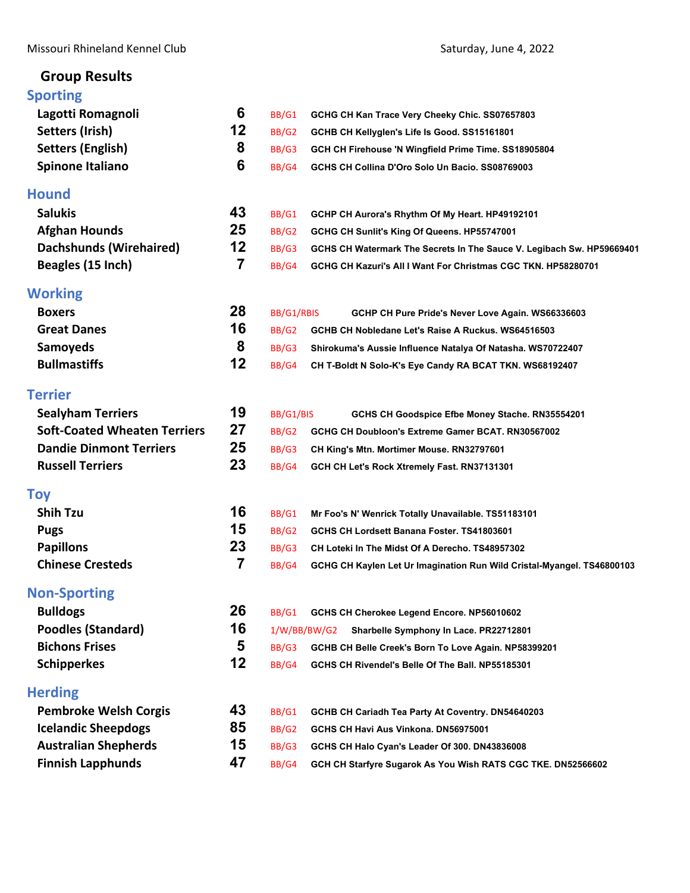Missouri Rhineland Kennel Club

Saturday, June 4, 2022

## Group Results

### Sporting

| Breed | Entries | Award | Dog |
|---|---|---|---|
| Lagotti Romagnoli | 6 | BB/G1 | GCHG CH Kan Trace Very Cheeky Chic. SS07657803 |
| Setters (Irish) | 12 | BB/G2 | GCHB CH Kellyglen's Life Is Good. SS15161801 |
| Setters (English) | 8 | BB/G3 | GCH CH Firehouse 'N Wingfield Prime Time. SS18905804 |
| Spinone Italiano | 6 | BB/G4 | GCHS CH Collina D'Oro Solo Un Bacio. SS08769003 |

### Hound

| Breed | Entries | Award | Dog |
|---|---|---|---|
| Salukis | 43 | BB/G1 | GCHP CH Aurora's Rhythm Of My Heart. HP49192101 |
| Afghan Hounds | 25 | BB/G2 | GCHG CH Sunlit's King Of Queens. HP55747001 |
| Dachshunds (Wirehaired) | 12 | BB/G3 | GCHS CH Watermark The Secrets In The Sauce V. Legibach Sw. HP59669401 |
| Beagles (15 Inch) | 7 | BB/G4 | GCHG CH Kazuri's All I Want For Christmas CGC TKN. HP58280701 |

### Working

| Breed | Entries | Award | Dog |
|---|---|---|---|
| Boxers | 28 | BB/G1/RBIS | GCHP CH Pure Pride's Never Love Again. WS66336603 |
| Great Danes | 16 | BB/G2 | GCHB CH Nobledane Let's Raise A Ruckus. WS64516503 |
| Samoyeds | 8 | BB/G3 | Shirokuma's Aussie Influence Natalya Of Natasha. WS70722407 |
| Bullmastiffs | 12 | BB/G4 | CH T-Boldt N Solo-K's Eye Candy RA BCAT TKN. WS68192407 |

### Terrier

| Breed | Entries | Award | Dog |
|---|---|---|---|
| Sealyham Terriers | 19 | BB/G1/BIS | GCHS CH Goodspice Efbe Money Stache. RN35554201 |
| Soft-Coated Wheaten Terriers | 27 | BB/G2 | GCHG CH Doubloon's Extreme Gamer BCAT. RN30567002 |
| Dandie Dinmont Terriers | 25 | BB/G3 | CH King's Mtn. Mortimer Mouse. RN32797601 |
| Russell Terriers | 23 | BB/G4 | GCH CH Let's Rock Xtremely Fast. RN37131301 |

### Toy

| Breed | Entries | Award | Dog |
|---|---|---|---|
| Shih Tzu | 16 | BB/G1 | Mr Foo's N' Wenrick Totally Unavailable. TS51183101 |
| Pugs | 15 | BB/G2 | GCHS CH Lordsett Banana Foster. TS41803601 |
| Papillons | 23 | BB/G3 | CH Loteki In The Midst Of A Derecho. TS48957302 |
| Chinese Cresteds | 7 | BB/G4 | GCHG CH Kaylen Let Ur Imagination Run Wild Cristal-Myangel. TS46800103 |

### Non-Sporting

| Breed | Entries | Award | Dog |
|---|---|---|---|
| Bulldogs | 26 | BB/G1 | GCHS CH Cherokee Legend Encore. NP56010602 |
| Poodles (Standard) | 16 | 1/W/BB/BW/G2 | Sharbelle Symphony In Lace. PR22712801 |
| Bichons Frises | 5 | BB/G3 | GCHB CH Belle Creek's Born To Love Again. NP58399201 |
| Schipperkes | 12 | BB/G4 | GCHS CH Rivendel's Belle Of The Ball. NP55185301 |

### Herding

| Breed | Entries | Award | Dog |
|---|---|---|---|
| Pembroke Welsh Corgis | 43 | BB/G1 | GCHB CH Cariadh Tea Party At Coventry. DN54640203 |
| Icelandic Sheepdogs | 85 | BB/G2 | GCHS CH Havi Aus Vinkona. DN56975001 |
| Australian Shepherds | 15 | BB/G3 | GCHS CH Halo Cyan's Leader Of 300. DN43836008 |
| Finnish Lapphunds | 47 | BB/G4 | GCH CH Starfyre Sugarok As You Wish RATS CGC TKE. DN52566602 |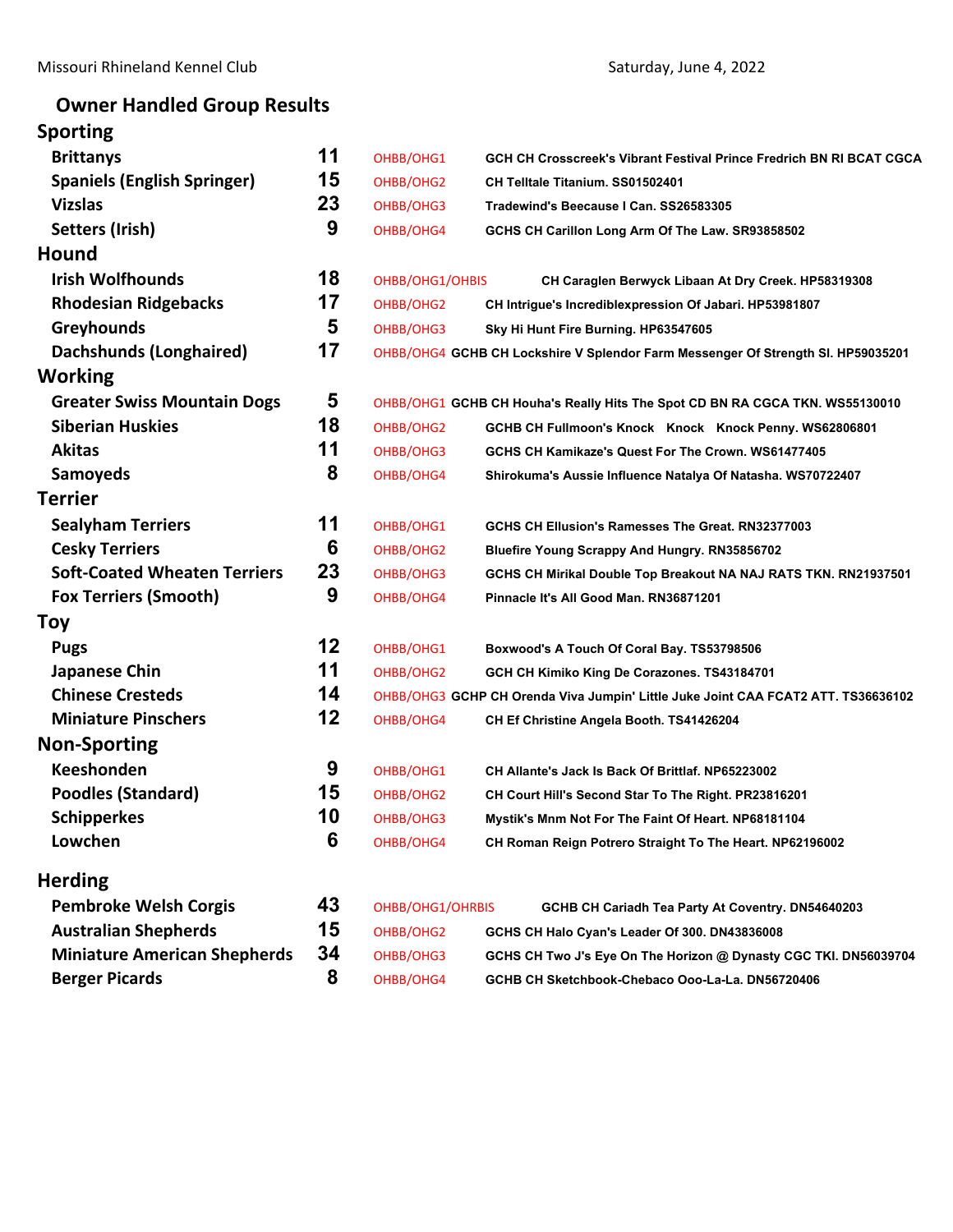Missouri Rhineland Kennel Club

Saturday, June 4, 2022

## Owner Handled Group Results

### Sporting

| Breed | Count | Award | Dog |
|---|---|---|---|
| Brittanys | 11 | OHBB/OHG1 | GCH CH Crosscreek's Vibrant Festival Prince Fredrich BN RI BCAT CGCA |
| Spaniels (English Springer) | 15 | OHBB/OHG2 | CH Telltale Titanium. SS01502401 |
| Vizslas | 23 | OHBB/OHG3 | Tradewind's Beecause I Can. SS26583305 |
| Setters (Irish) | 9 | OHBB/OHG4 | GCHS CH Carillon Long Arm Of The Law. SR93858502 |

### Hound

| Breed | Count | Award | Dog |
|---|---|---|---|
| Irish Wolfhounds | 18 | OHBB/OHG1/OHBIS | CH Caraglen Berwyck Libaan At Dry Creek. HP58319308 |
| Rhodesian Ridgebacks | 17 | OHBB/OHG2 | CH Intrigue's Incrediblexpression Of Jabari. HP53981807 |
| Greyhounds | 5 | OHBB/OHG3 | Sky Hi Hunt Fire Burning. HP63547605 |
| Dachshunds (Longhaired) | 17 | OHBB/OHG4 | GCHB CH Lockshire V Splendor Farm Messenger Of Strength SI. HP59035201 |

### Working

| Breed | Count | Award | Dog |
|---|---|---|---|
| Greater Swiss Mountain Dogs | 5 | OHBB/OHG1 | GCHB CH Houha's Really Hits The Spot CD BN RA CGCA TKN. WS55130010 |
| Siberian Huskies | 18 | OHBB/OHG2 | GCHB CH Fullmoon's Knock Knock Knock Penny. WS62806801 |
| Akitas | 11 | OHBB/OHG3 | GCHS CH Kamikaze's Quest For The Crown. WS61477405 |
| Samoyeds | 8 | OHBB/OHG4 | Shirokuma's Aussie Influence Natalya Of Natasha. WS70722407 |

### Terrier

| Breed | Count | Award | Dog |
|---|---|---|---|
| Sealyham Terriers | 11 | OHBB/OHG1 | GCHS CH Ellusion's Ramesses The Great. RN32377003 |
| Cesky Terriers | 6 | OHBB/OHG2 | Bluefire Young Scrappy And Hungry. RN35856702 |
| Soft-Coated Wheaten Terriers | 23 | OHBB/OHG3 | GCHS CH Mirikal Double Top Breakout NA NAJ RATS TKN. RN21937501 |
| Fox Terriers (Smooth) | 9 | OHBB/OHG4 | Pinnacle It's All Good Man. RN36871201 |

### Toy

| Breed | Count | Award | Dog |
|---|---|---|---|
| Pugs | 12 | OHBB/OHG1 | Boxwood's A Touch Of Coral Bay. TS53798506 |
| Japanese Chin | 11 | OHBB/OHG2 | GCH CH Kimiko King De Corazones. TS43184701 |
| Chinese Cresteds | 14 | OHBB/OHG3 | GCHP CH Orenda Viva Jumpin' Little Juke Joint CAA FCAT2 ATT. TS36636102 |
| Miniature Pinschers | 12 | OHBB/OHG4 | CH Ef Christine Angela Booth. TS41426204 |

### Non-Sporting

| Breed | Count | Award | Dog |
|---|---|---|---|
| Keeshonden | 9 | OHBB/OHG1 | CH Allante's Jack Is Back Of Brittlaf. NP65223002 |
| Poodles (Standard) | 15 | OHBB/OHG2 | CH Court Hill's Second Star To The Right. PR23816201 |
| Schipperkes | 10 | OHBB/OHG3 | Mystik's Mnm Not For The Faint Of Heart. NP68181104 |
| Lowchen | 6 | OHBB/OHG4 | CH Roman Reign Potrero Straight To The Heart. NP62196002 |

### Herding

| Breed | Count | Award | Dog |
|---|---|---|---|
| Pembroke Welsh Corgis | 43 | OHBB/OHG1/OHRBIS | GCHB CH Cariadh Tea Party At Coventry. DN54640203 |
| Australian Shepherds | 15 | OHBB/OHG2 | GCHS CH Halo Cyan's Leader Of 300. DN43836008 |
| Miniature American Shepherds | 34 | OHBB/OHG3 | GCHS CH Two J's Eye On The Horizon @ Dynasty CGC TKI. DN56039704 |
| Berger Picards | 8 | OHBB/OHG4 | GCHB CH Sketchbook-Chebaco Ooo-La-La. DN56720406 |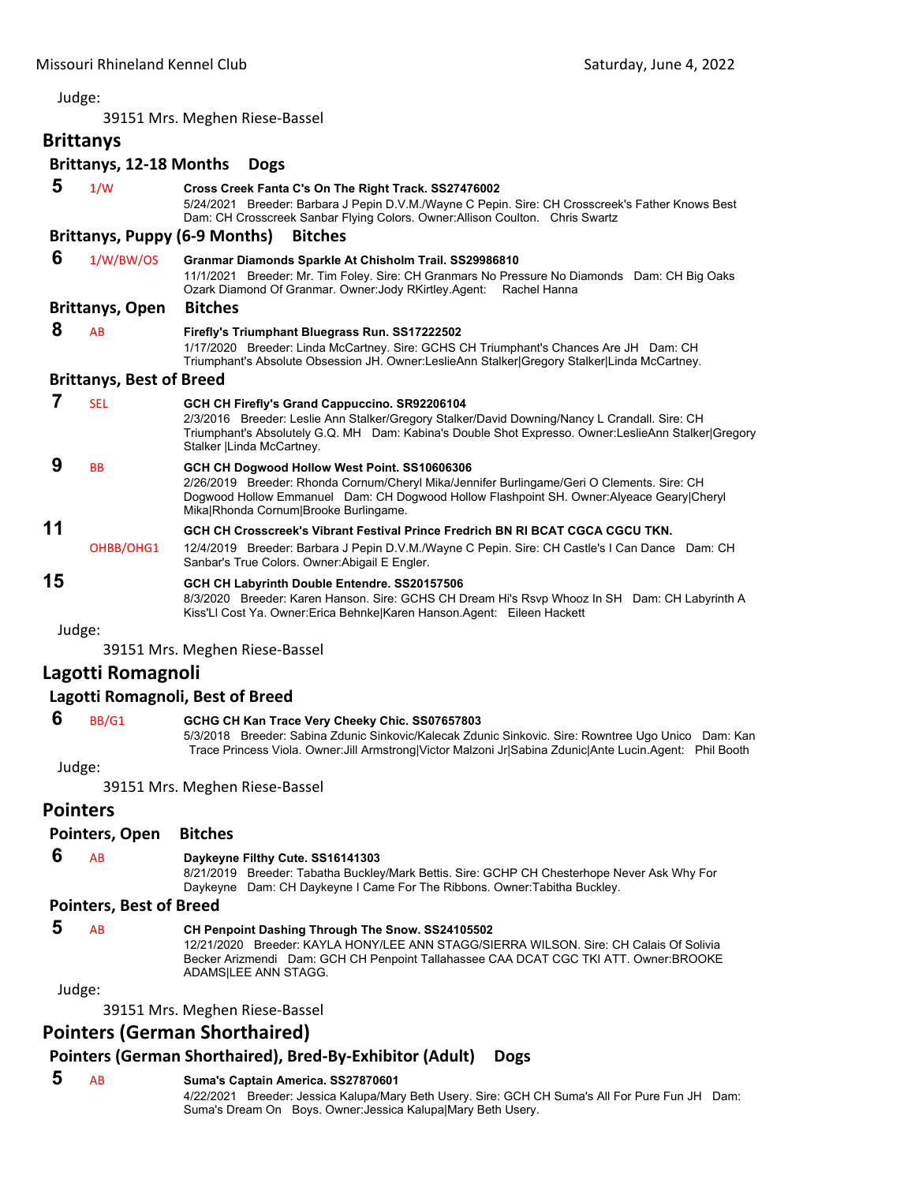Judge:

39151 Mrs. Meghen Riese-Bassel

## Brittanys

### Brittanys, 12-18 Months Dogs

**5** 1/W **Cross Creek Fanta C's On The Right Track. SS27476002**
5/24/2021 Breeder: Barbara J Pepin D.V.M./Wayne C Pepin. Sire: CH Crosscreek's Father Knows Best Dam: CH Crosscreek Sanbar Flying Colors. Owner:Allison Coulton. Chris Swartz

### Brittanys, Puppy (6-9 Months) Bitches

**6** 1/W/BW/OS **Granmar Diamonds Sparkle At Chisholm Trail. SS29986810**
11/1/2021 Breeder: Mr. Tim Foley. Sire: CH Granmars No Pressure No Diamonds Dam: CH Big Oaks Ozark Diamond Of Granmar. Owner:Jody RKirtley.Agent: Rachel Hanna

### Brittanys, Open Bitches

**8** AB **Firefly's Triumphant Bluegrass Run. SS17222502**
1/17/2020 Breeder: Linda McCartney. Sire: GCHS CH Triumphant's Chances Are JH Dam: CH Triumphant's Absolute Obsession JH. Owner:LeslieAnn Stalker|Gregory Stalker|Linda McCartney.

### Brittanys, Best of Breed

**7** SEL **GCH CH Firefly's Grand Cappuccino. SR92206104**
2/3/2016 Breeder: Leslie Ann Stalker/Gregory Stalker/David Downing/Nancy L Crandall. Sire: CH Triumphant's Absolutely G.Q. MH Dam: Kabina's Double Shot Expresso. Owner:LeslieAnn Stalker|Gregory Stalker |Linda McCartney.

**9** BB **GCH CH Dogwood Hollow West Point. SS10606306**
2/26/2019 Breeder: Rhonda Cornum/Cheryl Mika/Jennifer Burlingame/Geri O Clements. Sire: CH Dogwood Hollow Emmanuel Dam: CH Dogwood Hollow Flashpoint SH. Owner:Alyeace Geary|Cheryl Mika|Rhonda Cornum|Brooke Burlingame.

**11** OHBB/OHG1 **GCH CH Crosscreek's Vibrant Festival Prince Fredrich BN RI BCAT CGCA CGCU TKN.**
12/4/2019 Breeder: Barbara J Pepin D.V.M./Wayne C Pepin. Sire: CH Castle's I Can Dance Dam: CH Sanbar's True Colors. Owner:Abigail E Engler.

**15** **GCH CH Labyrinth Double Entendre. SS20157506**
8/3/2020 Breeder: Karen Hanson. Sire: GCHS CH Dream Hi's Rsvp Whooz In SH Dam: CH Labyrinth A Kiss'Ll Cost Ya. Owner:Erica Behnke|Karen Hanson.Agent: Eileen Hackett

Judge:

39151 Mrs. Meghen Riese-Bassel

## Lagotti Romagnoli

### Lagotti Romagnoli, Best of Breed

**6** BB/G1 **GCHG CH Kan Trace Very Cheeky Chic. SS07657803**
5/3/2018 Breeder: Sabina Zdunic Sinkovic/Kalecak Zdunic Sinkovic. Sire: Rowntree Ugo Unico Dam: Kan Trace Princess Viola. Owner:Jill Armstrong|Victor Malzoni Jr|Sabina Zdunic|Ante Lucin.Agent: Phil Booth

Judge:

39151 Mrs. Meghen Riese-Bassel

## Pointers

### Pointers, Open Bitches

**6** AB **Daykeyne Filthy Cute. SS16141303**
8/21/2019 Breeder: Tabatha Buckley/Mark Bettis. Sire: GCHP CH Chesterhope Never Ask Why For Daykeyne Dam: CH Daykeyne I Came For The Ribbons. Owner:Tabitha Buckley.

### Pointers, Best of Breed

**5** AB **CH Penpoint Dashing Through The Snow. SS24105502**
12/21/2020 Breeder: KAYLA HONY/LEE ANN STAGG/SIERRA WILSON. Sire: CH Calais Of Solivia Becker Arizmendi Dam: GCH CH Penpoint Tallahassee CAA DCAT CGC TKI ATT. Owner:BROOKE ADAMS|LEE ANN STAGG.

Judge:

39151 Mrs. Meghen Riese-Bassel

## Pointers (German Shorthaired)

### Pointers (German Shorthaired), Bred-By-Exhibitor (Adult) Dogs

**5** AB **Suma's Captain America. SS27870601**
4/22/2021 Breeder: Jessica Kalupa/Mary Beth Usery. Sire: GCH CH Suma's All For Pure Fun JH Dam: Suma's Dream On Boys. Owner:Jessica Kalupa|Mary Beth Usery.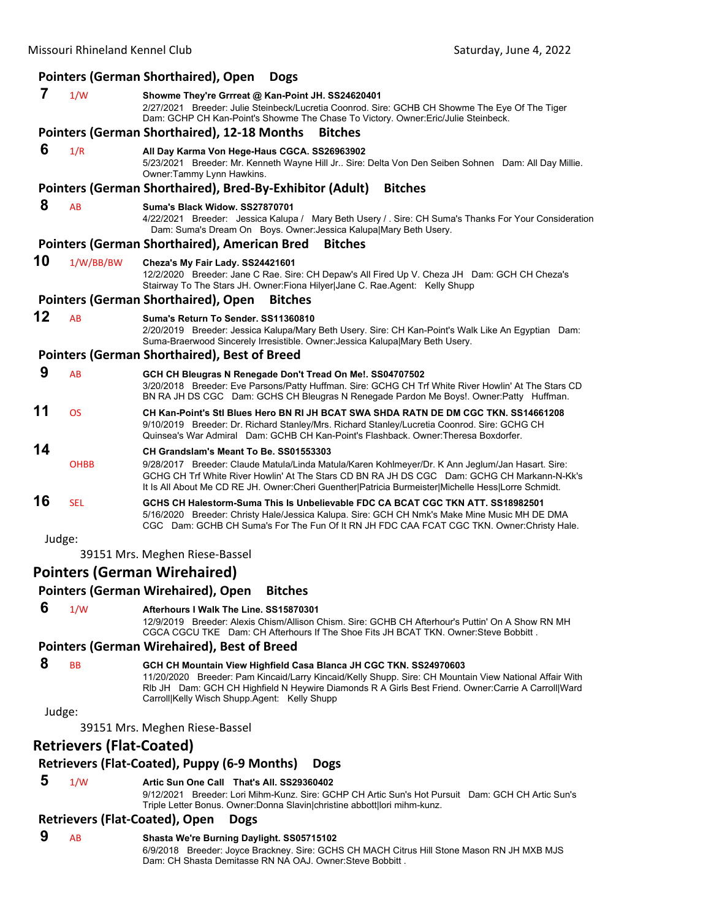### Pointers (German Shorthaired), Open Dogs

**7** 1/W **Showme They're Grrreat @ Kan-Point JH. SS24620401**
2/27/2021 Breeder: Julie Steinbeck/Lucretia Coonrod. Sire: GCHB CH Showme The Eye Of The Tiger Dam: GCHP CH Kan-Point's Showme The Chase To Victory. Owner:Eric/Julie Steinbeck.

### Pointers (German Shorthaired), 12-18 Months Bitches

**6** 1/R **All Day Karma Von Hege-Haus CGCA. SS26963902**
5/23/2021 Breeder: Mr. Kenneth Wayne Hill Jr.. Sire: Delta Von Den Seiben Sohnen Dam: All Day Millie. Owner:Tammy Lynn Hawkins.

### Pointers (German Shorthaired), Bred-By-Exhibitor (Adult) Bitches

**8** AB **Suma's Black Widow. SS27870701**
4/22/2021 Breeder: Jessica Kalupa / Mary Beth Usery / . Sire: CH Suma's Thanks For Your Consideration Dam: Suma's Dream On Boys. Owner:Jessica Kalupa|Mary Beth Usery.

### Pointers (German Shorthaired), American Bred Bitches

**10** 1/W/BB/BW **Cheza's My Fair Lady. SS24421601**
12/2/2020 Breeder: Jane C Rae. Sire: CH Depaw's All Fired Up V. Cheza JH Dam: GCH CH Cheza's Stairway To The Stars JH. Owner:Fiona Hilyer|Jane C. Rae.Agent: Kelly Shupp

### Pointers (German Shorthaired), Open Bitches

**12** AB **Suma's Return To Sender. SS11360810**
2/20/2019 Breeder: Jessica Kalupa/Mary Beth Usery. Sire: CH Kan-Point's Walk Like An Egyptian Dam: Suma-Braerwood Sincerely Irresistible. Owner:Jessica Kalupa|Mary Beth Usery.

### Pointers (German Shorthaired), Best of Breed

**9** AB **GCH CH Bleugras N Renegade Don't Tread On Me!. SS04707502**
3/20/2018 Breeder: Eve Parsons/Patty Huffman. Sire: GCHG CH Trf White River Howlin' At The Stars CD BN RA JH DS CGC Dam: GCHS CH Bleugras N Renegade Pardon Me Boys!. Owner:Patty Huffman.

**11** OS **CH Kan-Point's Stl Blues Hero BN RI JH BCAT SWA SHDA RATN DE DM CGC TKN. SS14661208**
9/10/2019 Breeder: Dr. Richard Stanley/Mrs. Richard Stanley/Lucretia Coonrod. Sire: GCHG CH Quinsea's War Admiral Dam: GCHB CH Kan-Point's Flashback. Owner:Theresa Boxdorfer.

**14** OHBB **CH Grandslam's Meant To Be. SS01553303**
9/28/2017 Breeder: Claude Matula/Linda Matula/Karen Kohlmeyer/Dr. K Ann Jeglum/Jan Hasart. Sire: GCHG CH Trf White River Howlin' At The Stars CD BN RA JH DS CGC Dam: GCHG CH Markann-N-Kk's It Is All About Me CD RE JH. Owner:Cheri Guenther|Patricia Burmeister|Michelle Hess|Lorre Schmidt.

**16** SEL **GCHS CH Halestorm-Suma This Is Unbelievable FDC CA BCAT CGC TKN ATT. SS18982501**
5/16/2020 Breeder: Christy Hale/Jessica Kalupa. Sire: GCH CH Nmk's Make Mine Music MH DE DMA CGC Dam: GCHB CH Suma's For The Fun Of It RN JH FDC CAA FCAT CGC TKN. Owner:Christy Hale.

Judge:

39151 Mrs. Meghen Riese-Bassel

## Pointers (German Wirehaired)

### Pointers (German Wirehaired), Open Bitches

**6** 1/W **Afterhours I Walk The Line. SS15870301**
12/9/2019 Breeder: Alexis Chism/Allison Chism. Sire: GCHB CH Afterhour's Puttin' On A Show RN MH CGCA CGCU TKE Dam: CH Afterhours If The Shoe Fits JH BCAT TKN. Owner:Steve Bobbitt .

### Pointers (German Wirehaired), Best of Breed

**8** BB **GCH CH Mountain View Highfield Casa Blanca JH CGC TKN. SS24970603**
11/20/2020 Breeder: Pam Kincaid/Larry Kincaid/Kelly Shupp. Sire: CH Mountain View National Affair With Rlb JH Dam: GCH CH Highfield N Heywire Diamonds R A Girls Best Friend. Owner:Carrie A Carroll|Ward Carroll|Kelly Wisch Shupp.Agent: Kelly Shupp

Judge:

39151 Mrs. Meghen Riese-Bassel

## Retrievers (Flat-Coated)

### Retrievers (Flat-Coated), Puppy (6-9 Months) Dogs

**5** 1/W **Artic Sun One Call That's All. SS29360402**
9/12/2021 Breeder: Lori Mihm-Kunz. Sire: GCHP CH Artic Sun's Hot Pursuit Dam: GCH CH Artic Sun's Triple Letter Bonus. Owner:Donna Slavin|christine abbott|lori mihm-kunz.

### Retrievers (Flat-Coated), Open Dogs

**9** AB **Shasta We're Burning Daylight. SS05715102**
6/9/2018 Breeder: Joyce Brackney. Sire: GCHS CH MACH Citrus Hill Stone Mason RN JH MXB MJS Dam: CH Shasta Demitasse RN NA OAJ. Owner:Steve Bobbitt .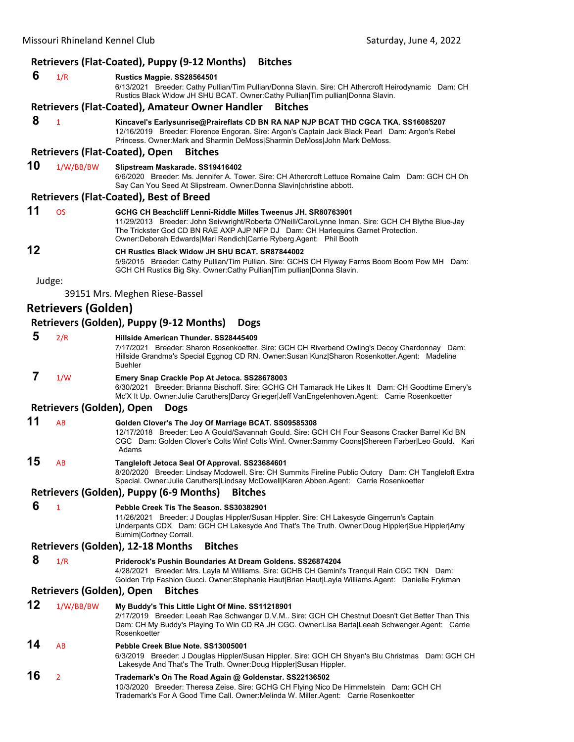### Retrievers (Flat-Coated), Puppy (9-12 Months) Bitches

**6** 1/R **Rustics Magpie. SS28564501**
6/13/2021 Breeder: Cathy Pullian/Tim Pullian/Donna Slavin. Sire: CH Athercroft Heirodynamic Dam: CH Rustics Black Widow JH SHU BCAT. Owner:Cathy Pullian|Tim pullian|Donna Slavin.

### Retrievers (Flat-Coated), Amateur Owner Handler Bitches

**8** 1 **Kincavel's Earlysunrise@Praireflats CD BN RA NAP NJP BCAT THD CGCA TKA. SS16085207**
12/16/2019 Breeder: Florence Engoran. Sire: Argon's Captain Jack Black Pearl Dam: Argon's Rebel Princess. Owner:Mark and Sharmin DeMoss|Sharmin DeMoss|John Mark DeMoss.

### Retrievers (Flat-Coated), Open Bitches

**10** 1/W/BB/BW **Slipstream Maskarade. SS19416402**
6/6/2020 Breeder: Ms. Jennifer A. Tower. Sire: CH Athercroft Lettuce Romaine Calm Dam: GCH CH Oh Say Can You Seed At Slipstream. Owner:Donna Slavin|christine abbott.

### Retrievers (Flat-Coated), Best of Breed

**11** OS **GCHG CH Beachcliff Lenni-Riddle Milles Tweenus JH. SR80763901**
11/29/2013 Breeder: John Seivwright/Roberta O'Neill/CarolLynne Inman. Sire: GCH CH Blythe Blue-Jay The Trickster God CD BN RAE AXP AJP NFP DJ Dam: CH Harlequins Garnet Protection. Owner:Deborah Edwards|Mari Rendich|Carrie Ryberg.Agent: Phil Booth

**12** **CH Rustics Black Widow JH SHU BCAT. SR87844002**
5/9/2015 Breeder: Cathy Pullian/Tim Pullian. Sire: GCHS CH Flyway Farms Boom Boom Pow MH Dam: GCH CH Rustics Big Sky. Owner:Cathy Pullian|Tim pullian|Donna Slavin.

Judge:

39151 Mrs. Meghen Riese-Bassel

## Retrievers (Golden)

### Retrievers (Golden), Puppy (9-12 Months) Dogs

**5** 2/R **Hillside American Thunder. SS28445409**
7/17/2021 Breeder: Sharon Rosenkoetter. Sire: GCH CH Riverbend Owling's Decoy Chardonnay Dam: Hillside Grandma's Special Eggnog CD RN. Owner:Susan Kunz|Sharon Rosenkoetter.Agent: Madeline Buehler

**7** 1/W **Emery Snap Crackle Pop At Jetoca. SS28678003**
6/30/2021 Breeder: Brianna Bischoff. Sire: GCHG CH Tamarack He Likes It Dam: CH Goodtime Emery's Mc'X It Up. Owner:Julie Caruthers|Darcy Grieger|Jeff VanEngelenhoven.Agent: Carrie Rosenkoetter

### Retrievers (Golden), Open Dogs

**11** AB **Golden Clover's The Joy Of Marriage BCAT. SS09585308**
12/17/2018 Breeder: Leo A Gould/Savannah Gould. Sire: GCH CH Four Seasons Cracker Barrel Kid BN CGC Dam: Golden Clover's Colts Win! Colts Win!. Owner:Sammy Coons|Shereen Farber|Leo Gould. Kari Adams

**15** AB **Tangleloft Jetoca Seal Of Approval. SS23684601**
8/20/2020 Breeder: Lindsay Mcdowell. Sire: CH Summits Fireline Public Outcry Dam: CH Tangleloft Extra Special. Owner:Julie Caruthers|Lindsay McDowell|Karen Abben.Agent: Carrie Rosenkoetter

### Retrievers (Golden), Puppy (6-9 Months) Bitches

**6** 1 **Pebble Creek Tis The Season. SS30382901**
11/26/2021 Breeder: J Douglas Hippler/Susan Hippler. Sire: CH Lakesyde Gingerrun's Captain Underpants CDX Dam: GCH CH Lakesyde And That's The Truth. Owner:Doug Hippler|Sue Hippler|Amy Burnim|Cortney Corrall.

### Retrievers (Golden), 12-18 Months Bitches

**8** 1/R **Priderock's Pushin Boundaries At Dream Goldens. SS26874204**
4/28/2021 Breeder: Mrs. Layla M Williams. Sire: GCHB CH Gemini's Tranquil Rain CGC TKN Dam: Golden Trip Fashion Gucci. Owner:Stephanie Haut|Brian Haut|Layla Williams.Agent: Danielle Frykman

### Retrievers (Golden), Open Bitches

**12** 1/W/BB/BW **My Buddy's This Little Light Of Mine. SS11218901**
2/17/2019 Breeder: Leeah Rae Schwanger D.V.M.. Sire: GCH CH Chestnut Doesn't Get Better Than This Dam: CH My Buddy's Playing To Win CD RA JH CGC. Owner:Lisa Barta|Leeah Schwanger.Agent: Carrie Rosenkoetter

**14** AB **Pebble Creek Blue Note. SS13005001**
6/3/2019 Breeder: J Douglas Hippler/Susan Hippler. Sire: GCH CH Shyan's Blu Christmas Dam: GCH CH Lakesyde And That's The Truth. Owner:Doug Hippler|Susan Hippler.

**16** 2 **Trademark's On The Road Again @ Goldenstar. SS22136502**
10/3/2020 Breeder: Theresa Zeise. Sire: GCHG CH Flying Nico De Himmelstein Dam: GCH CH Trademark's For A Good Time Call. Owner:Melinda W. Miller.Agent: Carrie Rosenkoetter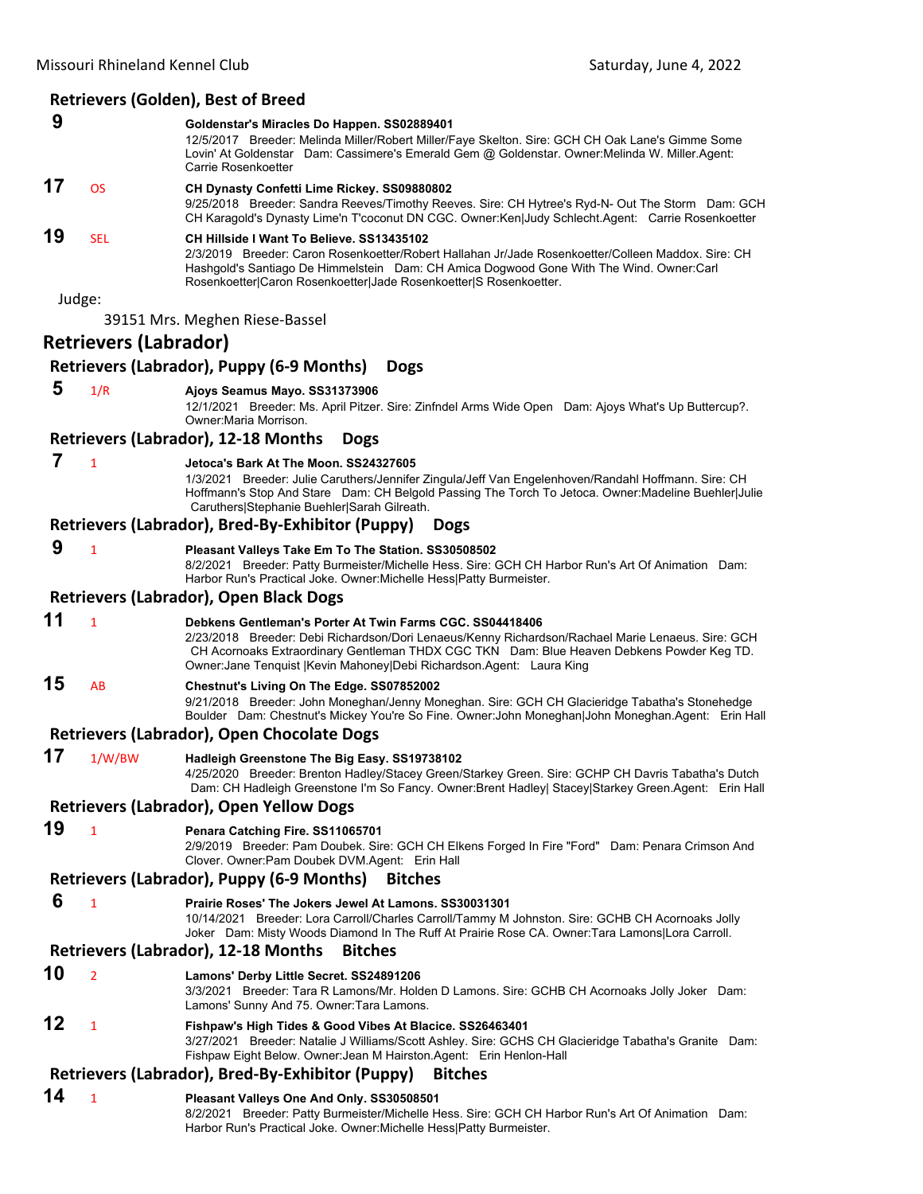### Retrievers (Golden), Best of Breed

**9** — **Goldenstar's Miracles Do Happen. SS02889401**
12/5/2017 Breeder: Melinda Miller/Robert Miller/Faye Skelton. Sire: GCH CH Oak Lane's Gimme Some Lovin' At Goldenstar Dam: Cassimere's Emerald Gem @ Goldenstar. Owner:Melinda W. Miller.Agent: Carrie Rosenkoetter

**17** OS — **CH Dynasty Confetti Lime Rickey. SS09880802**
9/25/2018 Breeder: Sandra Reeves/Timothy Reeves. Sire: CH Hytree's Ryd-N- Out The Storm Dam: GCH CH Karagold's Dynasty Lime'n T'coconut DN CGC. Owner:Ken|Judy Schlecht.Agent: Carrie Rosenkoetter

**19** SEL — **CH Hillside I Want To Believe. SS13435102**
2/3/2019 Breeder: Caron Rosenkoetter/Robert Hallahan Jr/Jade Rosenkoetter/Colleen Maddox. Sire: CH Hashgold's Santiago De Himmelstein Dam: CH Amica Dogwood Gone With The Wind. Owner:Carl Rosenkoetter|Caron Rosenkoetter|Jade Rosenkoetter|S Rosenkoetter.

Judge:

39151 Mrs. Meghen Riese-Bassel

## Retrievers (Labrador)

### Retrievers (Labrador), Puppy (6-9 Months) Dogs

**5** 1/R — **Ajoys Seamus Mayo. SS31373906**
12/1/2021 Breeder: Ms. April Pitzer. Sire: Zinfndel Arms Wide Open Dam: Ajoys What's Up Buttercup?. Owner:Maria Morrison.

### Retrievers (Labrador), 12-18 Months Dogs

**7** 1 — **Jetoca's Bark At The Moon. SS24327605**
1/3/2021 Breeder: Julie Caruthers/Jennifer Zingula/Jeff Van Engelenhoven/Randahl Hoffmann. Sire: CH Hoffmann's Stop And Stare Dam: CH Belgold Passing The Torch To Jetoca. Owner:Madeline Buehler|Julie Caruthers|Stephanie Buehler|Sarah Gilreath.

### Retrievers (Labrador), Bred-By-Exhibitor (Puppy) Dogs

**9** 1 — **Pleasant Valleys Take Em To The Station. SS30508502**
8/2/2021 Breeder: Patty Burmeister/Michelle Hess. Sire: GCH CH Harbor Run's Art Of Animation Dam: Harbor Run's Practical Joke. Owner:Michelle Hess|Patty Burmeister.

### Retrievers (Labrador), Open Black Dogs

**11** 1 — **Debkens Gentleman's Porter At Twin Farms CGC. SS04418406**
2/23/2018 Breeder: Debi Richardson/Dori Lenaeus/Kenny Richardson/Rachael Marie Lenaeus. Sire: GCH CH Acornoaks Extraordinary Gentleman THDX CGC TKN Dam: Blue Heaven Debkens Powder Keg TD. Owner:Jane Tenquist |Kevin Mahoney|Debi Richardson.Agent: Laura King

**15** AB — **Chestnut's Living On The Edge. SS07852002**
9/21/2018 Breeder: John Moneghan/Jenny Moneghan. Sire: GCH CH Glacieridge Tabatha's Stonehedge Boulder Dam: Chestnut's Mickey You're So Fine. Owner:John Moneghan|John Moneghan.Agent: Erin Hall

### Retrievers (Labrador), Open Chocolate Dogs

**17** 1/W/BW — **Hadleigh Greenstone The Big Easy. SS19738102**
4/25/2020 Breeder: Brenton Hadley/Stacey Green/Starkey Green. Sire: GCHP CH Davris Tabatha's Dutch Dam: CH Hadleigh Greenstone I'm So Fancy. Owner:Brent Hadley| Stacey|Starkey Green.Agent: Erin Hall

### Retrievers (Labrador), Open Yellow Dogs

**19** 1 — **Penara Catching Fire. SS11065701**
2/9/2019 Breeder: Pam Doubek. Sire: GCH CH Elkens Forged In Fire "Ford" Dam: Penara Crimson And Clover. Owner:Pam Doubek DVM.Agent: Erin Hall

### Retrievers (Labrador), Puppy (6-9 Months) Bitches

**6** 1 — **Prairie Roses' The Jokers Jewel At Lamons. SS30031301**
10/14/2021 Breeder: Lora Carroll/Charles Carroll/Tammy M Johnston. Sire: GCHB CH Acornoaks Jolly Joker Dam: Misty Woods Diamond In The Ruff At Prairie Rose CA. Owner:Tara Lamons|Lora Carroll.

### Retrievers (Labrador), 12-18 Months Bitches

**10** 2 — **Lamons' Derby Little Secret. SS24891206**
3/3/2021 Breeder: Tara R Lamons/Mr. Holden D Lamons. Sire: GCHB CH Acornoaks Jolly Joker Dam: Lamons' Sunny And 75. Owner:Tara Lamons.

**12** 1 — **Fishpaw's High Tides & Good Vibes At Blacice. SS26463401**
3/27/2021 Breeder: Natalie J Williams/Scott Ashley. Sire: GCHS CH Glacieridge Tabatha's Granite Dam: Fishpaw Eight Below. Owner:Jean M Hairston.Agent: Erin Henlon-Hall

### Retrievers (Labrador), Bred-By-Exhibitor (Puppy) Bitches

**14** 1 — **Pleasant Valleys One And Only. SS30508501**
8/2/2021 Breeder: Patty Burmeister/Michelle Hess. Sire: GCH CH Harbor Run's Art Of Animation Dam: Harbor Run's Practical Joke. Owner:Michelle Hess|Patty Burmeister.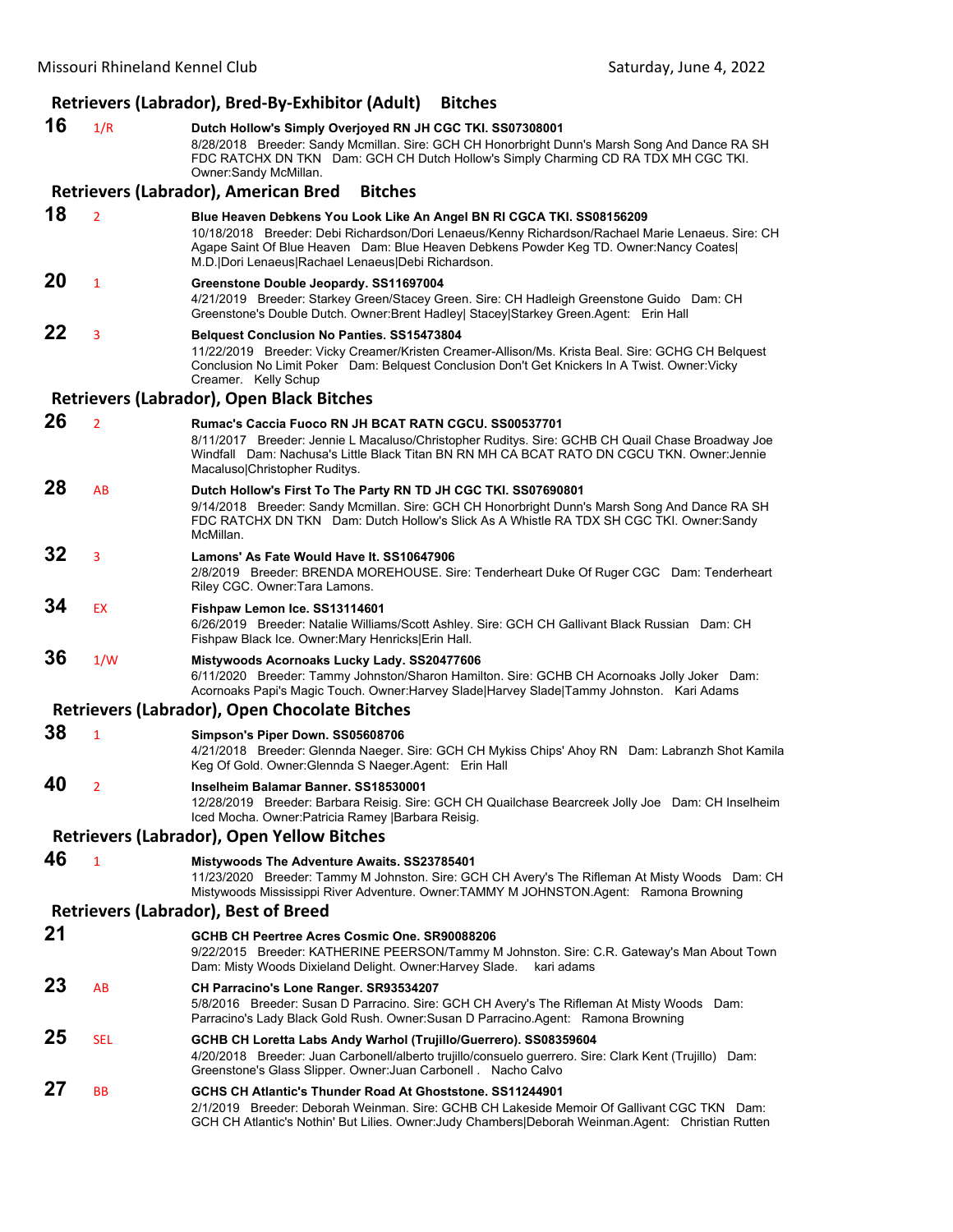## Retrievers (Labrador), Bred-By-Exhibitor (Adult) Bitches

**16** 1/R **Dutch Hollow's Simply Overjoyed RN JH CGC TKI. SS07308001**
8/28/2018 Breeder: Sandy Mcmillan. Sire: GCH CH Honorbright Dunn's Marsh Song And Dance RA SH FDC RATCHX DN TKN Dam: GCH CH Dutch Hollow's Simply Charming CD RA TDX MH CGC TKI. Owner:Sandy McMillan.

## Retrievers (Labrador), American Bred Bitches

**18** 2 **Blue Heaven Debkens You Look Like An Angel BN RI CGCA TKI. SS08156209**
10/18/2018 Breeder: Debi Richardson/Dori Lenaeus/Kenny Richardson/Rachael Marie Lenaeus. Sire: CH Agape Saint Of Blue Heaven Dam: Blue Heaven Debkens Powder Keg TD. Owner:Nancy Coates| M.D.|Dori Lenaeus|Rachael Lenaeus|Debi Richardson.

**20** 1 **Greenstone Double Jeopardy. SS11697004**
4/21/2019 Breeder: Starkey Green/Stacey Green. Sire: CH Hadleigh Greenstone Guido Dam: CH Greenstone's Double Dutch. Owner:Brent Hadley| Stacey|Starkey Green.Agent: Erin Hall

**22** 3 **Belquest Conclusion No Panties. SS15473804**
11/22/2019 Breeder: Vicky Creamer/Kristen Creamer-Allison/Ms. Krista Beal. Sire: GCHG CH Belquest Conclusion No Limit Poker Dam: Belquest Conclusion Don't Get Knickers In A Twist. Owner:Vicky Creamer. Kelly Schup

## Retrievers (Labrador), Open Black Bitches

**26** 2 **Rumac's Caccia Fuoco RN JH BCAT RATN CGCU. SS00537701**
8/11/2017 Breeder: Jennie L Macaluso/Christopher Ruditys. Sire: GCHB CH Quail Chase Broadway Joe Windfall Dam: Nachusa's Little Black Titan BN RN MH CA BCAT RATO DN CGCU TKN. Owner:Jennie Macaluso|Christopher Ruditys.

**28** AB **Dutch Hollow's First To The Party RN TD JH CGC TKI. SS07690801**
9/14/2018 Breeder: Sandy Mcmillan. Sire: GCH CH Honorbright Dunn's Marsh Song And Dance RA SH FDC RATCHX DN TKN Dam: Dutch Hollow's Slick As A Whistle RA TDX SH CGC TKI. Owner:Sandy McMillan.

**32** 3 **Lamons' As Fate Would Have It. SS10647906**
2/8/2019 Breeder: BRENDA MOREHOUSE. Sire: Tenderheart Duke Of Ruger CGC Dam: Tenderheart Riley CGC. Owner:Tara Lamons.

**34** EX **Fishpaw Lemon Ice. SS13114601**
6/26/2019 Breeder: Natalie Williams/Scott Ashley. Sire: GCH CH Gallivant Black Russian Dam: CH Fishpaw Black Ice. Owner:Mary Henricks|Erin Hall.

**36** 1/W **Mistywoods Acornoaks Lucky Lady. SS20477606**
6/11/2020 Breeder: Tammy Johnston/Sharon Hamilton. Sire: GCHB CH Acornoaks Jolly Joker Dam: Acornoaks Papi's Magic Touch. Owner:Harvey Slade|Harvey Slade|Tammy Johnston. Kari Adams

## Retrievers (Labrador), Open Chocolate Bitches

**38** 1 **Simpson's Piper Down. SS05608706**
4/21/2018 Breeder: Glennda Naeger. Sire: GCH CH Mykiss Chips' Ahoy RN Dam: Labranzh Shot Kamila Keg Of Gold. Owner:Glennda S Naeger.Agent: Erin Hall

**40** 2 **Inselheim Balamar Banner. SS18530001**
12/28/2019 Breeder: Barbara Reisig. Sire: GCH CH Quailchase Bearcreek Jolly Joe Dam: CH Inselheim Iced Mocha. Owner:Patricia Ramey |Barbara Reisig.

## Retrievers (Labrador), Open Yellow Bitches

**46** 1 **Mistywoods The Adventure Awaits. SS23785401**
11/23/2020 Breeder: Tammy M Johnston. Sire: GCH CH Avery's The Rifleman At Misty Woods Dam: CH Mistywoods Mississippi River Adventure. Owner:TAMMY M JOHNSTON.Agent: Ramona Browning

## Retrievers (Labrador), Best of Breed

**21** **GCHB CH Peertree Acres Cosmic One. SR90088206**
9/22/2015 Breeder: KATHERINE PEERSON/Tammy M Johnston. Sire: C.R. Gateway's Man About Town Dam: Misty Woods Dixieland Delight. Owner:Harvey Slade. kari adams

**23** AB **CH Parracino's Lone Ranger. SR93534207**
5/8/2016 Breeder: Susan D Parracino. Sire: GCH CH Avery's The Rifleman At Misty Woods Dam: Parracino's Lady Black Gold Rush. Owner:Susan D Parracino.Agent: Ramona Browning

**25** SEL **GCHB CH Loretta Labs Andy Warhol (Trujillo/Guerrero). SS08359604**
4/20/2018 Breeder: Juan Carbonell/alberto trujillo/consuelo guerrero. Sire: Clark Kent (Trujillo) Dam: Greenstone's Glass Slipper. Owner:Juan Carbonell . Nacho Calvo

**27** BB **GCHS CH Atlantic's Thunder Road At Ghoststone. SS11244901**
2/1/2019 Breeder: Deborah Weinman. Sire: GCHB CH Lakeside Memoir Of Gallivant CGC TKN Dam: GCH CH Atlantic's Nothin' But Lilies. Owner:Judy Chambers|Deborah Weinman.Agent: Christian Rutten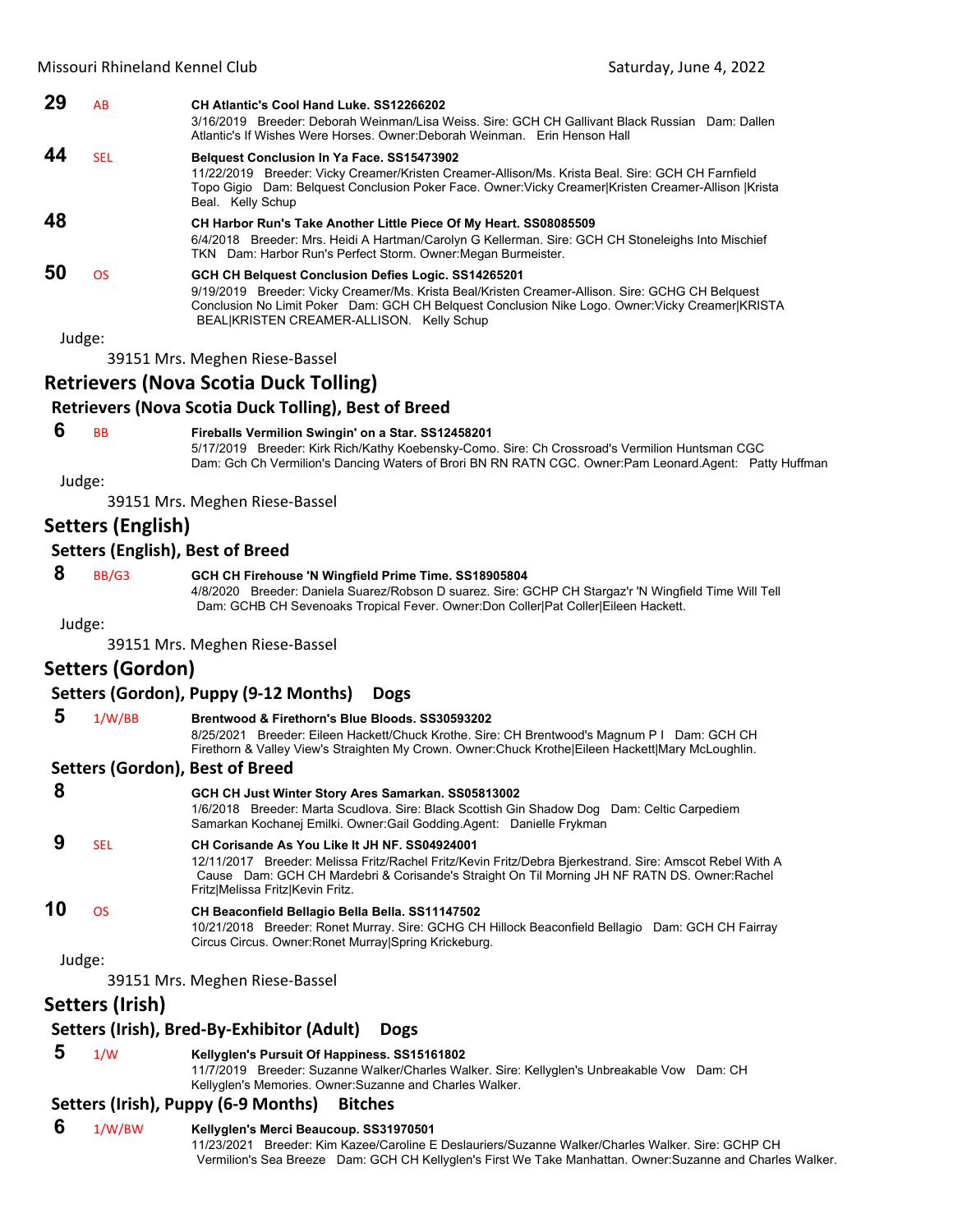**29** AB **CH Atlantic's Cool Hand Luke. SS12266202**
3/16/2019 Breeder: Deborah Weinman/Lisa Weiss. Sire: GCH CH Gallivant Black Russian Dam: Dallen Atlantic's If Wishes Were Horses. Owner:Deborah Weinman. Erin Henson Hall

**44** SEL **Belquest Conclusion In Ya Face. SS15473902**
11/22/2019 Breeder: Vicky Creamer/Kristen Creamer-Allison/Ms. Krista Beal. Sire: GCH CH Farnfield Topo Gigio Dam: Belquest Conclusion Poker Face. Owner:Vicky Creamer|Kristen Creamer-Allison |Krista Beal. Kelly Schup

**48** **CH Harbor Run's Take Another Little Piece Of My Heart. SS08085509**
6/4/2018 Breeder: Mrs. Heidi A Hartman/Carolyn G Kellerman. Sire: GCH CH Stoneleighs Into Mischief TKN Dam: Harbor Run's Perfect Storm. Owner:Megan Burmeister.

**50** OS **GCH CH Belquest Conclusion Defies Logic. SS14265201**
9/19/2019 Breeder: Vicky Creamer/Ms. Krista Beal/Kristen Creamer-Allison. Sire: GCHG CH Belquest Conclusion No Limit Poker Dam: GCH CH Belquest Conclusion Nike Logo. Owner:Vicky Creamer|KRISTA BEAL|KRISTEN CREAMER-ALLISON. Kelly Schup

Judge:

39151 Mrs. Meghen Riese-Bassel

## Retrievers (Nova Scotia Duck Tolling)

### Retrievers (Nova Scotia Duck Tolling), Best of Breed

**6** BB **Fireballs Vermilion Swingin' on a Star. SS12458201**
5/17/2019 Breeder: Kirk Rich/Kathy Koebensky-Como. Sire: Ch Crossroad's Vermilion Huntsman CGC Dam: Gch Ch Vermilion's Dancing Waters of Brori BN RN RATN CGC. Owner:Pam Leonard.Agent: Patty Huffman

Judge:

39151 Mrs. Meghen Riese-Bassel

## Setters (English)

### Setters (English), Best of Breed

**8** BB/G3 **GCH CH Firehouse 'N Wingfield Prime Time. SS18905804**
4/8/2020 Breeder: Daniela Suarez/Robson D suarez. Sire: GCHP CH Stargaz'r 'N Wingfield Time Will Tell Dam: GCHB CH Sevenoaks Tropical Fever. Owner:Don Coller|Pat Coller|Eileen Hackett.

Judge:

39151 Mrs. Meghen Riese-Bassel

## Setters (Gordon)

### Setters (Gordon), Puppy (9-12 Months) Dogs

**5** 1/W/BB **Brentwood & Firethorn's Blue Bloods. SS30593202**
8/25/2021 Breeder: Eileen Hackett/Chuck Krothe. Sire: CH Brentwood's Magnum P I Dam: GCH CH Firethorn & Valley View's Straighten My Crown. Owner:Chuck Krothe|Eileen Hackett|Mary McLoughlin.

### Setters (Gordon), Best of Breed

**8** **GCH CH Just Winter Story Ares Samarkan. SS05813002**
1/6/2018 Breeder: Marta Scudlova. Sire: Black Scottish Gin Shadow Dog Dam: Celtic Carpediem Samarkan Kochanej Emilki. Owner:Gail Godding.Agent: Danielle Frykman

**9** SEL **CH Corisande As You Like It JH NF. SS04924001**
12/11/2017 Breeder: Melissa Fritz/Rachel Fritz/Kevin Fritz/Debra Bjerkestrand. Sire: Amscot Rebel With A Cause Dam: GCH CH Mardebri & Corisande's Straight On Til Morning JH NF RATN DS. Owner:Rachel Fritz|Melissa Fritz|Kevin Fritz.

**10** OS **CH Beaconfield Bellagio Bella Bella. SS11147502**
10/21/2018 Breeder: Ronet Murray. Sire: GCHG CH Hillock Beaconfield Bellagio Dam: GCH CH Fairray Circus Circus. Owner:Ronet Murray|Spring Krickeburg.

Judge:

39151 Mrs. Meghen Riese-Bassel

## Setters (Irish)

### Setters (Irish), Bred-By-Exhibitor (Adult) Dogs

**5** 1/W **Kellyglen's Pursuit Of Happiness. SS15161802**
11/7/2019 Breeder: Suzanne Walker/Charles Walker. Sire: Kellyglen's Unbreakable Vow Dam: CH Kellyglen's Memories. Owner:Suzanne and Charles Walker.

### Setters (Irish), Puppy (6-9 Months) Bitches

**6** 1/W/BW **Kellyglen's Merci Beaucoup. SS31970501**
11/23/2021 Breeder: Kim Kazee/Caroline E Deslauriers/Suzanne Walker/Charles Walker. Sire: GCHP CH Vermilion's Sea Breeze Dam: GCH CH Kellyglen's First We Take Manhattan. Owner:Suzanne and Charles Walker.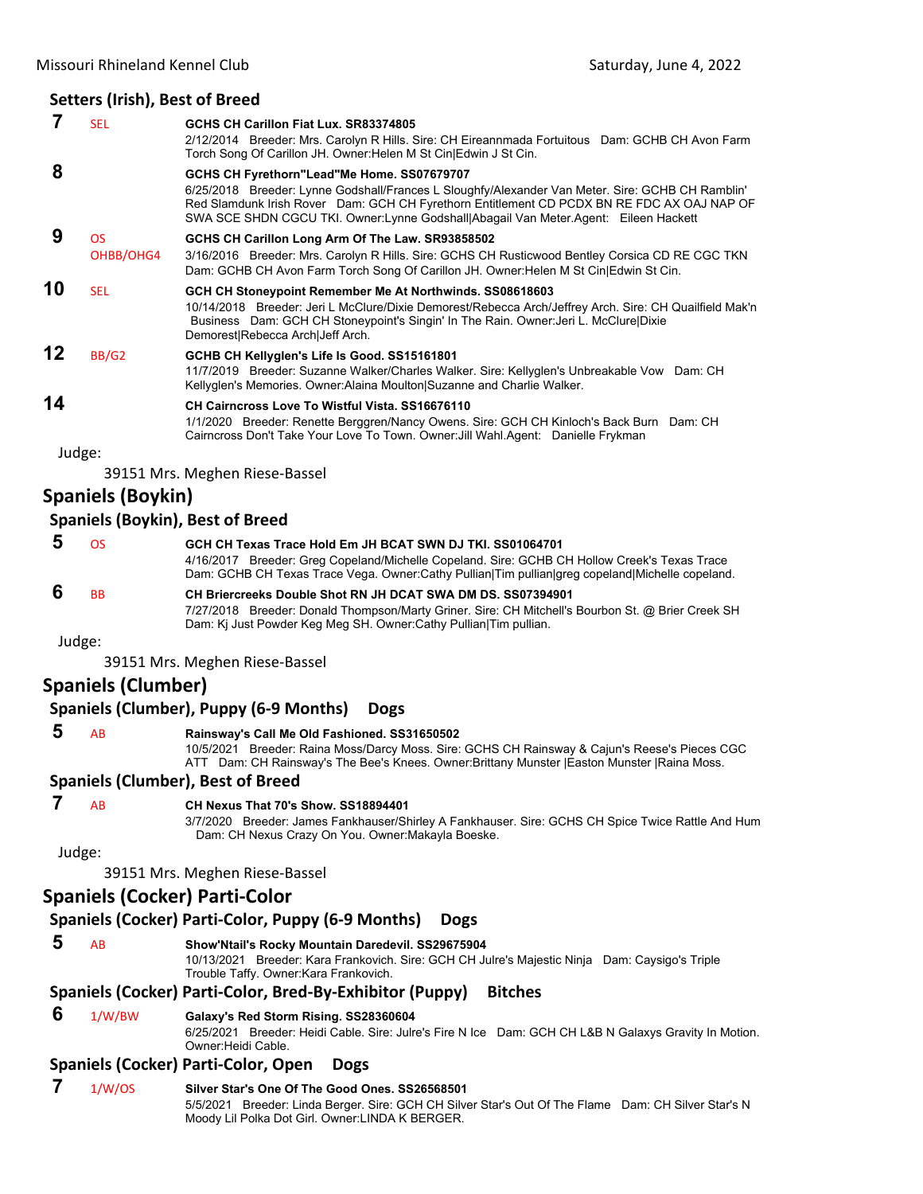### Setters (Irish), Best of Breed

**7** SEL **GCHS CH Carillon Fiat Lux. SR83374805**
2/12/2014 Breeder: Mrs. Carolyn R Hills. Sire: CH Eireannmada Fortuitous Dam: GCHB CH Avon Farm Torch Song Of Carillon JH. Owner:Helen M St Cin|Edwin J St Cin.

**8** **GCHS CH Fyrethorn"Lead"Me Home. SS07679707**
6/25/2018 Breeder: Lynne Godshall/Frances L Sloughfy/Alexander Van Meter. Sire: GCHB CH Ramblin' Red Slamdunk Irish Rover Dam: GCH CH Fyrethorn Entitlement CD PCDX BN RE FDC AX OAJ NAP OF SWA SCE SHDN CGCU TKI. Owner:Lynne Godshall|Abagail Van Meter.Agent: Eileen Hackett

**9** OS OHBB/OHG4 **GCHS CH Carillon Long Arm Of The Law. SR93858502**
3/16/2016 Breeder: Mrs. Carolyn R Hills. Sire: GCHS CH Rusticwood Bentley Corsica CD RE CGC TKN Dam: GCHB CH Avon Farm Torch Song Of Carillon JH. Owner:Helen M St Cin|Edwin St Cin.

**10** SEL **GCH CH Stoneypoint Remember Me At Northwinds. SS08618603**
10/14/2018 Breeder: Jeri L McClure/Dixie Demorest/Rebecca Arch/Jeffrey Arch. Sire: CH Quailfield Mak'n Business Dam: GCH CH Stoneypoint's Singin' In The Rain. Owner:Jeri L. McClure|Dixie Demorest|Rebecca Arch|Jeff Arch.

**12** BB/G2 **GCHB CH Kellyglen's Life Is Good. SS15161801**
11/7/2019 Breeder: Suzanne Walker/Charles Walker. Sire: Kellyglen's Unbreakable Vow Dam: CH Kellyglen's Memories. Owner:Alaina Moulton|Suzanne and Charlie Walker.

**14** **CH Cairncross Love To Wistful Vista. SS16676110**
1/1/2020 Breeder: Renette Berggren/Nancy Owens. Sire: GCH CH Kinloch's Back Burn Dam: CH Cairncross Don't Take Your Love To Town. Owner:Jill Wahl.Agent: Danielle Frykman

Judge:

39151 Mrs. Meghen Riese-Bassel

## Spaniels (Boykin)

### Spaniels (Boykin), Best of Breed

**5** OS **GCH CH Texas Trace Hold Em JH BCAT SWN DJ TKI. SS01064701**
4/16/2017 Breeder: Greg Copeland/Michelle Copeland. Sire: GCHB CH Hollow Creek's Texas Trace Dam: GCHB CH Texas Trace Vega. Owner:Cathy Pullian|Tim pullian|greg copeland|Michelle copeland.

**6** BB **CH Briercreeks Double Shot RN JH DCAT SWA DM DS. SS07394901**
7/27/2018 Breeder: Donald Thompson/Marty Griner. Sire: CH Mitchell's Bourbon St. @ Brier Creek SH Dam: Kj Just Powder Keg Meg SH. Owner:Cathy Pullian|Tim pullian.

Judge:

39151 Mrs. Meghen Riese-Bassel

## Spaniels (Clumber)

### Spaniels (Clumber), Puppy (6-9 Months) Dogs

**5** AB **Rainsway's Call Me Old Fashioned. SS31650502**
10/5/2021 Breeder: Raina Moss/Darcy Moss. Sire: GCHS CH Rainsway & Cajun's Reese's Pieces CGC ATT Dam: CH Rainsway's The Bee's Knees. Owner:Brittany Munster |Easton Munster |Raina Moss.

### Spaniels (Clumber), Best of Breed

**7** AB **CH Nexus That 70's Show. SS18894401**
3/7/2020 Breeder: James Fankhauser/Shirley A Fankhauser. Sire: GCHS CH Spice Twice Rattle And Hum Dam: CH Nexus Crazy On You. Owner:Makayla Boeske.

Judge:

39151 Mrs. Meghen Riese-Bassel

## Spaniels (Cocker) Parti-Color

### Spaniels (Cocker) Parti-Color, Puppy (6-9 Months) Dogs

**5** AB **Show'Ntail's Rocky Mountain Daredevil. SS29675904**
10/13/2021 Breeder: Kara Frankovich. Sire: GCH CH Julre's Majestic Ninja Dam: Caysigo's Triple Trouble Taffy. Owner:Kara Frankovich.

### Spaniels (Cocker) Parti-Color, Bred-By-Exhibitor (Puppy) Bitches

**6** 1/W/BW **Galaxy's Red Storm Rising. SS28360604**
6/25/2021 Breeder: Heidi Cable. Sire: Julre's Fire N Ice Dam: GCH CH L&B N Galaxys Gravity In Motion. Owner:Heidi Cable.

### Spaniels (Cocker) Parti-Color, Open Dogs

**7** 1/W/OS **Silver Star's One Of The Good Ones. SS26568501**
5/5/2021 Breeder: Linda Berger. Sire: GCH CH Silver Star's Out Of The Flame Dam: CH Silver Star's N Moody Lil Polka Dot Girl. Owner:LINDA K BERGER.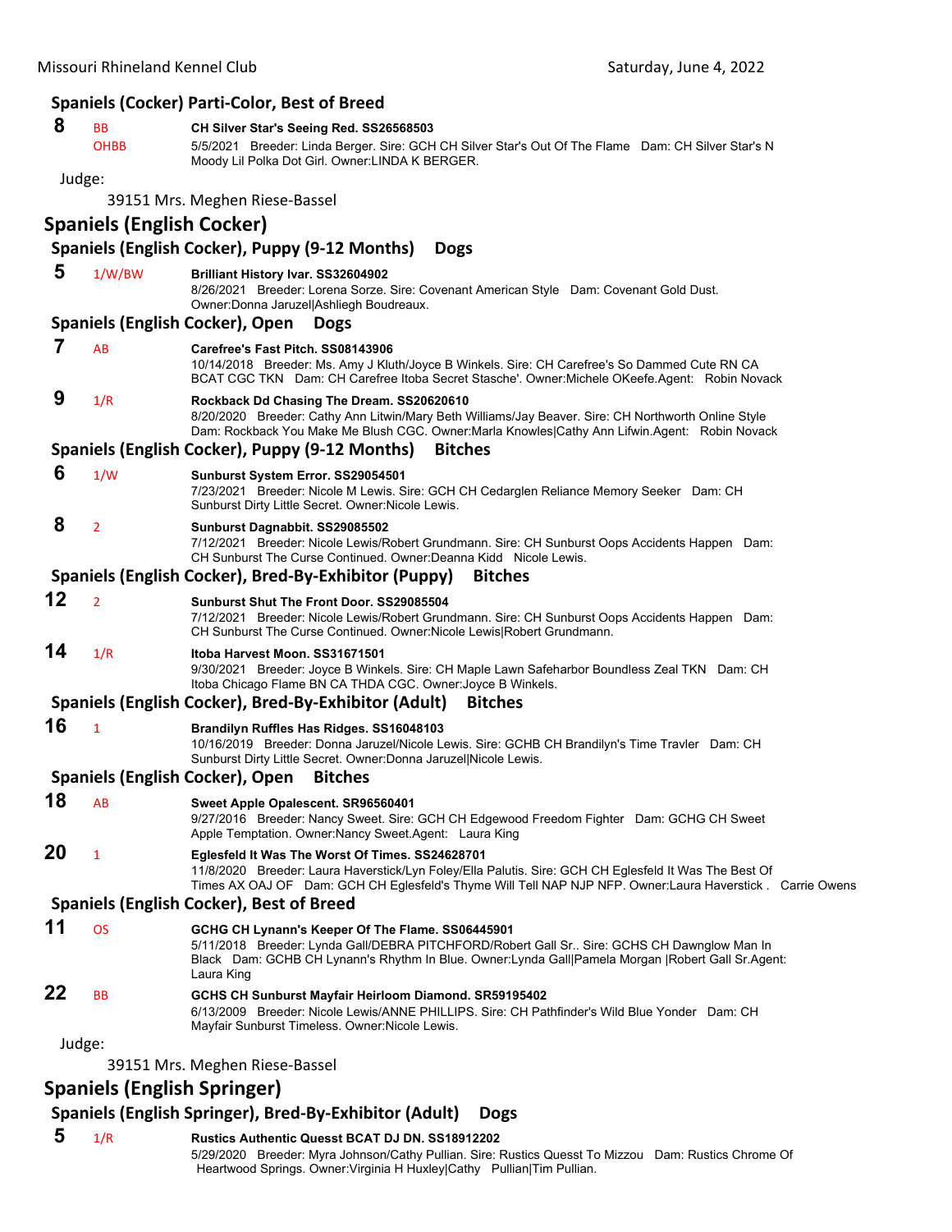## Spaniels (Cocker) Parti-Color, Best of Breed

**8** BB OHBB **CH Silver Star's Seeing Red. SS26568503**
5/5/2021 Breeder: Linda Berger. Sire: GCH CH Silver Star's Out Of The Flame Dam: CH Silver Star's N Moody Lil Polka Dot Girl. Owner:LINDA K BERGER.

Judge:

39151 Mrs. Meghen Riese-Bassel

# Spaniels (English Cocker)

### Spaniels (English Cocker), Puppy (9-12 Months) Dogs

**5** 1/W/BW **Brilliant History Ivar. SS32604902**
8/26/2021 Breeder: Lorena Sorze. Sire: Covenant American Style Dam: Covenant Gold Dust. Owner:Donna Jaruzel|Ashliegh Boudreaux.

### Spaniels (English Cocker), Open Dogs

**7** AB **Carefree's Fast Pitch. SS08143906**
10/14/2018 Breeder: Ms. Amy J Kluth/Joyce B Winkels. Sire: CH Carefree's So Dammed Cute RN CA BCAT CGC TKN Dam: CH Carefree Itoba Secret Stasche'. Owner:Michele OKeefe.Agent: Robin Novack

**9** 1/R **Rockback Dd Chasing The Dream. SS20620610**
8/20/2020 Breeder: Cathy Ann Litwin/Mary Beth Williams/Jay Beaver. Sire: CH Northworth Online Style Dam: Rockback You Make Me Blush CGC. Owner:Marla Knowles|Cathy Ann Lifwin.Agent: Robin Novack

### Spaniels (English Cocker), Puppy (9-12 Months) Bitches

**6** 1/W **Sunburst System Error. SS29054501**
7/23/2021 Breeder: Nicole M Lewis. Sire: GCH CH Cedarglen Reliance Memory Seeker Dam: CH Sunburst Dirty Little Secret. Owner:Nicole Lewis.

**8** 2 **Sunburst Dagnabbit. SS29085502**
7/12/2021 Breeder: Nicole Lewis/Robert Grundmann. Sire: CH Sunburst Oops Accidents Happen Dam: CH Sunburst The Curse Continued. Owner:Deanna Kidd Nicole Lewis.

### Spaniels (English Cocker), Bred-By-Exhibitor (Puppy) Bitches

**12** 2 **Sunburst Shut The Front Door. SS29085504**
7/12/2021 Breeder: Nicole Lewis/Robert Grundmann. Sire: CH Sunburst Oops Accidents Happen Dam: CH Sunburst The Curse Continued. Owner:Nicole Lewis|Robert Grundmann.

**14** 1/R **Itoba Harvest Moon. SS31671501**
9/30/2021 Breeder: Joyce B Winkels. Sire: CH Maple Lawn Safeharbor Boundless Zeal TKN Dam: CH Itoba Chicago Flame BN CA THDA CGC. Owner:Joyce B Winkels.

### Spaniels (English Cocker), Bred-By-Exhibitor (Adult) Bitches

**16** 1 **Brandilyn Ruffles Has Ridges. SS16048103**
10/16/2019 Breeder: Donna Jaruzel/Nicole Lewis. Sire: GCHB CH Brandilyn's Time Travler Dam: CH Sunburst Dirty Little Secret. Owner:Donna Jaruzel|Nicole Lewis.

### Spaniels (English Cocker), Open Bitches

**18** AB **Sweet Apple Opalescent. SR96560401**
9/27/2016 Breeder: Nancy Sweet. Sire: GCH CH Edgewood Freedom Fighter Dam: GCHG CH Sweet Apple Temptation. Owner:Nancy Sweet.Agent: Laura King

**20** 1 **Eglesfeld It Was The Worst Of Times. SS24628701**
11/8/2020 Breeder: Laura Haverstick/Lyn Foley/Ella Palutis. Sire: GCH CH Eglesfeld It Was The Best Of Times AX OAJ OF Dam: GCH CH Eglesfeld's Thyme Will Tell NAP NJP NFP. Owner:Laura Haverstick . Carrie Owens

### Spaniels (English Cocker), Best of Breed

**11** OS **GCHG CH Lynann's Keeper Of The Flame. SS06445901**
5/11/2018 Breeder: Lynda Gall/DEBRA PITCHFORD/Robert Gall Sr.. Sire: GCHS CH Dawnglow Man In Black Dam: GCHB CH Lynann's Rhythm In Blue. Owner:Lynda Gall|Pamela Morgan |Robert Gall Sr.Agent: Laura King

**22** BB **GCHS CH Sunburst Mayfair Heirloom Diamond. SR59195402**
6/13/2009 Breeder: Nicole Lewis/ANNE PHILLIPS. Sire: CH Pathfinder's Wild Blue Yonder Dam: CH Mayfair Sunburst Timeless. Owner:Nicole Lewis.

Judge:

39151 Mrs. Meghen Riese-Bassel

# Spaniels (English Springer)

### Spaniels (English Springer), Bred-By-Exhibitor (Adult) Dogs

**5** 1/R **Rustics Authentic Quesst BCAT DJ DN. SS18912202**
5/29/2020 Breeder: Myra Johnson/Cathy Pullian. Sire: Rustics Quesst To Mizzou Dam: Rustics Chrome Of Heartwood Springs. Owner:Virginia H Huxley|Cathy Pullian|Tim Pullian.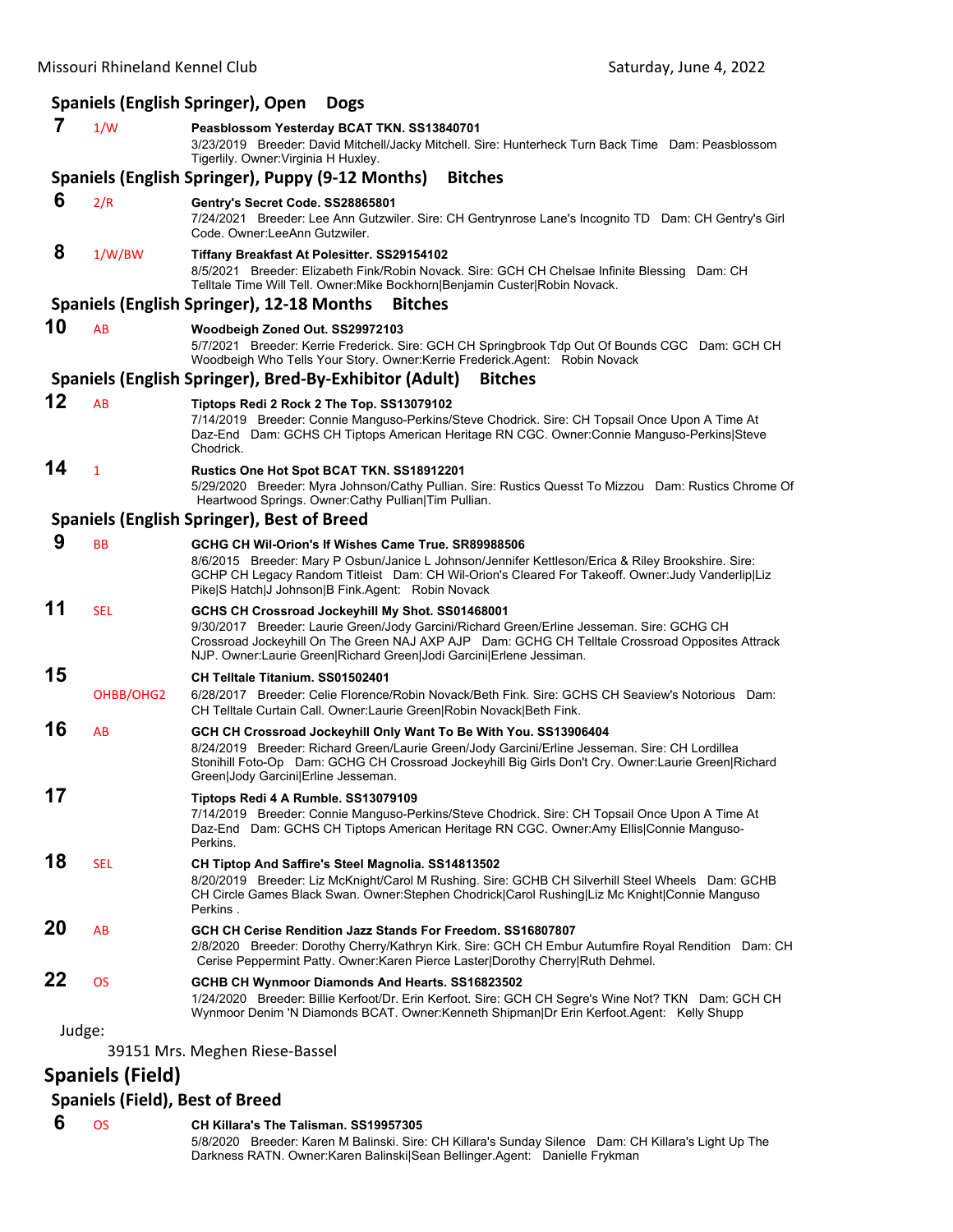### Spaniels (English Springer), Open Dogs

**7** 1/W **Peasblossom Yesterday BCAT TKN. SS13840701**
3/23/2019 Breeder: David Mitchell/Jacky Mitchell. Sire: Hunterheck Turn Back Time Dam: Peasblossom Tigerlily. Owner:Virginia H Huxley.

### Spaniels (English Springer), Puppy (9-12 Months) Bitches

**6** 2/R **Gentry's Secret Code. SS28865801**
7/24/2021 Breeder: Lee Ann Gutzwiler. Sire: CH Gentrynrose Lane's Incognito TD Dam: CH Gentry's Girl Code. Owner:LeeAnn Gutzwiler.

**8** 1/W/BW **Tiffany Breakfast At Polesitter. SS29154102**
8/5/2021 Breeder: Elizabeth Fink/Robin Novack. Sire: GCH CH Chelsae Infinite Blessing Dam: CH Telltale Time Will Tell. Owner:Mike Bockhorn|Benjamin Custer|Robin Novack.

### Spaniels (English Springer), 12-18 Months Bitches

**10** AB **Woodbeigh Zoned Out. SS29972103**
5/7/2021 Breeder: Kerrie Frederick. Sire: GCH CH Springbrook Tdp Out Of Bounds CGC Dam: GCH CH Woodbeigh Who Tells Your Story. Owner:Kerrie Frederick.Agent: Robin Novack

### Spaniels (English Springer), Bred-By-Exhibitor (Adult) Bitches

**12** AB **Tiptops Redi 2 Rock 2 The Top. SS13079102**
7/14/2019 Breeder: Connie Manguso-Perkins/Steve Chodrick. Sire: CH Topsail Once Upon A Time At Daz-End Dam: GCHS CH Tiptops American Heritage RN CGC. Owner:Connie Manguso-Perkins|Steve Chodrick.

**14** 1 **Rustics One Hot Spot BCAT TKN. SS18912201**
5/29/2020 Breeder: Myra Johnson/Cathy Pullian. Sire: Rustics Quesst To Mizzou Dam: Rustics Chrome Of Heartwood Springs. Owner:Cathy Pullian|Tim Pullian.

### Spaniels (English Springer), Best of Breed

**9** BB **GCHG CH Wil-Orion's If Wishes Came True. SR89988506**
8/6/2015 Breeder: Mary P Osbun/Janice L Johnson/Jennifer Kettleson/Erica & Riley Brookshire. Sire: GCHP CH Legacy Random Titleist Dam: CH Wil-Orion's Cleared For Takeoff. Owner:Judy Vanderlip|Liz Pike|S Hatch|J Johnson|B Fink.Agent: Robin Novack

**11** SEL **GCHS CH Crossroad Jockeyhill My Shot. SS01468001**
9/30/2017 Breeder: Laurie Green/Jody Garcini/Richard Green/Erline Jesseman. Sire: GCHG CH Crossroad Jockeyhill On The Green NAJ AXP AJP Dam: GCHG CH Telltale Crossroad Opposites Attrack NJP. Owner:Laurie Green|Richard Green|Jodi Garcini|Erlene Jessiman.

**15** OHBB/OHG2 **CH Telltale Titanium. SS01502401**
6/28/2017 Breeder: Celie Florence/Robin Novack/Beth Fink. Sire: GCHS CH Seaview's Notorious Dam: CH Telltale Curtain Call. Owner:Laurie Green|Robin Novack|Beth Fink.

**16** AB **GCH CH Crossroad Jockeyhill Only Want To Be With You. SS13906404**
8/24/2019 Breeder: Richard Green/Laurie Green/Jody Garcini/Erline Jesseman. Sire: CH Lordillea Stonihill Foto-Op Dam: GCHG CH Crossroad Jockeyhill Big Girls Don't Cry. Owner:Laurie Green|Richard Green|Jody Garcini|Erline Jesseman.

**17** **Tiptops Redi 4 A Rumble. SS13079109**
7/14/2019 Breeder: Connie Manguso-Perkins/Steve Chodrick. Sire: CH Topsail Once Upon A Time At Daz-End Dam: GCHS CH Tiptops American Heritage RN CGC. Owner:Amy Ellis|Connie Manguso-Perkins.

**18** SEL **CH Tiptop And Saffire's Steel Magnolia. SS14813502**
8/20/2019 Breeder: Liz McKnight/Carol M Rushing. Sire: GCHB CH Silverhill Steel Wheels Dam: GCHB CH Circle Games Black Swan. Owner:Stephen Chodrick|Carol Rushing|Liz Mc Knight|Connie Manguso Perkins .

**20** AB **GCH CH Cerise Rendition Jazz Stands For Freedom. SS16807807**
2/8/2020 Breeder: Dorothy Cherry/Kathryn Kirk. Sire: GCH CH Embur Autumfire Royal Rendition Dam: CH Cerise Peppermint Patty. Owner:Karen Pierce Laster|Dorothy Cherry|Ruth Dehmel.

**22** OS **GCHB CH Wynmoor Diamonds And Hearts. SS16823502**
1/24/2020 Breeder: Billie Kerfoot/Dr. Erin Kerfoot. Sire: GCH CH Segre's Wine Not? TKN Dam: GCH CH Wynmoor Denim 'N Diamonds BCAT. Owner:Kenneth Shipman|Dr Erin Kerfoot.Agent: Kelly Shupp

Judge:

39151 Mrs. Meghen Riese-Bassel

## Spaniels (Field)

### Spaniels (Field), Best of Breed

**6** OS **CH Killara's The Talisman. SS19957305**
5/8/2020 Breeder: Karen M Balinski. Sire: CH Killara's Sunday Silence Dam: CH Killara's Light Up The Darkness RATN. Owner:Karen Balinski|Sean Bellinger.Agent: Danielle Frykman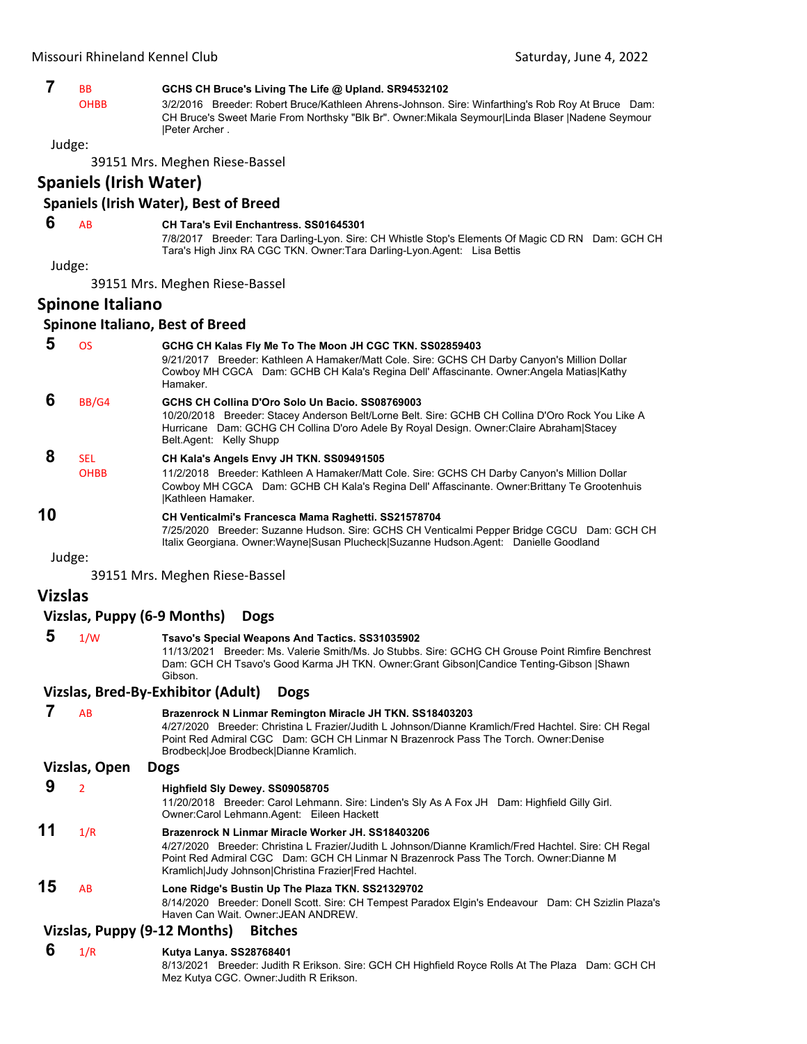**7** BB OHBB **GCHS CH Bruce's Living The Life @ Upland. SR94532102**
3/2/2016 Breeder: Robert Bruce/Kathleen Ahrens-Johnson. Sire: Winfarthing's Rob Roy At Bruce Dam: CH Bruce's Sweet Marie From Northsky "Blk Br". Owner:Mikala Seymour|Linda Blaser |Nadene Seymour |Peter Archer .

Judge:

39151 Mrs. Meghen Riese-Bassel

## Spaniels (Irish Water)

### Spaniels (Irish Water), Best of Breed

**6** AB **CH Tara's Evil Enchantress. SS01645301**
7/8/2017 Breeder: Tara Darling-Lyon. Sire: CH Whistle Stop's Elements Of Magic CD RN Dam: GCH CH Tara's High Jinx RA CGC TKN. Owner:Tara Darling-Lyon.Agent: Lisa Bettis

Judge:

39151 Mrs. Meghen Riese-Bassel

## Spinone Italiano

### Spinone Italiano, Best of Breed

**5** OS **GCHG CH Kalas Fly Me To The Moon JH CGC TKN. SS02859403**
9/21/2017 Breeder: Kathleen A Hamaker/Matt Cole. Sire: GCHS CH Darby Canyon's Million Dollar Cowboy MH CGCA Dam: GCHB CH Kala's Regina Dell' Affascinante. Owner:Angela Matias|Kathy Hamaker.

**6** BB/G4 **GCHS CH Collina D'Oro Solo Un Bacio. SS08769003**
10/20/2018 Breeder: Stacey Anderson Belt/Lorne Belt. Sire: GCHB CH Collina D'Oro Rock You Like A Hurricane Dam: GCHG CH Collina D'oro Adele By Royal Design. Owner:Claire Abraham|Stacey Belt.Agent: Kelly Shupp

**8** SEL OHBB **CH Kala's Angels Envy JH TKN. SS09491505**
11/2/2018 Breeder: Kathleen A Hamaker/Matt Cole. Sire: GCHS CH Darby Canyon's Million Dollar Cowboy MH CGCA Dam: GCHB CH Kala's Regina Dell' Affascinante. Owner:Brittany Te Grootenhuis |Kathleen Hamaker.

**10** **CH Venticalmi's Francesca Mama Raghetti. SS21578704**
7/25/2020 Breeder: Suzanne Hudson. Sire: GCHS CH Venticalmi Pepper Bridge CGCU Dam: GCH CH Italix Georgiana. Owner:Wayne|Susan Plucheck|Suzanne Hudson.Agent: Danielle Goodland

Judge:

39151 Mrs. Meghen Riese-Bassel

## Vizslas

### Vizslas, Puppy (6-9 Months) Dogs

**5** 1/W **Tsavo's Special Weapons And Tactics. SS31035902**
11/13/2021 Breeder: Ms. Valerie Smith/Ms. Jo Stubbs. Sire: GCHG CH Grouse Point Rimfire Benchrest Dam: GCH CH Tsavo's Good Karma JH TKN. Owner:Grant Gibson|Candice Tenting-Gibson |Shawn Gibson.

### Vizslas, Bred-By-Exhibitor (Adult) Dogs

**7** AB **Brazenrock N Linmar Remington Miracle JH TKN. SS18403203**
4/27/2020 Breeder: Christina L Frazier/Judith L Johnson/Dianne Kramlich/Fred Hachtel. Sire: CH Regal Point Red Admiral CGC Dam: GCH CH Linmar N Brazenrock Pass The Torch. Owner:Denise Brodbeck|Joe Brodbeck|Dianne Kramlich.

### Vizslas, Open Dogs

**9** 2 **Highfield Sly Dewey. SS09058705**
11/20/2018 Breeder: Carol Lehmann. Sire: Linden's Sly As A Fox JH Dam: Highfield Gilly Girl. Owner:Carol Lehmann.Agent: Eileen Hackett

**11** 1/R **Brazenrock N Linmar Miracle Worker JH. SS18403206**
4/27/2020 Breeder: Christina L Frazier/Judith L Johnson/Dianne Kramlich/Fred Hachtel. Sire: CH Regal Point Red Admiral CGC Dam: GCH CH Linmar N Brazenrock Pass The Torch. Owner:Dianne M Kramlich|Judy Johnson|Christina Frazier|Fred Hachtel.

**15** AB **Lone Ridge's Bustin Up The Plaza TKN. SS21329702**
8/14/2020 Breeder: Donell Scott. Sire: CH Tempest Paradox Elgin's Endeavour Dam: CH Szizlin Plaza's Haven Can Wait. Owner:JEAN ANDREW.

### Vizslas, Puppy (9-12 Months) Bitches

**6** 1/R **Kutya Lanya. SS28768401**
8/13/2021 Breeder: Judith R Erikson. Sire: GCH CH Highfield Royce Rolls At The Plaza Dam: GCH CH Mez Kutya CGC. Owner:Judith R Erikson.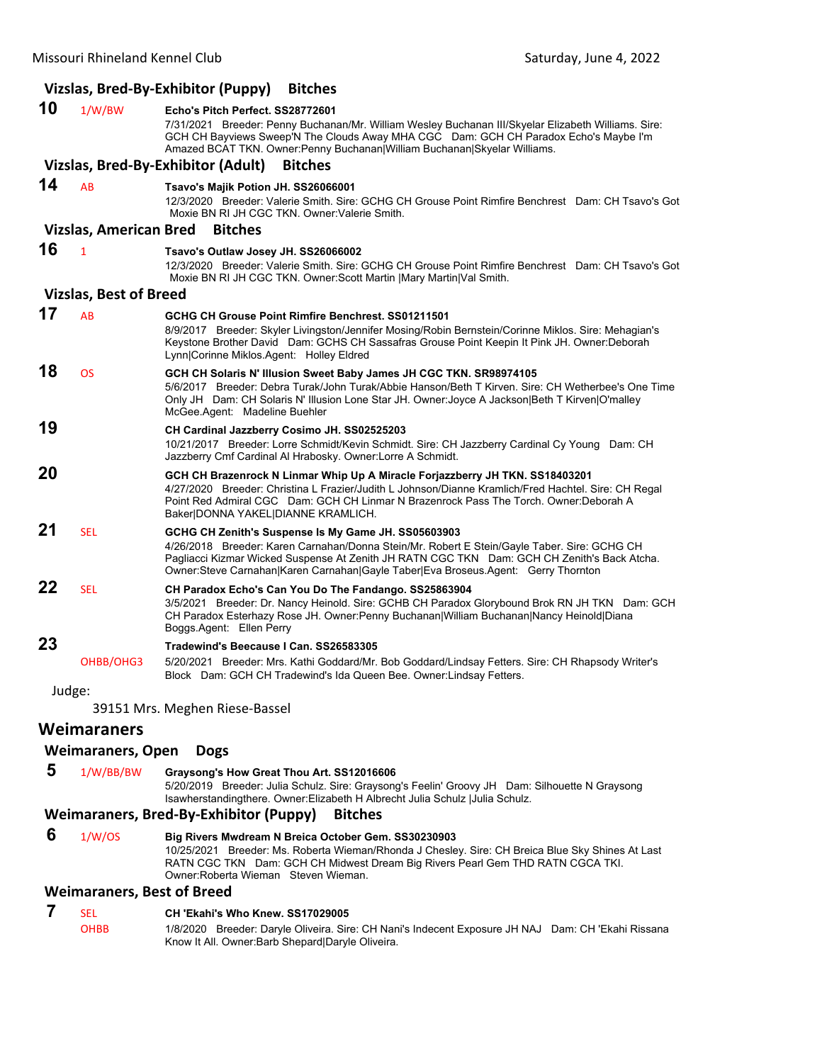### Vizslas, Bred-By-Exhibitor (Puppy) Bitches

**10** 1/W/BW **Echo's Pitch Perfect. SS28772601**
7/31/2021 Breeder: Penny Buchanan/Mr. William Wesley Buchanan III/Skyelar Elizabeth Williams. Sire: GCH CH Bayviews Sweep'N The Clouds Away MHA CGC Dam: GCH CH Paradox Echo's Maybe I'm Amazed BCAT TKN. Owner:Penny Buchanan|William Buchanan|Skyelar Williams.

### Vizslas, Bred-By-Exhibitor (Adult) Bitches

**14** AB **Tsavo's Majik Potion JH. SS26066001**
12/3/2020 Breeder: Valerie Smith. Sire: GCHG CH Grouse Point Rimfire Benchrest Dam: CH Tsavo's Got Moxie BN RI JH CGC TKN. Owner:Valerie Smith.

### Vizslas, American Bred Bitches

**16** 1 **Tsavo's Outlaw Josey JH. SS26066002**
12/3/2020 Breeder: Valerie Smith. Sire: GCHG CH Grouse Point Rimfire Benchrest Dam: CH Tsavo's Got Moxie BN RI JH CGC TKN. Owner:Scott Martin |Mary Martin|Val Smith.

### Vizslas, Best of Breed

**17** AB **GCHG CH Grouse Point Rimfire Benchrest. SS01211501**
8/9/2017 Breeder: Skyler Livingston/Jennifer Mosing/Robin Bernstein/Corinne Miklos. Sire: Mehagian's Keystone Brother David Dam: GCHS CH Sassafras Grouse Point Keepin It Pink JH. Owner:Deborah Lynn|Corinne Miklos.Agent: Holley Eldred

**18** OS **GCH CH Solaris N' Illusion Sweet Baby James JH CGC TKN. SR98974105**
5/6/2017 Breeder: Debra Turak/John Turak/Abbie Hanson/Beth T Kirven. Sire: CH Wetherbee's One Time Only JH Dam: CH Solaris N' Illusion Lone Star JH. Owner:Joyce A Jackson|Beth T Kirven|O'malley McGee.Agent: Madeline Buehler

**19** **CH Cardinal Jazzberry Cosimo JH. SS02525203**
10/21/2017 Breeder: Lorre Schmidt/Kevin Schmidt. Sire: CH Jazzberry Cardinal Cy Young Dam: CH Jazzberry Cmf Cardinal Al Hrabosky. Owner:Lorre A Schmidt.

**20** **GCH CH Brazenrock N Linmar Whip Up A Miracle Forjazzberry JH TKN. SS18403201**
4/27/2020 Breeder: Christina L Frazier/Judith L Johnson/Dianne Kramlich/Fred Hachtel. Sire: CH Regal Point Red Admiral CGC Dam: GCH CH Linmar N Brazenrock Pass The Torch. Owner:Deborah A Baker|DONNA YAKEL|DIANNE KRAMLICH.

**21** SEL **GCHG CH Zenith's Suspense Is My Game JH. SS05603903**
4/26/2018 Breeder: Karen Carnahan/Donna Stein/Mr. Robert E Stein/Gayle Taber. Sire: GCHG CH Pagliacci Kizmar Wicked Suspense At Zenith JH RATN CGC TKN Dam: GCH CH Zenith's Back Atcha. Owner:Steve Carnahan|Karen Carnahan|Gayle Taber|Eva Broseus.Agent: Gerry Thornton

**22** SEL **CH Paradox Echo's Can You Do The Fandango. SS25863904**
3/5/2021 Breeder: Dr. Nancy Heinold. Sire: GCHB CH Paradox Glorybound Brok RN JH TKN Dam: GCH CH Paradox Esterhazy Rose JH. Owner:Penny Buchanan|William Buchanan|Nancy Heinold|Diana Boggs.Agent: Ellen Perry

**23** OHBB/OHG3 **Tradewind's Beecause I Can. SS26583305**
5/20/2021 Breeder: Mrs. Kathi Goddard/Mr. Bob Goddard/Lindsay Fetters. Sire: CH Rhapsody Writer's Block Dam: GCH CH Tradewind's Ida Queen Bee. Owner:Lindsay Fetters.

Judge:

39151 Mrs. Meghen Riese-Bassel

## Weimaraners

### Weimaraners, Open Dogs

**5** 1/W/BB/BW **Graysong's How Great Thou Art. SS12016606**
5/20/2019 Breeder: Julia Schulz. Sire: Graysong's Feelin' Groovy JH Dam: Silhouette N Graysong Isawherstandingthere. Owner:Elizabeth H Albrecht Julia Schulz |Julia Schulz.

### Weimaraners, Bred-By-Exhibitor (Puppy) Bitches

**6** 1/W/OS **Big Rivers Mwdream N Breica October Gem. SS30230903**
10/25/2021 Breeder: Ms. Roberta Wieman/Rhonda J Chesley. Sire: CH Breica Blue Sky Shines At Last RATN CGC TKN Dam: GCH CH Midwest Dream Big Rivers Pearl Gem THD RATN CGCA TKI. Owner:Roberta Wieman Steven Wieman.

### Weimaraners, Best of Breed

**7** SEL OHBB **CH 'Ekahi's Who Knew. SS17029005**
1/8/2020 Breeder: Daryle Oliveira. Sire: CH Nani's Indecent Exposure JH NAJ Dam: CH 'Ekahi Rissana Know It All. Owner:Barb Shepard|Daryle Oliveira.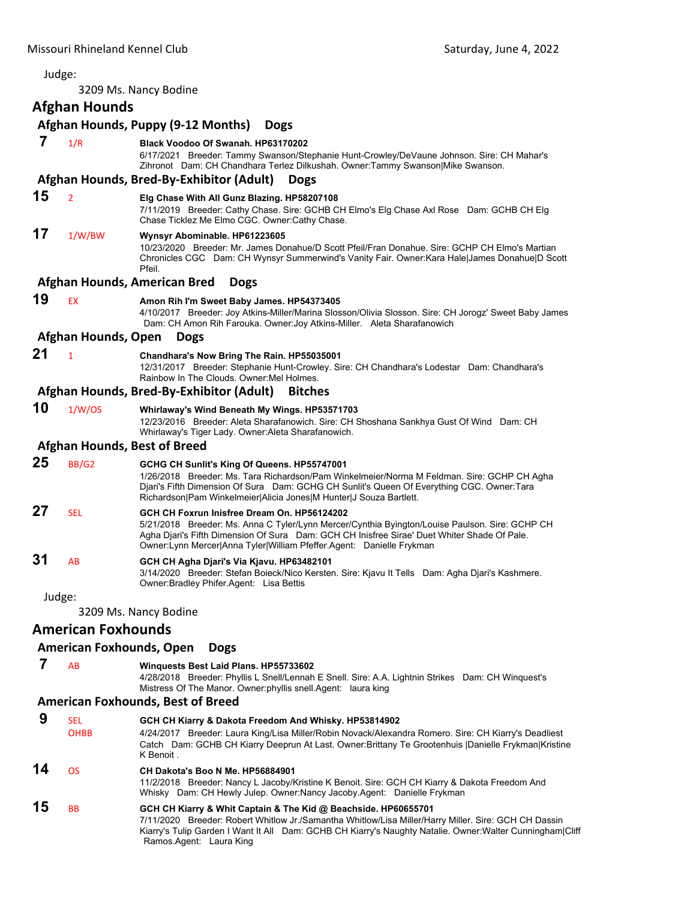Judge:

3209 Ms. Nancy Bodine

## Afghan Hounds

### Afghan Hounds, Puppy (9-12 Months) Dogs

**7** 1/R **Black Voodoo Of Swanah. HP63170202**
6/17/2021 Breeder: Tammy Swanson/Stephanie Hunt-Crowley/DeVaune Johnson. Sire: CH Mahar's Zihronot Dam: CH Chandhara Terlez Dilkushah. Owner:Tammy Swanson|Mike Swanson.

### Afghan Hounds, Bred-By-Exhibitor (Adult) Dogs

**15** 2 **Elg Chase With All Gunz Blazing. HP58207108**
7/11/2019 Breeder: Cathy Chase. Sire: GCHB CH Elmo's Elg Chase Axl Rose Dam: GCHB CH Elg Chase Ticklez Me Elmo CGC. Owner:Cathy Chase.

**17** 1/W/BW **Wynsyr Abominable. HP61223605**
10/23/2020 Breeder: Mr. James Donahue/D Scott Pfeil/Fran Donahue. Sire: GCHP CH Elmo's Martian Chronicles CGC Dam: CH Wynsyr Summerwind's Vanity Fair. Owner:Kara Hale|James Donahue|D Scott Pfeil.

### Afghan Hounds, American Bred Dogs

**19** EX **Amon Rih I'm Sweet Baby James. HP54373405**
4/10/2017 Breeder: Joy Atkins-Miller/Marina Slosson/Olivia Slosson. Sire: CH Jorogz' Sweet Baby James Dam: CH Amon Rih Farouka. Owner:Joy Atkins-Miller. Aleta Sharafanowich

### Afghan Hounds, Open Dogs

**21** 1 **Chandhara's Now Bring The Rain. HP55035001**
12/31/2017 Breeder: Stephanie Hunt-Crowley. Sire: CH Chandhara's Lodestar Dam: Chandhara's Rainbow In The Clouds. Owner:Mel Holmes.

### Afghan Hounds, Bred-By-Exhibitor (Adult) Bitches

**10** 1/W/OS **Whirlaway's Wind Beneath My Wings. HP53571703**
12/23/2016 Breeder: Aleta Sharafanowich. Sire: CH Shoshana Sankhya Gust Of Wind Dam: CH Whirlaway's Tiger Lady. Owner:Aleta Sharafanowich.

### Afghan Hounds, Best of Breed

**25** BB/G2 **GCHG CH Sunlit's King Of Queens. HP55747001**
1/26/2018 Breeder: Ms. Tara Richardson/Pam Winkelmeier/Norma M Feldman. Sire: GCHP CH Agha Djari's Fifth Dimension Of Sura Dam: GCHG CH Sunlit's Queen Of Everything CGC. Owner:Tara Richardson|Pam Winkelmeier|Alicia Jones|M Hunter|J Souza Bartlett.

**27** SEL **GCH CH Foxrun Inisfree Dream On. HP56124202**
5/21/2018 Breeder: Ms. Anna C Tyler/Lynn Mercer/Cynthia Byington/Louise Paulson. Sire: GCHP CH Agha Djari's Fifth Dimension Of Sura Dam: GCH CH Inisfree Sirae' Duet Whiter Shade Of Pale. Owner:Lynn Mercer|Anna Tyler|William Pfeffer.Agent: Danielle Frykman

**31** AB **GCH CH Agha Djari's Via Kjavu. HP63482101**
3/14/2020 Breeder: Stefan Boieck/Nico Kersten. Sire: Kjavu It Tells Dam: Agha Djari's Kashmere. Owner:Bradley Phifer.Agent: Lisa Bettis

Judge:

3209 Ms. Nancy Bodine

## American Foxhounds

### American Foxhounds, Open Dogs

**7** AB **Winquests Best Laid Plans. HP55733602**
4/28/2018 Breeder: Phyllis L Snell/Lennah E Snell. Sire: A.A. Lightnin Strikes Dam: CH Winquest's Mistress Of The Manor. Owner:phyllis snell.Agent: laura king

### American Foxhounds, Best of Breed

**9** SEL OHBB **GCH CH Kiarry & Dakota Freedom And Whisky. HP53814902**
4/24/2017 Breeder: Laura King/Lisa Miller/Robin Novack/Alexandra Romero. Sire: CH Kiarry's Deadliest Catch Dam: GCHB CH Kiarry Deeprun At Last. Owner:Brittany Te Grootenhuis |Danielle Frykman|Kristine K Benoit .

**14** OS **CH Dakota's Boo N Me. HP56884901**
11/2/2018 Breeder: Nancy L Jacoby/Kristine K Benoit. Sire: GCH CH Kiarry & Dakota Freedom And Whisky Dam: CH Hewly Julep. Owner:Nancy Jacoby.Agent: Danielle Frykman

**15** BB **GCH CH Kiarry & Whit Captain & The Kid @ Beachside. HP60655701**
7/11/2020 Breeder: Robert Whitlow Jr./Samantha Whitlow/Lisa Miller/Harry Miller. Sire: GCH CH Dassin Kiarry's Tulip Garden I Want It All Dam: GCHB CH Kiarry's Naughty Natalie. Owner:Walter Cunningham|Cliff Ramos.Agent: Laura King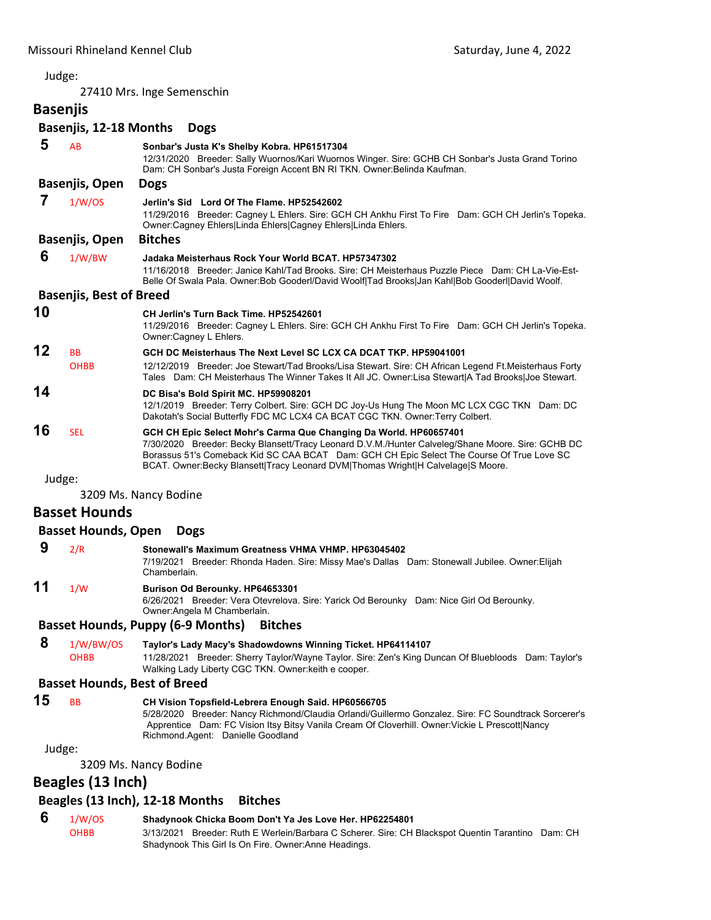Judge:

27410 Mrs. Inge Semenschin

## Basenjis

### Basenjis, 12-18 Months Dogs

**5** AB **Sonbar's Justa K's Shelby Kobra. HP61517304**
12/31/2020 Breeder: Sally Wuornos/Kari Wuornos Winger. Sire: GCHB CH Sonbar's Justa Grand Torino Dam: CH Sonbar's Justa Foreign Accent BN RI TKN. Owner:Belinda Kaufman.

### Basenjis, Open Dogs

**7** 1/W/OS **Jerlin's Sid Lord Of The Flame. HP52542602**
11/29/2016 Breeder: Cagney L Ehlers. Sire: GCH CH Ankhu First To Fire Dam: GCH CH Jerlin's Topeka. Owner:Cagney Ehlers|Linda Ehlers|Cagney Ehlers|Linda Ehlers.

### Basenjis, Open Bitches

**6** 1/W/BW **Jadaka Meisterhaus Rock Your World BCAT. HP57347302**
11/16/2018 Breeder: Janice Kahl/Tad Brooks. Sire: CH Meisterhaus Puzzle Piece Dam: CH La-Vie-Est-Belle Of Swala Pala. Owner:Bob Gooderl/David Woolf|Tad Brooks|Jan Kahl|Bob Gooderl|David Woolf.

### Basenjis, Best of Breed

**10** **CH Jerlin's Turn Back Time. HP52542601**
11/29/2016 Breeder: Cagney L Ehlers. Sire: GCH CH Ankhu First To Fire Dam: GCH CH Jerlin's Topeka. Owner:Cagney L Ehlers.

**12** BB OHBB **GCH DC Meisterhaus The Next Level SC LCX CA DCAT TKP. HP59041001**
12/12/2019 Breeder: Joe Stewart/Tad Brooks/Lisa Stewart. Sire: CH African Legend Ft.Meisterhaus Forty Tales Dam: CH Meisterhaus The Winner Takes It All JC. Owner:Lisa Stewart|A Tad Brooks|Joe Stewart.

**14** **DC Bisa's Bold Spirit MC. HP59908201**
12/1/2019 Breeder: Terry Colbert. Sire: GCH DC Joy-Us Hung The Moon MC LCX CGC TKN Dam: DC Dakotah's Social Butterfly FDC MC LCX4 CA BCAT CGC TKN. Owner:Terry Colbert.

**16** SEL **GCH CH Epic Select Mohr's Carma Que Changing Da World. HP60657401**
7/30/2020 Breeder: Becky Blansett/Tracy Leonard D.V.M./Hunter Calveleg/Shane Moore. Sire: GCHB DC Borassus 51's Comeback Kid SC CAA BCAT Dam: GCH CH Epic Select The Course Of True Love SC BCAT. Owner:Becky Blansett|Tracy Leonard DVM|Thomas Wright|H Calvelage|S Moore.

Judge:

3209 Ms. Nancy Bodine

## Basset Hounds

### Basset Hounds, Open Dogs

**9** 2/R **Stonewall's Maximum Greatness VHMA VHMP. HP63045402**
7/19/2021 Breeder: Rhonda Haden. Sire: Missy Mae's Dallas Dam: Stonewall Jubilee. Owner:Elijah Chamberlain.

**11** 1/W **Burison Od Berounky. HP64653301**
6/26/2021 Breeder: Vera Otevrelova. Sire: Yarick Od Berounky Dam: Nice Girl Od Berounky. Owner:Angela M Chamberlain.

### Basset Hounds, Puppy (6-9 Months) Bitches

**8** 1/W/BW/OS OHBB **Taylor's Lady Macy's Shadowdowns Winning Ticket. HP64114107**
11/28/2021 Breeder: Sherry Taylor/Wayne Taylor. Sire: Zen's King Duncan Of Bluebloods Dam: Taylor's Walking Lady Liberty CGC TKN. Owner:keith e cooper.

### Basset Hounds, Best of Breed

**15** BB **CH Vision Topsfield-Lebrera Enough Said. HP60566705**
5/28/2020 Breeder: Nancy Richmond/Claudia Orlandi/Guillermo Gonzalez. Sire: FC Soundtrack Sorcerer's Apprentice Dam: FC Vision Itsy Bitsy Vanila Cream Of Cloverhill. Owner:Vickie L Prescott|Nancy Richmond.Agent: Danielle Goodland

Judge:

3209 Ms. Nancy Bodine

## Beagles (13 Inch)

### Beagles (13 Inch), 12-18 Months Bitches

**6** 1/W/OS OHBB **Shadynook Chicka Boom Don't Ya Jes Love Her. HP62254801**
3/13/2021 Breeder: Ruth E Werlein/Barbara C Scherer. Sire: CH Blackspot Quentin Tarantino Dam: CH Shadynook This Girl Is On Fire. Owner:Anne Headings.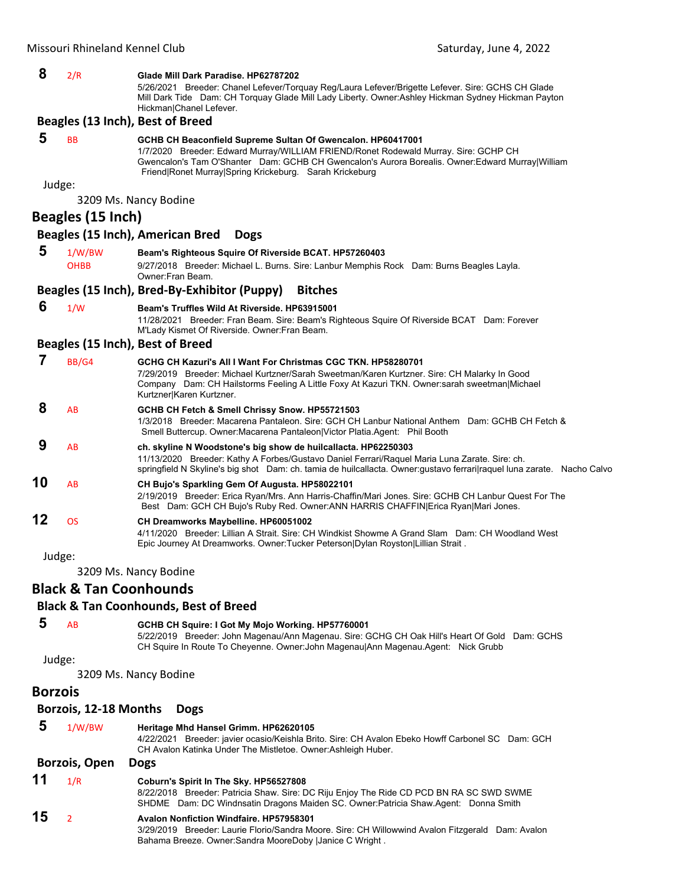**8** 2/R **Glade Mill Dark Paradise. HP62787202**
5/26/2021 Breeder: Chanel Lefever/Torquay Reg/Laura Lefever/Brigette Lefever. Sire: GCHS CH Glade Mill Dark Tide Dam: CH Torquay Glade Mill Lady Liberty. Owner:Ashley Hickman Sydney Hickman Payton Hickman|Chanel Lefever.

### Beagles (13 Inch), Best of Breed

**5** BB **GCHB CH Beaconfield Supreme Sultan Of Gwencalon. HP60417001**
1/7/2020 Breeder: Edward Murray/WILLIAM FRIEND/Ronet Rodewald Murray. Sire: GCHP CH Gwencalon's Tam O'Shanter Dam: GCHB CH Gwencalon's Aurora Borealis. Owner:Edward Murray|William Friend|Ronet Murray|Spring Krickeburg. Sarah Krickeburg

Judge:

3209 Ms. Nancy Bodine

## Beagles (15 Inch)

### Beagles (15 Inch), American Bred Dogs

**5** 1/W/BW OHBB **Beam's Righteous Squire Of Riverside BCAT. HP57260403**
9/27/2018 Breeder: Michael L. Burns. Sire: Lanbur Memphis Rock Dam: Burns Beagles Layla. Owner:Fran Beam.

### Beagles (15 Inch), Bred-By-Exhibitor (Puppy) Bitches

**6** 1/W **Beam's Truffles Wild At Riverside. HP63915001**
11/28/2021 Breeder: Fran Beam. Sire: Beam's Righteous Squire Of Riverside BCAT Dam: Forever M'Lady Kismet Of Riverside. Owner:Fran Beam.

### Beagles (15 Inch), Best of Breed

**7** BB/G4 **GCHG CH Kazuri's All I Want For Christmas CGC TKN. HP58280701**
7/29/2019 Breeder: Michael Kurtzner/Sarah Sweetman/Karen Kurtzner. Sire: CH Malarky In Good Company Dam: CH Hailstorms Feeling A Little Foxy At Kazuri TKN. Owner:sarah sweetman|Michael Kurtzner|Karen Kurtzner.

**8** AB **GCHB CH Fetch & Smell Chrissy Snow. HP55721503**
1/3/2018 Breeder: Macarena Pantaleon. Sire: GCH CH Lanbur National Anthem Dam: GCHB CH Fetch & Smell Buttercup. Owner:Macarena Pantaleon|Victor Platia.Agent: Phil Booth

**9** AB **ch. skyline N Woodstone's big show de huilcallacta. HP62250303**
11/13/2020 Breeder: Kathy A Forbes/Gustavo Daniel Ferrari/Raquel Maria Luna Zarate. Sire: ch. springfield N Skyline's big shot Dam: ch. tamia de huilcallacta. Owner:gustavo ferrari|raquel luna zarate. Nacho Calvo

**10** AB **CH Bujo's Sparkling Gem Of Augusta. HP58022101**
2/19/2019 Breeder: Erica Ryan/Mrs. Ann Harris-Chaffin/Mari Jones. Sire: GCHB CH Lanbur Quest For The Best Dam: GCH CH Bujo's Ruby Red. Owner:ANN HARRIS CHAFFIN|Erica Ryan|Mari Jones.

**12** OS **CH Dreamworks Maybelline. HP60051002**
4/11/2020 Breeder: Lillian A Strait. Sire: CH Windkist Showme A Grand Slam Dam: CH Woodland West Epic Journey At Dreamworks. Owner:Tucker Peterson|Dylan Royston|Lillian Strait .

Judge:

3209 Ms. Nancy Bodine

## Black & Tan Coonhounds

### Black & Tan Coonhounds, Best of Breed

**5** AB **GCHB CH Squire: I Got My Mojo Working. HP57760001**
5/22/2019 Breeder: John Magenau/Ann Magenau. Sire: GCHG CH Oak Hill's Heart Of Gold Dam: GCHS CH Squire In Route To Cheyenne. Owner:John Magenau|Ann Magenau.Agent: Nick Grubb

Judge:

3209 Ms. Nancy Bodine

## Borzois

### Borzois, 12-18 Months Dogs

**5** 1/W/BW **Heritage Mhd Hansel Grimm. HP62620105**
4/22/2021 Breeder: javier ocasio/Keishla Brito. Sire: CH Avalon Ebeko Howff Carbonel SC Dam: GCH CH Avalon Katinka Under The Mistletoe. Owner:Ashleigh Huber.

### Borzois, Open Dogs

**11** 1/R **Coburn's Spirit In The Sky. HP56527808**
8/22/2018 Breeder: Patricia Shaw. Sire: DC Riju Enjoy The Ride CD PCD BN RA SC SWD SWME SHDME Dam: DC Windnsatin Dragons Maiden SC. Owner:Patricia Shaw.Agent: Donna Smith

**15** 2 **Avalon Nonfiction Windfaire. HP57958301**
3/29/2019 Breeder: Laurie Florio/Sandra Moore. Sire: CH Willowwind Avalon Fitzgerald Dam: Avalon Bahama Breeze. Owner:Sandra MooreDoby |Janice C Wright .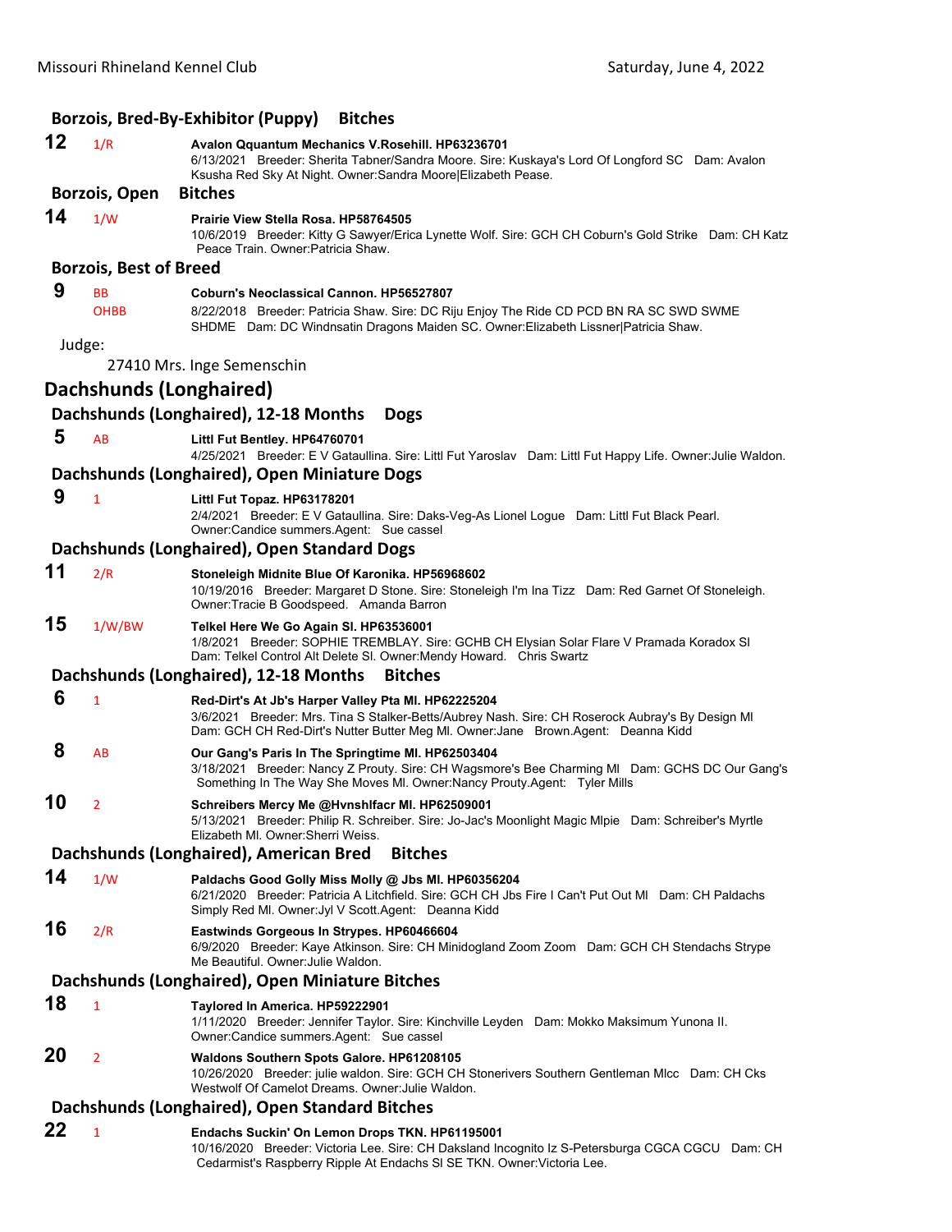### Borzois, Bred-By-Exhibitor (Puppy) Bitches

**12** 1/R **Avalon Qquantum Mechanics V.Rosehill. HP63236701**
6/13/2021 Breeder: Sherita Tabner/Sandra Moore. Sire: Kuskaya's Lord Of Longford SC Dam: Avalon Ksusha Red Sky At Night. Owner:Sandra Moore|Elizabeth Pease.

### Borzois, Open Bitches

**14** 1/W **Prairie View Stella Rosa. HP58764505**
10/6/2019 Breeder: Kitty G Sawyer/Erica Lynette Wolf. Sire: GCH CH Coburn's Gold Strike Dam: CH Katz Peace Train. Owner:Patricia Shaw.

### Borzois, Best of Breed

**9** BB OHBB **Coburn's Neoclassical Cannon. HP56527807**
8/22/2018 Breeder: Patricia Shaw. Sire: DC Riju Enjoy The Ride CD PCD BN RA SC SWD SWME SHDME Dam: DC Windnsatin Dragons Maiden SC. Owner:Elizabeth Lissner|Patricia Shaw.

Judge:

27410 Mrs. Inge Semenschin

## Dachshunds (Longhaired)

### Dachshunds (Longhaired), 12-18 Months Dogs

**5** AB **Littl Fut Bentley. HP64760701**
4/25/2021 Breeder: E V Gataullina. Sire: Littl Fut Yaroslav Dam: Littl Fut Happy Life. Owner:Julie Waldon.

### Dachshunds (Longhaired), Open Miniature Dogs

**9** 1 **Littl Fut Topaz. HP63178201**
2/4/2021 Breeder: E V Gataullina. Sire: Daks-Veg-As Lionel Logue Dam: Littl Fut Black Pearl. Owner:Candice summers.Agent: Sue cassel

### Dachshunds (Longhaired), Open Standard Dogs

**11** 2/R **Stoneleigh Midnite Blue Of Karonika. HP56968602**
10/19/2016 Breeder: Margaret D Stone. Sire: Stoneleigh I'm Ina Tizz Dam: Red Garnet Of Stoneleigh. Owner:Tracie B Goodspeed. Amanda Barron

**15** 1/W/BW **Telkel Here We Go Again Sl. HP63536001**
1/8/2021 Breeder: SOPHIE TREMBLAY. Sire: GCHB CH Elysian Solar Flare V Pramada Koradox Sl Dam: Telkel Control Alt Delete Sl. Owner:Mendy Howard. Chris Swartz

### Dachshunds (Longhaired), 12-18 Months Bitches

**6** 1 **Red-Dirt's At Jb's Harper Valley Pta Ml. HP62225204**
3/6/2021 Breeder: Mrs. Tina S Stalker-Betts/Aubrey Nash. Sire: CH Roserock Aubray's By Design Ml Dam: GCH CH Red-Dirt's Nutter Butter Meg Ml. Owner:Jane Brown.Agent: Deanna Kidd

**8** AB **Our Gang's Paris In The Springtime Ml. HP62503404**
3/18/2021 Breeder: Nancy Z Prouty. Sire: CH Wagsmore's Bee Charming Ml Dam: GCHS DC Our Gang's Something In The Way She Moves Ml. Owner:Nancy Prouty.Agent: Tyler Mills

**10** 2 **Schreibers Mercy Me @Hvnshlfacr Ml. HP62509001**
5/13/2021 Breeder: Philip R. Schreiber. Sire: Jo-Jac's Moonlight Magic Mlpie Dam: Schreiber's Myrtle Elizabeth Ml. Owner:Sherri Weiss.

### Dachshunds (Longhaired), American Bred Bitches

**14** 1/W **Paldachs Good Golly Miss Molly @ Jbs Ml. HP60356204**
6/21/2020 Breeder: Patricia A Litchfield. Sire: GCH CH Jbs Fire I Can't Put Out Ml Dam: CH Paldachs Simply Red Ml. Owner:Jyl V Scott.Agent: Deanna Kidd

**16** 2/R **Eastwinds Gorgeous In Strypes. HP60466604**
6/9/2020 Breeder: Kaye Atkinson. Sire: CH Minidogland Zoom Zoom Dam: GCH CH Stendachs Strype Me Beautiful. Owner:Julie Waldon.

### Dachshunds (Longhaired), Open Miniature Bitches

**18** 1 **Taylored In America. HP59222901**
1/11/2020 Breeder: Jennifer Taylor. Sire: Kinchville Leyden Dam: Mokko Maksimum Yunona II. Owner:Candice summers.Agent: Sue cassel

**20** 2 **Waldons Southern Spots Galore. HP61208105**
10/26/2020 Breeder: julie waldon. Sire: GCH CH Stonerivers Southern Gentleman Mlcc Dam: CH Cks Westwolf Of Camelot Dreams. Owner:Julie Waldon.

### Dachshunds (Longhaired), Open Standard Bitches

**22** 1 **Endachs Suckin' On Lemon Drops TKN. HP61195001**
10/16/2020 Breeder: Victoria Lee. Sire: CH Daksland Incognito Iz S-Petersburga CGCA CGCU Dam: CH Cedarmist's Raspberry Ripple At Endachs Sl SE TKN. Owner:Victoria Lee.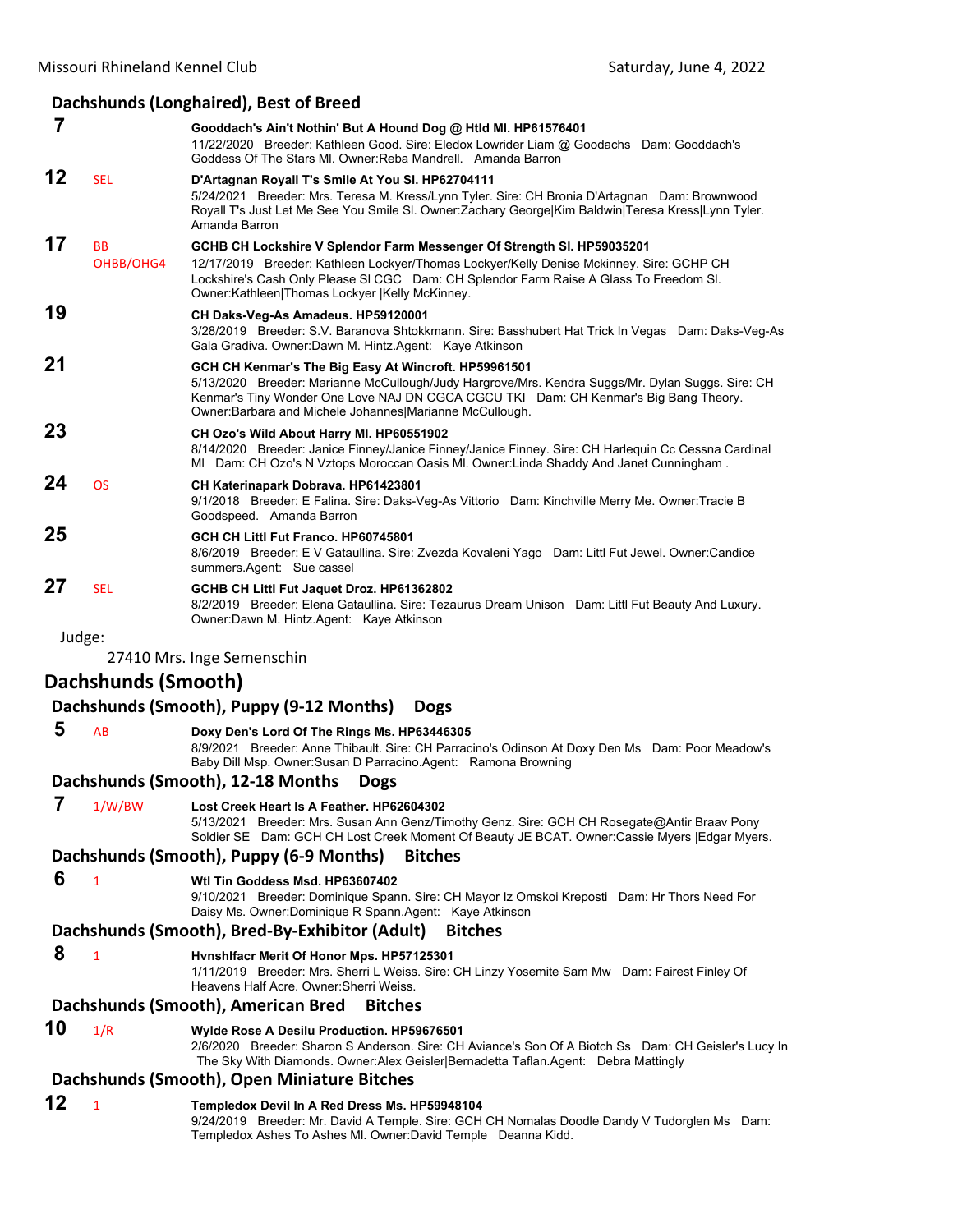## Dachshunds (Longhaired), Best of Breed

**7** — **Gooddach's Ain't Nothin' But A Hound Dog @ Htld Ml. HP61576401**
11/22/2020 Breeder: Kathleen Good. Sire: Eledox Lowrider Liam @ Goodachs Dam: Gooddach's Goddess Of The Stars Ml. Owner:Reba Mandrell. Amanda Barron

**12** SEL — **D'Artagnan Royall T's Smile At You Sl. HP62704111**
5/24/2021 Breeder: Mrs. Teresa M. Kress/Lynn Tyler. Sire: CH Bronia D'Artagnan Dam: Brownwood Royall T's Just Let Me See You Smile Sl. Owner:Zachary George|Kim Baldwin|Teresa Kress|Lynn Tyler. Amanda Barron

**17** BB OHBB/OHG4 — **GCHB CH Lockshire V Splendor Farm Messenger Of Strength Sl. HP59035201**
12/17/2019 Breeder: Kathleen Lockyer/Thomas Lockyer/Kelly Denise Mckinney. Sire: GCHP CH Lockshire's Cash Only Please Sl CGC Dam: CH Splendor Farm Raise A Glass To Freedom Sl. Owner:Kathleen|Thomas Lockyer |Kelly McKinney.

**19** — **CH Daks-Veg-As Amadeus. HP59120001**
3/28/2019 Breeder: S.V. Baranova Shtokkmann. Sire: Basshubert Hat Trick In Vegas Dam: Daks-Veg-As Gala Gradiva. Owner:Dawn M. Hintz.Agent: Kaye Atkinson

**21** — **GCH CH Kenmar's The Big Easy At Wincroft. HP59961501**
5/13/2020 Breeder: Marianne McCullough/Judy Hargrove/Mrs. Kendra Suggs/Mr. Dylan Suggs. Sire: CH Kenmar's Tiny Wonder One Love NAJ DN CGCA CGCU TKI Dam: CH Kenmar's Big Bang Theory. Owner:Barbara and Michele Johannes|Marianne McCullough.

**23** — **CH Ozo's Wild About Harry Ml. HP60551902**
8/14/2020 Breeder: Janice Finney/Janice Finney/Janice Finney. Sire: CH Harlequin Cc Cessna Cardinal Ml Dam: CH Ozo's N Vztops Moroccan Oasis Ml. Owner:Linda Shaddy And Janet Cunningham .

**24** OS — **CH Katerinapark Dobrava. HP61423801**
9/1/2018 Breeder: E Falina. Sire: Daks-Veg-As Vittorio Dam: Kinchville Merry Me. Owner:Tracie B Goodspeed. Amanda Barron

**25** — **GCH CH Littl Fut Franco. HP60745801**
8/6/2019 Breeder: E V Gataullina. Sire: Zvezda Kovaleni Yago Dam: Littl Fut Jewel. Owner:Candice summers.Agent: Sue cassel

**27** SEL — **GCHB CH Littl Fut Jaquet Droz. HP61362802**
8/2/2019 Breeder: Elena Gataullina. Sire: Tezaurus Dream Unison Dam: Littl Fut Beauty And Luxury. Owner:Dawn M. Hintz.Agent: Kaye Atkinson

Judge:

27410 Mrs. Inge Semenschin

# Dachshunds (Smooth)

## Dachshunds (Smooth), Puppy (9-12 Months) Dogs

**5** AB — **Doxy Den's Lord Of The Rings Ms. HP63446305**
8/9/2021 Breeder: Anne Thibault. Sire: CH Parracino's Odinson At Doxy Den Ms Dam: Poor Meadow's Baby Dill Msp. Owner:Susan D Parracino.Agent: Ramona Browning

## Dachshunds (Smooth), 12-18 Months Dogs

**7** 1/W/BW — **Lost Creek Heart Is A Feather. HP62604302**
5/13/2021 Breeder: Mrs. Susan Ann Genz/Timothy Genz. Sire: GCH CH Rosegate@Antir Braav Pony Soldier SE Dam: GCH CH Lost Creek Moment Of Beauty JE BCAT. Owner:Cassie Myers |Edgar Myers.

## Dachshunds (Smooth), Puppy (6-9 Months) Bitches

**6** 1 — **Wtl Tin Goddess Msd. HP63607402**
9/10/2021 Breeder: Dominique Spann. Sire: CH Mayor Iz Omskoi Kreposti Dam: Hr Thors Need For Daisy Ms. Owner:Dominique R Spann.Agent: Kaye Atkinson

## Dachshunds (Smooth), Bred-By-Exhibitor (Adult) Bitches

**8** 1 — **Hvnshlfacr Merit Of Honor Mps. HP57125301**
1/11/2019 Breeder: Mrs. Sherri L Weiss. Sire: CH Linzy Yosemite Sam Mw Dam: Fairest Finley Of Heavens Half Acre. Owner:Sherri Weiss.

## Dachshunds (Smooth), American Bred Bitches

**10** 1/R — **Wylde Rose A Desilu Production. HP59676501**
2/6/2020 Breeder: Sharon S Anderson. Sire: CH Aviance's Son Of A Biotch Ss Dam: CH Geisler's Lucy In The Sky With Diamonds. Owner:Alex Geisler|Bernadetta Taflan.Agent: Debra Mattingly

## Dachshunds (Smooth), Open Miniature Bitches

**12** 1 — **Templedox Devil In A Red Dress Ms. HP59948104**
9/24/2019 Breeder: Mr. David A Temple. Sire: GCH CH Nomalas Doodle Dandy V Tudorglen Ms Dam: Templedox Ashes To Ashes Ml. Owner:David Temple Deanna Kidd.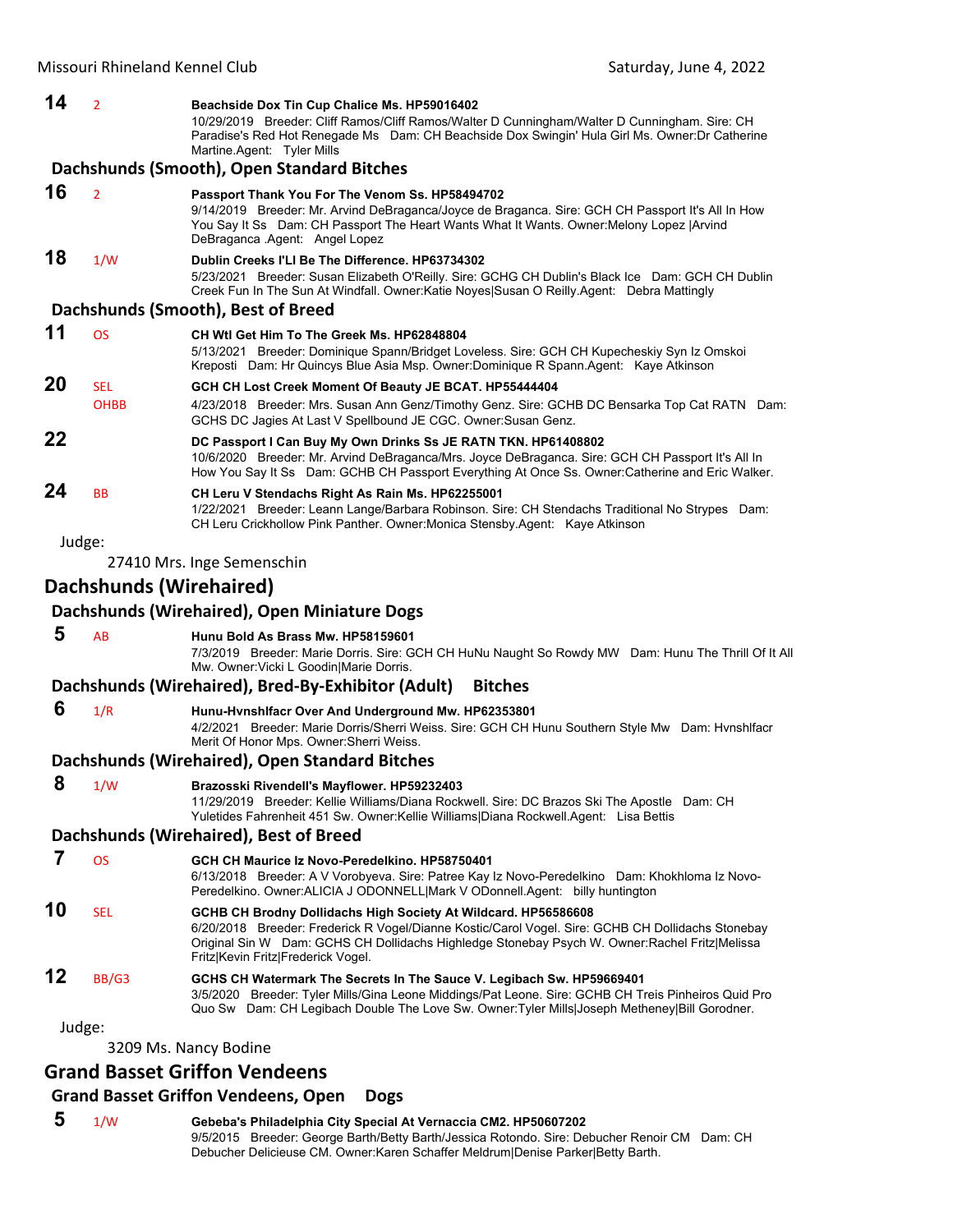**14** 2 **Beachside Dox Tin Cup Chalice Ms. HP59016402**
10/29/2019 Breeder: Cliff Ramos/Cliff Ramos/Walter D Cunningham/Walter D Cunningham. Sire: CH Paradise's Red Hot Renegade Ms Dam: CH Beachside Dox Swingin' Hula Girl Ms. Owner:Dr Catherine Martine.Agent: Tyler Mills

### Dachshunds (Smooth), Open Standard Bitches

**16** 2 **Passport Thank You For The Venom Ss. HP58494702**
9/14/2019 Breeder: Mr. Arvind DeBraganca/Joyce de Braganca. Sire: GCH CH Passport It's All In How You Say It Ss Dam: CH Passport The Heart Wants What It Wants. Owner:Melony Lopez |Arvind DeBraganca .Agent: Angel Lopez

**18** 1/W **Dublin Creeks I'Ll Be The Difference. HP63734302**
5/23/2021 Breeder: Susan Elizabeth O'Reilly. Sire: GCHG CH Dublin's Black Ice Dam: GCH CH Dublin Creek Fun In The Sun At Windfall. Owner:Katie Noyes|Susan O Reilly.Agent: Debra Mattingly

### Dachshunds (Smooth), Best of Breed

**11** OS **CH Wtl Get Him To The Greek Ms. HP62848804**
5/13/2021 Breeder: Dominique Spann/Bridget Loveless. Sire: GCH CH Kupecheskiy Syn Iz Omskoi Kreposti Dam: Hr Quincys Blue Asia Msp. Owner:Dominique R Spann.Agent: Kaye Atkinson

**20** SEL OHBB **GCH CH Lost Creek Moment Of Beauty JE BCAT. HP55444404**
4/23/2018 Breeder: Mrs. Susan Ann Genz/Timothy Genz. Sire: GCHB DC Bensarka Top Cat RATN Dam: GCHS DC Jagies At Last V Spellbound JE CGC. Owner:Susan Genz.

**22** **DC Passport I Can Buy My Own Drinks Ss JE RATN TKN. HP61408802**
10/6/2020 Breeder: Mr. Arvind DeBraganca/Mrs. Joyce DeBraganca. Sire: GCH CH Passport It's All In How You Say It Ss Dam: GCHB CH Passport Everything At Once Ss. Owner:Catherine and Eric Walker.

**24** BB **CH Leru V Stendachs Right As Rain Ms. HP62255001**
1/22/2021 Breeder: Leann Lange/Barbara Robinson. Sire: CH Stendachs Traditional No Strypes Dam: CH Leru Crickhollow Pink Panther. Owner:Monica Stensby.Agent: Kaye Atkinson

Judge:

27410 Mrs. Inge Semenschin

## Dachshunds (Wirehaired)

### Dachshunds (Wirehaired), Open Miniature Dogs

**5** AB **Hunu Bold As Brass Mw. HP58159601**
7/3/2019 Breeder: Marie Dorris. Sire: GCH CH HuNu Naught So Rowdy MW Dam: Hunu The Thrill Of It All Mw. Owner:Vicki L Goodin|Marie Dorris.

### Dachshunds (Wirehaired), Bred-By-Exhibitor (Adult) Bitches

**6** 1/R **Hunu-Hvnshlfacr Over And Underground Mw. HP62353801**
4/2/2021 Breeder: Marie Dorris/Sherri Weiss. Sire: GCH CH Hunu Southern Style Mw Dam: Hvnshlfacr Merit Of Honor Mps. Owner:Sherri Weiss.

### Dachshunds (Wirehaired), Open Standard Bitches

**8** 1/W **Brazosski Rivendell's Mayflower. HP59232403**
11/29/2019 Breeder: Kellie Williams/Diana Rockwell. Sire: DC Brazos Ski The Apostle Dam: CH Yuletides Fahrenheit 451 Sw. Owner:Kellie Williams|Diana Rockwell.Agent: Lisa Bettis

### Dachshunds (Wirehaired), Best of Breed

**7** OS **GCH CH Maurice Iz Novo-Peredelkino. HP58750401**
6/13/2018 Breeder: A V Vorobyeva. Sire: Patree Kay Iz Novo-Peredelkino Dam: Khokhloma Iz Novo-Peredelkino. Owner:ALICIA J ODONNELL|Mark V ODonnell.Agent: billy huntington

**10** SEL **GCHB CH Brodny Dollidachs High Society At Wildcard. HP56586608**
6/20/2018 Breeder: Frederick R Vogel/Dianne Kostic/Carol Vogel. Sire: GCHB CH Dollidachs Stonebay Original Sin W Dam: GCHS CH Dollidachs Highledge Stonebay Psych W. Owner:Rachel Fritz|Melissa Fritz|Kevin Fritz|Frederick Vogel.

**12** BB/G3 **GCHS CH Watermark The Secrets In The Sauce V. Legibach Sw. HP59669401**
3/5/2020 Breeder: Tyler Mills/Gina Leone Middings/Pat Leone. Sire: GCHB CH Treis Pinheiros Quid Pro Quo Sw Dam: CH Legibach Double The Love Sw. Owner:Tyler Mills|Joseph Metheney|Bill Gorodner.

Judge:

3209 Ms. Nancy Bodine

## Grand Basset Griffon Vendeens

### Grand Basset Griffon Vendeens, Open Dogs

**5** 1/W **Gebeba's Philadelphia City Special At Vernaccia CM2. HP50607202**
9/5/2015 Breeder: George Barth/Betty Barth/Jessica Rotondo. Sire: Debucher Renoir CM Dam: CH Debucher Delicieuse CM. Owner:Karen Schaffer Meldrum|Denise Parker|Betty Barth.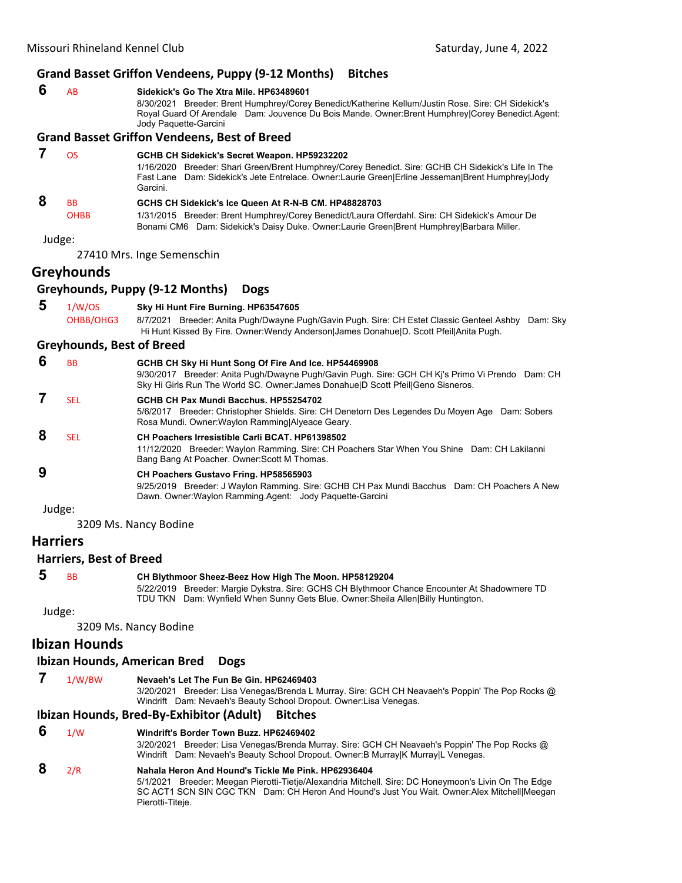### Grand Basset Griffon Vendeens, Puppy (9-12 Months) Bitches

**6** AB **Sidekick's Go The Xtra Mile. HP63489601**
8/30/2021 Breeder: Brent Humphrey/Corey Benedict/Katherine Kellum/Justin Rose. Sire: CH Sidekick's Royal Guard Of Arendale Dam: Jouvence Du Bois Mande. Owner:Brent Humphrey|Corey Benedict.Agent: Jody Paquette-Garcini

### Grand Basset Griffon Vendeens, Best of Breed

**7** OS **GCHB CH Sidekick's Secret Weapon. HP59232202**
1/16/2020 Breeder: Shari Green/Brent Humphrey/Corey Benedict. Sire: GCHB CH Sidekick's Life In The Fast Lane Dam: Sidekick's Jete Entrelace. Owner:Laurie Green|Erline Jesseman|Brent Humphrey|Jody Garcini.

**8** BB OHBB **GCHS CH Sidekick's Ice Queen At R-N-B CM. HP48828703**
1/31/2015 Breeder: Brent Humphrey/Corey Benedict/Laura Offerdahl. Sire: CH Sidekick's Amour De Bonami CM6 Dam: Sidekick's Daisy Duke. Owner:Laurie Green|Brent Humphrey|Barbara Miller.

Judge:
27410 Mrs. Inge Semenschin

## Greyhounds

### Greyhounds, Puppy (9-12 Months) Dogs

**5** 1/W/OS OHBB/OHG3 **Sky Hi Hunt Fire Burning. HP63547605**
8/7/2021 Breeder: Anita Pugh/Dwayne Pugh/Gavin Pugh. Sire: CH Estet Classic Genteel Ashby Dam: Sky Hi Hunt Kissed By Fire. Owner:Wendy Anderson|James Donahue|D. Scott Pfeil|Anita Pugh.

### Greyhounds, Best of Breed

**6** BB **GCHB CH Sky Hi Hunt Song Of Fire And Ice. HP54469908**
9/30/2017 Breeder: Anita Pugh/Dwayne Pugh/Gavin Pugh. Sire: GCH CH Kj's Primo Vi Prendo Dam: CH Sky Hi Girls Run The World SC. Owner:James Donahue|D Scott Pfeil|Geno Sisneros.

**7** SEL **GCHB CH Pax Mundi Bacchus. HP55254702**
5/6/2017 Breeder: Christopher Shields. Sire: CH Denetorn Des Legendes Du Moyen Age Dam: Sobers Rosa Mundi. Owner:Waylon Ramming|Alyeace Geary.

**8** SEL **CH Poachers Irresistible Carli BCAT. HP61398502**
11/12/2020 Breeder: Waylon Ramming. Sire: CH Poachers Star When You Shine Dam: CH Lakilanni Bang Bang At Poacher. Owner:Scott M Thomas.

**9** **CH Poachers Gustavo Fring. HP58565903**
9/25/2019 Breeder: J Waylon Ramming. Sire: GCHB CH Pax Mundi Bacchus Dam: CH Poachers A New Dawn. Owner:Waylon Ramming.Agent: Jody Paquette-Garcini

Judge:
3209 Ms. Nancy Bodine

## Harriers

### Harriers, Best of Breed

**5** BB **CH Blythmoor Sheez-Beez How High The Moon. HP58129204**
5/22/2019 Breeder: Margie Dykstra. Sire: GCHS CH Blythmoor Chance Encounter At Shadowmere TD TDU TKN Dam: Wynfield When Sunny Gets Blue. Owner:Sheila Allen|Billy Huntington.

Judge:
3209 Ms. Nancy Bodine

## Ibizan Hounds

### Ibizan Hounds, American Bred Dogs

**7** 1/W/BW **Nevaeh's Let The Fun Be Gin. HP62469403**
3/20/2021 Breeder: Lisa Venegas/Brenda L Murray. Sire: GCH CH Neavaeh's Poppin' The Pop Rocks @ Windrift Dam: Nevaeh's Beauty School Dropout. Owner:Lisa Venegas.

### Ibizan Hounds, Bred-By-Exhibitor (Adult) Bitches

**6** 1/W **Windrift's Border Town Buzz. HP62469402**
3/20/2021 Breeder: Lisa Venegas/Brenda Murray. Sire: GCH CH Neavaeh's Poppin' The Pop Rocks @ Windrift Dam: Nevaeh's Beauty School Dropout. Owner:B Murray|K Murray|L Venegas.

**8** 2/R **Nahala Heron And Hound's Tickle Me Pink. HP62936404**
5/1/2021 Breeder: Meegan Pierotti-Tietje/Alexandria Mitchell. Sire: DC Honeymoon's Livin On The Edge SC ACT1 SCN SIN CGC TKN Dam: CH Heron And Hound's Just You Wait. Owner:Alex Mitchell|Meegan Pierotti-Titeje.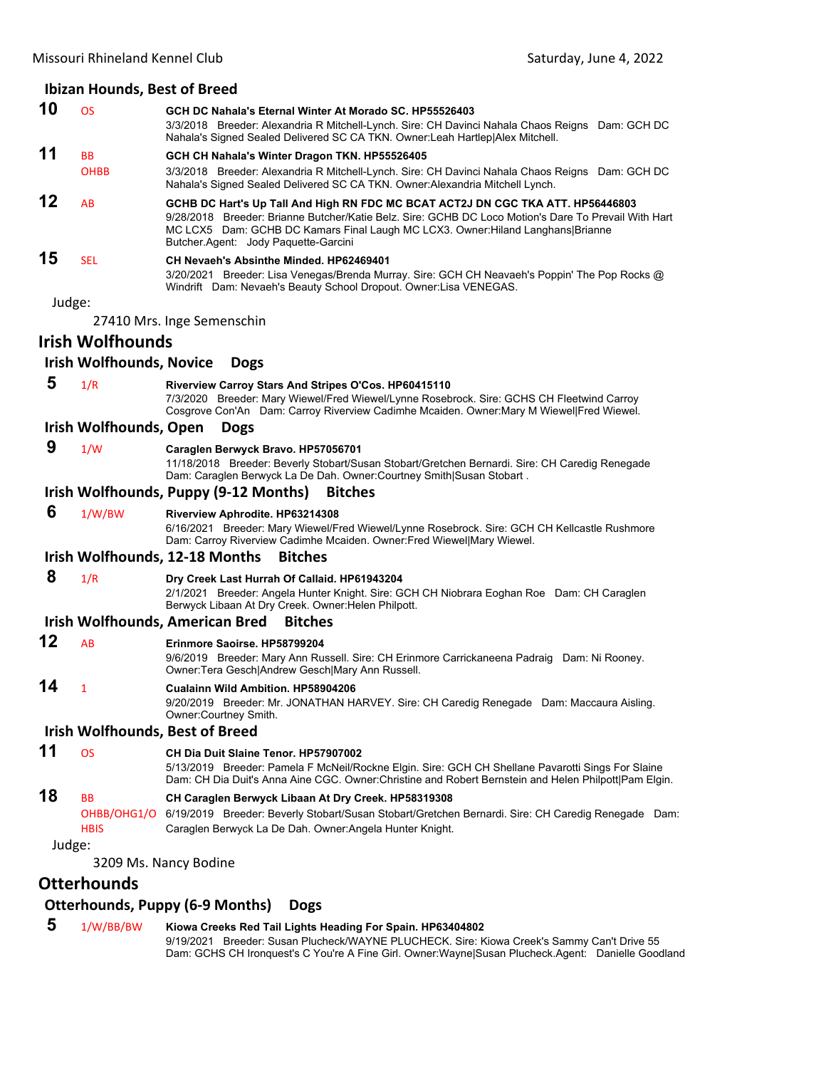## Ibizan Hounds, Best of Breed

**10** OS **GCH DC Nahala's Eternal Winter At Morado SC. HP55526403**
3/3/2018 Breeder: Alexandria R Mitchell-Lynch. Sire: CH Davinci Nahala Chaos Reigns Dam: GCH DC Nahala's Signed Sealed Delivered SC CA TKN. Owner:Leah Hartlep|Alex Mitchell.

**11** BB OHBB **GCH CH Nahala's Winter Dragon TKN. HP55526405**
3/3/2018 Breeder: Alexandria R Mitchell-Lynch. Sire: CH Davinci Nahala Chaos Reigns Dam: GCH DC Nahala's Signed Sealed Delivered SC CA TKN. Owner:Alexandria Mitchell Lynch.

**12** AB **GCHB DC Hart's Up Tall And High RN FDC MC BCAT ACT2J DN CGC TKA ATT. HP56446803**
9/28/2018 Breeder: Brianne Butcher/Katie Belz. Sire: GCHB DC Loco Motion's Dare To Prevail With Hart MC LCX5 Dam: GCHB DC Kamars Final Laugh MC LCX3. Owner:Hiland Langhans|Brianne Butcher.Agent: Jody Paquette-Garcini

**15** SEL **CH Nevaeh's Absinthe Minded. HP62469401**
3/20/2021 Breeder: Lisa Venegas/Brenda Murray. Sire: GCH CH Neavaeh's Poppin' The Pop Rocks @ Windrift Dam: Nevaeh's Beauty School Dropout. Owner:Lisa VENEGAS.

Judge:

27410 Mrs. Inge Semenschin

# Irish Wolfhounds

## Irish Wolfhounds, Novice Dogs

**5** 1/R **Riverview Carroy Stars And Stripes O'Cos. HP60415110**
7/3/2020 Breeder: Mary Wiewel/Fred Wiewel/Lynne Rosebrock. Sire: GCHS CH Fleetwind Carroy Cosgrove Con'An Dam: Carroy Riverview Cadimhe Mcaiden. Owner:Mary M Wiewel|Fred Wiewel.

## Irish Wolfhounds, Open Dogs

**9** 1/W **Caraglen Berwyck Bravo. HP57056701**
11/18/2018 Breeder: Beverly Stobart/Susan Stobart/Gretchen Bernardi. Sire: CH Caredig Renegade Dam: Caraglen Berwyck La De Dah. Owner:Courtney Smith|Susan Stobart .

## Irish Wolfhounds, Puppy (9-12 Months) Bitches

**6** 1/W/BW **Riverview Aphrodite. HP63214308**
6/16/2021 Breeder: Mary Wiewel/Fred Wiewel/Lynne Rosebrock. Sire: GCH CH Kellcastle Rushmore Dam: Carroy Riverview Cadimhe Mcaiden. Owner:Fred Wiewel|Mary Wiewel.

## Irish Wolfhounds, 12-18 Months Bitches

**8** 1/R **Dry Creek Last Hurrah Of Callaid. HP61943204**
2/1/2021 Breeder: Angela Hunter Knight. Sire: GCH CH Niobrara Eoghan Roe Dam: CH Caraglen Berwyck Libaan At Dry Creek. Owner:Helen Philpott.

## Irish Wolfhounds, American Bred Bitches

**12** AB **Erinmore Saoirse. HP58799204**
9/6/2019 Breeder: Mary Ann Russell. Sire: CH Erinmore Carrickaneena Padraig Dam: Ni Rooney. Owner:Tera Gesch|Andrew Gesch|Mary Ann Russell.

**14** 1 **Cualainn Wild Ambition. HP58904206**
9/20/2019 Breeder: Mr. JONATHAN HARVEY. Sire: CH Caredig Renegade Dam: Maccaura Aisling. Owner:Courtney Smith.

## Irish Wolfhounds, Best of Breed

**11** OS **CH Dia Duit Slaine Tenor. HP57907002**
5/13/2019 Breeder: Pamela F McNeil/Rockne Elgin. Sire: GCH CH Shellane Pavarotti Sings For Slaine Dam: CH Dia Duit's Anna Aine CGC. Owner:Christine and Robert Bernstein and Helen Philpott|Pam Elgin.

**18** BB OHBB/OHG1/O HBIS **CH Caraglen Berwyck Libaan At Dry Creek. HP58319308**
6/19/2019 Breeder: Beverly Stobart/Susan Stobart/Gretchen Bernardi. Sire: CH Caredig Renegade Dam: Caraglen Berwyck La De Dah. Owner:Angela Hunter Knight.

Judge:

3209 Ms. Nancy Bodine

# Otterhounds

## Otterhounds, Puppy (6-9 Months) Dogs

**5** 1/W/BB/BW **Kiowa Creeks Red Tail Lights Heading For Spain. HP63404802**
9/19/2021 Breeder: Susan Plucheck/WAYNE PLUCHECK. Sire: Kiowa Creek's Sammy Can't Drive 55 Dam: GCHS CH Ironquest's C You're A Fine Girl. Owner:Wayne|Susan Plucheck.Agent: Danielle Goodland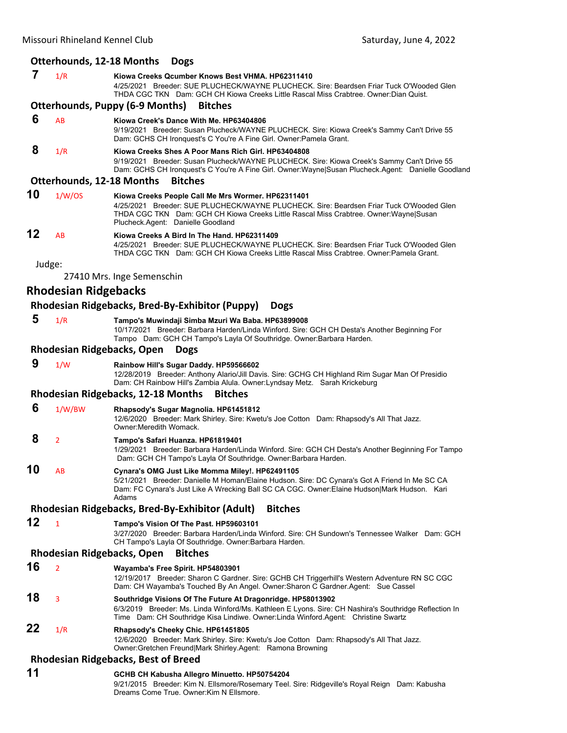### Otterhounds, 12-18 Months Dogs

**7** 1/R **Kiowa Creeks Qcumber Knows Best VHMA. HP62311410**
4/25/2021 Breeder: SUE PLUCHECK/WAYNE PLUCHECK. Sire: Beardsen Friar Tuck O'Wooded Glen THDA CGC TKN Dam: GCH CH Kiowa Creeks Little Rascal Miss Crabtree. Owner:Dian Quist.

### Otterhounds, Puppy (6-9 Months) Bitches

**6** AB **Kiowa Creek's Dance With Me. HP63404806**
9/19/2021 Breeder: Susan Plucheck/WAYNE PLUCHECK. Sire: Kiowa Creek's Sammy Can't Drive 55 Dam: GCHS CH Ironquest's C You're A Fine Girl. Owner:Pamela Grant.

**8** 1/R **Kiowa Creeks Shes A Poor Mans Rich Girl. HP63404808**
9/19/2021 Breeder: Susan Plucheck/WAYNE PLUCHECK. Sire: Kiowa Creek's Sammy Can't Drive 55 Dam: GCHS CH Ironquest's C You're A Fine Girl. Owner:Wayne|Susan Plucheck.Agent: Danielle Goodland

### Otterhounds, 12-18 Months Bitches

**10** 1/W/OS **Kiowa Creeks People Call Me Mrs Wormer. HP62311401**
4/25/2021 Breeder: SUE PLUCHECK/WAYNE PLUCHECK. Sire: Beardsen Friar Tuck O'Wooded Glen THDA CGC TKN Dam: GCH CH Kiowa Creeks Little Rascal Miss Crabtree. Owner:Wayne|Susan Plucheck.Agent: Danielle Goodland

**12** AB **Kiowa Creeks A Bird In The Hand. HP62311409**
4/25/2021 Breeder: SUE PLUCHECK/WAYNE PLUCHECK. Sire: Beardsen Friar Tuck O'Wooded Glen THDA CGC TKN Dam: GCH CH Kiowa Creeks Little Rascal Miss Crabtree. Owner:Pamela Grant.

Judge:

27410 Mrs. Inge Semenschin

## Rhodesian Ridgebacks

### Rhodesian Ridgebacks, Bred-By-Exhibitor (Puppy) Dogs

**5** 1/R **Tampo's Muwindaji Simba Mzuri Wa Baba. HP63899008**
10/17/2021 Breeder: Barbara Harden/Linda Winford. Sire: GCH CH Desta's Another Beginning For Tampo Dam: GCH CH Tampo's Layla Of Southridge. Owner:Barbara Harden.

### Rhodesian Ridgebacks, Open Dogs

**9** 1/W **Rainbow Hill's Sugar Daddy. HP59566602**
12/28/2019 Breeder: Anthony Alario/Jill Davis. Sire: GCHG CH Highland Rim Sugar Man Of Presidio Dam: CH Rainbow Hill's Zambia Alula. Owner:Lyndsay Metz. Sarah Krickeburg

### Rhodesian Ridgebacks, 12-18 Months Bitches

**6** 1/W/BW **Rhapsody's Sugar Magnolia. HP61451812**
12/6/2020 Breeder: Mark Shirley. Sire: Kwetu's Joe Cotton Dam: Rhapsody's All That Jazz. Owner:Meredith Womack.

**8** 2 **Tampo's Safari Huanza. HP61819401**
1/29/2021 Breeder: Barbara Harden/Linda Winford. Sire: GCH CH Desta's Another Beginning For Tampo Dam: GCH CH Tampo's Layla Of Southridge. Owner:Barbara Harden.

**10** AB **Cynara's OMG Just Like Momma Miley!. HP62491105**
5/21/2021 Breeder: Danielle M Homan/Elaine Hudson. Sire: DC Cynara's Got A Friend In Me SC CA Dam: FC Cynara's Just Like A Wrecking Ball SC CA CGC. Owner:Elaine Hudson|Mark Hudson. Kari Adams

### Rhodesian Ridgebacks, Bred-By-Exhibitor (Adult) Bitches

**12** 1 **Tampo's Vision Of The Past. HP59603101**
3/27/2020 Breeder: Barbara Harden/Linda Winford. Sire: CH Sundown's Tennessee Walker Dam: GCH CH Tampo's Layla Of Southridge. Owner:Barbara Harden.

### Rhodesian Ridgebacks, Open Bitches

**16** 2 **Wayamba's Free Spirit. HP54803901**
12/19/2017 Breeder: Sharon C Gardner. Sire: GCHB CH Triggerhill's Western Adventure RN SC CGC Dam: CH Wayamba's Touched By An Angel. Owner:Sharon C Gardner.Agent: Sue Cassel

**18** 3 **Southridge Visions Of The Future At Dragonridge. HP58013902**
6/3/2019 Breeder: Ms. Linda Winford/Ms. Kathleen E Lyons. Sire: CH Nashira's Southridge Reflection In Time Dam: CH Southridge Kisa Lindiwe. Owner:Linda Winford.Agent: Christine Swartz

**22** 1/R **Rhapsody's Cheeky Chic. HP61451805**
12/6/2020 Breeder: Mark Shirley. Sire: Kwetu's Joe Cotton Dam: Rhapsody's All That Jazz. Owner:Gretchen Freund|Mark Shirley.Agent: Ramona Browning

### Rhodesian Ridgebacks, Best of Breed

**11** **GCHB CH Kabusha Allegro Minuetto. HP50754204**
9/21/2015 Breeder: Kim N. Ellsmore/Rosemary Teel. Sire: Ridgeville's Royal Reign Dam: Kabusha Dreams Come True. Owner:Kim N Ellsmore.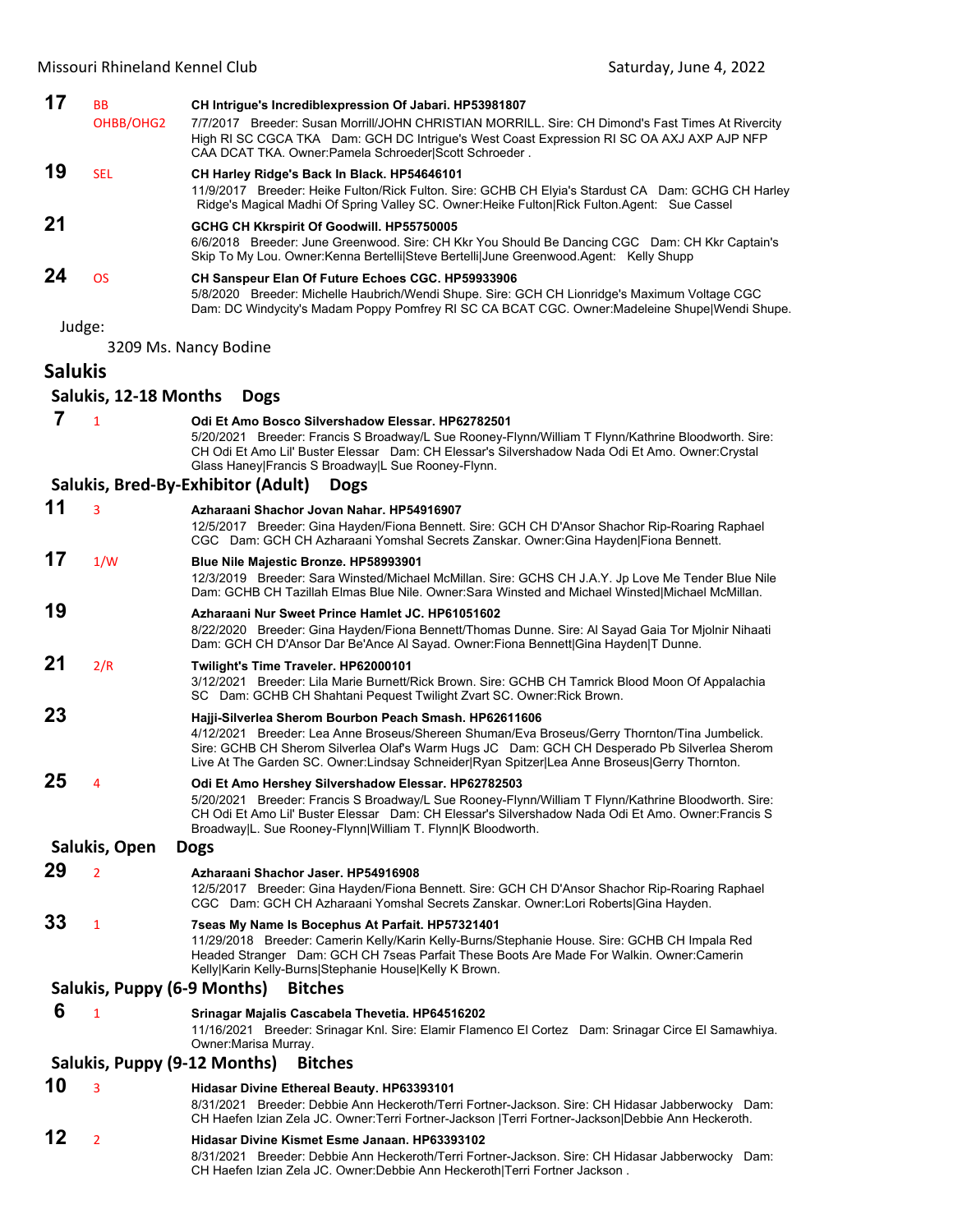**17** BB OHBB/OHG2 **CH Intrigue's Incrediblexpression Of Jabari. HP53981807**
7/7/2017 Breeder: Susan Morrill/JOHN CHRISTIAN MORRILL. Sire: CH Dimond's Fast Times At Rivercity High RI SC CGCA TKA Dam: GCH DC Intrigue's West Coast Expression RI SC OA AXJ AXP AJP NFP CAA DCAT TKA. Owner:Pamela Schroeder|Scott Schroeder .

**19** SEL **CH Harley Ridge's Back In Black. HP54646101**
11/9/2017 Breeder: Heike Fulton/Rick Fulton. Sire: GCHB CH Elyia's Stardust CA Dam: GCHG CH Harley Ridge's Magical Madhi Of Spring Valley SC. Owner:Heike Fulton|Rick Fulton.Agent: Sue Cassel

**21** **GCHG CH Kkrspirit Of Goodwill. HP55750005**
6/6/2018 Breeder: June Greenwood. Sire: CH Kkr You Should Be Dancing CGC Dam: CH Kkr Captain's Skip To My Lou. Owner:Kenna Bertelli|Steve Bertelli|June Greenwood.Agent: Kelly Shupp

**24** OS **CH Sanspeur Elan Of Future Echoes CGC. HP59933906**
5/8/2020 Breeder: Michelle Haubrich/Wendi Shupe. Sire: GCH CH Lionridge's Maximum Voltage CGC Dam: DC Windycity's Madam Poppy Pomfrey RI SC CA BCAT CGC. Owner:Madeleine Shupe|Wendi Shupe.

Judge:

3209 Ms. Nancy Bodine

## Salukis

### Salukis, 12-18 Months Dogs

**7** 1 **Odi Et Amo Bosco Silvershadow Elessar. HP62782501**
5/20/2021 Breeder: Francis S Broadway/L Sue Rooney-Flynn/William T Flynn/Kathrine Bloodworth. Sire: CH Odi Et Amo Lil' Buster Elessar Dam: CH Elessar's Silvershadow Nada Odi Et Amo. Owner:Crystal Glass Haney|Francis S Broadway|L Sue Rooney-Flynn.

### Salukis, Bred-By-Exhibitor (Adult) Dogs

**11** 3 **Azharaani Shachor Jovan Nahar. HP54916907**
12/5/2017 Breeder: Gina Hayden/Fiona Bennett. Sire: GCH CH D'Ansor Shachor Rip-Roaring Raphael CGC Dam: GCH CH Azharaani Yomshal Secrets Zanskar. Owner:Gina Hayden|Fiona Bennett.

**17** 1/W **Blue Nile Majestic Bronze. HP58993901**
12/3/2019 Breeder: Sara Winsted/Michael McMillan. Sire: GCHS CH J.A.Y. Jp Love Me Tender Blue Nile Dam: GCHB CH Tazillah Elmas Blue Nile. Owner:Sara Winsted and Michael Winsted|Michael McMillan.

**19** **Azharaani Nur Sweet Prince Hamlet JC. HP61051602**
8/22/2020 Breeder: Gina Hayden/Fiona Bennett/Thomas Dunne. Sire: Al Sayad Gaia Tor Mjolnir Nihaati Dam: GCH CH D'Ansor Dar Be'Ance Al Sayad. Owner:Fiona Bennett|Gina Hayden|T Dunne.

**21** 2/R **Twilight's Time Traveler. HP62000101**
3/12/2021 Breeder: Lila Marie Burnett/Rick Brown. Sire: GCHB CH Tamrick Blood Moon Of Appalachia SC Dam: GCHB CH Shahtani Pequest Twilight Zvart SC. Owner:Rick Brown.

**23** **Hajji-Silverlea Sherom Bourbon Peach Smash. HP62611606**
4/12/2021 Breeder: Lea Anne Broseus/Shereen Shuman/Eva Broseus/Gerry Thornton/Tina Jumbelick. Sire: GCHB CH Sherom Silverlea Olaf's Warm Hugs JC Dam: GCH CH Desperado Pb Silverlea Sherom Live At The Garden SC. Owner:Lindsay Schneider|Ryan Spitzer|Lea Anne Broseus|Gerry Thornton.

**25** 4 **Odi Et Amo Hershey Silvershadow Elessar. HP62782503**
5/20/2021 Breeder: Francis S Broadway/L Sue Rooney-Flynn/William T Flynn/Kathrine Bloodworth. Sire: CH Odi Et Amo Lil' Buster Elessar Dam: CH Elessar's Silvershadow Nada Odi Et Amo. Owner:Francis S Broadway|L. Sue Rooney-Flynn|William T. Flynn|K Bloodworth.

### Salukis, Open Dogs

**29** 2 **Azharaani Shachor Jaser. HP54916908**
12/5/2017 Breeder: Gina Hayden/Fiona Bennett. Sire: GCH CH D'Ansor Shachor Rip-Roaring Raphael CGC Dam: GCH CH Azharaani Yomshal Secrets Zanskar. Owner:Lori Roberts|Gina Hayden.

**33** 1 **7seas My Name Is Bocephus At Parfait. HP57321401**
11/29/2018 Breeder: Camerin Kelly/Karin Kelly-Burns/Stephanie House. Sire: GCHB CH Impala Red Headed Stranger Dam: GCH CH 7seas Parfait These Boots Are Made For Walkin. Owner:Camerin Kelly|Karin Kelly-Burns|Stephanie House|Kelly K Brown.

### Salukis, Puppy (6-9 Months) Bitches

**6** 1 **Srinagar Majalis Cascabela Thevetia. HP64516202**
11/16/2021 Breeder: Srinagar Knl. Sire: Elamir Flamenco El Cortez Dam: Srinagar Circe El Samawhiya. Owner:Marisa Murray.

### Salukis, Puppy (9-12 Months) Bitches

**10** 3 **Hidasar Divine Ethereal Beauty. HP63393101**
8/31/2021 Breeder: Debbie Ann Heckeroth/Terri Fortner-Jackson. Sire: CH Hidasar Jabberwocky Dam: CH Haefen Izian Zela JC. Owner:Terri Fortner-Jackson |Terri Fortner-Jackson|Debbie Ann Heckeroth.

**12** 2 **Hidasar Divine Kismet Esme Janaan. HP63393102**
8/31/2021 Breeder: Debbie Ann Heckeroth/Terri Fortner-Jackson. Sire: CH Hidasar Jabberwocky Dam: CH Haefen Izian Zela JC. Owner:Debbie Ann Heckeroth|Terri Fortner Jackson .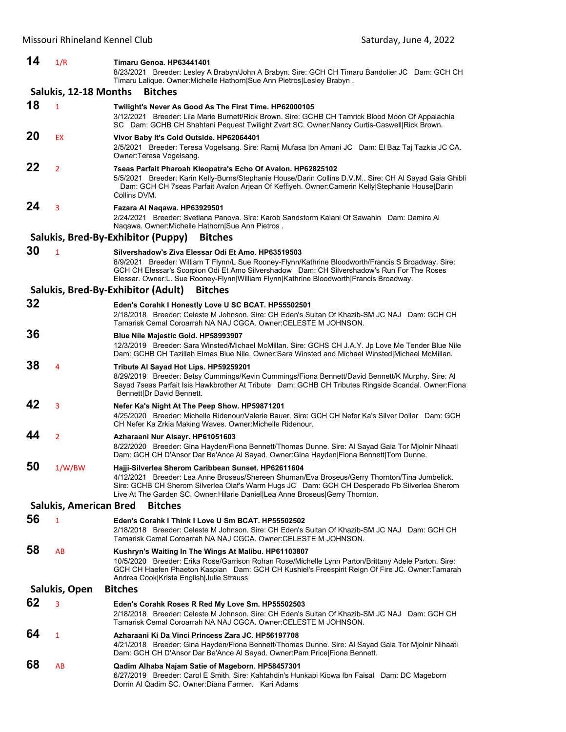**14** 1/R **Timaru Genoa. HP63441401**
8/23/2021 Breeder: Lesley A Brabyn/John A Brabyn. Sire: GCH CH Timaru Bandolier JC Dam: GCH CH Timaru Lalique. Owner:Michelle Hathorn|Sue Ann Pietros|Lesley Brabyn .

### Salukis, 12-18 Months Bitches

**18** 1 **Twilight's Never As Good As The First Time. HP62000105**
3/12/2021 Breeder: Lila Marie Burnett/Rick Brown. Sire: GCHB CH Tamrick Blood Moon Of Appalachia SC Dam: GCHB CH Shahtani Pequest Twilight Zvart SC. Owner:Nancy Curtis-Caswell|Rick Brown.

**20** EX **Vivor Baby It's Cold Outside. HP62064401**
2/5/2021 Breeder: Teresa Vogelsang. Sire: Ramij Mufasa Ibn Amani JC Dam: El Baz Taj Tazkia JC CA. Owner:Teresa Vogelsang.

**22** 2 **7seas Parfait Pharoah Kleopatra's Echo Of Avalon. HP62825102**
5/5/2021 Breeder: Karin Kelly-Burns/Stephanie House/Darin Collins D.V.M.. Sire: CH Al Sayad Gaia Ghibli Dam: GCH CH 7seas Parfait Avalon Arjean Of Keffiyeh. Owner:Camerin Kelly|Stephanie House|Darin Collins DVM.

**24** 3 **Fazara Al Naqawa. HP63929501**
2/24/2021 Breeder: Svetlana Panova. Sire: Karob Sandstorm Kalani Of Sawahin Dam: Damira Al Naqawa. Owner:Michelle Hathorn|Sue Ann Pietros .

### Salukis, Bred-By-Exhibitor (Puppy) Bitches

**30** 1 **Silvershadow's Ziva Elessar Odi Et Amo. HP63519503**
8/9/2021 Breeder: William T Flynn/L Sue Rooney-Flynn/Kathrine Bloodworth/Francis S Broadway. Sire: GCH CH Elessar's Scorpion Odi Et Amo Silvershadow Dam: CH Silvershadow's Run For The Roses Elessar. Owner:L. Sue Rooney-Flynn|William Flynn|Kathrine Bloodworth|Francis Broadway.

### Salukis, Bred-By-Exhibitor (Adult) Bitches

**32** **Eden's Corahk I Honestly Love U SC BCAT. HP55502501**
2/18/2018 Breeder: Celeste M Johnson. Sire: CH Eden's Sultan Of Khazib-SM JC NAJ Dam: GCH CH Tamarisk Cemal Coroarrah NA NAJ CGCA. Owner:CELESTE M JOHNSON.

**36** **Blue Nile Majestic Gold. HP58993907**
12/3/2019 Breeder: Sara Winsted/Michael McMillan. Sire: GCHS CH J.A.Y. Jp Love Me Tender Blue Nile Dam: GCHB CH Tazillah Elmas Blue Nile. Owner:Sara Winsted and Michael Winsted|Michael McMillan.

**38** 4 **Tribute Al Sayad Hot Lips. HP59259201**
8/29/2019 Breeder: Betsy Cummings/Kevin Cummings/Fiona Bennett/David Bennett/K Murphy. Sire: Al Sayad 7seas Parfait Isis Hawkbrother At Tribute Dam: GCHB CH Tributes Ringside Scandal. Owner:Fiona Bennett|Dr David Bennett.

**42** 3 **Nefer Ka's Night At The Peep Show. HP59871201**
4/25/2020 Breeder: Michelle Ridenour/Valerie Bauer. Sire: GCH CH Nefer Ka's Silver Dollar Dam: GCH CH Nefer Ka Zrkia Making Waves. Owner:Michelle Ridenour.

**44** 2 **Azharaani Nur Alsayr. HP61051603**
8/22/2020 Breeder: Gina Hayden/Fiona Bennett/Thomas Dunne. Sire: Al Sayad Gaia Tor Mjolnir Nihaati Dam: GCH CH D'Ansor Dar Be'Ance Al Sayad. Owner:Gina Hayden|Fiona Bennett|Tom Dunne.

**50** 1/W/BW **Hajji-Silverlea Sherom Caribbean Sunset. HP62611604**
4/12/2021 Breeder: Lea Anne Broseus/Shereen Shuman/Eva Broseus/Gerry Thornton/Tina Jumbelick. Sire: GCHB CH Sherom Silverlea Olaf's Warm Hugs JC Dam: GCH CH Desperado Pb Silverlea Sherom Live At The Garden SC. Owner:Hilarie Daniel|Lea Anne Broseus|Gerry Thornton.

### Salukis, American Bred Bitches

**56** 1 **Eden's Corahk I Think I Love U Sm BCAT. HP55502502**
2/18/2018 Breeder: Celeste M Johnson. Sire: CH Eden's Sultan Of Khazib-SM JC NAJ Dam: GCH CH Tamarisk Cemal Coroarrah NA NAJ CGCA. Owner:CELESTE M JOHNSON.

**58** AB **Kushryn's Waiting In The Wings At Malibu. HP61103807**
10/5/2020 Breeder: Erika Rose/Garrison Rohan Rose/Michelle Lynn Parton/Brittany Adele Parton. Sire: GCH CH Haefen Phaeton Kaspian Dam: GCH CH Kushiel's Freespirit Reign Of Fire JC. Owner:Tamarah Andrea Cook|Krista English|Julie Strauss.

### Salukis, Open Bitches

**62** 3 **Eden's Corahk Roses R Red My Love Sm. HP55502503**
2/18/2018 Breeder: Celeste M Johnson. Sire: CH Eden's Sultan Of Khazib-SM JC NAJ Dam: GCH CH Tamarisk Cemal Coroarrah NA NAJ CGCA. Owner:CELESTE M JOHNSON.

**64** 1 **Azharaani Ki Da Vinci Princess Zara JC. HP56197708**
4/21/2018 Breeder: Gina Hayden/Fiona Bennett/Thomas Dunne. Sire: Al Sayad Gaia Tor Mjolnir Nihaati Dam: GCH CH D'Ansor Dar Be'Ance Al Sayad. Owner:Pam Price|Fiona Bennett.

**68** AB **Qadim Alhaba Najam Satie of Mageborn. HP58457301**
6/27/2019 Breeder: Carol E Smith. Sire: Kahtahdin's Hunkapi Kiowa Ibn Faisal Dam: DC Mageborn Dorrin Al Qadim SC. Owner:Diana Farmer. Kari Adams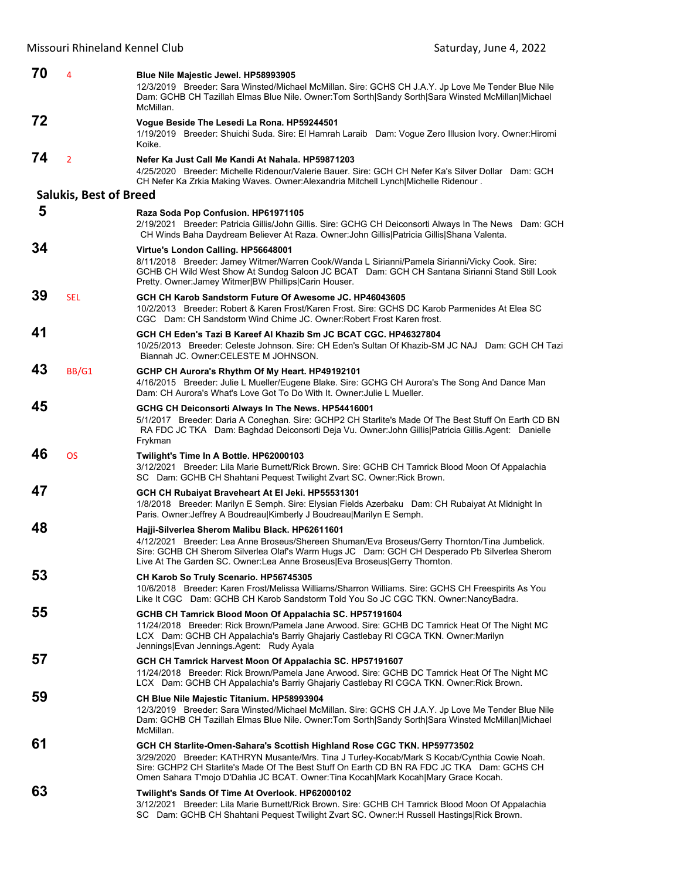**70** 4 **Blue Nile Majestic Jewel. HP58993905**
12/3/2019 Breeder: Sara Winsted/Michael McMillan. Sire: GCHS CH J.A.Y. Jp Love Me Tender Blue Nile Dam: GCHB CH Tazillah Elmas Blue Nile. Owner:Tom Sorth|Sandy Sorth|Sara Winsted McMillan|Michael McMillan.

**72** **Vogue Beside The Lesedi La Rona. HP59244501**
1/19/2019 Breeder: Shuichi Suda. Sire: El Hamrah Laraib Dam: Vogue Zero Illusion Ivory. Owner:Hiromi Koike.

**74** 2 **Nefer Ka Just Call Me Kandi At Nahala. HP59871203**
4/25/2020 Breeder: Michelle Ridenour/Valerie Bauer. Sire: GCH CH Nefer Ka's Silver Dollar Dam: GCH CH Nefer Ka Zrkia Making Waves. Owner:Alexandria Mitchell Lynch|Michelle Ridenour .

## Salukis, Best of Breed

**5** **Raza Soda Pop Confusion. HP61971105**
2/19/2021 Breeder: Patricia Gillis/John Gillis. Sire: GCHG CH Deiconsorti Always In The News Dam: GCH CH Winds Baha Daydream Believer At Raza. Owner:John Gillis|Patricia Gillis|Shana Valenta.

**34** **Virtue's London Calling. HP56648001**
8/11/2018 Breeder: Jamey Witmer/Warren Cook/Wanda L Sirianni/Pamela Sirianni/Vicky Cook. Sire: GCHB CH Wild West Show At Sundog Saloon JC BCAT Dam: GCH CH Santana Sirianni Stand Still Look Pretty. Owner:Jamey Witmer|BW Phillips|Carin Houser.

**39** SEL **GCH CH Karob Sandstorm Future Of Awesome JC. HP46043605**
10/2/2013 Breeder: Robert & Karen Frost/Karen Frost. Sire: GCHS DC Karob Parmenides At Elea SC CGC Dam: CH Sandstorm Wind Chime JC. Owner:Robert Frost Karen frost.

**41** **GCH CH Eden's Tazi B Kareef Al Khazib Sm JC BCAT CGC. HP46327804**
10/25/2013 Breeder: Celeste Johnson. Sire: CH Eden's Sultan Of Khazib-SM JC NAJ Dam: GCH CH Tazi Biannah JC. Owner:CELESTE M JOHNSON.

**43** BB/G1 **GCHP CH Aurora's Rhythm Of My Heart. HP49192101**
4/16/2015 Breeder: Julie L Mueller/Eugene Blake. Sire: GCHG CH Aurora's The Song And Dance Man Dam: CH Aurora's What's Love Got To Do With It. Owner:Julie L Mueller.

**45** **GCHG CH Deiconsorti Always In The News. HP54416001**
5/1/2017 Breeder: Daria A Coneghan. Sire: GCHP2 CH Starlite's Made Of The Best Stuff On Earth CD BN RA FDC JC TKA Dam: Baghdad Deiconsorti Deja Vu. Owner:John Gillis|Patricia Gillis.Agent: Danielle Frykman

**46** OS **Twilight's Time In A Bottle. HP62000103**
3/12/2021 Breeder: Lila Marie Burnett/Rick Brown. Sire: GCHB CH Tamrick Blood Moon Of Appalachia SC Dam: GCHB CH Shahtani Pequest Twilight Zvart SC. Owner:Rick Brown.

**47** **GCH CH Rubaiyat Braveheart At El Jeki. HP55531301**
1/8/2018 Breeder: Marilyn E Semph. Sire: Elysian Fields Azerbaku Dam: CH Rubaiyat At Midnight In Paris. Owner:Jeffrey A Boudreau|Kimberly J Boudreau|Marilyn E Semph.

**48** **Hajji-Silverlea Sherom Malibu Black. HP62611601**
4/12/2021 Breeder: Lea Anne Broseus/Shereen Shuman/Eva Broseus/Gerry Thornton/Tina Jumbelick. Sire: GCHB CH Sherom Silverlea Olaf's Warm Hugs JC Dam: GCH CH Desperado Pb Silverlea Sherom Live At The Garden SC. Owner:Lea Anne Broseus|Eva Broseus|Gerry Thornton.

**53** **CH Karob So Truly Scenario. HP56745305**
10/6/2018 Breeder: Karen Frost/Melissa Williams/Sharron Williams. Sire: GCHS CH Freespirits As You Like It CGC Dam: GCHB CH Karob Sandstorm Told You So JC CGC TKN. Owner:NancyBadra.

**55** **GCHB CH Tamrick Blood Moon Of Appalachia SC. HP57191604**
11/24/2018 Breeder: Rick Brown/Pamela Jane Arwood. Sire: GCHB DC Tamrick Heat Of The Night MC LCX Dam: GCHB CH Appalachia's Barriy Ghajariy Castlebay RI CGCA TKN. Owner:Marilyn Jennings|Evan Jennings.Agent: Rudy Ayala

**57** **GCH CH Tamrick Harvest Moon Of Appalachia SC. HP57191607**
11/24/2018 Breeder: Rick Brown/Pamela Jane Arwood. Sire: GCHB DC Tamrick Heat Of The Night MC LCX Dam: GCHB CH Appalachia's Barriy Ghajariy Castlebay RI CGCA TKN. Owner:Rick Brown.

**59** **CH Blue Nile Majestic Titanium. HP58993904**
12/3/2019 Breeder: Sara Winsted/Michael McMillan. Sire: GCHS CH J.A.Y. Jp Love Me Tender Blue Nile Dam: GCHB CH Tazillah Elmas Blue Nile. Owner:Tom Sorth|Sandy Sorth|Sara Winsted McMillan|Michael McMillan.

**61** **GCH CH Starlite-Omen-Sahara's Scottish Highland Rose CGC TKN. HP59773502**
3/29/2020 Breeder: KATHRYN Musante/Mrs. Tina J Turley-Kocab/Mark S Kocab/Cynthia Cowie Noah. Sire: GCHP2 CH Starlite's Made Of The Best Stuff On Earth CD BN RA FDC JC TKA Dam: GCHS CH Omen Sahara T'mojo D'Dahlia JC BCAT. Owner:Tina Kocah|Mark Kocah|Mary Grace Kocah.

**63** **Twilight's Sands Of Time At Overlook. HP62000102**
3/12/2021 Breeder: Lila Marie Burnett/Rick Brown. Sire: GCHB CH Tamrick Blood Moon Of Appalachia SC Dam: GCHB CH Shahtani Pequest Twilight Zvart SC. Owner:H Russell Hastings|Rick Brown.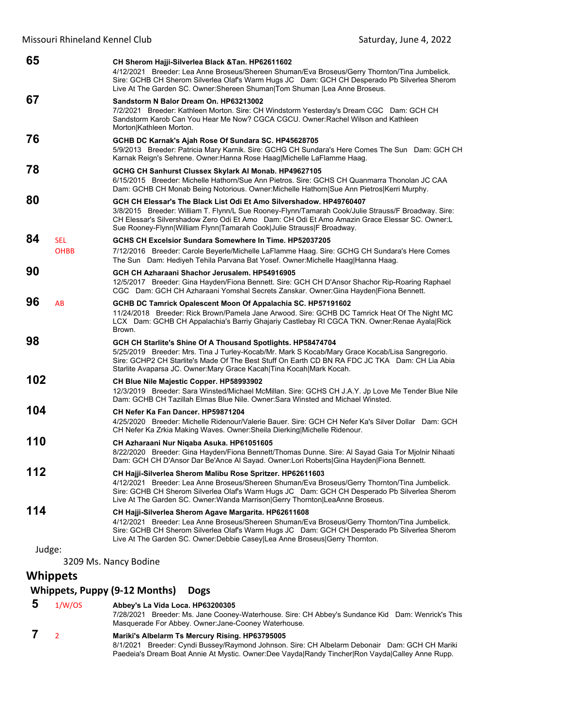**65** CH Sherom Hajji-Silverlea Black &Tan. HP62611602
4/12/2021 Breeder: Lea Anne Broseus/Shereen Shuman/Eva Broseus/Gerry Thornton/Tina Jumbelick. Sire: GCHB CH Sherom Silverlea Olaf's Warm Hugs JC Dam: GCH CH Desperado Pb Silverlea Sherom Live At The Garden SC. Owner:Shereen Shuman|Tom Shuman |Lea Anne Broseus.

**67** Sandstorm N Balor Dream On. HP63213002
7/2/2021 Breeder: Kathleen Morton. Sire: CH Windstorm Yesterday's Dream CGC Dam: GCH CH Sandstorm Karob Can You Hear Me Now? CGCA CGCU. Owner:Rachel Wilson and Kathleen Morton|Kathleen Morton.

**76** GCHB DC Karnak's Ajah Rose Of Sundara SC. HP45628705
5/9/2013 Breeder: Patricia Mary Karnik. Sire: GCHG CH Sundara's Here Comes The Sun Dam: GCH CH Karnak Reign's Sehrene. Owner:Hanna Rose Haag|Michelle LaFlamme Haag.

**78** GCHG CH Sanhurst Clussex Skylark Al Monab. HP49627105
6/15/2015 Breeder: Michelle Hathorn/Sue Ann Pietros. Sire: GCHS CH Quanmarra Thonolan JC CAA Dam: GCHB CH Monab Being Notorious. Owner:Michelle Hathorn|Sue Ann Pietros|Kerri Murphy.

**80** GCH CH Elessar's The Black List Odi Et Amo Silvershadow. HP49760407
3/8/2015 Breeder: William T. Flynn/L Sue Rooney-Flynn/Tamarah Cook/Julie Strauss/F Broadway. Sire: CH Elessar's Silvershadow Zero Odi Et Amo Dam: CH Odi Et Amo Amazin Grace Elessar SC. Owner:L Sue Rooney-Flynn|William Flynn|Tamarah Cook|Julie Strauss|F Broadway.

**84** SEL OHBB GCHS CH Excelsior Sundara Somewhere In Time. HP52037205
7/12/2016 Breeder: Carole Beyerle/Michelle LaFlamme Haag. Sire: GCHG CH Sundara's Here Comes The Sun Dam: Hediyeh Tehila Parvana Bat Yosef. Owner:Michelle Haag|Hanna Haag.

**90** GCH CH Azharaani Shachor Jerusalem. HP54916905
12/5/2017 Breeder: Gina Hayden/Fiona Bennett. Sire: GCH CH D'Ansor Shachor Rip-Roaring Raphael CGC Dam: GCH CH Azharaani Yomshal Secrets Zanskar. Owner:Gina Hayden|Fiona Bennett.

**96** AB GCHB DC Tamrick Opalescent Moon Of Appalachia SC. HP57191602
11/24/2018 Breeder: Rick Brown/Pamela Jane Arwood. Sire: GCHB DC Tamrick Heat Of The Night MC LCX Dam: GCHB CH Appalachia's Barriy Ghajariy Castlebay RI CGCA TKN. Owner:Renae Ayala|Rick Brown.

**98** GCH CH Starlite's Shine Of A Thousand Spotlights. HP58474704
5/25/2019 Breeder: Mrs. Tina J Turley-Kocab/Mr. Mark S Kocab/Mary Grace Kocab/Lisa Sangregorio. Sire: GCHP2 CH Starlite's Made Of The Best Stuff On Earth CD BN RA FDC JC TKA Dam: CH Lia Abia Starlite Avaparsa JC. Owner:Mary Grace Kacah|Tina Kocah|Mark Kocah.

**102** CH Blue Nile Majestic Copper. HP58993902
12/3/2019 Breeder: Sara Winsted/Michael McMillan. Sire: GCHS CH J.A.Y. Jp Love Me Tender Blue Nile Dam: GCHB CH Tazillah Elmas Blue Nile. Owner:Sara Winsted and Michael Winsted.

**104** CH Nefer Ka Fan Dancer. HP59871204
4/25/2020 Breeder: Michelle Ridenour/Valerie Bauer. Sire: GCH CH Nefer Ka's Silver Dollar Dam: GCH CH Nefer Ka Zrkia Making Waves. Owner:Sheila Dierking|Michelle Ridenour.

**110** CH Azharaani Nur Niqaba Asuka. HP61051605
8/22/2020 Breeder: Gina Hayden/Fiona Bennett/Thomas Dunne. Sire: Al Sayad Gaia Tor Mjolnir Nihaati Dam: GCH CH D'Ansor Dar Be'Ance Al Sayad. Owner:Lori Roberts|Gina Hayden|Fiona Bennett.

**112** CH Hajji-Silverlea Sherom Malibu Rose Spritzer. HP62611603
4/12/2021 Breeder: Lea Anne Broseus/Shereen Shuman/Eva Broseus/Gerry Thornton/Tina Jumbelick. Sire: GCHB CH Sherom Silverlea Olaf's Warm Hugs JC Dam: GCH CH Desperado Pb Silverlea Sherom Live At The Garden SC. Owner:Wanda Marrison|Gerry Thornton|LeaAnne Broseus.

**114** CH Hajji-Silverlea Sherom Agave Margarita. HP62611608
4/12/2021 Breeder: Lea Anne Broseus/Shereen Shuman/Eva Broseus/Gerry Thornton/Tina Jumbelick. Sire: GCHB CH Sherom Silverlea Olaf's Warm Hugs JC Dam: GCH CH Desperado Pb Silverlea Sherom Live At The Garden SC. Owner:Debbie Casey|Lea Anne Broseus|Gerry Thornton.

Judge:

3209 Ms. Nancy Bodine

## Whippets

### Whippets, Puppy (9-12 Months) Dogs

**5** 1/W/OS Abbey's La Vida Loca. HP63200305
7/28/2021 Breeder: Ms. Jane Cooney-Waterhouse. Sire: CH Abbey's Sundance Kid Dam: Wenrick's This Masquerade For Abbey. Owner:Jane-Cooney Waterhouse.

**7** 2 Mariki's Albelarm Ts Mercury Rising. HP63795005
8/1/2021 Breeder: Cyndi Bussey/Raymond Johnson. Sire: CH Albelarm Debonair Dam: GCH CH Mariki Paedeia's Dream Boat Annie At Mystic. Owner:Dee Vayda|Randy Tincher|Ron Vayda|Calley Anne Rupp.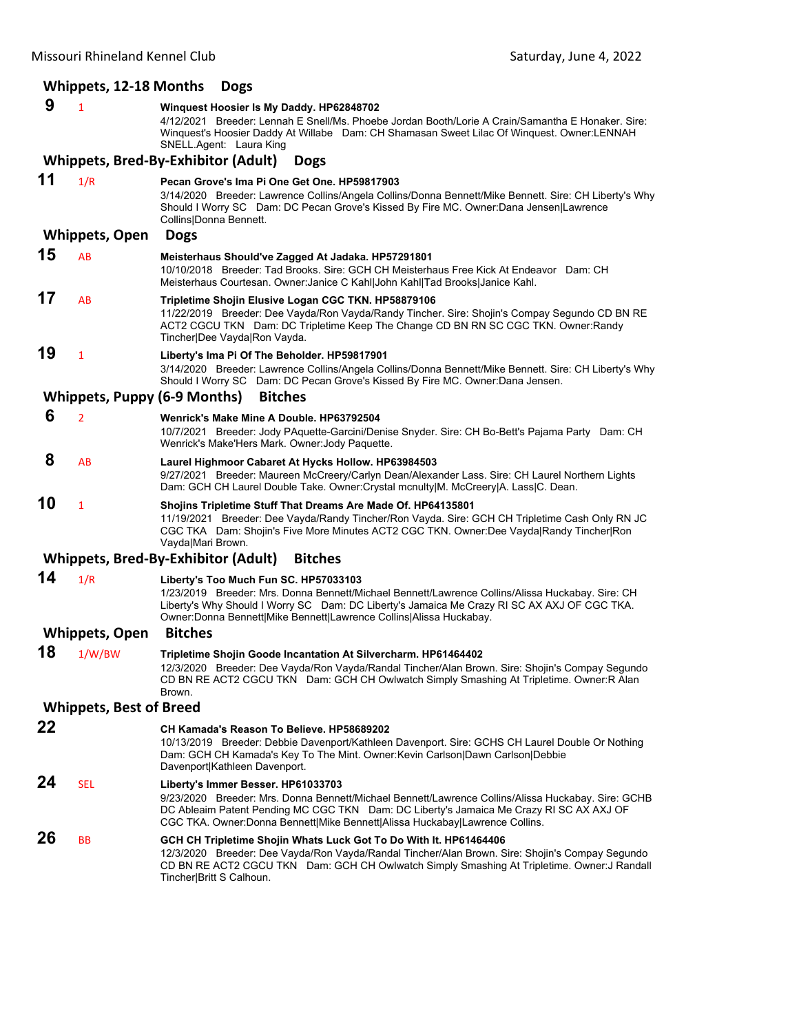### Whippets, 12-18 Months Dogs

**9** 1 **Winquest Hoosier Is My Daddy. HP62848702**
4/12/2021 Breeder: Lennah E Snell/Ms. Phoebe Jordan Booth/Lorie A Crain/Samantha E Honaker. Sire: Winquest's Hoosier Daddy At Willabe Dam: CH Shamasan Sweet Lilac Of Winquest. Owner:LENNAH SNELL.Agent: Laura King

### Whippets, Bred-By-Exhibitor (Adult) Dogs

**11** 1/R **Pecan Grove's Ima Pi One Get One. HP59817903**
3/14/2020 Breeder: Lawrence Collins/Angela Collins/Donna Bennett/Mike Bennett. Sire: CH Liberty's Why Should I Worry SC Dam: DC Pecan Grove's Kissed By Fire MC. Owner:Dana Jensen|Lawrence Collins|Donna Bennett.

### Whippets, Open Dogs

**15** AB **Meisterhaus Should've Zagged At Jadaka. HP57291801**
10/10/2018 Breeder: Tad Brooks. Sire: GCH CH Meisterhaus Free Kick At Endeavor Dam: CH Meisterhaus Courtesan. Owner:Janice C Kahl|John Kahl|Tad Brooks|Janice Kahl.

**17** AB **Tripletime Shojin Elusive Logan CGC TKN. HP58879106**
11/22/2019 Breeder: Dee Vayda/Ron Vayda/Randy Tincher. Sire: Shojin's Compay Segundo CD BN RE ACT2 CGCU TKN Dam: DC Tripletime Keep The Change CD BN RN SC CGC TKN. Owner:Randy Tincher|Dee Vayda|Ron Vayda.

**19** 1 **Liberty's Ima Pi Of The Beholder. HP59817901**
3/14/2020 Breeder: Lawrence Collins/Angela Collins/Donna Bennett/Mike Bennett. Sire: CH Liberty's Why Should I Worry SC Dam: DC Pecan Grove's Kissed By Fire MC. Owner:Dana Jensen.

### Whippets, Puppy (6-9 Months) Bitches

**6** 2 **Wenrick's Make Mine A Double. HP63792504**
10/7/2021 Breeder: Jody PAquette-Garcini/Denise Snyder. Sire: CH Bo-Bett's Pajama Party Dam: CH Wenrick's Make'Hers Mark. Owner:Jody Paquette.

**8** AB **Laurel Highmoor Cabaret At Hycks Hollow. HP63984503**
9/27/2021 Breeder: Maureen McCreery/Carlyn Dean/Alexander Lass. Sire: CH Laurel Northern Lights Dam: GCH CH Laurel Double Take. Owner:Crystal mcnulty|M. McCreery|A. Lass|C. Dean.

**10** 1 **Shojins Tripletime Stuff That Dreams Are Made Of. HP64135801**
11/19/2021 Breeder: Dee Vayda/Randy Tincher/Ron Vayda. Sire: GCH CH Tripletime Cash Only RN JC CGC TKA Dam: Shojin's Five More Minutes ACT2 CGC TKN. Owner:Dee Vayda|Randy Tincher|Ron Vayda|Mari Brown.

### Whippets, Bred-By-Exhibitor (Adult) Bitches

**14** 1/R **Liberty's Too Much Fun SC. HP57033103**
1/23/2019 Breeder: Mrs. Donna Bennett/Michael Bennett/Lawrence Collins/Alissa Huckabay. Sire: CH Liberty's Why Should I Worry SC Dam: DC Liberty's Jamaica Me Crazy RI SC AX AXJ OF CGC TKA. Owner:Donna Bennett|Mike Bennett|Lawrence Collins|Alissa Huckabay.

### Whippets, Open Bitches

**18** 1/W/BW **Tripletime Shojin Goode Incantation At Silvercharm. HP61464402**
12/3/2020 Breeder: Dee Vayda/Ron Vayda/Randal Tincher/Alan Brown. Sire: Shojin's Compay Segundo CD BN RE ACT2 CGCU TKN Dam: GCH CH Owlwatch Simply Smashing At Tripletime. Owner:R Alan Brown.

### Whippets, Best of Breed

**22** **CH Kamada's Reason To Believe. HP58689202**
10/13/2019 Breeder: Debbie Davenport/Kathleen Davenport. Sire: GCHS CH Laurel Double Or Nothing Dam: GCH CH Kamada's Key To The Mint. Owner:Kevin Carlson|Dawn Carlson|Debbie Davenport|Kathleen Davenport.

**24** SEL **Liberty's Immer Besser. HP61033703**
9/23/2020 Breeder: Mrs. Donna Bennett/Michael Bennett/Lawrence Collins/Alissa Huckabay. Sire: GCHB DC Ableaim Patent Pending MC CGC TKN Dam: DC Liberty's Jamaica Me Crazy RI SC AX AXJ OF CGC TKA. Owner:Donna Bennett|Mike Bennett|Alissa Huckabay|Lawrence Collins.

**26** BB **GCH CH Tripletime Shojin Whats Luck Got To Do With It. HP61464406**
12/3/2020 Breeder: Dee Vayda/Ron Vayda/Randal Tincher/Alan Brown. Sire: Shojin's Compay Segundo CD BN RE ACT2 CGCU TKN Dam: GCH CH Owlwatch Simply Smashing At Tripletime. Owner:J Randall Tincher|Britt S Calhoun.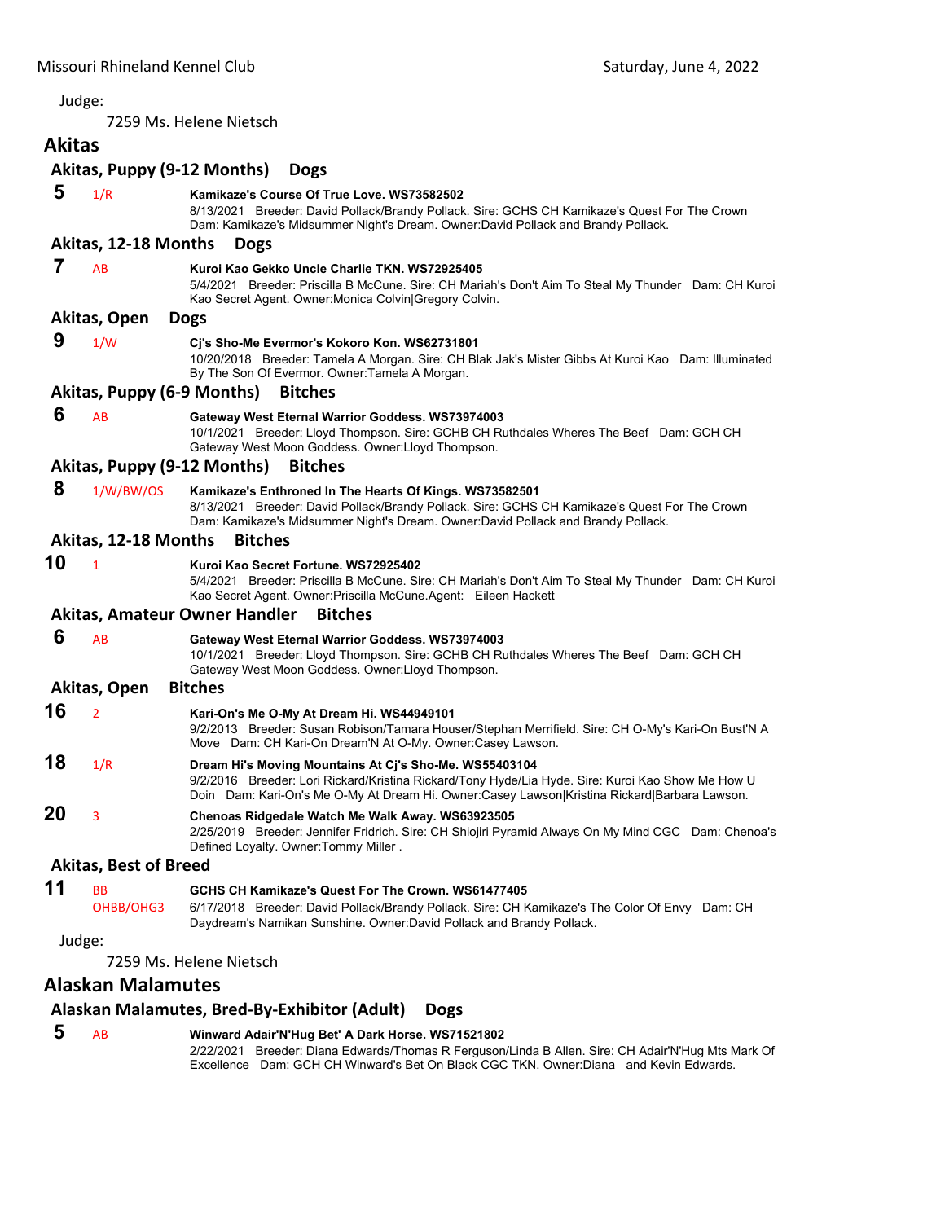Judge:

7259 Ms. Helene Nietsch

## Akitas

### Akitas, Puppy (9-12 Months) Dogs

**5** 1/R **Kamikaze's Course Of True Love. WS73582502**
8/13/2021 Breeder: David Pollack/Brandy Pollack. Sire: GCHS CH Kamikaze's Quest For The Crown Dam: Kamikaze's Midsummer Night's Dream. Owner:David Pollack and Brandy Pollack.

### Akitas, 12-18 Months Dogs

**7** AB **Kuroi Kao Gekko Uncle Charlie TKN. WS72925405**
5/4/2021 Breeder: Priscilla B McCune. Sire: CH Mariah's Don't Aim To Steal My Thunder Dam: CH Kuroi Kao Secret Agent. Owner:Monica Colvin|Gregory Colvin.

### Akitas, Open Dogs

**9** 1/W **Cj's Sho-Me Evermor's Kokoro Kon. WS62731801**
10/20/2018 Breeder: Tamela A Morgan. Sire: CH Blak Jak's Mister Gibbs At Kuroi Kao Dam: Illuminated By The Son Of Evermor. Owner:Tamela A Morgan.

### Akitas, Puppy (6-9 Months) Bitches

**6** AB **Gateway West Eternal Warrior Goddess. WS73974003**
10/1/2021 Breeder: Lloyd Thompson. Sire: GCHB CH Ruthdales Wheres The Beef Dam: GCH CH Gateway West Moon Goddess. Owner:Lloyd Thompson.

### Akitas, Puppy (9-12 Months) Bitches

**8** 1/W/BW/OS **Kamikaze's Enthroned In The Hearts Of Kings. WS73582501**
8/13/2021 Breeder: David Pollack/Brandy Pollack. Sire: GCHS CH Kamikaze's Quest For The Crown Dam: Kamikaze's Midsummer Night's Dream. Owner:David Pollack and Brandy Pollack.

### Akitas, 12-18 Months Bitches

**10** 1 **Kuroi Kao Secret Fortune. WS72925402**
5/4/2021 Breeder: Priscilla B McCune. Sire: CH Mariah's Don't Aim To Steal My Thunder Dam: CH Kuroi Kao Secret Agent. Owner:Priscilla McCune.Agent: Eileen Hackett

### Akitas, Amateur Owner Handler Bitches

**6** AB **Gateway West Eternal Warrior Goddess. WS73974003**
10/1/2021 Breeder: Lloyd Thompson. Sire: GCHB CH Ruthdales Wheres The Beef Dam: GCH CH Gateway West Moon Goddess. Owner:Lloyd Thompson.

### Akitas, Open Bitches

**16** 2 **Kari-On's Me O-My At Dream Hi. WS44949101**
9/2/2013 Breeder: Susan Robison/Tamara Houser/Stephan Merrifield. Sire: CH O-My's Kari-On Bust'N A Move Dam: CH Kari-On Dream'N At O-My. Owner:Casey Lawson.

**18** 1/R **Dream Hi's Moving Mountains At Cj's Sho-Me. WS55403104**
9/2/2016 Breeder: Lori Rickard/Kristina Rickard/Tony Hyde/Lia Hyde. Sire: Kuroi Kao Show Me How U Doin Dam: Kari-On's Me O-My At Dream Hi. Owner:Casey Lawson|Kristina Rickard|Barbara Lawson.

**20** 3 **Chenoas Ridgedale Watch Me Walk Away. WS63923505**
2/25/2019 Breeder: Jennifer Fridrich. Sire: CH Shiojiri Pyramid Always On My Mind CGC Dam: Chenoa's Defined Loyalty. Owner:Tommy Miller .

### Akitas, Best of Breed

**11** BB OHBB/OHG3 **GCHS CH Kamikaze's Quest For The Crown. WS61477405**
6/17/2018 Breeder: David Pollack/Brandy Pollack. Sire: CH Kamikaze's The Color Of Envy Dam: CH Daydream's Namikan Sunshine. Owner:David Pollack and Brandy Pollack.

Judge:

7259 Ms. Helene Nietsch

## Alaskan Malamutes

### Alaskan Malamutes, Bred-By-Exhibitor (Adult) Dogs

**5** AB **Winward Adair'N'Hug Bet' A Dark Horse. WS71521802**
2/22/2021 Breeder: Diana Edwards/Thomas R Ferguson/Linda B Allen. Sire: CH Adair'N'Hug Mts Mark Of Excellence Dam: GCH CH Winward's Bet On Black CGC TKN. Owner:Diana and Kevin Edwards.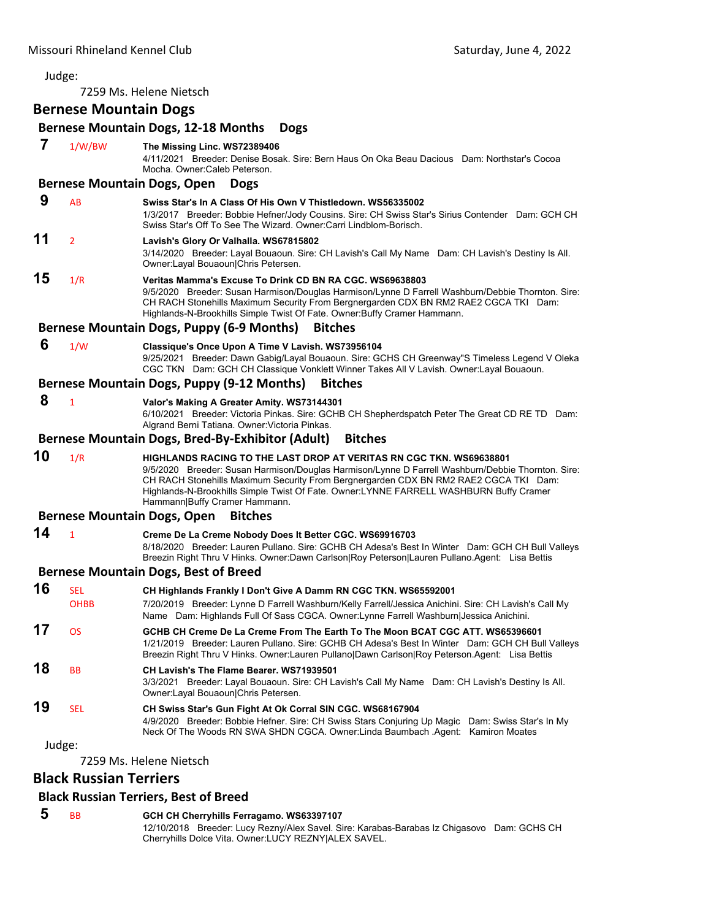Judge:

7259 Ms. Helene Nietsch

## Bernese Mountain Dogs

### Bernese Mountain Dogs, 12-18 Months Dogs

**7** 1/W/BW **The Missing Linc. WS72389406**
4/11/2021 Breeder: Denise Bosak. Sire: Bern Haus On Oka Beau Dacious Dam: Northstar's Cocoa Mocha. Owner:Caleb Peterson.

### Bernese Mountain Dogs, Open Dogs

**9** AB **Swiss Star's In A Class Of His Own V Thistledown. WS56335002**
1/3/2017 Breeder: Bobbie Hefner/Jody Cousins. Sire: CH Swiss Star's Sirius Contender Dam: GCH CH Swiss Star's Off To See The Wizard. Owner:Carri Lindblom-Borisch.

**11** 2 **Lavish's Glory Or Valhalla. WS67815802**
3/14/2020 Breeder: Layal Bouaoun. Sire: CH Lavish's Call My Name Dam: CH Lavish's Destiny Is All. Owner:Layal Bouaoun|Chris Petersen.

**15** 1/R **Veritas Mamma's Excuse To Drink CD BN RA CGC. WS69638803**
9/5/2020 Breeder: Susan Harmison/Douglas Harmison/Lynne D Farrell Washburn/Debbie Thornton. Sire: CH RACH Stonehills Maximum Security From Bergnergarden CDX BN RM2 RAE2 CGCA TKI Dam: Highlands-N-Brookhills Simple Twist Of Fate. Owner:Buffy Cramer Hammann.

### Bernese Mountain Dogs, Puppy (6-9 Months) Bitches

**6** 1/W **Classique's Once Upon A Time V Lavish. WS73956104**
9/25/2021 Breeder: Dawn Gabig/Layal Bouaoun. Sire: GCHS CH Greenway"S Timeless Legend V Oleka CGC TKN Dam: GCH CH Classique Vonklett Winner Takes All V Lavish. Owner:Layal Bouaoun.

### Bernese Mountain Dogs, Puppy (9-12 Months) Bitches

**8** 1 **Valor's Making A Greater Amity. WS73144301**
6/10/2021 Breeder: Victoria Pinkas. Sire: GCHB CH Shepherdspatch Peter The Great CD RE TD Dam: Algrand Berni Tatiana. Owner:Victoria Pinkas.

### Bernese Mountain Dogs, Bred-By-Exhibitor (Adult) Bitches

**10** 1/R **HIGHLANDS RACING TO THE LAST DROP AT VERITAS RN CGC TKN. WS69638801**
9/5/2020 Breeder: Susan Harmison/Douglas Harmison/Lynne D Farrell Washburn/Debbie Thornton. Sire: CH RACH Stonehills Maximum Security From Bergnergarden CDX BN RM2 RAE2 CGCA TKI Dam: Highlands-N-Brookhills Simple Twist Of Fate. Owner:LYNNE FARRELL WASHBURN Buffy Cramer Hammann|Buffy Cramer Hammann.

### Bernese Mountain Dogs, Open Bitches

**14** 1 **Creme De La Creme Nobody Does It Better CGC. WS69916703**
8/18/2020 Breeder: Lauren Pullano. Sire: GCHB CH Adesa's Best In Winter Dam: GCH CH Bull Valleys Breezin Right Thru V Hinks. Owner:Dawn Carlson|Roy Peterson|Lauren Pullano.Agent: Lisa Bettis

### Bernese Mountain Dogs, Best of Breed

**16** SEL OHBB **CH Highlands Frankly I Don't Give A Damm RN CGC TKN. WS65592001**
7/20/2019 Breeder: Lynne D Farrell Washburn/Kelly Farrell/Jessica Anichini. Sire: CH Lavish's Call My Name Dam: Highlands Full Of Sass CGCA. Owner:Lynne Farrell Washburn|Jessica Anichini.

**17** OS **GCHB CH Creme De La Creme From The Earth To The Moon BCAT CGC ATT. WS65396601**
1/21/2019 Breeder: Lauren Pullano. Sire: GCHB CH Adesa's Best In Winter Dam: GCH CH Bull Valleys Breezin Right Thru V Hinks. Owner:Lauren Pullano|Dawn Carlson|Roy Peterson.Agent: Lisa Bettis

**18** BB **CH Lavish's The Flame Bearer. WS71939501**
3/3/2021 Breeder: Layal Bouaoun. Sire: CH Lavish's Call My Name Dam: CH Lavish's Destiny Is All. Owner:Layal Bouaoun|Chris Petersen.

**19** SEL **CH Swiss Star's Gun Fight At Ok Corral SIN CGC. WS68167904**
4/9/2020 Breeder: Bobbie Hefner. Sire: CH Swiss Stars Conjuring Up Magic Dam: Swiss Star's In My Neck Of The Woods RN SWA SHDN CGCA. Owner:Linda Baumbach .Agent: Kamiron Moates

Judge:

7259 Ms. Helene Nietsch

## Black Russian Terriers

### Black Russian Terriers, Best of Breed

**5** BB **GCH CH Cherryhills Ferragamo. WS63397107**
12/10/2018 Breeder: Lucy Rezny/Alex Savel. Sire: Karabas-Barabas Iz Chigasovo Dam: GCHS CH Cherryhills Dolce Vita. Owner:LUCY REZNY|ALEX SAVEL.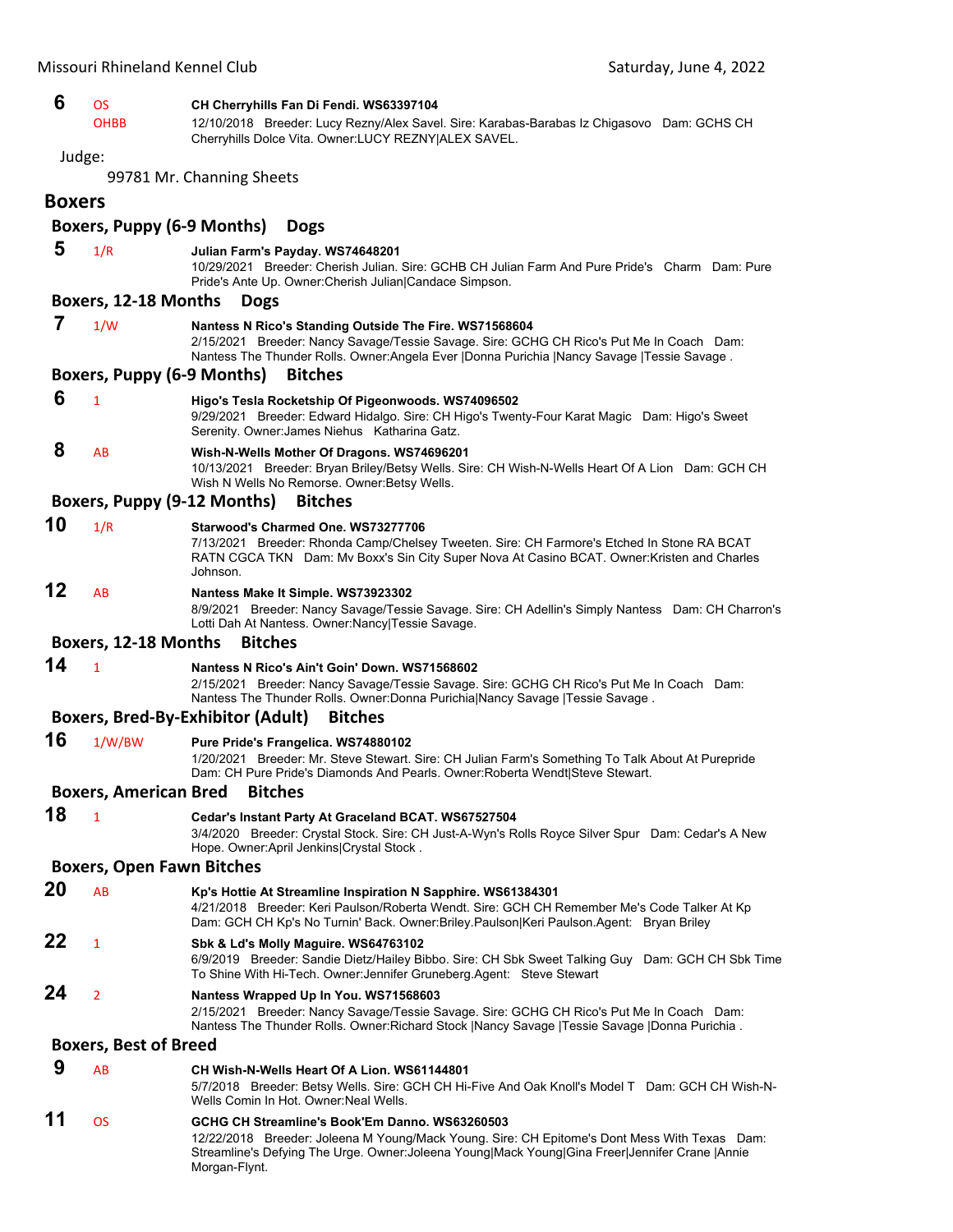**6** OS
OHBB
**CH Cherryhills Fan Di Fendi. WS63397104**
12/10/2018 Breeder: Lucy Rezny/Alex Savel. Sire: Karabas-Barabas Iz Chigasovo Dam: GCHS CH Cherryhills Dolce Vita. Owner:LUCY REZNY|ALEX SAVEL.

Judge:

99781 Mr. Channing Sheets

## Boxers

### Boxers, Puppy (6-9 Months) Dogs

**5** 1/R **Julian Farm's Payday. WS74648201**
10/29/2021 Breeder: Cherish Julian. Sire: GCHB CH Julian Farm And Pure Pride's Charm Dam: Pure Pride's Ante Up. Owner:Cherish Julian|Candace Simpson.

### Boxers, 12-18 Months Dogs

**7** 1/W **Nantess N Rico's Standing Outside The Fire. WS71568604**
2/15/2021 Breeder: Nancy Savage/Tessie Savage. Sire: GCHG CH Rico's Put Me In Coach Dam: Nantess The Thunder Rolls. Owner:Angela Ever |Donna Purichia |Nancy Savage |Tessie Savage .

### Boxers, Puppy (6-9 Months) Bitches

**6** 1 **Higo's Tesla Rocketship Of Pigeonwoods. WS74096502**
9/29/2021 Breeder: Edward Hidalgo. Sire: CH Higo's Twenty-Four Karat Magic Dam: Higo's Sweet Serenity. Owner:James Niehus Katharina Gatz.

**8** AB **Wish-N-Wells Mother Of Dragons. WS74696201**
10/13/2021 Breeder: Bryan Briley/Betsy Wells. Sire: CH Wish-N-Wells Heart Of A Lion Dam: GCH CH Wish N Wells No Remorse. Owner:Betsy Wells.

### Boxers, Puppy (9-12 Months) Bitches

**10** 1/R **Starwood's Charmed One. WS73277706**
7/13/2021 Breeder: Rhonda Camp/Chelsey Tweeten. Sire: CH Farmore's Etched In Stone RA BCAT RATN CGCA TKN Dam: Mv Boxx's Sin City Super Nova At Casino BCAT. Owner:Kristen and Charles Johnson.

**12** AB **Nantess Make It Simple. WS73923302**
8/9/2021 Breeder: Nancy Savage/Tessie Savage. Sire: CH Adellin's Simply Nantess Dam: CH Charron's Lotti Dah At Nantess. Owner:Nancy|Tessie Savage.

### Boxers, 12-18 Months Bitches

**14** 1 **Nantess N Rico's Ain't Goin' Down. WS71568602**
2/15/2021 Breeder: Nancy Savage/Tessie Savage. Sire: GCHG CH Rico's Put Me In Coach Dam: Nantess The Thunder Rolls. Owner:Donna Purichia|Nancy Savage |Tessie Savage .

### Boxers, Bred-By-Exhibitor (Adult) Bitches

**16** 1/W/BW **Pure Pride's Frangelica. WS74880102**
1/20/2021 Breeder: Mr. Steve Stewart. Sire: CH Julian Farm's Something To Talk About At Purepride Dam: CH Pure Pride's Diamonds And Pearls. Owner:Roberta Wendt|Steve Stewart.

### Boxers, American Bred Bitches

**18** 1 **Cedar's Instant Party At Graceland BCAT. WS67527504**
3/4/2020 Breeder: Crystal Stock. Sire: CH Just-A-Wyn's Rolls Royce Silver Spur Dam: Cedar's A New Hope. Owner:April Jenkins|Crystal Stock .

### Boxers, Open Fawn Bitches

**20** AB **Kp's Hottie At Streamline Inspiration N Sapphire. WS61384301**
4/21/2018 Breeder: Keri Paulson/Roberta Wendt. Sire: GCH CH Remember Me's Code Talker At Kp Dam: GCH CH Kp's No Turnin' Back. Owner:Briley.Paulson|Keri Paulson.Agent: Bryan Briley

**22** 1 **Sbk & Ld's Molly Maguire. WS64763102**
6/9/2019 Breeder: Sandie Dietz/Hailey Bibbo. Sire: CH Sbk Sweet Talking Guy Dam: GCH CH Sbk Time To Shine With Hi-Tech. Owner:Jennifer Gruneberg.Agent: Steve Stewart

**24** 2 **Nantess Wrapped Up In You. WS71568603**
2/15/2021 Breeder: Nancy Savage/Tessie Savage. Sire: GCHG CH Rico's Put Me In Coach Dam: Nantess The Thunder Rolls. Owner:Richard Stock |Nancy Savage |Tessie Savage |Donna Purichia .

### Boxers, Best of Breed

**9** AB **CH Wish-N-Wells Heart Of A Lion. WS61144801**
5/7/2018 Breeder: Betsy Wells. Sire: GCH CH Hi-Five And Oak Knoll's Model T Dam: GCH CH Wish-N-Wells Comin In Hot. Owner:Neal Wells.

**11** OS **GCHG CH Streamline's Book'Em Danno. WS63260503**
12/22/2018 Breeder: Joleena M Young/Mack Young. Sire: CH Epitome's Dont Mess With Texas Dam: Streamline's Defying The Urge. Owner:Joleena Young|Mack Young|Gina Freer|Jennifer Crane |Annie Morgan-Flynt.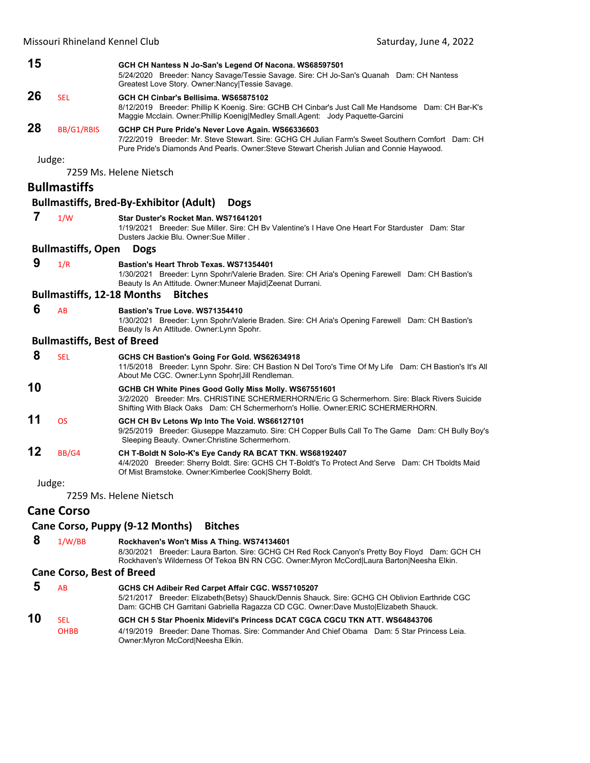**15** GCH CH Nantess N Jo-San's Legend Of Nacona. WS68597501
5/24/2020 Breeder: Nancy Savage/Tessie Savage. Sire: CH Jo-San's Quanah Dam: CH Nantess Greatest Love Story. Owner:Nancy|Tessie Savage.

**26** SEL **GCH CH Cinbar's Bellisima. WS65875102**
8/12/2019 Breeder: Phillip K Koenig. Sire: GCHB CH Cinbar's Just Call Me Handsome Dam: CH Bar-K's Maggie Mcclain. Owner:Phillip Koenig|Medley Small.Agent: Jody Paquette-Garcini

**28** BB/G1/RBIS **GCHP CH Pure Pride's Never Love Again. WS66336603**
7/22/2019 Breeder: Mr. Steve Stewart. Sire: GCHG CH Julian Farm's Sweet Southern Comfort Dam: CH Pure Pride's Diamonds And Pearls. Owner:Steve Stewart Cherish Julian and Connie Haywood.

Judge:
7259 Ms. Helene Nietsch

## Bullmastiffs

### Bullmastiffs, Bred-By-Exhibitor (Adult) Dogs

**7** 1/W **Star Duster's Rocket Man. WS71641201**
1/19/2021 Breeder: Sue Miller. Sire: CH Bv Valentine's I Have One Heart For Starduster Dam: Star Dusters Jackie Blu. Owner:Sue Miller .

### Bullmastiffs, Open Dogs

**9** 1/R **Bastion's Heart Throb Texas. WS71354401**
1/30/2021 Breeder: Lynn Spohr/Valerie Braden. Sire: CH Aria's Opening Farewell Dam: CH Bastion's Beauty Is An Attitude. Owner:Muneer Majid|Zeenat Durrani.

### Bullmastiffs, 12-18 Months Bitches

**6** AB **Bastion's True Love. WS71354410**
1/30/2021 Breeder: Lynn Spohr/Valerie Braden. Sire: CH Aria's Opening Farewell Dam: CH Bastion's Beauty Is An Attitude. Owner:Lynn Spohr.

### Bullmastiffs, Best of Breed

**8** SEL **GCHS CH Bastion's Going For Gold. WS62634918**
11/5/2018 Breeder: Lynn Spohr. Sire: CH Bastion N Del Toro's Time Of My Life Dam: CH Bastion's It's All About Me CGC. Owner:Lynn Spohr|Jill Rendleman.

**10** **GCHB CH White Pines Good Golly Miss Molly. WS67551601**
3/2/2020 Breeder: Mrs. CHRISTINE SCHERMERHORN/Eric G Schermerhorn. Sire: Black Rivers Suicide Shifting With Black Oaks Dam: CH Schermerhorn's Hollie. Owner:ERIC SCHERMERHORN.

**11** OS **GCH CH Bv Letons Wp Into The Void. WS66127101**
9/25/2019 Breeder: Giuseppe Mazzamuto. Sire: CH Copper Bulls Call To The Game Dam: CH Bully Boy's Sleeping Beauty. Owner:Christine Schermerhorn.

**12** BB/G4 **CH T-Boldt N Solo-K's Eye Candy RA BCAT TKN. WS68192407**
4/4/2020 Breeder: Sherry Boldt. Sire: GCHS CH T-Boldt's To Protect And Serve Dam: CH Tboldts Maid Of Mist Bramstoke. Owner:Kimberlee Cook|Sherry Boldt.

Judge:
7259 Ms. Helene Nietsch

## Cane Corso

### Cane Corso, Puppy (9-12 Months) Bitches

**8** 1/W/BB **Rockhaven's Won't Miss A Thing. WS74134601**
8/30/2021 Breeder: Laura Barton. Sire: GCHG CH Red Rock Canyon's Pretty Boy Floyd Dam: GCH CH Rockhaven's Wilderness Of Tekoa BN RN CGC. Owner:Myron McCord|Laura Barton|Neesha Elkin.

### Cane Corso, Best of Breed

**5** AB **GCHS CH Adibeir Red Carpet Affair CGC. WS57105207**
5/21/2017 Breeder: Elizabeth(Betsy) Shauck/Dennis Shauck. Sire: GCHG CH Oblivion Earthride CGC Dam: GCHB CH Garritani Gabriella Ragazza CD CGC. Owner:Dave Musto|Elizabeth Shauck.

**10** SEL OHBB **GCH CH 5 Star Phoenix Midevil's Princess DCAT CGCA CGCU TKN ATT. WS64843706**
4/19/2019 Breeder: Dane Thomas. Sire: Commander And Chief Obama Dam: 5 Star Princess Leia. Owner:Myron McCord|Neesha Elkin.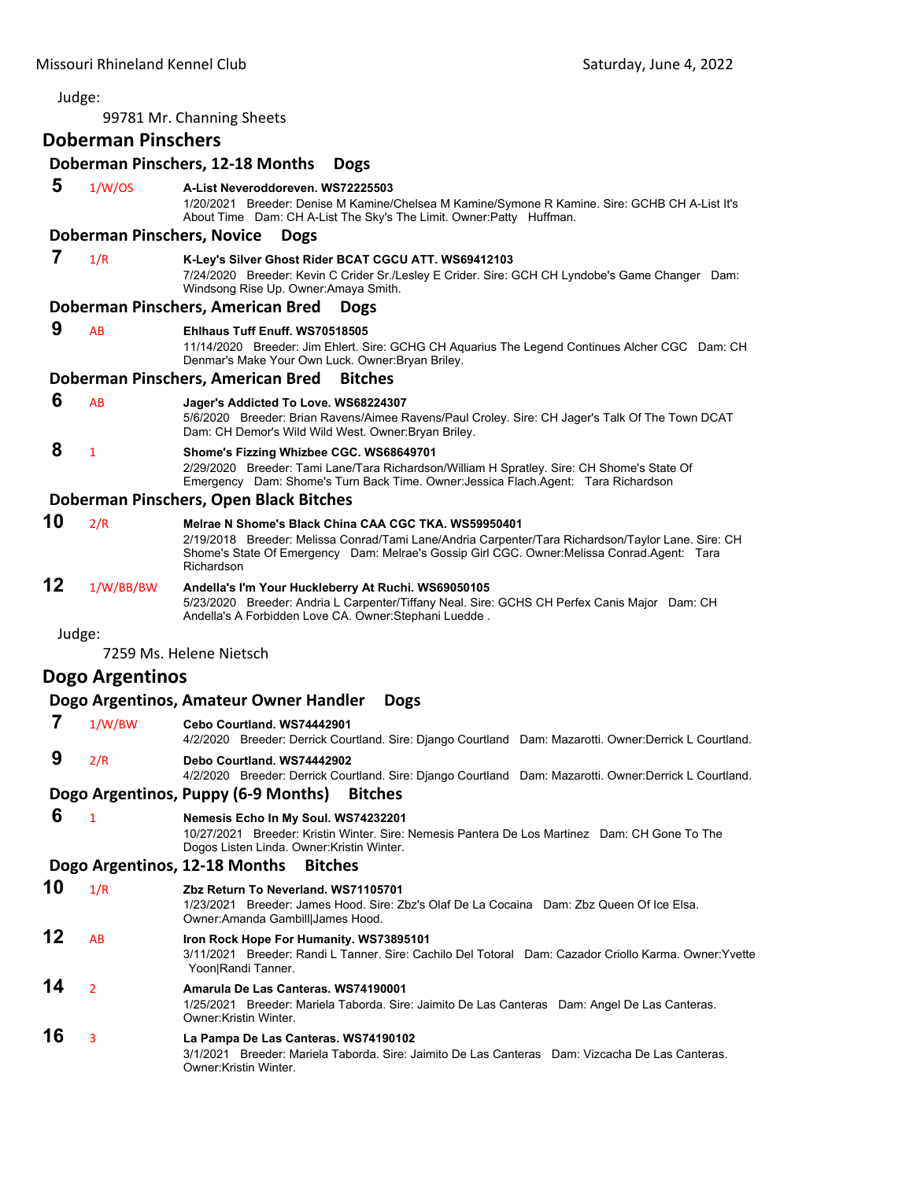Judge:

99781 Mr. Channing Sheets

## Doberman Pinschers

### Doberman Pinschers, 12-18 Months Dogs

**5** 1/W/OS **A-List Neveroddoreven. WS72225503**
1/20/2021 Breeder: Denise M Kamine/Chelsea M Kamine/Symone R Kamine. Sire: GCHB CH A-List It's About Time Dam: CH A-List The Sky's The Limit. Owner:Patty Huffman.

### Doberman Pinschers, Novice Dogs

**7** 1/R **K-Ley's Silver Ghost Rider BCAT CGCU ATT. WS69412103**
7/24/2020 Breeder: Kevin C Crider Sr./Lesley E Crider. Sire: GCH CH Lyndobe's Game Changer Dam: Windsong Rise Up. Owner:Amaya Smith.

### Doberman Pinschers, American Bred Dogs

**9** AB **Ehlhaus Tuff Enuff. WS70518505**
11/14/2020 Breeder: Jim Ehlert. Sire: GCHG CH Aquarius The Legend Continues Alcher CGC Dam: CH Denmar's Make Your Own Luck. Owner:Bryan Briley.

### Doberman Pinschers, American Bred Bitches

**6** AB **Jager's Addicted To Love. WS68224307**
5/6/2020 Breeder: Brian Ravens/Aimee Ravens/Paul Croley. Sire: CH Jager's Talk Of The Town DCAT Dam: CH Demor's Wild Wild West. Owner:Bryan Briley.

**8** 1 **Shome's Fizzing Whizbee CGC. WS68649701**
2/29/2020 Breeder: Tami Lane/Tara Richardson/William H Spratley. Sire: CH Shome's State Of Emergency Dam: Shome's Turn Back Time. Owner:Jessica Flach.Agent: Tara Richardson

### Doberman Pinschers, Open Black Bitches

**10** 2/R **Melrae N Shome's Black China CAA CGC TKA. WS59950401**
2/19/2018 Breeder: Melissa Conrad/Tami Lane/Andria Carpenter/Tara Richardson/Taylor Lane. Sire: CH Shome's State Of Emergency Dam: Melrae's Gossip Girl CGC. Owner:Melissa Conrad.Agent: Tara Richardson

**12** 1/W/BB/BW **Andella's I'm Your Huckleberry At Ruchi. WS69050105**
5/23/2020 Breeder: Andria L Carpenter/Tiffany Neal. Sire: GCHS CH Perfex Canis Major Dam: CH Andella's A Forbidden Love CA. Owner:Stephani Luedde .

Judge:

7259 Ms. Helene Nietsch

## Dogo Argentinos

### Dogo Argentinos, Amateur Owner Handler Dogs

**7** 1/W/BW **Cebo Courtland. WS74442901**
4/2/2020 Breeder: Derrick Courtland. Sire: Django Courtland Dam: Mazarotti. Owner:Derrick L Courtland.

**9** 2/R **Debo Courtland. WS74442902**
4/2/2020 Breeder: Derrick Courtland. Sire: Django Courtland Dam: Mazarotti. Owner:Derrick L Courtland.

### Dogo Argentinos, Puppy (6-9 Months) Bitches

**6** 1 **Nemesis Echo In My Soul. WS74232201**
10/27/2021 Breeder: Kristin Winter. Sire: Nemesis Pantera De Los Martinez Dam: CH Gone To The Dogos Listen Linda. Owner:Kristin Winter.

### Dogo Argentinos, 12-18 Months Bitches

**10** 1/R **Zbz Return To Neverland. WS71105701**
1/23/2021 Breeder: James Hood. Sire: Zbz's Olaf De La Cocaina Dam: Zbz Queen Of Ice Elsa. Owner:Amanda Gambill|James Hood.

**12** AB **Iron Rock Hope For Humanity. WS73895101**
3/11/2021 Breeder: Randi L Tanner. Sire: Cachilo Del Totoral Dam: Cazador Criollo Karma. Owner:Yvette Yoon|Randi Tanner.

**14** 2 **Amarula De Las Canteras. WS74190001**
1/25/2021 Breeder: Mariela Taborda. Sire: Jaimito De Las Canteras Dam: Angel De Las Canteras. Owner:Kristin Winter.

**16** 3 **La Pampa De Las Canteras. WS74190102**
3/1/2021 Breeder: Mariela Taborda. Sire: Jaimito De Las Canteras Dam: Vizcacha De Las Canteras. Owner:Kristin Winter.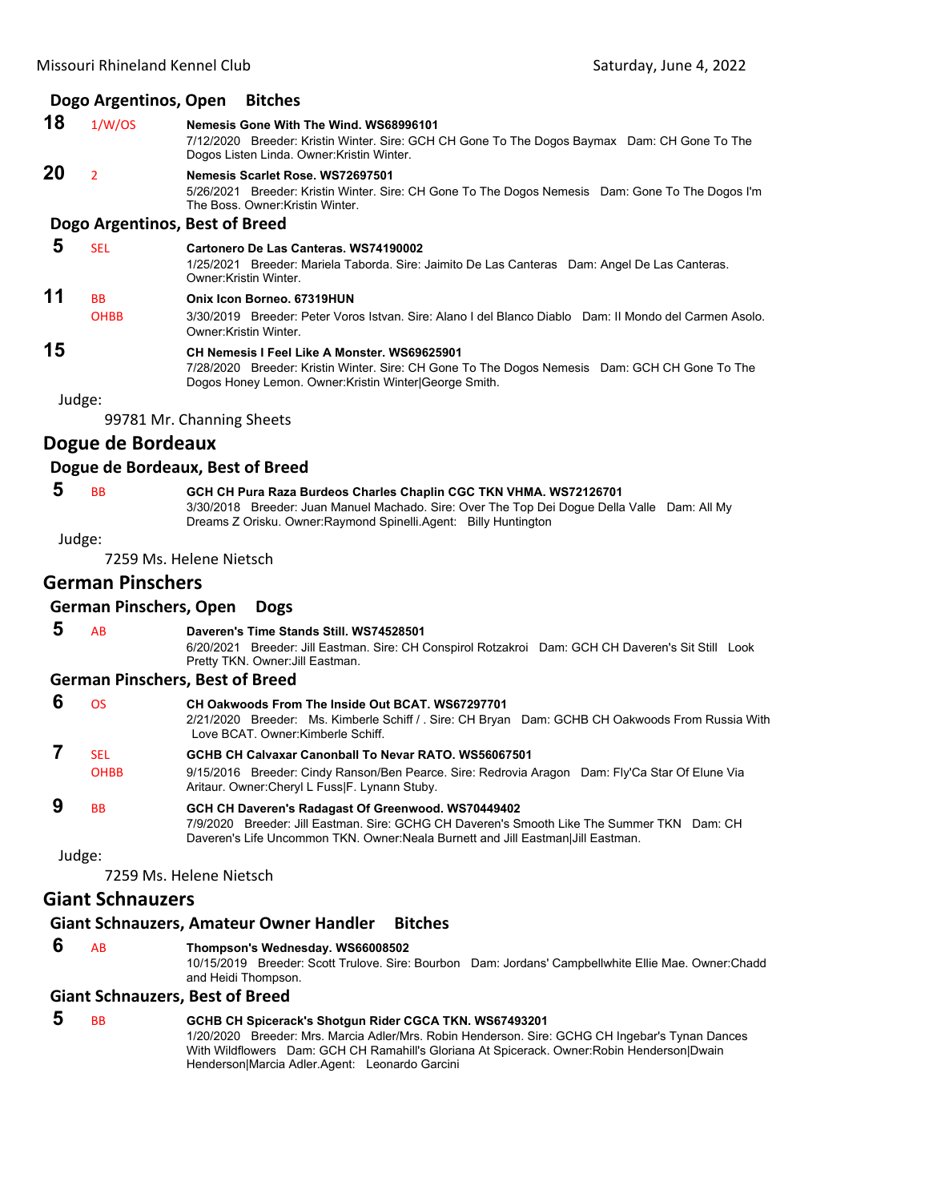### Dogo Argentinos, Open Bitches

**18** 1/W/OS **Nemesis Gone With The Wind. WS68996101**
7/12/2020 Breeder: Kristin Winter. Sire: GCH CH Gone To The Dogos Baymax Dam: CH Gone To The Dogos Listen Linda. Owner:Kristin Winter.

**20** 2 **Nemesis Scarlet Rose. WS72697501**
5/26/2021 Breeder: Kristin Winter. Sire: CH Gone To The Dogos Nemesis Dam: Gone To The Dogos I'm The Boss. Owner:Kristin Winter.

### Dogo Argentinos, Best of Breed

**5** SEL **Cartonero De Las Canteras. WS74190002**
1/25/2021 Breeder: Mariela Taborda. Sire: Jaimito De Las Canteras Dam: Angel De Las Canteras. Owner:Kristin Winter.

**11** BB OHBB **Onix Icon Borneo. 67319HUN**
3/30/2019 Breeder: Peter Voros Istvan. Sire: Alano I del Blanco Diablo Dam: Il Mondo del Carmen Asolo. Owner:Kristin Winter.

**15** **CH Nemesis I Feel Like A Monster. WS69625901**
7/28/2020 Breeder: Kristin Winter. Sire: CH Gone To The Dogos Nemesis Dam: GCH CH Gone To The Dogos Honey Lemon. Owner:Kristin Winter|George Smith.

Judge:

99781 Mr. Channing Sheets

## Dogue de Bordeaux

### Dogue de Bordeaux, Best of Breed

**5** BB **GCH CH Pura Raza Burdeos Charles Chaplin CGC TKN VHMA. WS72126701**
3/30/2018 Breeder: Juan Manuel Machado. Sire: Over The Top Dei Dogue Della Valle Dam: All My Dreams Z Orisku. Owner:Raymond Spinelli.Agent: Billy Huntington

Judge:

7259 Ms. Helene Nietsch

## German Pinschers

### German Pinschers, Open Dogs

**5** AB **Daveren's Time Stands Still. WS74528501**
6/20/2021 Breeder: Jill Eastman. Sire: CH Conspirol Rotzakroi Dam: GCH CH Daveren's Sit Still Look Pretty TKN. Owner:Jill Eastman.

### German Pinschers, Best of Breed

**6** OS **CH Oakwoods From The Inside Out BCAT. WS67297701**
2/21/2020 Breeder: Ms. Kimberle Schiff / . Sire: CH Bryan Dam: GCHB CH Oakwoods From Russia With Love BCAT. Owner:Kimberle Schiff.

**7** SEL OHBB **GCHB CH Calvaxar Canonball To Nevar RATO. WS56067501**
9/15/2016 Breeder: Cindy Ranson/Ben Pearce. Sire: Redrovia Aragon Dam: Fly'Ca Star Of Elune Via Aritaur. Owner:Cheryl L Fuss|F. Lynann Stuby.

**9** BB **GCH CH Daveren's Radagast Of Greenwood. WS70449402**
7/9/2020 Breeder: Jill Eastman. Sire: GCHG CH Daveren's Smooth Like The Summer TKN Dam: CH Daveren's Life Uncommon TKN. Owner:Neala Burnett and Jill Eastman|Jill Eastman.

Judge:

7259 Ms. Helene Nietsch

## Giant Schnauzers

### Giant Schnauzers, Amateur Owner Handler Bitches

**6** AB **Thompson's Wednesday. WS66008502**
10/15/2019 Breeder: Scott Trulove. Sire: Bourbon Dam: Jordans' Campbellwhite Ellie Mae. Owner:Chadd and Heidi Thompson.

### Giant Schnauzers, Best of Breed

**5** BB **GCHB CH Spicerack's Shotgun Rider CGCA TKN. WS67493201**
1/20/2020 Breeder: Mrs. Marcia Adler/Mrs. Robin Henderson. Sire: GCHG CH Ingebar's Tynan Dances With Wildflowers Dam: GCH CH Ramahill's Gloriana At Spicerack. Owner:Robin Henderson|Dwain Henderson|Marcia Adler.Agent: Leonardo Garcini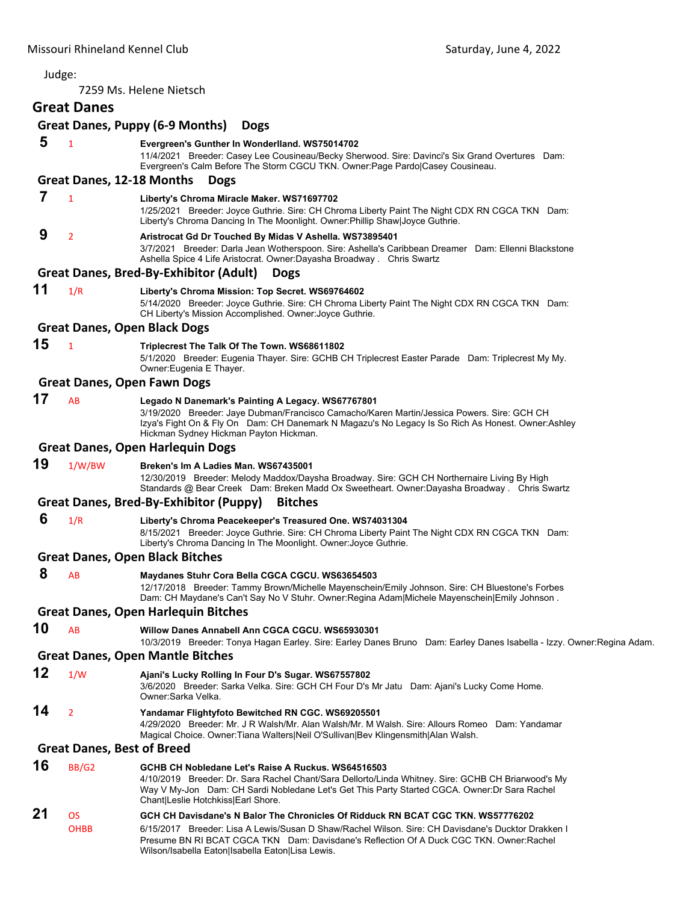Judge:

7259 Ms. Helene Nietsch

## Great Danes

### Great Danes, Puppy (6-9 Months) Dogs

**5** 1 **Evergreen's Gunther In Wonderlland. WS75014702**
11/4/2021 Breeder: Casey Lee Cousineau/Becky Sherwood. Sire: Davinci's Six Grand Overtures Dam: Evergreen's Calm Before The Storm CGCU TKN. Owner:Page Pardo|Casey Cousineau.

### Great Danes, 12-18 Months Dogs

**7** 1 **Liberty's Chroma Miracle Maker. WS71697702**
1/25/2021 Breeder: Joyce Guthrie. Sire: CH Chroma Liberty Paint The Night CDX RN CGCA TKN Dam: Liberty's Chroma Dancing In The Moonlight. Owner:Phillip Shaw|Joyce Guthrie.

**9** 2 **Aristrocat Gd Dr Touched By Midas V Ashella. WS73895401**
3/7/2021 Breeder: Darla Jean Wotherspoon. Sire: Ashella's Caribbean Dreamer Dam: Ellenni Blackstone Ashella Spice 4 Life Aristocrat. Owner:Dayasha Broadway . Chris Swartz

### Great Danes, Bred-By-Exhibitor (Adult) Dogs

**11** 1/R **Liberty's Chroma Mission: Top Secret. WS69764602**
5/14/2020 Breeder: Joyce Guthrie. Sire: CH Chroma Liberty Paint The Night CDX RN CGCA TKN Dam: CH Liberty's Mission Accomplished. Owner:Joyce Guthrie.

### Great Danes, Open Black Dogs

**15** 1 **Triplecrest The Talk Of The Town. WS68611802**
5/1/2020 Breeder: Eugenia Thayer. Sire: GCHB CH Triplecrest Easter Parade Dam: Triplecrest My My. Owner:Eugenia E Thayer.

### Great Danes, Open Fawn Dogs

**17** AB **Legado N Danemark's Painting A Legacy. WS67767801**
3/19/2020 Breeder: Jaye Dubman/Francisco Camacho/Karen Martin/Jessica Powers. Sire: GCH CH Izya's Fight On & Fly On Dam: CH Danemark N Magazu's No Legacy Is So Rich As Honest. Owner:Ashley Hickman Sydney Hickman Payton Hickman.

### Great Danes, Open Harlequin Dogs

**19** 1/W/BW **Breken's Im A Ladies Man. WS67435001**
12/30/2019 Breeder: Melody Maddox/Daysha Broadway. Sire: GCH CH Northernaire Living By High Standards @ Bear Creek Dam: Breken Madd Ox Sweetheart. Owner:Dayasha Broadway . Chris Swartz

### Great Danes, Bred-By-Exhibitor (Puppy) Bitches

**6** 1/R **Liberty's Chroma Peacekeeper's Treasured One. WS74031304**
8/15/2021 Breeder: Joyce Guthrie. Sire: CH Chroma Liberty Paint The Night CDX RN CGCA TKN Dam: Liberty's Chroma Dancing In The Moonlight. Owner:Joyce Guthrie.

### Great Danes, Open Black Bitches

**8** AB **Maydanes Stuhr Cora Bella CGCA CGCU. WS63654503**
12/17/2018 Breeder: Tammy Brown/Michelle Mayenschein/Emily Johnson. Sire: CH Bluestone's Forbes Dam: CH Maydane's Can't Say No V Stuhr. Owner:Regina Adam|Michele Mayenschein|Emily Johnson .

### Great Danes, Open Harlequin Bitches

**10** AB **Willow Danes Annabell Ann CGCA CGCU. WS65930301**
10/3/2019 Breeder: Tonya Hagan Earley. Sire: Earley Danes Bruno Dam: Earley Danes Isabella - Izzy. Owner:Regina Adam.

### Great Danes, Open Mantle Bitches

**12** 1/W **Ajani's Lucky Rolling In Four D's Sugar. WS67557802**
3/6/2020 Breeder: Sarka Velka. Sire: GCH CH Four D's Mr Jatu Dam: Ajani's Lucky Come Home. Owner:Sarka Velka.

**14** 2 **Yandamar Flightyfoto Bewitched RN CGC. WS69205501**
4/29/2020 Breeder: Mr. J R Walsh/Mr. Alan Walsh/Mr. M Walsh. Sire: Allours Romeo Dam: Yandamar Magical Choice. Owner:Tiana Walters|Neil O'Sullivan|Bev Klingensmith|Alan Walsh.

### Great Danes, Best of Breed

**16** BB/G2 **GCHB CH Nobledane Let's Raise A Ruckus. WS64516503**
4/10/2019 Breeder: Dr. Sara Rachel Chant/Sara Dellorto/Linda Whitney. Sire: GCHB CH Briarwood's My Way V My-Jon Dam: CH Sardi Nobledane Let's Get This Party Started CGCA. Owner:Dr Sara Rachel Chant|Leslie Hotchkiss|Earl Shore.

**21** OS OHBB **GCH CH Davisdane's N Balor The Chronicles Of Ridduck RN BCAT CGC TKN. WS57776202**
6/15/2017 Breeder: Lisa A Lewis/Susan D Shaw/Rachel Wilson. Sire: CH Davisdane's Ducktor Drakken I Presume BN RI BCAT CGCA TKN Dam: Davisdane's Reflection Of A Duck CGC TKN. Owner:Rachel Wilson/Isabella Eaton|Isabella Eaton|Lisa Lewis.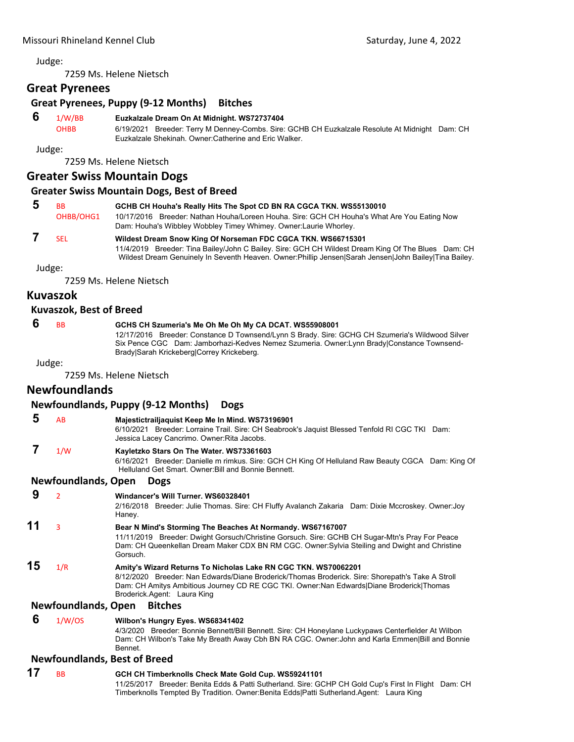Judge:

7259 Ms. Helene Nietsch

## Great Pyrenees

### Great Pyrenees, Puppy (9-12 Months) Bitches

**6** 1/W/BB OHBB **Euzkalzale Dream On At Midnight. WS72737404**
6/19/2021 Breeder: Terry M Denney-Combs. Sire: GCHB CH Euzkalzale Resolute At Midnight Dam: CH Euzkalzale Shekinah. Owner:Catherine and Eric Walker.

Judge:

7259 Ms. Helene Nietsch

## Greater Swiss Mountain Dogs

### Greater Swiss Mountain Dogs, Best of Breed

**5** BB OHBB/OHG1 **GCHB CH Houha's Really Hits The Spot CD BN RA CGCA TKN. WS55130010**
10/17/2016 Breeder: Nathan Houha/Loreen Houha. Sire: GCH CH Houha's What Are You Eating Now Dam: Houha's Wibbley Wobbley Timey Whimey. Owner:Laurie Whorley.

**7** SEL **Wildest Dream Snow King Of Norseman FDC CGCA TKN. WS66715301**
11/4/2019 Breeder: Tina Bailey/John C Bailey. Sire: GCH CH Wildest Dream King Of The Blues Dam: CH Wildest Dream Genuinely In Seventh Heaven. Owner:Phillip Jensen|Sarah Jensen|John Bailey|Tina Bailey.

Judge:

7259 Ms. Helene Nietsch

## Kuvaszok

### Kuvaszok, Best of Breed

**6** BB **GCHS CH Szumeria's Me Oh Me Oh My CA DCAT. WS55908001**
12/17/2016 Breeder: Constance D Townsend/Lynn S Brady. Sire: GCHG CH Szumeria's Wildwood Silver Six Pence CGC Dam: Jamborhazi-Kedves Nemez Szumeria. Owner:Lynn Brady|Constance Townsend-Brady|Sarah Krickeberg|Correy Krickeberg.

Judge:

7259 Ms. Helene Nietsch

## Newfoundlands

### Newfoundlands, Puppy (9-12 Months) Dogs

**5** AB **Majestictrailjaquist Keep Me In Mind. WS73196901**
6/10/2021 Breeder: Lorraine Trail. Sire: CH Seabrook's Jaquist Blessed Tenfold RI CGC TKI Dam: Jessica Lacey Cancrimo. Owner:Rita Jacobs.

**7** 1/W **Kayletzko Stars On The Water. WS73361603**
6/16/2021 Breeder: Danielle m rimkus. Sire: GCH CH King Of Helluland Raw Beauty CGCA Dam: King Of Helluland Get Smart. Owner:Bill and Bonnie Bennett.

### Newfoundlands, Open Dogs

**9** 2 **Windancer's Will Turner. WS60328401**
2/16/2018 Breeder: Julie Thomas. Sire: CH Fluffy Avalanch Zakaria Dam: Dixie Mccroskey. Owner:Joy Haney.

**11** 3 **Bear N Mind's Storming The Beaches At Normandy. WS67167007**
11/11/2019 Breeder: Dwight Gorsuch/Christine Gorsuch. Sire: GCHB CH Sugar-Mtn's Pray For Peace Dam: CH Queenkellan Dream Maker CDX BN RM CGC. Owner:Sylvia Steiling and Dwight and Christine Gorsuch.

**15** 1/R **Amity's Wizard Returns To Nicholas Lake RN CGC TKN. WS70062201**
8/12/2020 Breeder: Nan Edwards/Diane Broderick/Thomas Broderick. Sire: Shorepath's Take A Stroll Dam: CH Amitys Ambitious Journey CD RE CGC TKI. Owner:Nan Edwards|Diane Broderick|Thomas Broderick.Agent: Laura King

### Newfoundlands, Open Bitches

**6** 1/W/OS **Wilbon's Hungry Eyes. WS68341402**
4/3/2020 Breeder: Bonnie Bennett/Bill Bennett. Sire: CH Honeylane Luckypaws Centerfielder At Wilbon Dam: CH Wilbon's Take My Breath Away Cbh BN RA CGC. Owner:John and Karla Emmen|Bill and Bonnie Bennet.

### Newfoundlands, Best of Breed

**17** BB **GCH CH Timberknolls Check Mate Gold Cup. WS59241101**
11/25/2017 Breeder: Benita Edds & Patti Sutherland. Sire: GCHP CH Gold Cup's First In Flight Dam: CH Timberknolls Tempted By Tradition. Owner:Benita Edds|Patti Sutherland.Agent: Laura King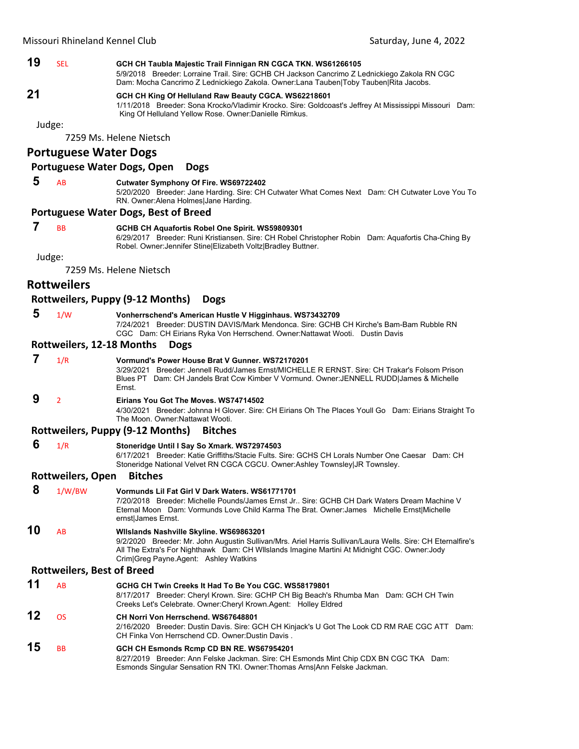**19** SEL **GCH CH Taubla Majestic Trail Finnigan RN CGCA TKN. WS61266105**
5/9/2018 Breeder: Lorraine Trail. Sire: GCHB CH Jackson Cancrimo Z Lednickiego Zakola RN CGC Dam: Mocha Cancrimo Z Lednickiego Zakola. Owner:Lana Tauben|Toby Tauben|Rita Jacobs.

**21** **GCH CH King Of Helluland Raw Beauty CGCA. WS62218601**
1/11/2018 Breeder: Sona Krocko/Vladimir Krocko. Sire: Goldcoast's Jeffrey At Mississippi Missouri Dam: King Of Helluland Yellow Rose. Owner:Danielle Rimkus.

Judge:

7259 Ms. Helene Nietsch

## Portuguese Water Dogs

### Portuguese Water Dogs, Open Dogs

**5** AB **Cutwater Symphony Of Fire. WS69722402**
5/20/2020 Breeder: Jane Harding. Sire: CH Cutwater What Comes Next Dam: CH Cutwater Love You To RN. Owner:Alena Holmes|Jane Harding.

### Portuguese Water Dogs, Best of Breed

**7** BB **GCHB CH Aquafortis Robel One Spirit. WS59809301**
6/29/2017 Breeder: Runi Kristiansen. Sire: CH Robel Christopher Robin Dam: Aquafortis Cha-Ching By Robel. Owner:Jennifer Stine|Elizabeth Voltz|Bradley Buttner.

Judge:

7259 Ms. Helene Nietsch

## Rottweilers

### Rottweilers, Puppy (9-12 Months) Dogs

**5** 1/W **Vonherrschend's American Hustle V Higginhaus. WS73432709**
7/24/2021 Breeder: DUSTIN DAVIS/Mark Mendonca. Sire: GCHB CH Kirche's Bam-Bam Rubble RN CGC Dam: CH Eirians Ryka Von Herrschend. Owner:Nattawat Wooti. Dustin Davis

### Rottweilers, 12-18 Months Dogs

**7** 1/R **Vormund's Power House Brat V Gunner. WS72170201**
3/29/2021 Breeder: Jennell Rudd/James Ernst/MICHELLE R ERNST. Sire: CH Trakar's Folsom Prison Blues PT Dam: CH Jandels Brat Ccw Kimber V Vormund. Owner:JENNELL RUDD|James & Michelle Ernst.

**9** 2 **Eirians You Got The Moves. WS74714502**
4/30/2021 Breeder: Johnna H Glover. Sire: CH Eirians Oh The Places Youll Go Dam: Eirians Straight To The Moon. Owner:Nattawat Wooti.

### Rottweilers, Puppy (9-12 Months) Bitches

**6** 1/R **Stoneridge Until I Say So Xmark. WS72974503**
6/17/2021 Breeder: Katie Griffiths/Stacie Fults. Sire: GCHS CH Lorals Number One Caesar Dam: CH Stoneridge National Velvet RN CGCA CGCU. Owner:Ashley Townsley|JR Townsley.

### Rottweilers, Open Bitches

**8** 1/W/BW **Vormunds Lil Fat Girl V Dark Waters. WS61771701**
7/20/2018 Breeder: Michelle Pounds/James Ernst Jr.. Sire: GCHB CH Dark Waters Dream Machine V Eternal Moon Dam: Vormunds Love Child Karma The Brat. Owner:James Michelle Ernst|Michelle ernst|James Ernst.

**10** AB **Wllslands Nashville Skyline. WS69863201**
9/2/2020 Breeder: Mr. John Augustin Sullivan/Mrs. Ariel Harris Sullivan/Laura Wells. Sire: CH Eternalfire's All The Extra's For Nighthawk Dam: CH Wllslands Imagine Martini At Midnight CGC. Owner:Jody Crim|Greg Payne.Agent: Ashley Watkins

### Rottweilers, Best of Breed

**11** AB **GCHG CH Twin Creeks It Had To Be You CGC. WS58179801**
8/17/2017 Breeder: Cheryl Krown. Sire: GCHP CH Big Beach's Rhumba Man Dam: GCH CH Twin Creeks Let's Celebrate. Owner:Cheryl Krown.Agent: Holley Eldred

**12** OS **CH Norri Von Herrschend. WS67648801**
2/16/2020 Breeder: Dustin Davis. Sire: GCH CH Kinjack's U Got The Look CD RM RAE CGC ATT Dam: CH Finka Von Herrschend CD. Owner:Dustin Davis .

**15** BB **GCH CH Esmonds Rcmp CD BN RE. WS67954201**
8/27/2019 Breeder: Ann Felske Jackman. Sire: CH Esmonds Mint Chip CDX BN CGC TKA Dam: Esmonds Singular Sensation RN TKI. Owner:Thomas Arns|Ann Felske Jackman.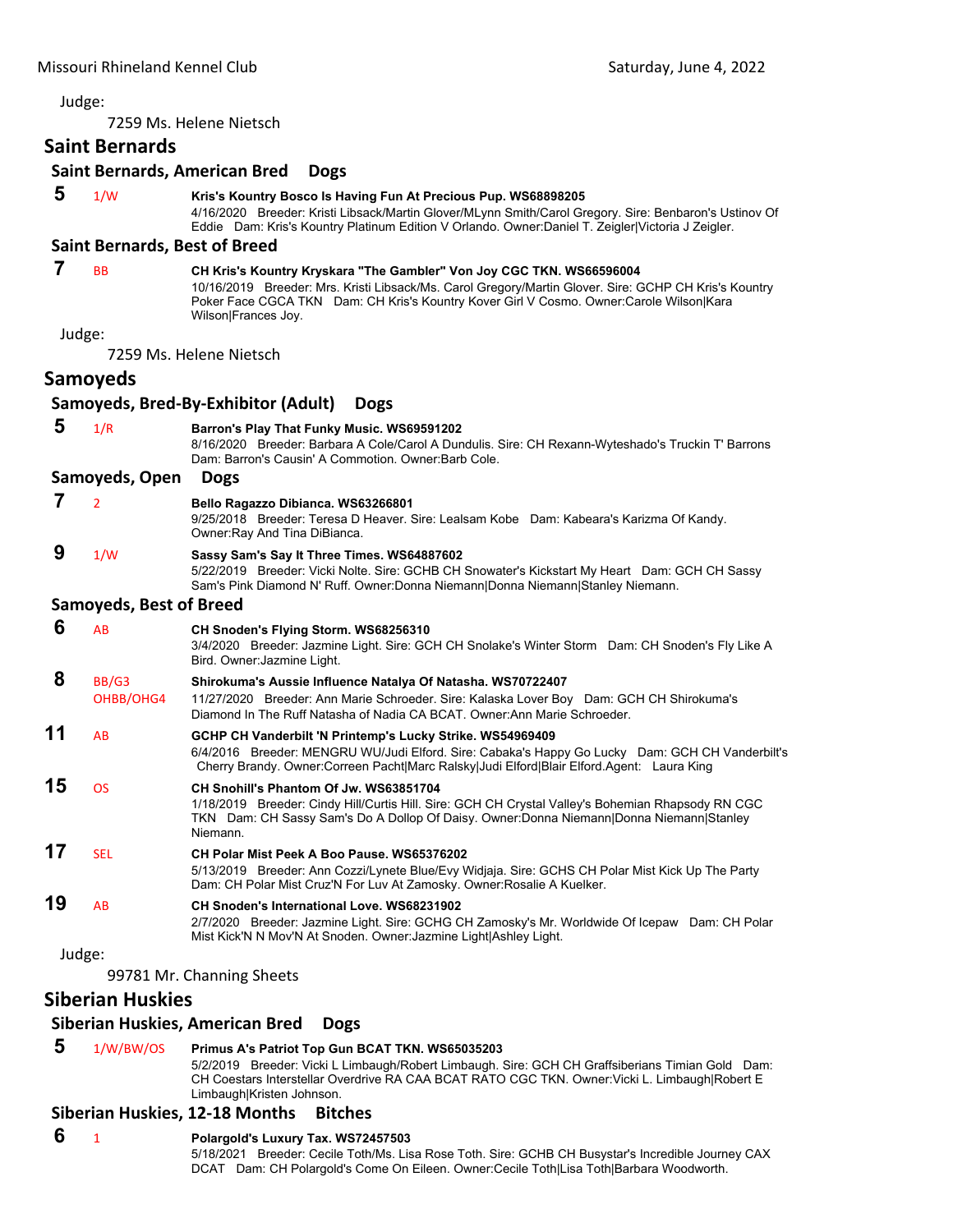Judge:

7259 Ms. Helene Nietsch

## Saint Bernards

### Saint Bernards, American Bred Dogs

**5** 1/W **Kris's Kountry Bosco Is Having Fun At Precious Pup. WS68898205**
4/16/2020 Breeder: Kristi Libsack/Martin Glover/MLynn Smith/Carol Gregory. Sire: Benbaron's Ustinov Of Eddie Dam: Kris's Kountry Platinum Edition V Orlando. Owner:Daniel T. Zeigler|Victoria J Zeigler.

### Saint Bernards, Best of Breed

**7** BB **CH Kris's Kountry Kryskara "The Gambler" Von Joy CGC TKN. WS66596004**
10/16/2019 Breeder: Mrs. Kristi Libsack/Ms. Carol Gregory/Martin Glover. Sire: GCHP CH Kris's Kountry Poker Face CGCA TKN Dam: CH Kris's Kountry Kover Girl V Cosmo. Owner:Carole Wilson|Kara Wilson|Frances Joy.

Judge:

7259 Ms. Helene Nietsch

## Samoyeds

### Samoyeds, Bred-By-Exhibitor (Adult) Dogs

**5** 1/R **Barron's Play That Funky Music. WS69591202**
8/16/2020 Breeder: Barbara A Cole/Carol A Dundulis. Sire: CH Rexann-Wyteshado's Truckin T' Barrons Dam: Barron's Causin' A Commotion. Owner:Barb Cole.

### Samoyeds, Open Dogs

**7** 2 **Bello Ragazzo Dibianca. WS63266801**
9/25/2018 Breeder: Teresa D Heaver. Sire: Lealsam Kobe Dam: Kabeara's Karizma Of Kandy. Owner:Ray And Tina DiBianca.

**9** 1/W **Sassy Sam's Say It Three Times. WS64887602**
5/22/2019 Breeder: Vicki Nolte. Sire: GCHB CH Snowater's Kickstart My Heart Dam: GCH CH Sassy Sam's Pink Diamond N' Ruff. Owner:Donna Niemann|Donna Niemann|Stanley Niemann.

### Samoyeds, Best of Breed

**6** AB **CH Snoden's Flying Storm. WS68256310**
3/4/2020 Breeder: Jazmine Light. Sire: GCH CH Snolake's Winter Storm Dam: CH Snoden's Fly Like A Bird. Owner:Jazmine Light.

**8** BB/G3 OHBB/OHG4 **Shirokuma's Aussie Influence Natalya Of Natasha. WS70722407**
11/27/2020 Breeder: Ann Marie Schroeder. Sire: Kalaska Lover Boy Dam: GCH CH Shirokuma's Diamond In The Ruff Natasha of Nadia CA BCAT. Owner:Ann Marie Schroeder.

**11** AB **GCHP CH Vanderbilt 'N Printemp's Lucky Strike. WS54969409**
6/4/2016 Breeder: MENGRU WU/Judi Elford. Sire: Cabaka's Happy Go Lucky Dam: GCH CH Vanderbilt's Cherry Brandy. Owner:Correen Pacht|Marc Ralsky|Judi Elford|Blair Elford.Agent: Laura King

**15** OS **CH Snohill's Phantom Of Jw. WS63851704**
1/18/2019 Breeder: Cindy Hill/Curtis Hill. Sire: GCH CH Crystal Valley's Bohemian Rhapsody RN CGC TKN Dam: CH Sassy Sam's Do A Dollop Of Daisy. Owner:Donna Niemann|Donna Niemann|Stanley Niemann.

**17** SEL **CH Polar Mist Peek A Boo Pause. WS65376202**
5/13/2019 Breeder: Ann Cozzi/Lynete Blue/Evy Widjaja. Sire: GCHS CH Polar Mist Kick Up The Party Dam: CH Polar Mist Cruz'N For Luv At Zamosky. Owner:Rosalie A Kuelker.

**19** AB **CH Snoden's International Love. WS68231902**
2/7/2020 Breeder: Jazmine Light. Sire: GCHG CH Zamosky's Mr. Worldwide Of Icepaw Dam: CH Polar Mist Kick'N N Mov'N At Snoden. Owner:Jazmine Light|Ashley Light.

Judge:

99781 Mr. Channing Sheets

## Siberian Huskies

### Siberian Huskies, American Bred Dogs

**5** 1/W/BW/OS **Primus A's Patriot Top Gun BCAT TKN. WS65035203**
5/2/2019 Breeder: Vicki L Limbaugh/Robert Limbaugh. Sire: GCH CH Graffsiberians Timian Gold Dam: CH Coestars Interstellar Overdrive RA CAA BCAT RATO CGC TKN. Owner:Vicki L. Limbaugh|Robert E Limbaugh|Kristen Johnson.

### Siberian Huskies, 12-18 Months Bitches

**6** 1 **Polargold's Luxury Tax. WS72457503**
5/18/2021 Breeder: Cecile Toth/Ms. Lisa Rose Toth. Sire: GCHB CH Busystar's Incredible Journey CAX DCAT Dam: CH Polargold's Come On Eileen. Owner:Cecile Toth|Lisa Toth|Barbara Woodworth.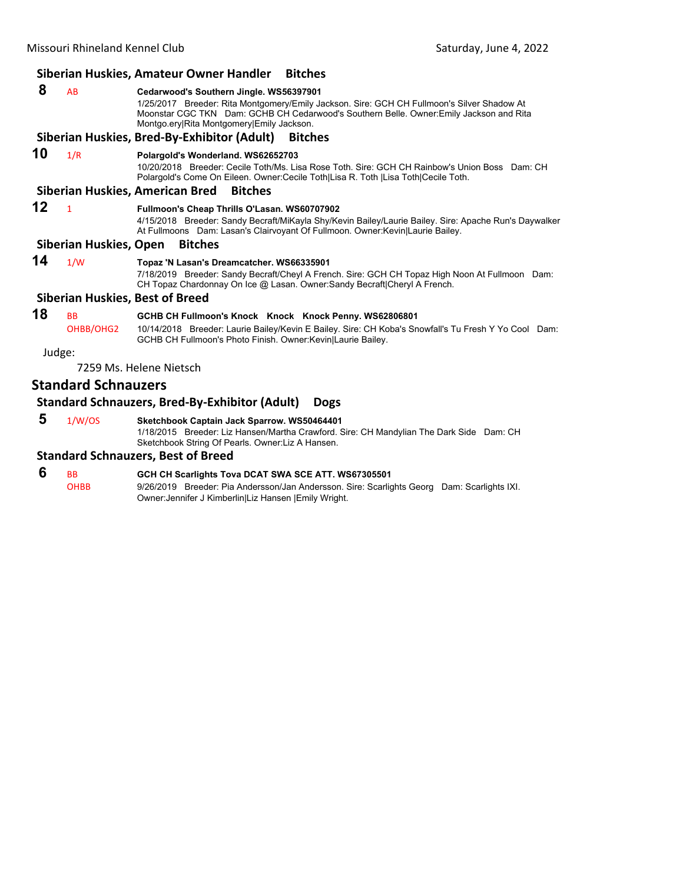### Siberian Huskies, Amateur Owner Handler Bitches

**8** AB **Cedarwood's Southern Jingle. WS56397901**
1/25/2017 Breeder: Rita Montgomery/Emily Jackson. Sire: GCH CH Fullmoon's Silver Shadow At Moonstar CGC TKN Dam: GCHB CH Cedarwood's Southern Belle. Owner:Emily Jackson and Rita Montgo.ery|Rita Montgomery|Emily Jackson.

### Siberian Huskies, Bred-By-Exhibitor (Adult) Bitches

**10** 1/R **Polargold's Wonderland. WS62652703**
10/20/2018 Breeder: Cecile Toth/Ms. Lisa Rose Toth. Sire: GCH CH Rainbow's Union Boss Dam: CH Polargold's Come On Eileen. Owner:Cecile Toth|Lisa R. Toth |Lisa Toth|Cecile Toth.

### Siberian Huskies, American Bred Bitches

**12** 1 **Fullmoon's Cheap Thrills O'Lasan. WS60707902**
4/15/2018 Breeder: Sandy Becraft/MiKayla Shy/Kevin Bailey/Laurie Bailey. Sire: Apache Run's Daywalker At Fullmoons Dam: Lasan's Clairvoyant Of Fullmoon. Owner:Kevin|Laurie Bailey.

### Siberian Huskies, Open Bitches

**14** 1/W **Topaz 'N Lasan's Dreamcatcher. WS66335901**
7/18/2019 Breeder: Sandy Becraft/Cheyl A French. Sire: GCH CH Topaz High Noon At Fullmoon Dam: CH Topaz Chardonnay On Ice @ Lasan. Owner:Sandy Becraft|Cheryl A French.

### Siberian Huskies, Best of Breed

**18** BB OHBB/OHG2 **GCHB CH Fullmoon's Knock Knock Knock Penny. WS62806801**
10/14/2018 Breeder: Laurie Bailey/Kevin E Bailey. Sire: CH Koba's Snowfall's Tu Fresh Y Yo Cool Dam: GCHB CH Fullmoon's Photo Finish. Owner:Kevin|Laurie Bailey.

Judge:

7259 Ms. Helene Nietsch

## Standard Schnauzers

### Standard Schnauzers, Bred-By-Exhibitor (Adult) Dogs

**5** 1/W/OS **Sketchbook Captain Jack Sparrow. WS50464401**
1/18/2015 Breeder: Liz Hansen/Martha Crawford. Sire: CH Mandylian The Dark Side Dam: CH Sketchbook String Of Pearls. Owner:Liz A Hansen.

### Standard Schnauzers, Best of Breed

**6** BB OHBB **GCH CH Scarlights Tova DCAT SWA SCE ATT. WS67305501**
9/26/2019 Breeder: Pia Andersson/Jan Andersson. Sire: Scarlights Georg Dam: Scarlights IXI. Owner:Jennifer J Kimberlin|Liz Hansen |Emily Wright.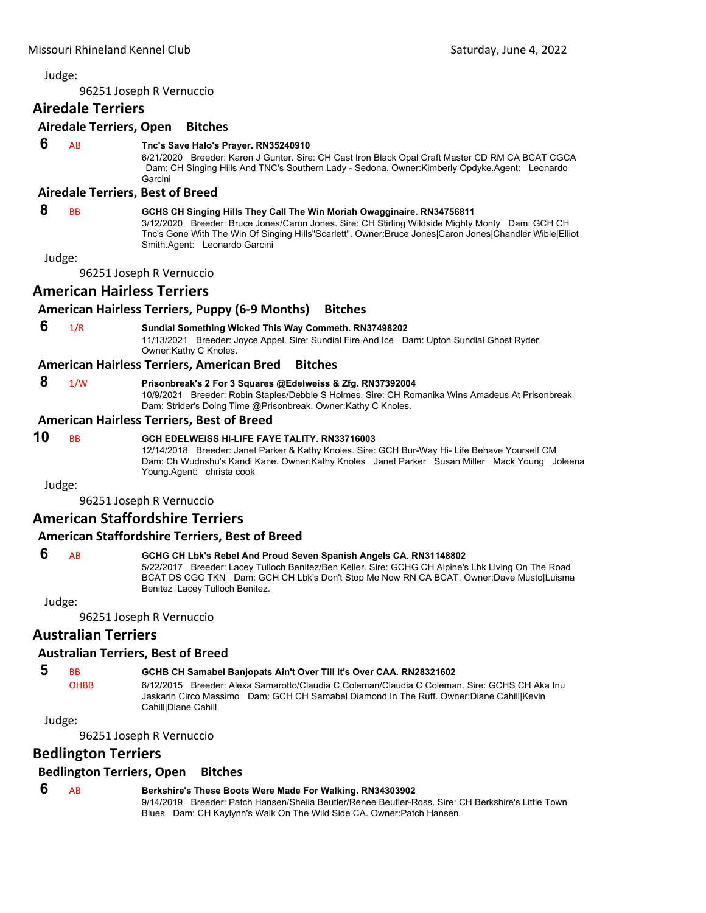Judge:

96251 Joseph R Vernuccio

## Airedale Terriers

### Airedale Terriers, Open Bitches

**6** AB **Tnc's Save Halo's Prayer. RN35240910**
6/21/2020 Breeder: Karen J Gunter. Sire: CH Cast Iron Black Opal Craft Master CD RM CA BCAT CGCA Dam: CH Singing Hills And TNC's Southern Lady - Sedona. Owner:Kimberly Opdyke.Agent: Leonardo Garcini

### Airedale Terriers, Best of Breed

**8** BB **GCHS CH Singing Hills They Call The Win Moriah Owagginaire. RN34756811**
3/12/2020 Breeder: Bruce Jones/Caron Jones. Sire: CH Stirling Wildside Mighty Monty Dam: GCH CH Tnc's Gone With The Win Of Singing Hills"Scarlett". Owner:Bruce Jones|Caron Jones|Chandler Wible|Elliot Smith.Agent: Leonardo Garcini

Judge:

96251 Joseph R Vernuccio

## American Hairless Terriers

### American Hairless Terriers, Puppy (6-9 Months) Bitches

**6** 1/R **Sundial Something Wicked This Way Commeth. RN37498202**
11/13/2021 Breeder: Joyce Appel. Sire: Sundial Fire And Ice Dam: Upton Sundial Ghost Ryder. Owner:Kathy C Knoles.

### American Hairless Terriers, American Bred Bitches

**8** 1/W **Prisonbreak's 2 For 3 Squares @Edelweiss & Zfg. RN37392004**
10/9/2021 Breeder: Robin Staples/Debbie S Holmes. Sire: CH Romanika Wins Amadeus At Prisonbreak Dam: Strider's Doing Time @Prisonbreak. Owner:Kathy C Knoles.

### American Hairless Terriers, Best of Breed

**10** BB **GCH EDELWEISS HI-LIFE FAYE TALITY. RN33716003**
12/14/2018 Breeder: Janet Parker & Kathy Knoles. Sire: GCH Bur-Way Hi- Life Behave Yourself CM Dam: Ch Wudnshu's Kandi Kane. Owner:Kathy Knoles Janet Parker Susan Miller Mack Young Joleena Young.Agent: christa cook

Judge:

96251 Joseph R Vernuccio

## American Staffordshire Terriers

### American Staffordshire Terriers, Best of Breed

**6** AB **GCHG CH Lbk's Rebel And Proud Seven Spanish Angels CA. RN31148802**
5/22/2017 Breeder: Lacey Tulloch Benitez/Ben Keller. Sire: GCHG CH Alpine's Lbk Living On The Road BCAT DS CGC TKN Dam: GCH CH Lbk's Don't Stop Me Now RN CA BCAT. Owner:Dave Musto|Luisma Benitez |Lacey Tulloch Benitez.

Judge:

96251 Joseph R Vernuccio

## Australian Terriers

### Australian Terriers, Best of Breed

**5** BB OHBB **GCHB CH Samabel Banjopats Ain't Over Till It's Over CAA. RN28321602**
6/12/2015 Breeder: Alexa Samarotto/Claudia C Coleman/Claudia C Coleman. Sire: GCHS CH Aka Inu Jaskarin Circo Massimo Dam: GCH CH Samabel Diamond In The Ruff. Owner:Diane Cahill|Kevin Cahill|Diane Cahill.

Judge:

96251 Joseph R Vernuccio

## Bedlington Terriers

### Bedlington Terriers, Open Bitches

**6** AB **Berkshire's These Boots Were Made For Walking. RN34303902**
9/14/2019 Breeder: Patch Hansen/Sheila Beutler/Renee Beutler-Ross. Sire: CH Berkshire's Little Town Blues Dam: CH Kaylynn's Walk On The Wild Side CA. Owner:Patch Hansen.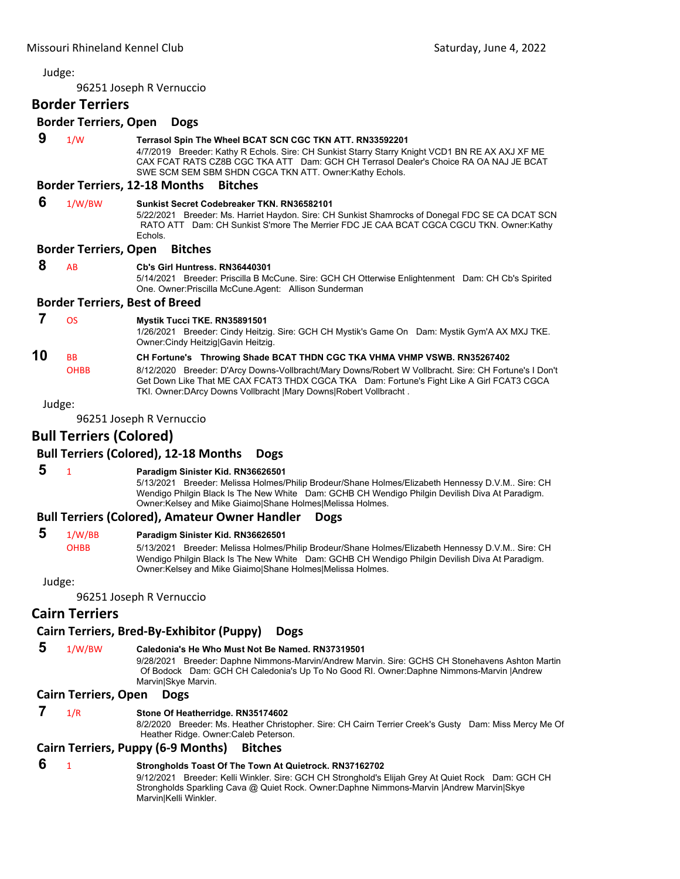Judge:

96251 Joseph R Vernuccio

## Border Terriers

### Border Terriers, Open Dogs

**9** 1/W **Terrasol Spin The Wheel BCAT SCN CGC TKN ATT. RN33592201**
4/7/2019 Breeder: Kathy R Echols. Sire: CH Sunkist Starry Starry Knight VCD1 BN RE AX AXJ XF ME CAX FCAT RATS CZ8B CGC TKA ATT Dam: GCH CH Terrasol Dealer's Choice RA OA NAJ JE BCAT SWE SCM SEM SBM SHDN CGCA TKN ATT. Owner:Kathy Echols.

### Border Terriers, 12-18 Months Bitches

**6** 1/W/BW **Sunkist Secret Codebreaker TKN. RN36582101**
5/22/2021 Breeder: Ms. Harriet Haydon. Sire: CH Sunkist Shamrocks of Donegal FDC SE CA DCAT SCN RATO ATT Dam: CH Sunkist S'more The Merrier FDC JE CAA BCAT CGCA CGCU TKN. Owner:Kathy Echols.

### Border Terriers, Open Bitches

**8** AB **Cb's Girl Huntress. RN36440301**
5/14/2021 Breeder: Priscilla B McCune. Sire: GCH CH Otterwise Enlightenment Dam: CH Cb's Spirited One. Owner:Priscilla McCune.Agent: Allison Sunderman

### Border Terriers, Best of Breed

**7** OS **Mystik Tucci TKE. RN35891501**
1/26/2021 Breeder: Cindy Heitzig. Sire: GCH CH Mystik's Game On Dam: Mystik Gym'A AX MXJ TKE. Owner:Cindy Heitzig|Gavin Heitzig.

**10** BB OHBB **CH Fortune's Throwing Shade BCAT THDN CGC TKA VHMA VHMP VSWB. RN35267402**
8/12/2020 Breeder: D'Arcy Downs-Vollbracht/Mary Downs/Robert W Vollbracht. Sire: CH Fortune's I Don't Get Down Like That ME CAX FCAT3 THDX CGCA TKA Dam: Fortune's Fight Like A Girl FCAT3 CGCA TKI. Owner:DArcy Downs Vollbracht |Mary Downs|Robert Vollbracht .

Judge:

96251 Joseph R Vernuccio

## Bull Terriers (Colored)

### Bull Terriers (Colored), 12-18 Months Dogs

**5** 1 **Paradigm Sinister Kid. RN36626501**
5/13/2021 Breeder: Melissa Holmes/Philip Brodeur/Shane Holmes/Elizabeth Hennessy D.V.M.. Sire: CH Wendigo Philgin Black Is The New White Dam: GCHB CH Wendigo Philgin Devilish Diva At Paradigm. Owner:Kelsey and Mike Giaimo|Shane Holmes|Melissa Holmes.

### Bull Terriers (Colored), Amateur Owner Handler Dogs

**5** 1/W/BB OHBB **Paradigm Sinister Kid. RN36626501**
5/13/2021 Breeder: Melissa Holmes/Philip Brodeur/Shane Holmes/Elizabeth Hennessy D.V.M.. Sire: CH Wendigo Philgin Black Is The New White Dam: GCHB CH Wendigo Philgin Devilish Diva At Paradigm. Owner:Kelsey and Mike Giaimo|Shane Holmes|Melissa Holmes.

Judge:

96251 Joseph R Vernuccio

## Cairn Terriers

### Cairn Terriers, Bred-By-Exhibitor (Puppy) Dogs

**5** 1/W/BW **Caledonia's He Who Must Not Be Named. RN37319501**
9/28/2021 Breeder: Daphne Nimmons-Marvin/Andrew Marvin. Sire: GCHS CH Stonehavens Ashton Martin Of Bodock Dam: GCH CH Caledonia's Up To No Good RI. Owner:Daphne Nimmons-Marvin |Andrew Marvin|Skye Marvin.

### Cairn Terriers, Open Dogs

**7** 1/R **Stone Of Heatherridge. RN35174602**
8/2/2020 Breeder: Ms. Heather Christopher. Sire: CH Cairn Terrier Creek's Gusty Dam: Miss Mercy Me Of Heather Ridge. Owner:Caleb Peterson.

### Cairn Terriers, Puppy (6-9 Months) Bitches

**6** 1 **Strongholds Toast Of The Town At Quietrock. RN37162702**
9/12/2021 Breeder: Kelli Winkler. Sire: GCH CH Stronghold's Elijah Grey At Quiet Rock Dam: GCH CH Strongholds Sparkling Cava @ Quiet Rock. Owner:Daphne Nimmons-Marvin |Andrew Marvin|Skye Marvin|Kelli Winkler.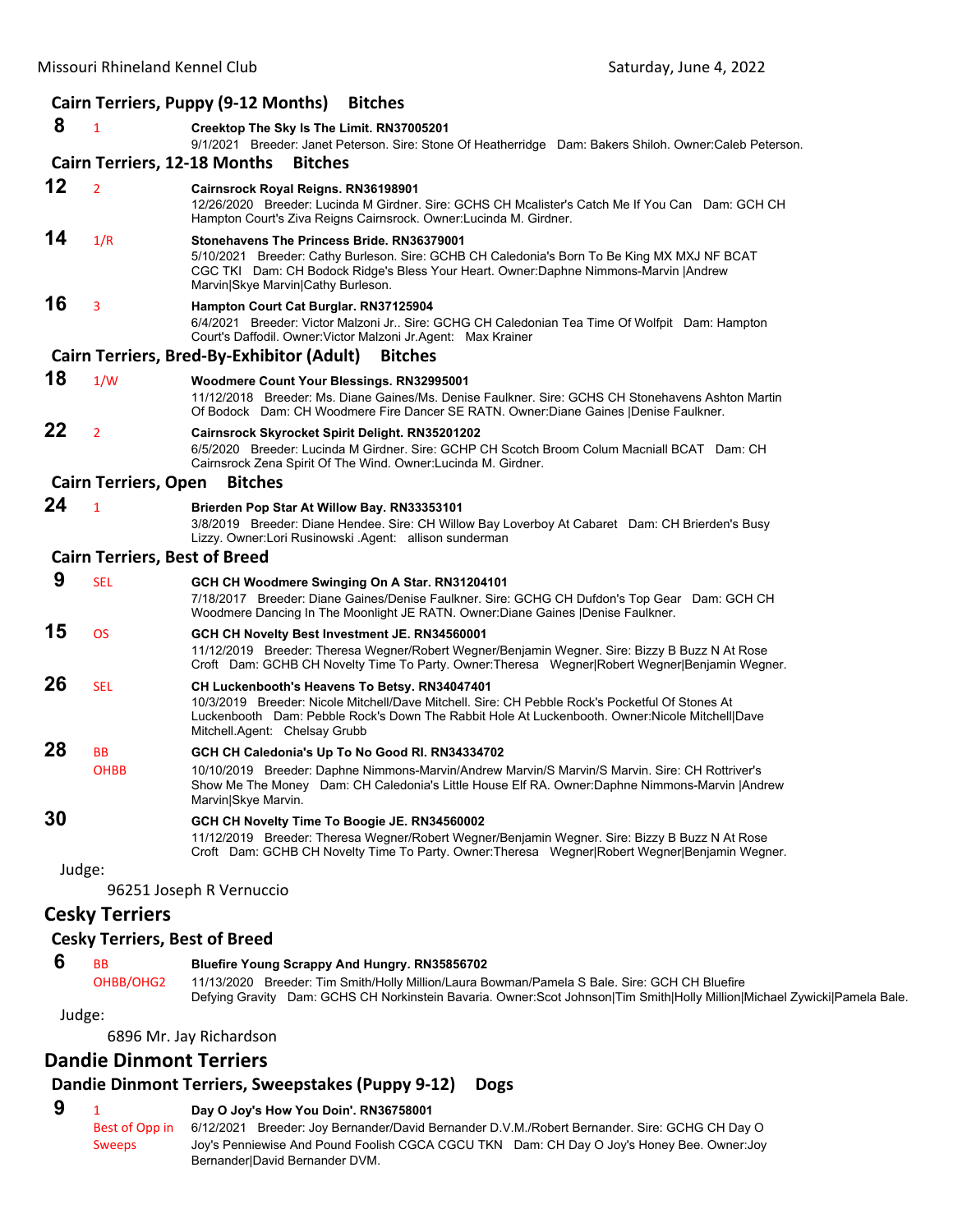### Cairn Terriers, Puppy (9-12 Months) Bitches

**8** 1 **Creektop The Sky Is The Limit. RN37005201**
9/1/2021 Breeder: Janet Peterson. Sire: Stone Of Heatherridge Dam: Bakers Shiloh. Owner:Caleb Peterson.

### Cairn Terriers, 12-18 Months Bitches

**12** 2 **Cairnsrock Royal Reigns. RN36198901**
12/26/2020 Breeder: Lucinda M Girdner. Sire: GCHS CH Mcalister's Catch Me If You Can Dam: GCH CH Hampton Court's Ziva Reigns Cairnsrock. Owner:Lucinda M. Girdner.

**14** 1/R **Stonehavens The Princess Bride. RN36379001**
5/10/2021 Breeder: Cathy Burleson. Sire: GCHB CH Caledonia's Born To Be King MX MXJ NF BCAT CGC TKI Dam: CH Bodock Ridge's Bless Your Heart. Owner:Daphne Nimmons-Marvin |Andrew Marvin|Skye Marvin|Cathy Burleson.

**16** 3 **Hampton Court Cat Burglar. RN37125904**
6/4/2021 Breeder: Victor Malzoni Jr.. Sire: GCHG CH Caledonian Tea Time Of Wolfpit Dam: Hampton Court's Daffodil. Owner:Victor Malzoni Jr.Agent: Max Krainer

### Cairn Terriers, Bred-By-Exhibitor (Adult) Bitches

**18** 1/W **Woodmere Count Your Blessings. RN32995001**
11/12/2018 Breeder: Ms. Diane Gaines/Ms. Denise Faulkner. Sire: GCHS CH Stonehavens Ashton Martin Of Bodock Dam: CH Woodmere Fire Dancer SE RATN. Owner:Diane Gaines |Denise Faulkner.

**22** 2 **Cairnsrock Skyrocket Spirit Delight. RN35201202**
6/5/2020 Breeder: Lucinda M Girdner. Sire: GCHP CH Scotch Broom Colum Macniall BCAT Dam: CH Cairnsrock Zena Spirit Of The Wind. Owner:Lucinda M. Girdner.

### Cairn Terriers, Open Bitches

**24** 1 **Brierden Pop Star At Willow Bay. RN33353101**
3/8/2019 Breeder: Diane Hendee. Sire: CH Willow Bay Loverboy At Cabaret Dam: CH Brierden's Busy Lizzy. Owner:Lori Rusinowski .Agent: allison sunderman

### Cairn Terriers, Best of Breed

**9** SEL **GCH CH Woodmere Swinging On A Star. RN31204101**
7/18/2017 Breeder: Diane Gaines/Denise Faulkner. Sire: GCHG CH Dufdon's Top Gear Dam: GCH CH Woodmere Dancing In The Moonlight JE RATN. Owner:Diane Gaines |Denise Faulkner.

**15** OS **GCH CH Novelty Best Investment JE. RN34560001**
11/12/2019 Breeder: Theresa Wegner/Robert Wegner/Benjamin Wegner. Sire: Bizzy B Buzz N At Rose Croft Dam: GCHB CH Novelty Time To Party. Owner:Theresa Wegner|Robert Wegner|Benjamin Wegner.

**26** SEL **CH Luckenbooth's Heavens To Betsy. RN34047401**
10/3/2019 Breeder: Nicole Mitchell/Dave Mitchell. Sire: CH Pebble Rock's Pocketful Of Stones At Luckenbooth Dam: Pebble Rock's Down The Rabbit Hole At Luckenbooth. Owner:Nicole Mitchell|Dave Mitchell.Agent: Chelsay Grubb

**28** BB OHBB **GCH CH Caledonia's Up To No Good RI. RN34334702**
10/10/2019 Breeder: Daphne Nimmons-Marvin/Andrew Marvin/S Marvin/S Marvin. Sire: CH Rottriver's Show Me The Money Dam: CH Caledonia's Little House Elf RA. Owner:Daphne Nimmons-Marvin |Andrew Marvin|Skye Marvin.

**30** **GCH CH Novelty Time To Boogie JE. RN34560002**
11/12/2019 Breeder: Theresa Wegner/Robert Wegner/Benjamin Wegner. Sire: Bizzy B Buzz N At Rose Croft Dam: GCHB CH Novelty Time To Party. Owner:Theresa Wegner|Robert Wegner|Benjamin Wegner.

Judge:

96251 Joseph R Vernuccio

## Cesky Terriers

### Cesky Terriers, Best of Breed

**6** BB OHBB/OHG2 **Bluefire Young Scrappy And Hungry. RN35856702**
11/13/2020 Breeder: Tim Smith/Holly Million/Laura Bowman/Pamela S Bale. Sire: GCH CH Bluefire Defying Gravity Dam: GCHS CH Norkinstein Bavaria. Owner:Scot Johnson|Tim Smith|Holly Million|Michael Zywicki|Pamela Bale.

Judge:

6896 Mr. Jay Richardson

## Dandie Dinmont Terriers

### Dandie Dinmont Terriers, Sweepstakes (Puppy 9-12) Dogs

**9** 1 Best of Opp in Sweeps **Day O Joy's How You Doin'. RN36758001**
6/12/2021 Breeder: Joy Bernander/David Bernander D.V.M./Robert Bernander. Sire: GCHG CH Day O Joy's Penniewise And Pound Foolish CGCA CGCU TKN Dam: CH Day O Joy's Honey Bee. Owner:Joy Bernander|David Bernander DVM.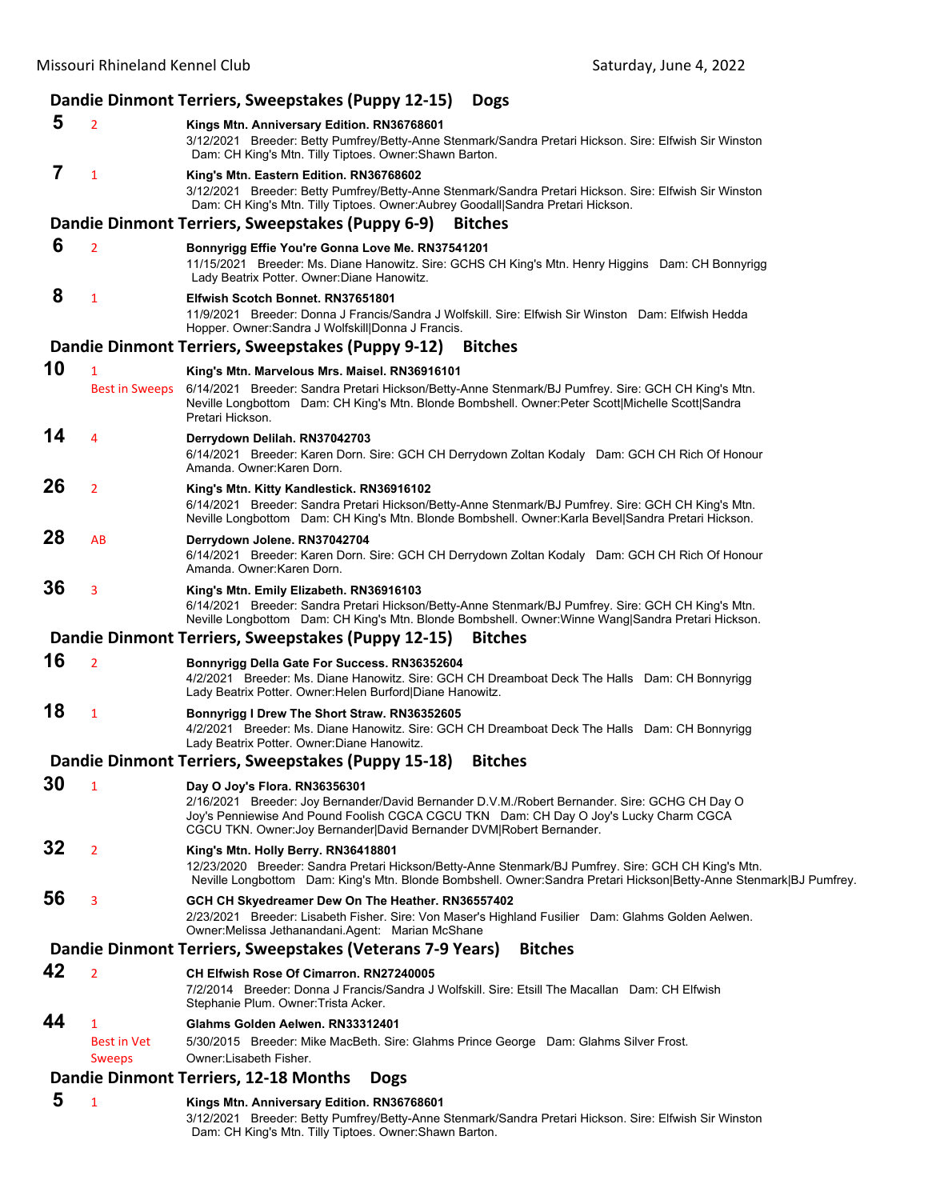### Dandie Dinmont Terriers, Sweepstakes (Puppy 12-15) Dogs

**5** 2 **Kings Mtn. Anniversary Edition. RN36768601**
3/12/2021 Breeder: Betty Pumfrey/Betty-Anne Stenmark/Sandra Pretari Hickson. Sire: Elfwish Sir Winston Dam: CH King's Mtn. Tilly Tiptoes. Owner:Shawn Barton.

**7** 1 **King's Mtn. Eastern Edition. RN36768602**
3/12/2021 Breeder: Betty Pumfrey/Betty-Anne Stenmark/Sandra Pretari Hickson. Sire: Elfwish Sir Winston Dam: CH King's Mtn. Tilly Tiptoes. Owner:Aubrey Goodall|Sandra Pretari Hickson.

### Dandie Dinmont Terriers, Sweepstakes (Puppy 6-9) Bitches

**6** 2 **Bonnyrigg Effie You're Gonna Love Me. RN37541201**
11/15/2021 Breeder: Ms. Diane Hanowitz. Sire: GCHS CH King's Mtn. Henry Higgins Dam: CH Bonnyrigg Lady Beatrix Potter. Owner:Diane Hanowitz.

**8** 1 **Elfwish Scotch Bonnet. RN37651801**
11/9/2021 Breeder: Donna J Francis/Sandra J Wolfskill. Sire: Elfwish Sir Winston Dam: Elfwish Hedda Hopper. Owner:Sandra J Wolfskill|Donna J Francis.

### Dandie Dinmont Terriers, Sweepstakes (Puppy 9-12) Bitches

**10** 1 Best in Sweeps **King's Mtn. Marvelous Mrs. Maisel. RN36916101**
6/14/2021 Breeder: Sandra Pretari Hickson/Betty-Anne Stenmark/BJ Pumfrey. Sire: GCH CH King's Mtn. Neville Longbottom Dam: CH King's Mtn. Blonde Bombshell. Owner:Peter Scott|Michelle Scott|Sandra Pretari Hickson.

**14** 4 **Derrydown Delilah. RN37042703**
6/14/2021 Breeder: Karen Dorn. Sire: GCH CH Derrydown Zoltan Kodaly Dam: GCH CH Rich Of Honour Amanda. Owner:Karen Dorn.

**26** 2 **King's Mtn. Kitty Kandlestick. RN36916102**
6/14/2021 Breeder: Sandra Pretari Hickson/Betty-Anne Stenmark/BJ Pumfrey. Sire: GCH CH King's Mtn. Neville Longbottom Dam: CH King's Mtn. Blonde Bombshell. Owner:Karla Bevel|Sandra Pretari Hickson.

**28** AB **Derrydown Jolene. RN37042704**
6/14/2021 Breeder: Karen Dorn. Sire: GCH CH Derrydown Zoltan Kodaly Dam: GCH CH Rich Of Honour Amanda. Owner:Karen Dorn.

**36** 3 **King's Mtn. Emily Elizabeth. RN36916103**
6/14/2021 Breeder: Sandra Pretari Hickson/Betty-Anne Stenmark/BJ Pumfrey. Sire: GCH CH King's Mtn. Neville Longbottom Dam: CH King's Mtn. Blonde Bombshell. Owner:Winne Wang|Sandra Pretari Hickson.

### Dandie Dinmont Terriers, Sweepstakes (Puppy 12-15) Bitches

**16** 2 **Bonnyrigg Della Gate For Success. RN36352604**
4/2/2021 Breeder: Ms. Diane Hanowitz. Sire: GCH CH Dreamboat Deck The Halls Dam: CH Bonnyrigg Lady Beatrix Potter. Owner:Helen Burford|Diane Hanowitz.

**18** 1 **Bonnyrigg I Drew The Short Straw. RN36352605**
4/2/2021 Breeder: Ms. Diane Hanowitz. Sire: GCH CH Dreamboat Deck The Halls Dam: CH Bonnyrigg Lady Beatrix Potter. Owner:Diane Hanowitz.

### Dandie Dinmont Terriers, Sweepstakes (Puppy 15-18) Bitches

**30** 1 **Day O Joy's Flora. RN36356301**
2/16/2021 Breeder: Joy Bernander/David Bernander D.V.M./Robert Bernander. Sire: GCHG CH Day O Joy's Penniewise And Pound Foolish CGCA CGCU TKN Dam: CH Day O Joy's Lucky Charm CGCA CGCU TKN. Owner:Joy Bernander|David Bernander DVM|Robert Bernander.

**32** 2 **King's Mtn. Holly Berry. RN36418801**
12/23/2020 Breeder: Sandra Pretari Hickson/Betty-Anne Stenmark/BJ Pumfrey. Sire: GCH CH King's Mtn. Neville Longbottom Dam: King's Mtn. Blonde Bombshell. Owner:Sandra Pretari Hickson|Betty-Anne Stenmark|BJ Pumfrey.

**56** 3 **GCH CH Skyedreamer Dew On The Heather. RN36557402**
2/23/2021 Breeder: Lisabeth Fisher. Sire: Von Maser's Highland Fusilier Dam: Glahms Golden Aelwen. Owner:Melissa Jethanandani.Agent: Marian McShane

### Dandie Dinmont Terriers, Sweepstakes (Veterans 7-9 Years) Bitches

**42** 2 **CH Elfwish Rose Of Cimarron. RN27240005**
7/2/2014 Breeder: Donna J Francis/Sandra J Wolfskill. Sire: Etsill The Macallan Dam: CH Elfwish Stephanie Plum. Owner:Trista Acker.

**44** 1 Best in Vet Sweeps **Glahms Golden Aelwen. RN33312401**
5/30/2015 Breeder: Mike MacBeth. Sire: Glahms Prince George Dam: Glahms Silver Frost. Owner:Lisabeth Fisher.

### Dandie Dinmont Terriers, 12-18 Months Dogs

**5** 1 **Kings Mtn. Anniversary Edition. RN36768601**
3/12/2021 Breeder: Betty Pumfrey/Betty-Anne Stenmark/Sandra Pretari Hickson. Sire: Elfwish Sir Winston Dam: CH King's Mtn. Tilly Tiptoes. Owner:Shawn Barton.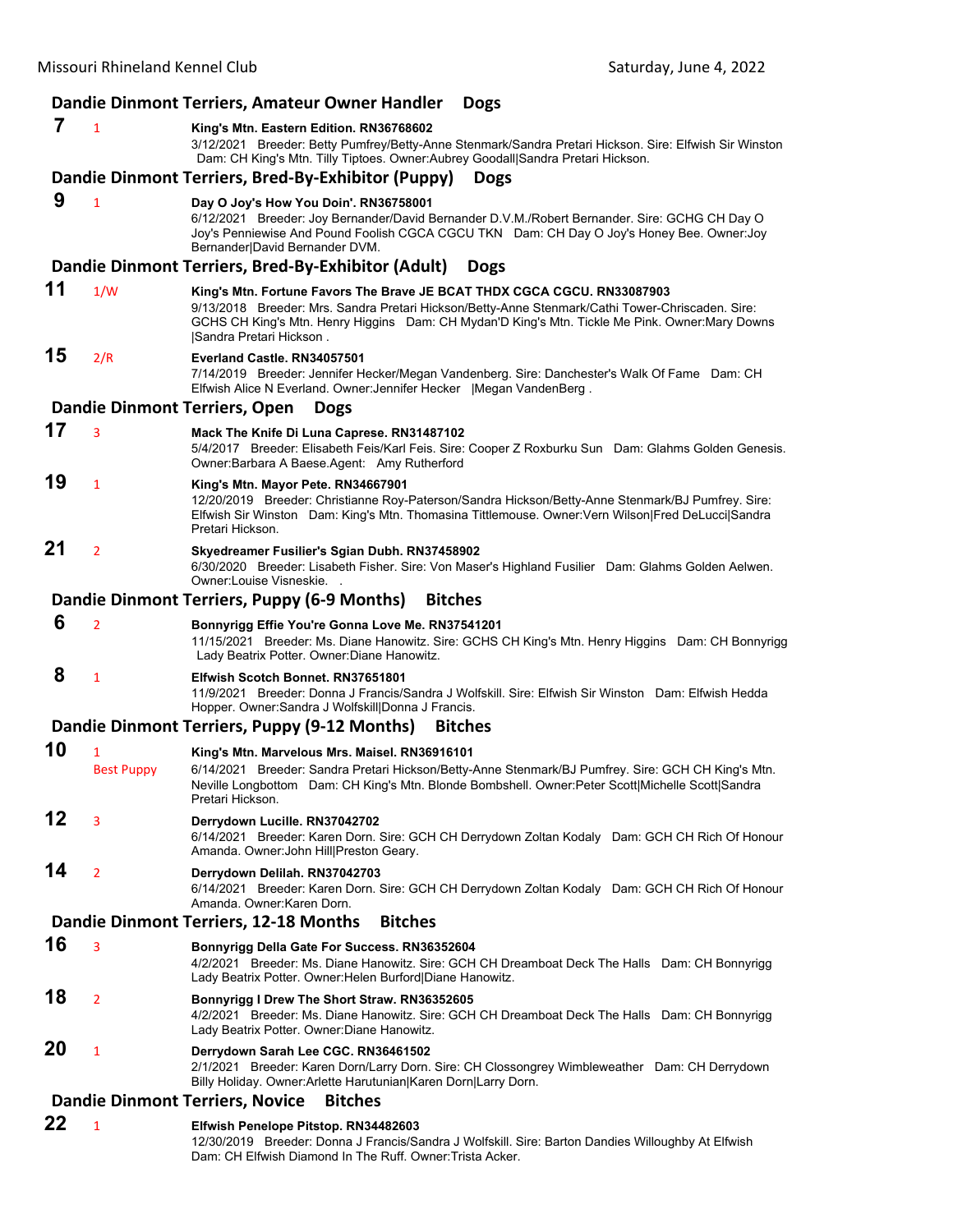### Dandie Dinmont Terriers, Amateur Owner Handler Dogs

**7** 1 **King's Mtn. Eastern Edition. RN36768602**
3/12/2021 Breeder: Betty Pumfrey/Betty-Anne Stenmark/Sandra Pretari Hickson. Sire: Elfwish Sir Winston Dam: CH King's Mtn. Tilly Tiptoes. Owner:Aubrey Goodall|Sandra Pretari Hickson.

### Dandie Dinmont Terriers, Bred-By-Exhibitor (Puppy) Dogs

**9** 1 **Day O Joy's How You Doin'. RN36758001**
6/12/2021 Breeder: Joy Bernander/David Bernander D.V.M./Robert Bernander. Sire: GCHG CH Day O Joy's Penniewise And Pound Foolish CGCA CGCU TKN Dam: CH Day O Joy's Honey Bee. Owner:Joy Bernander|David Bernander DVM.

### Dandie Dinmont Terriers, Bred-By-Exhibitor (Adult) Dogs

**11** 1/W **King's Mtn. Fortune Favors The Brave JE BCAT THDX CGCA CGCU. RN33087903**
9/13/2018 Breeder: Mrs. Sandra Pretari Hickson/Betty-Anne Stenmark/Cathi Tower-Chriscaden. Sire: GCHS CH King's Mtn. Henry Higgins Dam: CH Mydan'D King's Mtn. Tickle Me Pink. Owner:Mary Downs |Sandra Pretari Hickson .

**15** 2/R **Everland Castle. RN34057501**
7/14/2019 Breeder: Jennifer Hecker/Megan Vandenberg. Sire: Danchester's Walk Of Fame Dam: CH Elfwish Alice N Everland. Owner:Jennifer Hecker |Megan VandenBerg .

### Dandie Dinmont Terriers, Open Dogs

**17** 3 **Mack The Knife Di Luna Caprese. RN31487102**
5/4/2017 Breeder: Elisabeth Feis/Karl Feis. Sire: Cooper Z Roxburku Sun Dam: Glahms Golden Genesis. Owner:Barbara A Baese.Agent: Amy Rutherford

**19** 1 **King's Mtn. Mayor Pete. RN34667901**
12/20/2019 Breeder: Christianne Roy-Paterson/Sandra Hickson/Betty-Anne Stenmark/BJ Pumfrey. Sire: Elfwish Sir Winston Dam: King's Mtn. Thomasina Tittlemouse. Owner:Vern Wilson|Fred DeLucci|Sandra Pretari Hickson.

**21** 2 **Skyedreamer Fusilier's Sgian Dubh. RN37458902**
6/30/2020 Breeder: Lisabeth Fisher. Sire: Von Maser's Highland Fusilier Dam: Glahms Golden Aelwen. Owner:Louise Visneskie. .

### Dandie Dinmont Terriers, Puppy (6-9 Months) Bitches

**6** 2 **Bonnyrigg Effie You're Gonna Love Me. RN37541201**
11/15/2021 Breeder: Ms. Diane Hanowitz. Sire: GCHS CH King's Mtn. Henry Higgins Dam: CH Bonnyrigg Lady Beatrix Potter. Owner:Diane Hanowitz.

**8** 1 **Elfwish Scotch Bonnet. RN37651801**
11/9/2021 Breeder: Donna J Francis/Sandra J Wolfskill. Sire: Elfwish Sir Winston Dam: Elfwish Hedda Hopper. Owner:Sandra J Wolfskill|Donna J Francis.

### Dandie Dinmont Terriers, Puppy (9-12 Months) Bitches

**10** 1 Best Puppy **King's Mtn. Marvelous Mrs. Maisel. RN36916101**
6/14/2021 Breeder: Sandra Pretari Hickson/Betty-Anne Stenmark/BJ Pumfrey. Sire: GCH CH King's Mtn. Neville Longbottom Dam: CH King's Mtn. Blonde Bombshell. Owner:Peter Scott|Michelle Scott|Sandra Pretari Hickson.

**12** 3 **Derrydown Lucille. RN37042702**
6/14/2021 Breeder: Karen Dorn. Sire: GCH CH Derrydown Zoltan Kodaly Dam: GCH CH Rich Of Honour Amanda. Owner:John Hill|Preston Geary.

**14** 2 **Derrydown Delilah. RN37042703**
6/14/2021 Breeder: Karen Dorn. Sire: GCH CH Derrydown Zoltan Kodaly Dam: GCH CH Rich Of Honour Amanda. Owner:Karen Dorn.

### Dandie Dinmont Terriers, 12-18 Months Bitches

**16** 3 **Bonnyrigg Della Gate For Success. RN36352604**
4/2/2021 Breeder: Ms. Diane Hanowitz. Sire: GCH CH Dreamboat Deck The Halls Dam: CH Bonnyrigg Lady Beatrix Potter. Owner:Helen Burford|Diane Hanowitz.

**18** 2 **Bonnyrigg I Drew The Short Straw. RN36352605**
4/2/2021 Breeder: Ms. Diane Hanowitz. Sire: GCH CH Dreamboat Deck The Halls Dam: CH Bonnyrigg Lady Beatrix Potter. Owner:Diane Hanowitz.

**20** 1 **Derrydown Sarah Lee CGC. RN36461502**
2/1/2021 Breeder: Karen Dorn/Larry Dorn. Sire: CH Clossongrey Wimbleweather Dam: CH Derrydown Billy Holiday. Owner:Arlette Harutunian|Karen Dorn|Larry Dorn.

### Dandie Dinmont Terriers, Novice Bitches

**22** 1 **Elfwish Penelope Pitstop. RN34482603**
12/30/2019 Breeder: Donna J Francis/Sandra J Wolfskill. Sire: Barton Dandies Willoughby At Elfwish Dam: CH Elfwish Diamond In The Ruff. Owner:Trista Acker.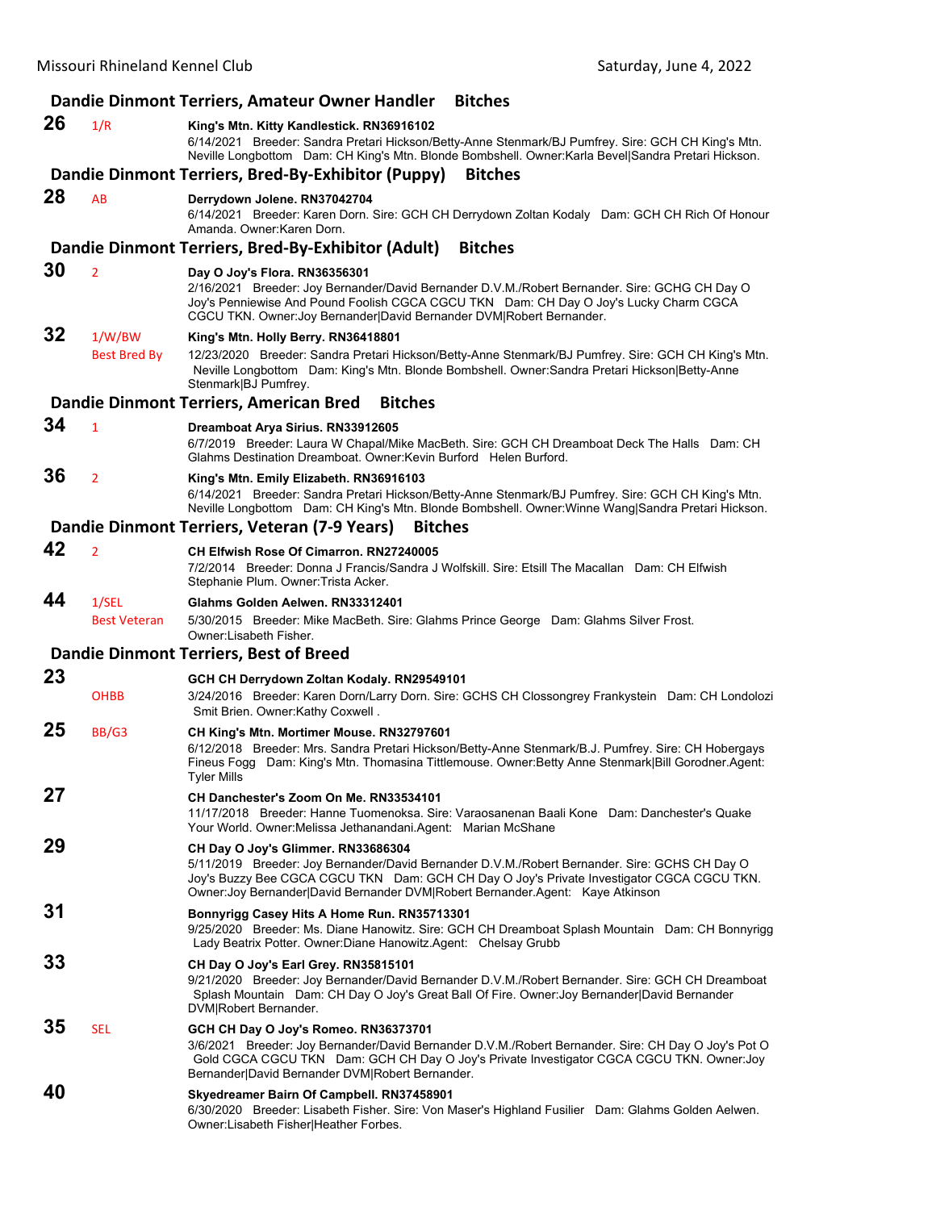### Dandie Dinmont Terriers, Amateur Owner Handler Bitches

**26** 1/R **King's Mtn. Kitty Kandlestick. RN36916102**
6/14/2021 Breeder: Sandra Pretari Hickson/Betty-Anne Stenmark/BJ Pumfrey. Sire: GCH CH King's Mtn. Neville Longbottom Dam: CH King's Mtn. Blonde Bombshell. Owner:Karla Bevel|Sandra Pretari Hickson.

### Dandie Dinmont Terriers, Bred-By-Exhibitor (Puppy) Bitches

**28** AB **Derrydown Jolene. RN37042704**
6/14/2021 Breeder: Karen Dorn. Sire: GCH CH Derrydown Zoltan Kodaly Dam: GCH CH Rich Of Honour Amanda. Owner:Karen Dorn.

### Dandie Dinmont Terriers, Bred-By-Exhibitor (Adult) Bitches

**30** 2 **Day O Joy's Flora. RN36356301**
2/16/2021 Breeder: Joy Bernander/David Bernander D.V.M./Robert Bernander. Sire: GCHG CH Day O Joy's Penniewise And Pound Foolish CGCA CGCU TKN Dam: CH Day O Joy's Lucky Charm CGCA CGCU TKN. Owner:Joy Bernander|David Bernander DVM|Robert Bernander.

**32** 1/W/BW Best Bred By **King's Mtn. Holly Berry. RN36418801**
12/23/2020 Breeder: Sandra Pretari Hickson/Betty-Anne Stenmark/BJ Pumfrey. Sire: GCH CH King's Mtn. Neville Longbottom Dam: King's Mtn. Blonde Bombshell. Owner:Sandra Pretari Hickson|Betty-Anne Stenmark|BJ Pumfrey.

### Dandie Dinmont Terriers, American Bred Bitches

**34** 1 **Dreamboat Arya Sirius. RN33912605**
6/7/2019 Breeder: Laura W Chapal/Mike MacBeth. Sire: GCH CH Dreamboat Deck The Halls Dam: CH Glahms Destination Dreamboat. Owner:Kevin Burford Helen Burford.

**36** 2 **King's Mtn. Emily Elizabeth. RN36916103**
6/14/2021 Breeder: Sandra Pretari Hickson/Betty-Anne Stenmark/BJ Pumfrey. Sire: GCH CH King's Mtn. Neville Longbottom Dam: CH King's Mtn. Blonde Bombshell. Owner:Winne Wang|Sandra Pretari Hickson.

### Dandie Dinmont Terriers, Veteran (7-9 Years) Bitches

**42** 2 **CH Elfwish Rose Of Cimarron. RN27240005**
7/2/2014 Breeder: Donna J Francis/Sandra J Wolfskill. Sire: Etsill The Macallan Dam: CH Elfwish Stephanie Plum. Owner:Trista Acker.

**44** 1/SEL Best Veteran **Glahms Golden Aelwen. RN33312401**
5/30/2015 Breeder: Mike MacBeth. Sire: Glahms Prince George Dam: Glahms Silver Frost. Owner:Lisabeth Fisher.

### Dandie Dinmont Terriers, Best of Breed

**23** OHBB **GCH CH Derrydown Zoltan Kodaly. RN29549101**
3/24/2016 Breeder: Karen Dorn/Larry Dorn. Sire: GCHS CH Clossongrey Frankystein Dam: CH Londolozi Smit Brien. Owner:Kathy Coxwell .

**25** BB/G3 **CH King's Mtn. Mortimer Mouse. RN32797601**
6/12/2018 Breeder: Mrs. Sandra Pretari Hickson/Betty-Anne Stenmark/B.J. Pumfrey. Sire: CH Hobergays Fineus Fogg Dam: King's Mtn. Thomasina Tittlemouse. Owner:Betty Anne Stenmark|Bill Gorodner.Agent: Tyler Mills

**27** **CH Danchester's Zoom On Me. RN33534101**
11/17/2018 Breeder: Hanne Tuomenoksa. Sire: Varaosanenan Baali Kone Dam: Danchester's Quake Your World. Owner:Melissa Jethanandani.Agent: Marian McShane

**29** **CH Day O Joy's Glimmer. RN33686304**
5/11/2019 Breeder: Joy Bernander/David Bernander D.V.M./Robert Bernander. Sire: GCHS CH Day O Joy's Buzzy Bee CGCA CGCU TKN Dam: GCH CH Day O Joy's Private Investigator CGCA CGCU TKN. Owner:Joy Bernander|David Bernander DVM|Robert Bernander.Agent: Kaye Atkinson

**31** **Bonnyrigg Casey Hits A Home Run. RN35713301**
9/25/2020 Breeder: Ms. Diane Hanowitz. Sire: GCH CH Dreamboat Splash Mountain Dam: CH Bonnyrigg Lady Beatrix Potter. Owner:Diane Hanowitz.Agent: Chelsay Grubb

**33** **CH Day O Joy's Earl Grey. RN35815101**
9/21/2020 Breeder: Joy Bernander/David Bernander D.V.M./Robert Bernander. Sire: GCH CH Dreamboat Splash Mountain Dam: CH Day O Joy's Great Ball Of Fire. Owner:Joy Bernander|David Bernander DVM|Robert Bernander.

**35** SEL **GCH CH Day O Joy's Romeo. RN36373701**
3/6/2021 Breeder: Joy Bernander/David Bernander D.V.M./Robert Bernander. Sire: CH Day O Joy's Pot O Gold CGCA CGCU TKN Dam: GCH CH Day O Joy's Private Investigator CGCA CGCU TKN. Owner:Joy Bernander|David Bernander DVM|Robert Bernander.

**40** **Skyedreamer Bairn Of Campbell. RN37458901**
6/30/2020 Breeder: Lisabeth Fisher. Sire: Von Maser's Highland Fusilier Dam: Glahms Golden Aelwen. Owner:Lisabeth Fisher|Heather Forbes.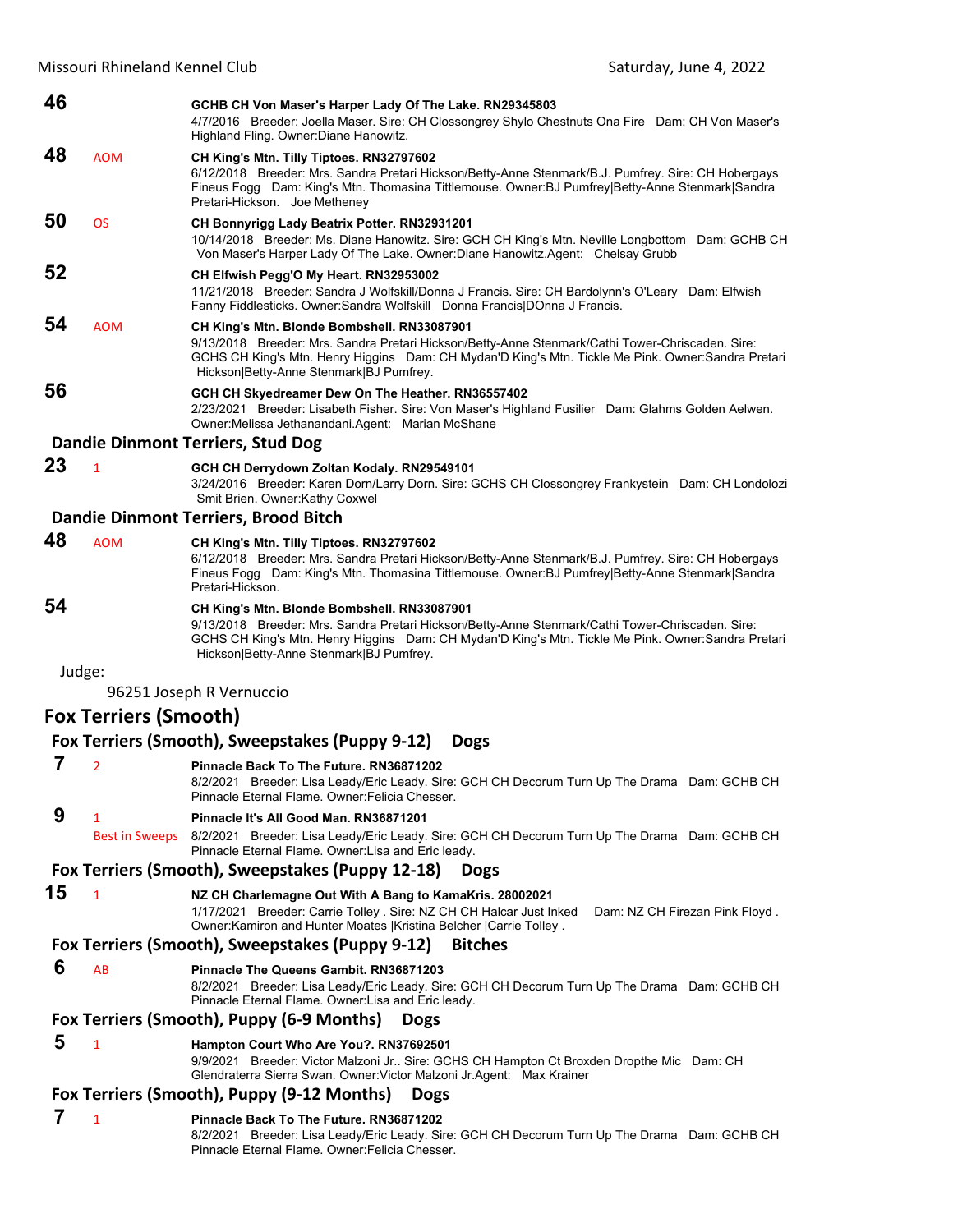**46** GCHB CH Von Maser's Harper Lady Of The Lake. RN29345803
4/7/2016 Breeder: Joella Maser. Sire: CH Clossongrey Shylo Chestnuts Ona Fire Dam: CH Von Maser's Highland Fling. Owner:Diane Hanowitz.

**48** AOM **CH King's Mtn. Tilly Tiptoes. RN32797602**
6/12/2018 Breeder: Mrs. Sandra Pretari Hickson/Betty-Anne Stenmark/B.J. Pumfrey. Sire: CH Hobergays Fineus Fogg Dam: King's Mtn. Thomasina Tittlemouse. Owner:BJ Pumfrey|Betty-Anne Stenmark|Sandra Pretari-Hickson. Joe Metheney

**50** OS **CH Bonnyrigg Lady Beatrix Potter. RN32931201**
10/14/2018 Breeder: Ms. Diane Hanowitz. Sire: GCH CH King's Mtn. Neville Longbottom Dam: GCHB CH Von Maser's Harper Lady Of The Lake. Owner:Diane Hanowitz.Agent: Chelsay Grubb

**52** **CH Elfwish Pegg'O My Heart. RN32953002**
11/21/2018 Breeder: Sandra J Wolfskill/Donna J Francis. Sire: CH Bardolynn's O'Leary Dam: Elfwish Fanny Fiddlesticks. Owner:Sandra Wolfskill Donna Francis|DOnna J Francis.

**54** AOM **CH King's Mtn. Blonde Bombshell. RN33087901**
9/13/2018 Breeder: Mrs. Sandra Pretari Hickson/Betty-Anne Stenmark/Cathi Tower-Chriscaden. Sire: GCHS CH King's Mtn. Henry Higgins Dam: CH Mydan'D King's Mtn. Tickle Me Pink. Owner:Sandra Pretari Hickson|Betty-Anne Stenmark|BJ Pumfrey.

**56** **GCH CH Skyedreamer Dew On The Heather. RN36557402**
2/23/2021 Breeder: Lisabeth Fisher. Sire: Von Maser's Highland Fusilier Dam: Glahms Golden Aelwen. Owner:Melissa Jethanandani.Agent: Marian McShane

### Dandie Dinmont Terriers, Stud Dog

**23** 1 **GCH CH Derrydown Zoltan Kodaly. RN29549101**
3/24/2016 Breeder: Karen Dorn/Larry Dorn. Sire: GCHS CH Clossongrey Frankystein Dam: CH Londolozi Smit Brien. Owner:Kathy Coxwel

### Dandie Dinmont Terriers, Brood Bitch

**48** AOM **CH King's Mtn. Tilly Tiptoes. RN32797602**
6/12/2018 Breeder: Mrs. Sandra Pretari Hickson/Betty-Anne Stenmark/B.J. Pumfrey. Sire: CH Hobergays Fineus Fogg Dam: King's Mtn. Thomasina Tittlemouse. Owner:BJ Pumfrey|Betty-Anne Stenmark|Sandra Pretari-Hickson.

**54** **CH King's Mtn. Blonde Bombshell. RN33087901**
9/13/2018 Breeder: Mrs. Sandra Pretari Hickson/Betty-Anne Stenmark/Cathi Tower-Chriscaden. Sire: GCHS CH King's Mtn. Henry Higgins Dam: CH Mydan'D King's Mtn. Tickle Me Pink. Owner:Sandra Pretari Hickson|Betty-Anne Stenmark|BJ Pumfrey.

Judge:
96251 Joseph R Vernuccio

## Fox Terriers (Smooth)

### Fox Terriers (Smooth), Sweepstakes (Puppy 9-12) Dogs

**7** 2 **Pinnacle Back To The Future. RN36871202**
8/2/2021 Breeder: Lisa Leady/Eric Leady. Sire: GCH CH Decorum Turn Up The Drama Dam: GCHB CH Pinnacle Eternal Flame. Owner:Felicia Chesser.

**9** 1 Best in Sweeps **Pinnacle It's All Good Man. RN36871201**
8/2/2021 Breeder: Lisa Leady/Eric Leady. Sire: GCH CH Decorum Turn Up The Drama Dam: GCHB CH Pinnacle Eternal Flame. Owner:Lisa and Eric leady.

### Fox Terriers (Smooth), Sweepstakes (Puppy 12-18) Dogs

**15** 1 **NZ CH Charlemagne Out With A Bang to KamaKris. 28002021**
1/17/2021 Breeder: Carrie Tolley . Sire: NZ CH CH Halcar Just Inked Dam: NZ CH Firezan Pink Floyd . Owner:Kamiron and Hunter Moates |Kristina Belcher |Carrie Tolley .

### Fox Terriers (Smooth), Sweepstakes (Puppy 9-12) Bitches

**6** AB **Pinnacle The Queens Gambit. RN36871203**
8/2/2021 Breeder: Lisa Leady/Eric Leady. Sire: GCH CH Decorum Turn Up The Drama Dam: GCHB CH Pinnacle Eternal Flame. Owner:Lisa and Eric leady.

### Fox Terriers (Smooth), Puppy (6-9 Months) Dogs

**5** 1 **Hampton Court Who Are You?. RN37692501**
9/9/2021 Breeder: Victor Malzoni Jr.. Sire: GCHS CH Hampton Ct Broxden Dropthe Mic Dam: CH Glendraterra Sierra Swan. Owner:Victor Malzoni Jr.Agent: Max Krainer

### Fox Terriers (Smooth), Puppy (9-12 Months) Dogs

**7** 1 **Pinnacle Back To The Future. RN36871202**
8/2/2021 Breeder: Lisa Leady/Eric Leady. Sire: GCH CH Decorum Turn Up The Drama Dam: GCHB CH Pinnacle Eternal Flame. Owner:Felicia Chesser.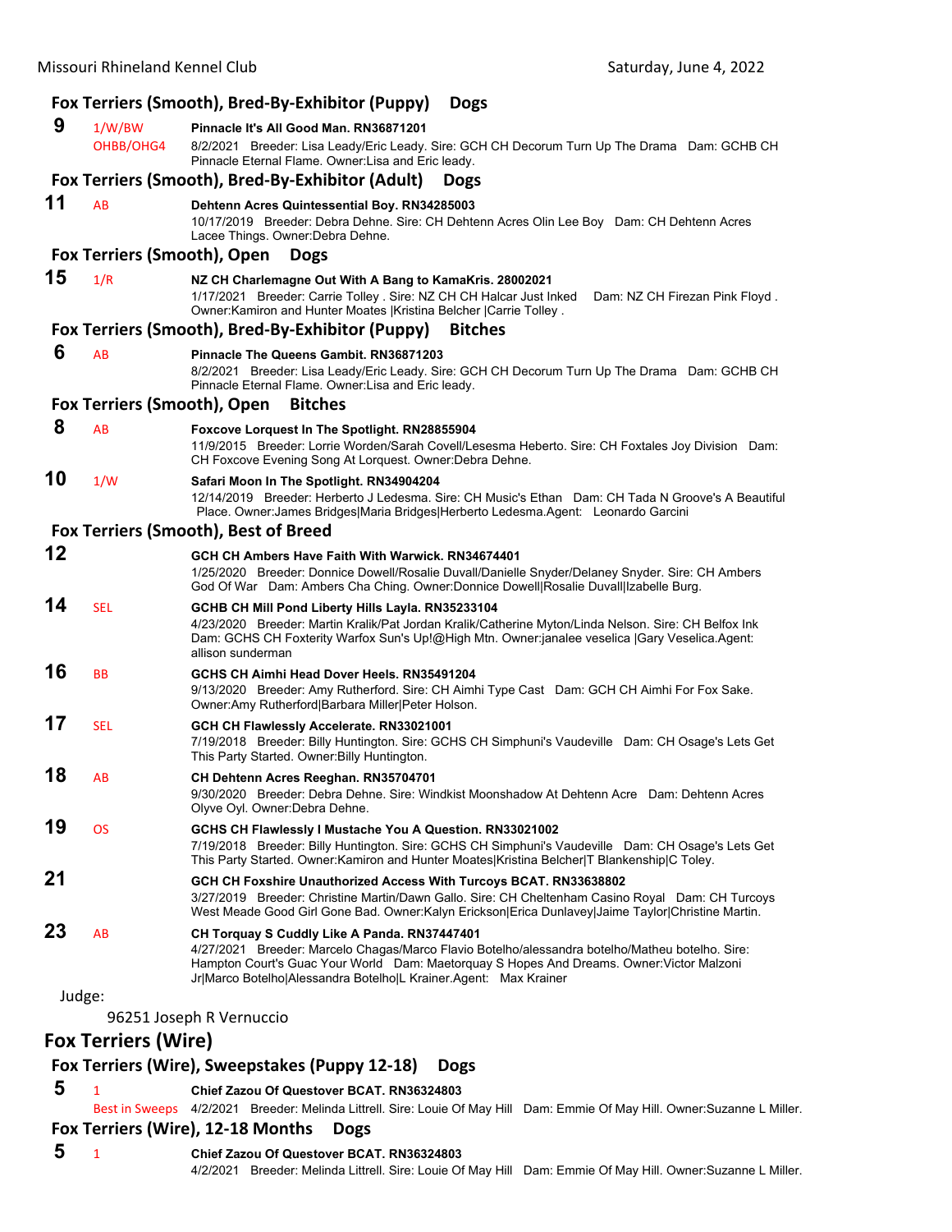### Fox Terriers (Smooth), Bred-By-Exhibitor (Puppy) Dogs

**9** 1/W/BW OHBB/OHG4 **Pinnacle It's All Good Man. RN36871201**
8/2/2021 Breeder: Lisa Leady/Eric Leady. Sire: GCH CH Decorum Turn Up The Drama Dam: GCHB CH Pinnacle Eternal Flame. Owner:Lisa and Eric leady.

### Fox Terriers (Smooth), Bred-By-Exhibitor (Adult) Dogs

**11** AB **Dehtenn Acres Quintessential Boy. RN34285003**
10/17/2019 Breeder: Debra Dehne. Sire: CH Dehtenn Acres Olin Lee Boy Dam: CH Dehtenn Acres Lacee Things. Owner:Debra Dehne.

### Fox Terriers (Smooth), Open Dogs

**15** 1/R **NZ CH Charlemagne Out With A Bang to KamaKris. 28002021**
1/17/2021 Breeder: Carrie Tolley . Sire: NZ CH CH Halcar Just Inked Dam: NZ CH Firezan Pink Floyd . Owner:Kamiron and Hunter Moates |Kristina Belcher |Carrie Tolley .

### Fox Terriers (Smooth), Bred-By-Exhibitor (Puppy) Bitches

**6** AB **Pinnacle The Queens Gambit. RN36871203**
8/2/2021 Breeder: Lisa Leady/Eric Leady. Sire: GCH CH Decorum Turn Up The Drama Dam: GCHB CH Pinnacle Eternal Flame. Owner:Lisa and Eric leady.

### Fox Terriers (Smooth), Open Bitches

**8** AB **Foxcove Lorquest In The Spotlight. RN28855904**
11/9/2015 Breeder: Lorrie Worden/Sarah Covell/Lesesma Heberto. Sire: CH Foxtales Joy Division Dam: CH Foxcove Evening Song At Lorquest. Owner:Debra Dehne.

**10** 1/W **Safari Moon In The Spotlight. RN34904204**
12/14/2019 Breeder: Herberto J Ledesma. Sire: CH Music's Ethan Dam: CH Tada N Groove's A Beautiful Place. Owner:James Bridges|Maria Bridges|Herberto Ledesma.Agent: Leonardo Garcini

### Fox Terriers (Smooth), Best of Breed

**12** **GCH CH Ambers Have Faith With Warwick. RN34674401**
1/25/2020 Breeder: Donnice Dowell/Rosalie Duvall/Danielle Snyder/Delaney Snyder. Sire: CH Ambers God Of War Dam: Ambers Cha Ching. Owner:Donnice Dowell|Rosalie Duvall|Izabelle Burg.

**14** SEL **GCHB CH Mill Pond Liberty Hills Layla. RN35233104**
4/23/2020 Breeder: Martin Kralik/Pat Jordan Kralik/Catherine Myton/Linda Nelson. Sire: CH Belfox Ink Dam: GCHS CH Foxterity Warfox Sun's Up!@High Mtn. Owner:janalee veselica |Gary Veselica.Agent: allison sunderman

**16** BB **GCHS CH Aimhi Head Dover Heels. RN35491204**
9/13/2020 Breeder: Amy Rutherford. Sire: CH Aimhi Type Cast Dam: GCH CH Aimhi For Fox Sake. Owner:Amy Rutherford|Barbara Miller|Peter Holson.

**17** SEL **GCH CH Flawlessly Accelerate. RN33021001**
7/19/2018 Breeder: Billy Huntington. Sire: GCHS CH Simphuni's Vaudeville Dam: CH Osage's Lets Get This Party Started. Owner:Billy Huntington.

**18** AB **CH Dehtenn Acres Reeghan. RN35704701**
9/30/2020 Breeder: Debra Dehne. Sire: Windkist Moonshadow At Dehtenn Acre Dam: Dehtenn Acres Olyve Oyl. Owner:Debra Dehne.

**19** OS **GCHS CH Flawlessly I Mustache You A Question. RN33021002**
7/19/2018 Breeder: Billy Huntington. Sire: GCHS CH Simphuni's Vaudeville Dam: CH Osage's Lets Get This Party Started. Owner:Kamiron and Hunter Moates|Kristina Belcher|T Blankenship|C Toley.

**21** **GCH CH Foxshire Unauthorized Access With Turcoys BCAT. RN33638802**
3/27/2019 Breeder: Christine Martin/Dawn Gallo. Sire: CH Cheltenham Casino Royal Dam: CH Turcoys West Meade Good Girl Gone Bad. Owner:Kalyn Erickson|Erica Dunlavey|Jaime Taylor|Christine Martin.

**23** AB **CH Torquay S Cuddly Like A Panda. RN37447401**
4/27/2021 Breeder: Marcelo Chagas/Marco Flavio Botelho/alessandra botelho/Matheu botelho. Sire: Hampton Court's Guac Your World Dam: Maetorquay S Hopes And Dreams. Owner:Victor Malzoni Jr|Marco Botelho|Alessandra Botelho|L Krainer.Agent: Max Krainer

Judge:

96251 Joseph R Vernuccio

## Fox Terriers (Wire)

### Fox Terriers (Wire), Sweepstakes (Puppy 12-18) Dogs

**5** 1 Best in Sweeps **Chief Zazou Of Questover BCAT. RN36324803**
4/2/2021 Breeder: Melinda Littrell. Sire: Louie Of May Hill Dam: Emmie Of May Hill. Owner:Suzanne L Miller.

### Fox Terriers (Wire), 12-18 Months Dogs

**5** 1 **Chief Zazou Of Questover BCAT. RN36324803**
4/2/2021 Breeder: Melinda Littrell. Sire: Louie Of May Hill Dam: Emmie Of May Hill. Owner:Suzanne L Miller.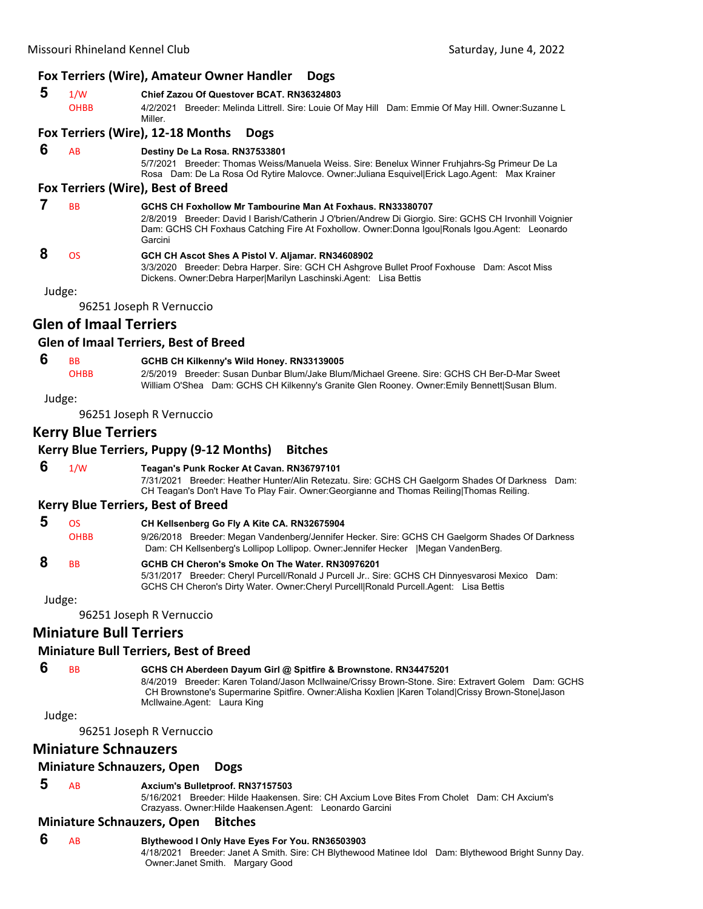### Fox Terriers (Wire), Amateur Owner Handler Dogs

**5** 1/W OHBB **Chief Zazou Of Questover BCAT. RN36324803**
4/2/2021 Breeder: Melinda Littrell. Sire: Louie Of May Hill Dam: Emmie Of May Hill. Owner:Suzanne L Miller.

### Fox Terriers (Wire), 12-18 Months Dogs

**6** AB **Destiny De La Rosa. RN37533801**
5/7/2021 Breeder: Thomas Weiss/Manuela Weiss. Sire: Benelux Winner Fruhjahrs-Sg Primeur De La Rosa Dam: De La Rosa Od Rytire Malovce. Owner:Juliana Esquivel|Erick Lago.Agent: Max Krainer

### Fox Terriers (Wire), Best of Breed

**7** BB **GCHS CH Foxhollow Mr Tambourine Man At Foxhaus. RN33380707**
2/8/2019 Breeder: David I Barish/Catherin J O'brien/Andrew Di Giorgio. Sire: GCHS CH Irvonhill Voignier Dam: GCHS CH Foxhaus Catching Fire At Foxhollow. Owner:Donna Igou|Ronals Igou.Agent: Leonardo Garcini

**8** OS **GCH CH Ascot Shes A Pistol V. Aljamar. RN34608902**
3/3/2020 Breeder: Debra Harper. Sire: GCH CH Ashgrove Bullet Proof Foxhouse Dam: Ascot Miss Dickens. Owner:Debra Harper|Marilyn Laschinski.Agent: Lisa Bettis

Judge:
96251 Joseph R Vernuccio

## Glen of Imaal Terriers

### Glen of Imaal Terriers, Best of Breed

**6** BB OHBB **GCHB CH Kilkenny's Wild Honey. RN33139005**
2/5/2019 Breeder: Susan Dunbar Blum/Jake Blum/Michael Greene. Sire: GCHS CH Ber-D-Mar Sweet William O'Shea Dam: GCHS CH Kilkenny's Granite Glen Rooney. Owner:Emily Bennett|Susan Blum.

Judge:
96251 Joseph R Vernuccio

## Kerry Blue Terriers

### Kerry Blue Terriers, Puppy (9-12 Months) Bitches

**6** 1/W **Teagan's Punk Rocker At Cavan. RN36797101**
7/31/2021 Breeder: Heather Hunter/Alin Retezatu. Sire: GCHS CH Gaelgorm Shades Of Darkness Dam: CH Teagan's Don't Have To Play Fair. Owner:Georgianne and Thomas Reiling|Thomas Reiling.

### Kerry Blue Terriers, Best of Breed

**5** OS OHBB **CH Kellsenberg Go Fly A Kite CA. RN32675904**
9/26/2018 Breeder: Megan Vandenberg/Jennifer Hecker. Sire: GCHS CH Gaelgorm Shades Of Darkness Dam: CH Kellsenberg's Lollipop Lollipop. Owner:Jennifer Hecker |Megan VandenBerg.

**8** BB **GCHB CH Cheron's Smoke On The Water. RN30976201**
5/31/2017 Breeder: Cheryl Purcell/Ronald J Purcell Jr.. Sire: GCHS CH Dinnyesvarosi Mexico Dam: GCHS CH Cheron's Dirty Water. Owner:Cheryl Purcell|Ronald Purcell.Agent: Lisa Bettis

Judge:
96251 Joseph R Vernuccio

## Miniature Bull Terriers

### Miniature Bull Terriers, Best of Breed

**6** BB **GCHS CH Aberdeen Dayum Girl @ Spitfire & Brownstone. RN34475201**
8/4/2019 Breeder: Karen Toland/Jason McIlwaine/Crissy Brown-Stone. Sire: Extravert Golem Dam: GCHS CH Brownstone's Supermarine Spitfire. Owner:Alisha Koxlien |Karen Toland|Crissy Brown-Stone|Jason McIlwaine.Agent: Laura King

Judge:
96251 Joseph R Vernuccio

## Miniature Schnauzers

### Miniature Schnauzers, Open Dogs

**5** AB **Axcium's Bulletproof. RN37157503**
5/16/2021 Breeder: Hilde Haakensen. Sire: CH Axcium Love Bites From Cholet Dam: CH Axcium's Crazyass. Owner:Hilde Haakensen.Agent: Leonardo Garcini

### Miniature Schnauzers, Open Bitches

**6** AB **Blythewood I Only Have Eyes For You. RN36503903**
4/18/2021 Breeder: Janet A Smith. Sire: CH Blythewood Matinee Idol Dam: Blythewood Bright Sunny Day. Owner:Janet Smith. Margary Good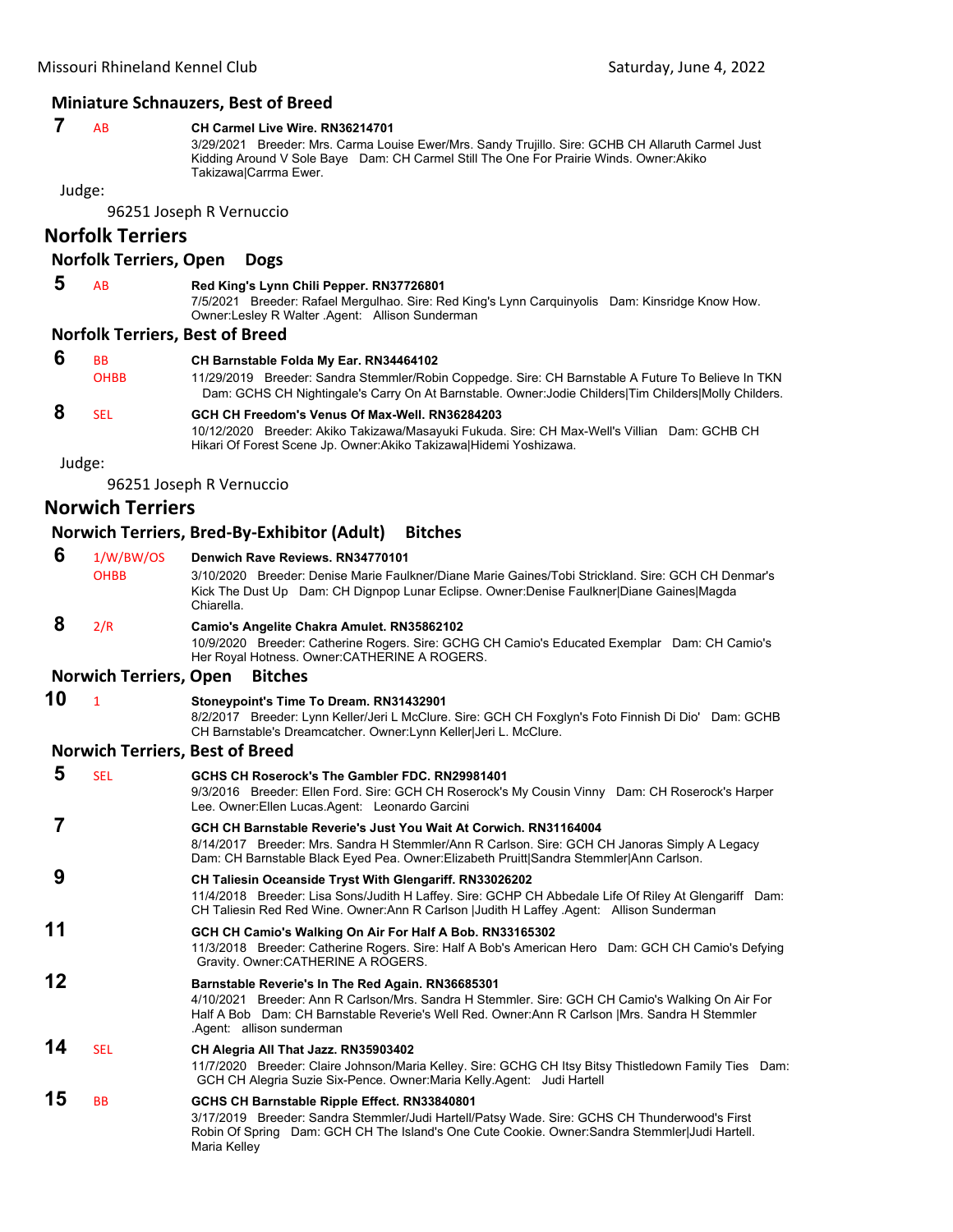### Miniature Schnauzers, Best of Breed

**7** AB **CH Carmel Live Wire. RN36214701**
3/29/2021 Breeder: Mrs. Carma Louise Ewer/Mrs. Sandy Trujillo. Sire: GCHB CH Allaruth Carmel Just Kidding Around V Sole Baye Dam: CH Carmel Still The One For Prairie Winds. Owner:Akiko Takizawa|Carrma Ewer.

Judge:

96251 Joseph R Vernuccio

## Norfolk Terriers

### Norfolk Terriers, Open Dogs

**5** AB **Red King's Lynn Chili Pepper. RN37726801**
7/5/2021 Breeder: Rafael Mergulhao. Sire: Red King's Lynn Carquinyolis Dam: Kinsridge Know How. Owner:Lesley R Walter .Agent: Allison Sunderman

### Norfolk Terriers, Best of Breed

**6** BB OHBB **CH Barnstable Folda My Ear. RN34464102**
11/29/2019 Breeder: Sandra Stemmler/Robin Coppedge. Sire: CH Barnstable A Future To Believe In TKN Dam: GCHS CH Nightingale's Carry On At Barnstable. Owner:Jodie Childers|Tim Childers|Molly Childers.

**8** SEL **GCH CH Freedom's Venus Of Max-Well. RN36284203**
10/12/2020 Breeder: Akiko Takizawa/Masayuki Fukuda. Sire: CH Max-Well's Villian Dam: GCHB CH Hikari Of Forest Scene Jp. Owner:Akiko Takizawa|Hidemi Yoshizawa.

Judge:

96251 Joseph R Vernuccio

## Norwich Terriers

### Norwich Terriers, Bred-By-Exhibitor (Adult) Bitches

**6** 1/W/BW/OS OHBB **Denwich Rave Reviews. RN34770101**
3/10/2020 Breeder: Denise Marie Faulkner/Diane Marie Gaines/Tobi Strickland. Sire: GCH CH Denmar's Kick The Dust Up Dam: CH Dignpop Lunar Eclipse. Owner:Denise Faulkner|Diane Gaines|Magda Chiarella.

**8** 2/R **Camio's Angelite Chakra Amulet. RN35862102**
10/9/2020 Breeder: Catherine Rogers. Sire: GCHG CH Camio's Educated Exemplar Dam: CH Camio's Her Royal Hotness. Owner:CATHERINE A ROGERS.

### Norwich Terriers, Open Bitches

**10** 1 **Stoneypoint's Time To Dream. RN31432901**
8/2/2017 Breeder: Lynn Keller/Jeri L McClure. Sire: GCH CH Foxglyn's Foto Finnish Di Dio' Dam: GCHB CH Barnstable's Dreamcatcher. Owner:Lynn Keller|Jeri L. McClure.

### Norwich Terriers, Best of Breed

**5** SEL **GCHS CH Roserock's The Gambler FDC. RN29981401**
9/3/2016 Breeder: Ellen Ford. Sire: GCH CH Roserock's My Cousin Vinny Dam: CH Roserock's Harper Lee. Owner:Ellen Lucas.Agent: Leonardo Garcini

**7** **GCH CH Barnstable Reverie's Just You Wait At Corwich. RN31164004**
8/14/2017 Breeder: Mrs. Sandra H Stemmler/Ann R Carlson. Sire: GCH CH Janoras Simply A Legacy Dam: CH Barnstable Black Eyed Pea. Owner:Elizabeth Pruitt|Sandra Stemmler|Ann Carlson.

**9** **CH Taliesin Oceanside Tryst With Glengariff. RN33026202**
11/4/2018 Breeder: Lisa Sons/Judith H Laffey. Sire: GCHP CH Abbedale Life Of Riley At Glengariff Dam: CH Taliesin Red Red Wine. Owner:Ann R Carlson |Judith H Laffey .Agent: Allison Sunderman

**11** **GCH CH Camio's Walking On Air For Half A Bob. RN33165302**
11/3/2018 Breeder: Catherine Rogers. Sire: Half A Bob's American Hero Dam: GCH CH Camio's Defying Gravity. Owner:CATHERINE A ROGERS.

**12** **Barnstable Reverie's In The Red Again. RN36685301**
4/10/2021 Breeder: Ann R Carlson/Mrs. Sandra H Stemmler. Sire: GCH CH Camio's Walking On Air For Half A Bob Dam: CH Barnstable Reverie's Well Red. Owner:Ann R Carlson |Mrs. Sandra H Stemmler .Agent: allison sunderman

**14** SEL **CH Alegria All That Jazz. RN35903402**
11/7/2020 Breeder: Claire Johnson/Maria Kelley. Sire: GCHG CH Itsy Bitsy Thistledown Family Ties Dam: GCH CH Alegria Suzie Six-Pence. Owner:Maria Kelly.Agent: Judi Hartell

**15** BB **GCHS CH Barnstable Ripple Effect. RN33840801**
3/17/2019 Breeder: Sandra Stemmler/Judi Hartell/Patsy Wade. Sire: GCHS CH Thunderwood's First Robin Of Spring Dam: GCH CH The Island's One Cute Cookie. Owner:Sandra Stemmler|Judi Hartell. Maria Kelley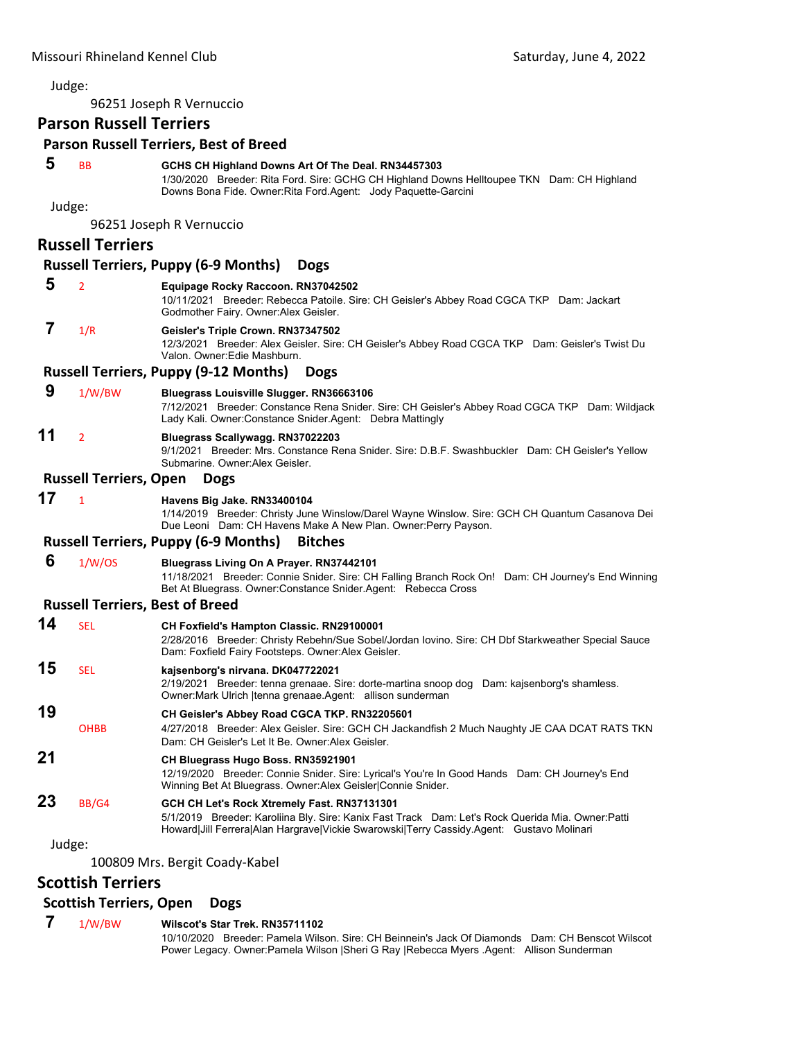Judge:

96251 Joseph R Vernuccio

## Parson Russell Terriers

### Parson Russell Terriers, Best of Breed

**5** BB **GCHS CH Highland Downs Art Of The Deal. RN34457303**
1/30/2020 Breeder: Rita Ford. Sire: GCHG CH Highland Downs Helltoupee TKN Dam: CH Highland Downs Bona Fide. Owner:Rita Ford.Agent: Jody Paquette-Garcini

Judge:

96251 Joseph R Vernuccio

## Russell Terriers

### Russell Terriers, Puppy (6-9 Months) Dogs

**5** 2 **Equipage Rocky Raccoon. RN37042502**
10/11/2021 Breeder: Rebecca Patoile. Sire: CH Geisler's Abbey Road CGCA TKP Dam: Jackart Godmother Fairy. Owner:Alex Geisler.

**7** 1/R **Geisler's Triple Crown. RN37347502**
12/3/2021 Breeder: Alex Geisler. Sire: CH Geisler's Abbey Road CGCA TKP Dam: Geisler's Twist Du Valon. Owner:Edie Mashburn.

### Russell Terriers, Puppy (9-12 Months) Dogs

**9** 1/W/BW **Bluegrass Louisville Slugger. RN36663106**
7/12/2021 Breeder: Constance Rena Snider. Sire: CH Geisler's Abbey Road CGCA TKP Dam: Wildjack Lady Kali. Owner:Constance Snider.Agent: Debra Mattingly

**11** 2 **Bluegrass Scallywagg. RN37022203**
9/1/2021 Breeder: Mrs. Constance Rena Snider. Sire: D.B.F. Swashbuckler Dam: CH Geisler's Yellow Submarine. Owner:Alex Geisler.

### Russell Terriers, Open Dogs

**17** 1 **Havens Big Jake. RN33400104**
1/14/2019 Breeder: Christy June Winslow/Darel Wayne Winslow. Sire: GCH CH Quantum Casanova Dei Due Leoni Dam: CH Havens Make A New Plan. Owner:Perry Payson.

### Russell Terriers, Puppy (6-9 Months) Bitches

**6** 1/W/OS **Bluegrass Living On A Prayer. RN37442101**
11/18/2021 Breeder: Connie Snider. Sire: CH Falling Branch Rock On! Dam: CH Journey's End Winning Bet At Bluegrass. Owner:Constance Snider.Agent: Rebecca Cross

### Russell Terriers, Best of Breed

**14** SEL **CH Foxfield's Hampton Classic. RN29100001**
2/28/2016 Breeder: Christy Rebehn/Sue Sobel/Jordan Iovino. Sire: CH Dbf Starkweather Special Sauce Dam: Foxfield Fairy Footsteps. Owner:Alex Geisler.

**15** SEL **kajsenborg's nirvana. DK047722021**
2/19/2021 Breeder: tenna grenaae. Sire: dorte-martina snoop dog Dam: kajsenborg's shamless. Owner:Mark Ulrich |tenna grenaae.Agent: allison sunderman

**19** OHBB **CH Geisler's Abbey Road CGCA TKP. RN32205601**
4/27/2018 Breeder: Alex Geisler. Sire: GCH CH Jackandfish 2 Much Naughty JE CAA DCAT RATS TKN Dam: CH Geisler's Let It Be. Owner:Alex Geisler.

**21** **CH Bluegrass Hugo Boss. RN35921901**
12/19/2020 Breeder: Connie Snider. Sire: Lyrical's You're In Good Hands Dam: CH Journey's End Winning Bet At Bluegrass. Owner:Alex Geisler|Connie Snider.

**23** BB/G4 **GCH CH Let's Rock Xtremely Fast. RN37131301**
5/1/2019 Breeder: Karoliina Bly. Sire: Kanix Fast Track Dam: Let's Rock Querida Mia. Owner:Patti Howard|Jill Ferrera|Alan Hargrave|Vickie Swarowski|Terry Cassidy.Agent: Gustavo Molinari

Judge:

100809 Mrs. Bergit Coady-Kabel

## Scottish Terriers

### Scottish Terriers, Open Dogs

**7** 1/W/BW **Wilscot's Star Trek. RN35711102**
10/10/2020 Breeder: Pamela Wilson. Sire: CH Beinnein's Jack Of Diamonds Dam: CH Benscot Wilscot Power Legacy. Owner:Pamela Wilson |Sheri G Ray |Rebecca Myers .Agent: Allison Sunderman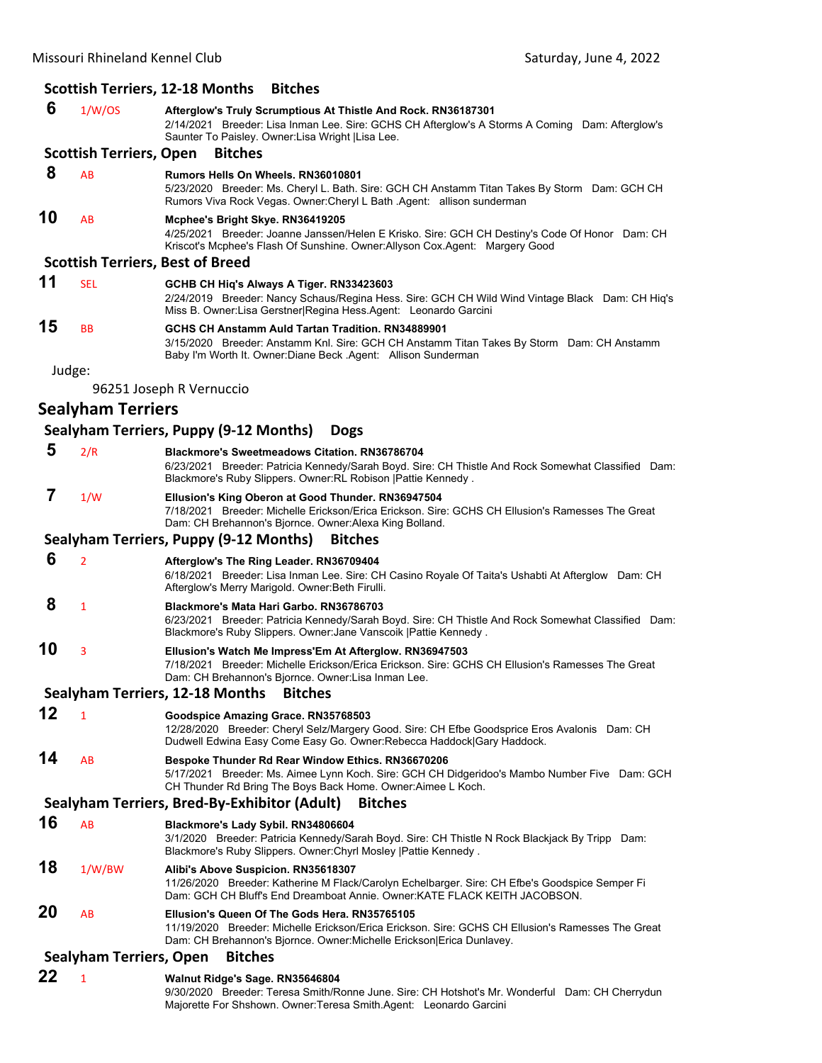### Scottish Terriers, 12-18 Months Bitches

**6** 1/W/OS **Afterglow's Truly Scrumptious At Thistle And Rock. RN36187301**
2/14/2021 Breeder: Lisa Inman Lee. Sire: GCHS CH Afterglow's A Storms A Coming Dam: Afterglow's Saunter To Paisley. Owner:Lisa Wright |Lisa Lee.

### Scottish Terriers, Open Bitches

**8** AB **Rumors Hells On Wheels. RN36010801**
5/23/2020 Breeder: Ms. Cheryl L. Bath. Sire: GCH CH Anstamm Titan Takes By Storm Dam: GCH CH Rumors Viva Rock Vegas. Owner:Cheryl L Bath .Agent: allison sunderman

**10** AB **Mcphee's Bright Skye. RN36419205**
4/25/2021 Breeder: Joanne Janssen/Helen E Krisko. Sire: GCH CH Destiny's Code Of Honor Dam: CH Kriscot's Mcphee's Flash Of Sunshine. Owner:Allyson Cox.Agent: Margery Good

### Scottish Terriers, Best of Breed

**11** SEL **GCHB CH Hiq's Always A Tiger. RN33423603**
2/24/2019 Breeder: Nancy Schaus/Regina Hess. Sire: GCH CH Wild Wind Vintage Black Dam: CH Hiq's Miss B. Owner:Lisa Gerstner|Regina Hess.Agent: Leonardo Garcini

**15** BB **GCHS CH Anstamm Auld Tartan Tradition. RN34889901**
3/15/2020 Breeder: Anstamm Knl. Sire: GCH CH Anstamm Titan Takes By Storm Dam: CH Anstamm Baby I'm Worth It. Owner:Diane Beck .Agent: Allison Sunderman

Judge:

96251 Joseph R Vernuccio

## Sealyham Terriers

### Sealyham Terriers, Puppy (9-12 Months) Dogs

**5** 2/R **Blackmore's Sweetmeadows Citation. RN36786704**
6/23/2021 Breeder: Patricia Kennedy/Sarah Boyd. Sire: CH Thistle And Rock Somewhat Classified Dam: Blackmore's Ruby Slippers. Owner:RL Robison |Pattie Kennedy .

**7** 1/W **Ellusion's King Oberon at Good Thunder. RN36947504**
7/18/2021 Breeder: Michelle Erickson/Erica Erickson. Sire: GCHS CH Ellusion's Ramesses The Great Dam: CH Brehannon's Bjornce. Owner:Alexa King Bolland.

### Sealyham Terriers, Puppy (9-12 Months) Bitches

**6** 2 **Afterglow's The Ring Leader. RN36709404**
6/18/2021 Breeder: Lisa Inman Lee. Sire: CH Casino Royale Of Taita's Ushabti At Afterglow Dam: CH Afterglow's Merry Marigold. Owner:Beth Firulli.

**8** 1 **Blackmore's Mata Hari Garbo. RN36786703**
6/23/2021 Breeder: Patricia Kennedy/Sarah Boyd. Sire: CH Thistle And Rock Somewhat Classified Dam: Blackmore's Ruby Slippers. Owner:Jane Vanscoik |Pattie Kennedy .

**10** 3 **Ellusion's Watch Me Impress'Em At Afterglow. RN36947503**
7/18/2021 Breeder: Michelle Erickson/Erica Erickson. Sire: GCHS CH Ellusion's Ramesses The Great Dam: CH Brehannon's Bjornce. Owner:Lisa Inman Lee.

### Sealyham Terriers, 12-18 Months Bitches

**12** 1 **Goodspice Amazing Grace. RN35768503**
12/28/2020 Breeder: Cheryl Selz/Margery Good. Sire: CH Efbe Goodsprice Eros Avalonis Dam: CH Dudwell Edwina Easy Come Easy Go. Owner:Rebecca Haddock|Gary Haddock.

**14** AB **Bespoke Thunder Rd Rear Window Ethics. RN36670206**
5/17/2021 Breeder: Ms. Aimee Lynn Koch. Sire: GCH CH Didgeridoo's Mambo Number Five Dam: GCH CH Thunder Rd Bring The Boys Back Home. Owner:Aimee L Koch.

### Sealyham Terriers, Bred-By-Exhibitor (Adult) Bitches

**16** AB **Blackmore's Lady Sybil. RN34806604**
3/1/2020 Breeder: Patricia Kennedy/Sarah Boyd. Sire: CH Thistle N Rock Blackjack By Tripp Dam: Blackmore's Ruby Slippers. Owner:Chyrl Mosley |Pattie Kennedy .

**18** 1/W/BW **Alibi's Above Suspicion. RN35618307**
11/26/2020 Breeder: Katherine M Flack/Carolyn Echelbarger. Sire: CH Efbe's Goodspice Semper Fi Dam: GCH CH Bluff's End Dreamboat Annie. Owner:KATE FLACK KEITH JACOBSON.

**20** AB **Ellusion's Queen Of The Gods Hera. RN35765105**
11/19/2020 Breeder: Michelle Erickson/Erica Erickson. Sire: GCHS CH Ellusion's Ramesses The Great Dam: CH Brehannon's Bjornce. Owner:Michelle Erickson|Erica Dunlavey.

### Sealyham Terriers, Open Bitches

**22** 1 **Walnut Ridge's Sage. RN35646804**
9/30/2020 Breeder: Teresa Smith/Ronne June. Sire: CH Hotshot's Mr. Wonderful Dam: CH Cherrydun Majorette For Shshown. Owner:Teresa Smith.Agent: Leonardo Garcini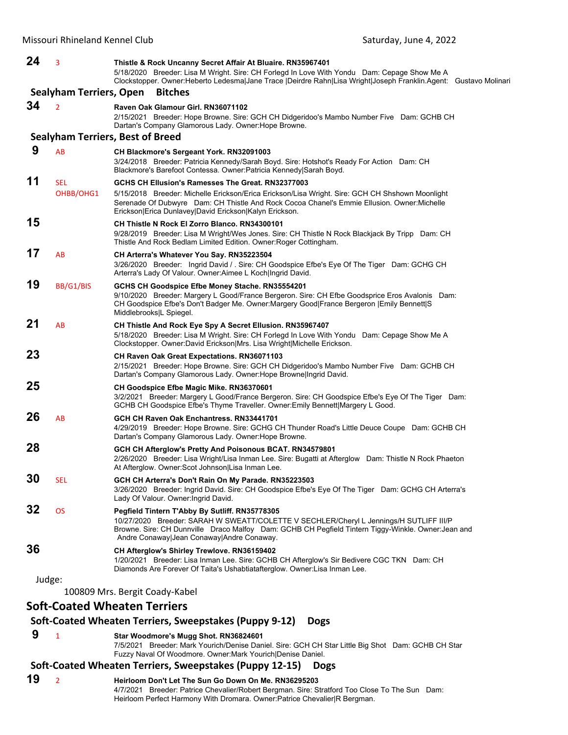**24** 3 **Thistle & Rock Uncanny Secret Affair At Bluaire. RN35967401**
5/18/2020 Breeder: Lisa M Wright. Sire: CH Forlegd In Love With Yondu Dam: Cepage Show Me A Clockstopper. Owner:Heberto Ledesma|Jane Trace |Deirdre Rahn|Lisa Wright|Joseph Franklin.Agent: Gustavo Molinari

### Sealyham Terriers, Open Bitches

**34** 2 **Raven Oak Glamour Girl. RN36071102**
2/15/2021 Breeder: Hope Browne. Sire: GCH CH Didgeridoo's Mambo Number Five Dam: GCHB CH Dartan's Company Glamorous Lady. Owner:Hope Browne.

### Sealyham Terriers, Best of Breed

**9** AB **CH Blackmore's Sergeant York. RN32091003**
3/24/2018 Breeder: Patricia Kennedy/Sarah Boyd. Sire: Hotshot's Ready For Action Dam: CH Blackmore's Barefoot Contessa. Owner:Patricia Kennedy|Sarah Boyd.

**11** SEL OHBB/OHG1 **GCHS CH Ellusion's Ramesses The Great. RN32377003**
5/15/2018 Breeder: Michelle Erickson/Erica Erickson/Lisa Wright. Sire: GCH CH Shshown Moonlight Serenade Of Dubwyre Dam: CH Thistle And Rock Cocoa Chanel's Emmie Ellusion. Owner:Michelle Erickson|Erica Dunlavey|David Erickson|Kalyn Erickson.

**15** **CH Thistle N Rock El Zorro Blanco. RN34300101**
9/28/2019 Breeder: Lisa M Wright/Wes Jones. Sire: CH Thistle N Rock Blackjack By Tripp Dam: CH Thistle And Rock Bedlam Limited Edition. Owner:Roger Cottingham.

**17** AB **CH Arterra's Whatever You Say. RN35223504**
3/26/2020 Breeder: Ingrid David / . Sire: CH Goodspice Efbe's Eye Of The Tiger Dam: GCHG CH Arterra's Lady Of Valour. Owner:Aimee L Koch|Ingrid David.

**19** BB/G1/BIS **GCHS CH Goodspice Efbe Money Stache. RN35554201**
9/10/2020 Breeder: Margery L Good/France Bergeron. Sire: CH Efbe Goodsprice Eros Avalonis Dam: CH Goodspice Efbe's Don't Badger Me. Owner:Margery Good|France Bergeron |Emily Bennett|S Middlebrooks|L Spiegel.

**21** AB **CH Thistle And Rock Eye Spy A Secret Ellusion. RN35967407**
5/18/2020 Breeder: Lisa M Wright. Sire: CH Forlegd In Love With Yondu Dam: Cepage Show Me A Clockstopper. Owner:David Erickson|Mrs. Lisa Wright|Michelle Erickson.

**23** **CH Raven Oak Great Expectations. RN36071103**
2/15/2021 Breeder: Hope Browne. Sire: GCH CH Didgeridoo's Mambo Number Five Dam: GCHB CH Dartan's Company Glamorous Lady. Owner:Hope Browne|Ingrid David.

**25** **CH Goodspice Efbe Magic Mike. RN36370601**
3/2/2021 Breeder: Margery L Good/France Bergeron. Sire: CH Goodspice Efbe's Eye Of The Tiger Dam: GCHB CH Goodspice Efbe's Thyme Traveller. Owner:Emily Bennett|Margery L Good.

**26** AB **GCH CH Raven Oak Enchantress. RN33441701**
4/29/2019 Breeder: Hope Browne. Sire: GCHG CH Thunder Road's Little Deuce Coupe Dam: GCHB CH Dartan's Company Glamorous Lady. Owner:Hope Browne.

**28** **GCH CH Afterglow's Pretty And Poisonous BCAT. RN34579801**
2/26/2020 Breeder: Lisa Wright/Lisa Inman Lee. Sire: Bugatti at Afterglow Dam: Thistle N Rock Phaeton At Afterglow. Owner:Scot Johnson|Lisa Inman Lee.

**30** SEL **GCH CH Arterra's Don't Rain On My Parade. RN35223503**
3/26/2020 Breeder: Ingrid David. Sire: CH Goodspice Efbe's Eye Of The Tiger Dam: GCHG CH Arterra's Lady Of Valour. Owner:Ingrid David.

**32** OS **Pegfield Tintern T'Abby By Sutliff. RN35778305**
10/27/2020 Breeder: SARAH W SWEATT/COLETTE V SECHLER/Cheryl L Jennings/H SUTLIFF III/P Browne. Sire: CH Dunnville Draco Malfoy Dam: GCHB CH Pegfield Tintern Tiggy-Winkle. Owner:Jean and Andre Conaway|Jean Conaway|Andre Conaway.

**36** **CH Afterglow's Shirley Trewlove. RN36159402**
1/20/2021 Breeder: Lisa Inman Lee. Sire: GCHB CH Afterglow's Sir Bedivere CGC TKN Dam: CH Diamonds Are Forever Of Taita's Ushabtiatafterglow. Owner:Lisa Inman Lee.

Judge:

100809 Mrs. Bergit Coady-Kabel

## Soft-Coated Wheaten Terriers

### Soft-Coated Wheaten Terriers, Sweepstakes (Puppy 9-12) Dogs

**9** 1 **Star Woodmore's Mugg Shot. RN36824601**
7/5/2021 Breeder: Mark Yourich/Denise Daniel. Sire: GCH CH Star Little Big Shot Dam: GCHB CH Star Fuzzy Naval Of Woodmore. Owner:Mark Yourich|Denise Daniel.

### Soft-Coated Wheaten Terriers, Sweepstakes (Puppy 12-15) Dogs

**19** 2 **Heirloom Don't Let The Sun Go Down On Me. RN36295203**
4/7/2021 Breeder: Patrice Chevalier/Robert Bergman. Sire: Stratford Too Close To The Sun Dam: Heirloom Perfect Harmony With Dromara. Owner:Patrice Chevalier|R Bergman.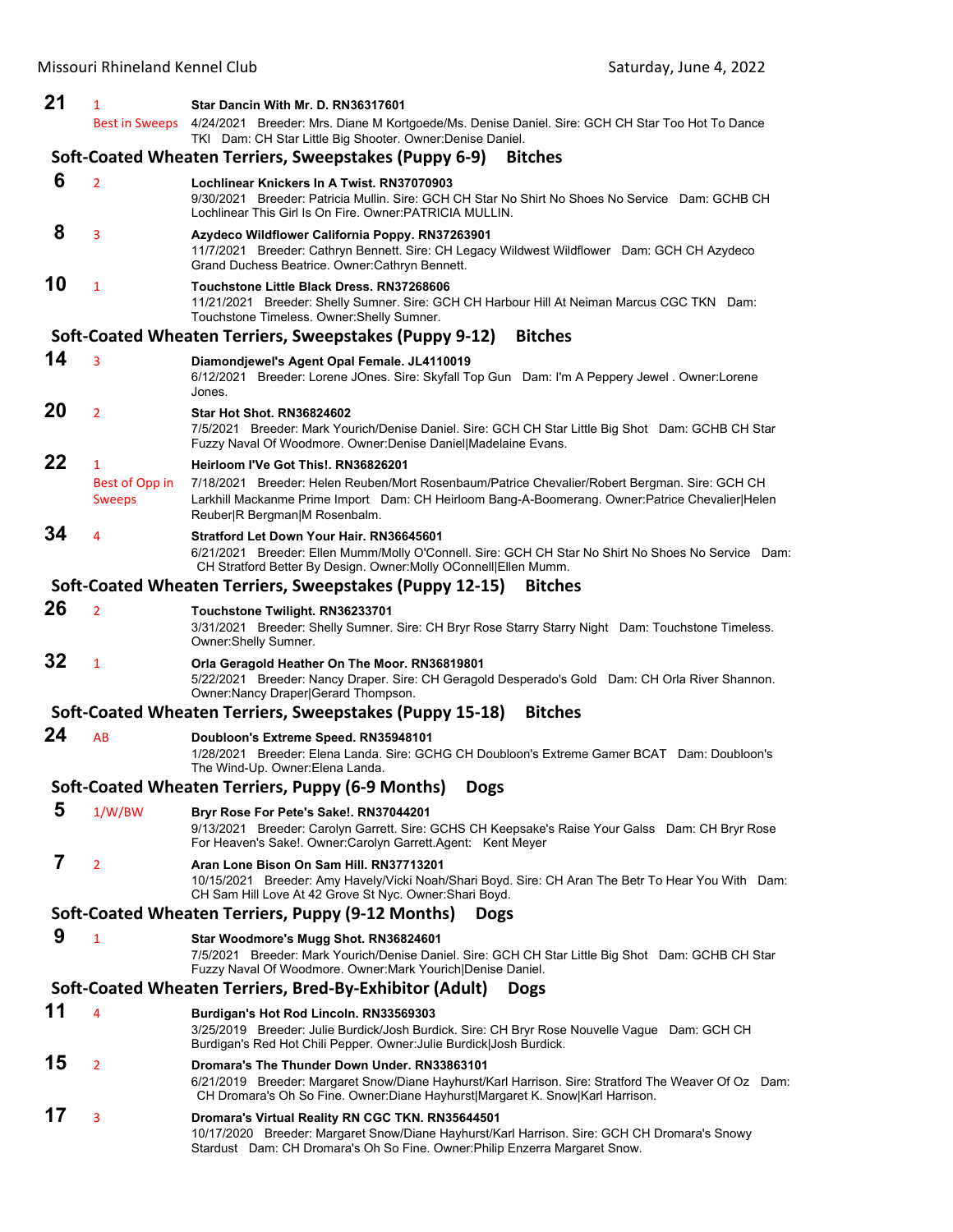**21** 1 Best in Sweeps **Star Dancin With Mr. D. RN36317601**
4/24/2021 Breeder: Mrs. Diane M Kortgoede/Ms. Denise Daniel. Sire: GCH CH Star Too Hot To Dance TKI Dam: CH Star Little Big Shooter. Owner:Denise Daniel.

## Soft-Coated Wheaten Terriers, Sweepstakes (Puppy 6-9) Bitches

**6** 2 **Lochlinear Knickers In A Twist. RN37070903**
9/30/2021 Breeder: Patricia Mullin. Sire: GCH CH Star No Shirt No Shoes No Service Dam: GCHB CH Lochlinear This Girl Is On Fire. Owner:PATRICIA MULLIN.

**8** 3 **Azydeco Wildflower California Poppy. RN37263901**
11/7/2021 Breeder: Cathryn Bennett. Sire: CH Legacy Wildwest Wildflower Dam: GCH CH Azydeco Grand Duchess Beatrice. Owner:Cathryn Bennett.

**10** 1 **Touchstone Little Black Dress. RN37268606**
11/21/2021 Breeder: Shelly Sumner. Sire: GCH CH Harbour Hill At Neiman Marcus CGC TKN Dam: Touchstone Timeless. Owner:Shelly Sumner.

## Soft-Coated Wheaten Terriers, Sweepstakes (Puppy 9-12) Bitches

**14** 3 **Diamondjewel's Agent Opal Female. JL4110019**
6/12/2021 Breeder: Lorene JOnes. Sire: Skyfall Top Gun Dam: I'm A Peppery Jewel . Owner:Lorene Jones.

**20** 2 **Star Hot Shot. RN36824602**
7/5/2021 Breeder: Mark Yourich/Denise Daniel. Sire: GCH CH Star Little Big Shot Dam: GCHB CH Star Fuzzy Naval Of Woodmore. Owner:Denise Daniel|Madelaine Evans.

**22** 1 Best of Opp in Sweeps **Heirloom I'Ve Got This!. RN36826201**
7/18/2021 Breeder: Helen Reuben/Mort Rosenbaum/Patrice Chevalier/Robert Bergman. Sire: GCH CH Larkhill Mackanme Prime Import Dam: CH Heirloom Bang-A-Boomerang. Owner:Patrice Chevalier|Helen Reuber|R Bergman|M Rosenbalm.

**34** 4 **Stratford Let Down Your Hair. RN36645601**
6/21/2021 Breeder: Ellen Mumm/Molly O'Connell. Sire: GCH CH Star No Shirt No Shoes No Service Dam: CH Stratford Better By Design. Owner:Molly OConnell|Ellen Mumm.

## Soft-Coated Wheaten Terriers, Sweepstakes (Puppy 12-15) Bitches

**26** 2 **Touchstone Twilight. RN36233701**
3/31/2021 Breeder: Shelly Sumner. Sire: CH Bryr Rose Starry Starry Night Dam: Touchstone Timeless. Owner:Shelly Sumner.

**32** 1 **Orla Geragold Heather On The Moor. RN36819801**
5/22/2021 Breeder: Nancy Draper. Sire: CH Geragold Desperado's Gold Dam: CH Orla River Shannon. Owner:Nancy Draper|Gerard Thompson.

## Soft-Coated Wheaten Terriers, Sweepstakes (Puppy 15-18) Bitches

**24** AB **Doubloon's Extreme Speed. RN35948101**
1/28/2021 Breeder: Elena Landa. Sire: GCHG CH Doubloon's Extreme Gamer BCAT Dam: Doubloon's The Wind-Up. Owner:Elena Landa.

## Soft-Coated Wheaten Terriers, Puppy (6-9 Months) Dogs

**5** 1/W/BW **Bryr Rose For Pete's Sake!. RN37044201**
9/13/2021 Breeder: Carolyn Garrett. Sire: GCHS CH Keepsake's Raise Your Galss Dam: CH Bryr Rose For Heaven's Sake!. Owner:Carolyn Garrett.Agent: Kent Meyer

**7** 2 **Aran Lone Bison On Sam Hill. RN37713201**
10/15/2021 Breeder: Amy Havely/Vicki Noah/Shari Boyd. Sire: CH Aran The Betr To Hear You With Dam: CH Sam Hill Love At 42 Grove St Nyc. Owner:Shari Boyd.

## Soft-Coated Wheaten Terriers, Puppy (9-12 Months) Dogs

**9** 1 **Star Woodmore's Mugg Shot. RN36824601**
7/5/2021 Breeder: Mark Yourich/Denise Daniel. Sire: GCH CH Star Little Big Shot Dam: GCHB CH Star Fuzzy Naval Of Woodmore. Owner:Mark Yourich|Denise Daniel.

## Soft-Coated Wheaten Terriers, Bred-By-Exhibitor (Adult) Dogs

**11** 4 **Burdigan's Hot Rod Lincoln. RN33569303**
3/25/2019 Breeder: Julie Burdick/Josh Burdick. Sire: CH Bryr Rose Nouvelle Vague Dam: GCH CH Burdigan's Red Hot Chili Pepper. Owner:Julie Burdick|Josh Burdick.

**15** 2 **Dromara's The Thunder Down Under. RN33863101**
6/21/2019 Breeder: Margaret Snow/Diane Hayhurst/Karl Harrison. Sire: Stratford The Weaver Of Oz Dam: CH Dromara's Oh So Fine. Owner:Diane Hayhurst|Margaret K. Snow|Karl Harrison.

**17** 3 **Dromara's Virtual Reality RN CGC TKN. RN35644501**
10/17/2020 Breeder: Margaret Snow/Diane Hayhurst/Karl Harrison. Sire: GCH CH Dromara's Snowy Stardust Dam: CH Dromara's Oh So Fine. Owner:Philip Enzerra Margaret Snow.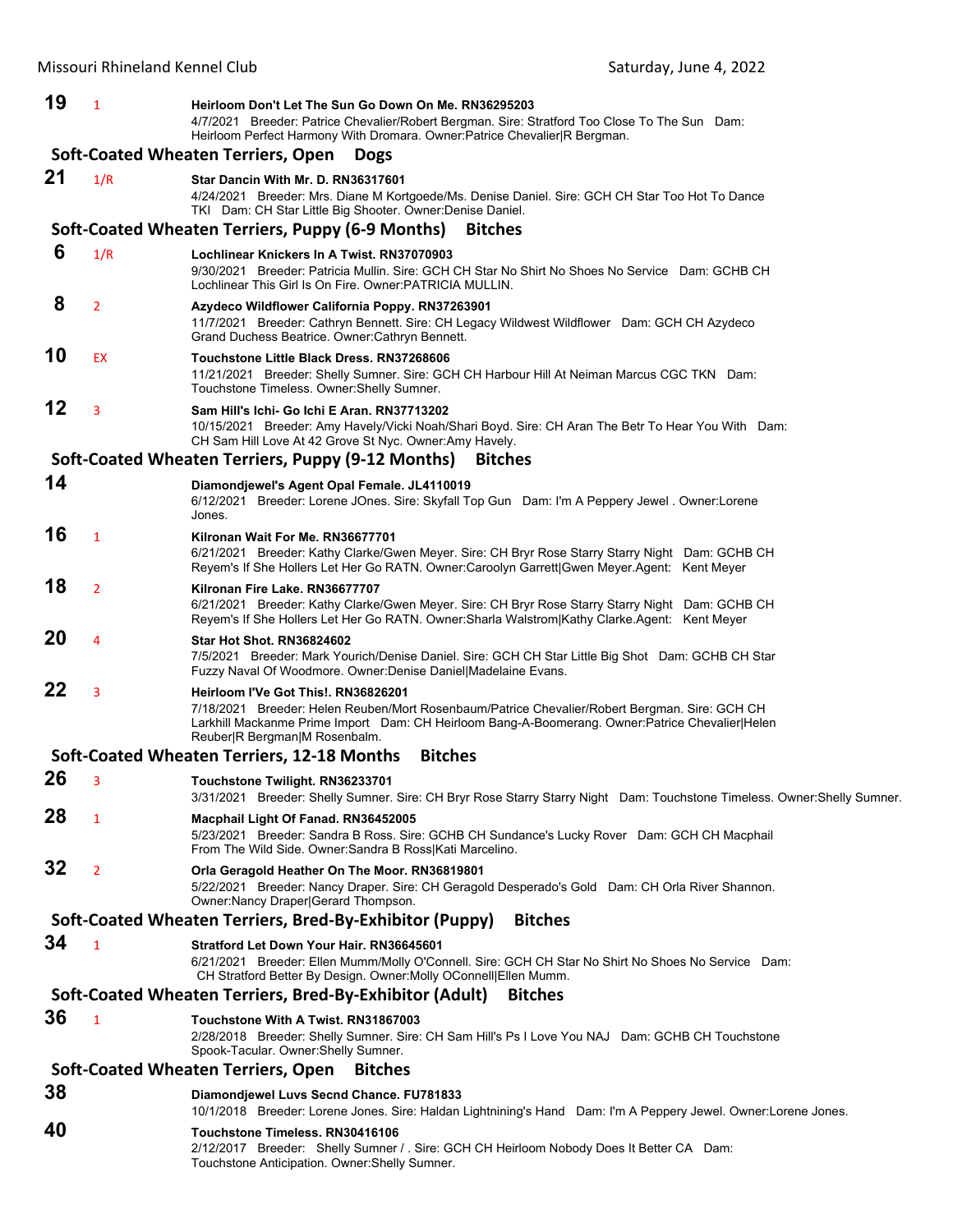**19** 1 **Heirloom Don't Let The Sun Go Down On Me. RN36295203**
4/7/2021 Breeder: Patrice Chevalier/Robert Bergman. Sire: Stratford Too Close To The Sun Dam: Heirloom Perfect Harmony With Dromara. Owner:Patrice Chevalier|R Bergman.

### Soft-Coated Wheaten Terriers, Open Dogs

**21** 1/R **Star Dancin With Mr. D. RN36317601**
4/24/2021 Breeder: Mrs. Diane M Kortgoede/Ms. Denise Daniel. Sire: GCH CH Star Too Hot To Dance TKI Dam: CH Star Little Big Shooter. Owner:Denise Daniel.

### Soft-Coated Wheaten Terriers, Puppy (6-9 Months) Bitches

**6** 1/R **Lochlinear Knickers In A Twist. RN37070903**
9/30/2021 Breeder: Patricia Mullin. Sire: GCH CH Star No Shirt No Shoes No Service Dam: GCHB CH Lochlinear This Girl Is On Fire. Owner:PATRICIA MULLIN.

**8** 2 **Azydeco Wildflower California Poppy. RN37263901**
11/7/2021 Breeder: Cathryn Bennett. Sire: CH Legacy Wildwest Wildflower Dam: GCH CH Azydeco Grand Duchess Beatrice. Owner:Cathryn Bennett.

**10** EX **Touchstone Little Black Dress. RN37268606**
11/21/2021 Breeder: Shelly Sumner. Sire: GCH CH Harbour Hill At Neiman Marcus CGC TKN Dam: Touchstone Timeless. Owner:Shelly Sumner.

**12** 3 **Sam Hill's Ichi- Go Ichi E Aran. RN37713202**
10/15/2021 Breeder: Amy Havely/Vicki Noah/Shari Boyd. Sire: CH Aran The Betr To Hear You With Dam: CH Sam Hill Love At 42 Grove St Nyc. Owner:Amy Havely.

### Soft-Coated Wheaten Terriers, Puppy (9-12 Months) Bitches

**14** **Diamondjewel's Agent Opal Female. JL4110019**
6/12/2021 Breeder: Lorene JOnes. Sire: Skyfall Top Gun Dam: I'm A Peppery Jewel . Owner:Lorene Jones.

**16** 1 **Kilronan Wait For Me. RN36677701**
6/21/2021 Breeder: Kathy Clarke/Gwen Meyer. Sire: CH Bryr Rose Starry Starry Night Dam: GCHB CH Reyem's If She Hollers Let Her Go RATN. Owner:Caroolyn Garrett|Gwen Meyer.Agent: Kent Meyer

**18** 2 **Kilronan Fire Lake. RN36677707**
6/21/2021 Breeder: Kathy Clarke/Gwen Meyer. Sire: CH Bryr Rose Starry Starry Night Dam: GCHB CH Reyem's If She Hollers Let Her Go RATN. Owner:Sharla Walstrom|Kathy Clarke.Agent: Kent Meyer

**20** 4 **Star Hot Shot. RN36824602**
7/5/2021 Breeder: Mark Yourich/Denise Daniel. Sire: GCH CH Star Little Big Shot Dam: GCHB CH Star Fuzzy Naval Of Woodmore. Owner:Denise Daniel|Madelaine Evans.

**22** 3 **Heirloom I'Ve Got This!. RN36826201**
7/18/2021 Breeder: Helen Reuben/Mort Rosenbaum/Patrice Chevalier/Robert Bergman. Sire: GCH CH Larkhill Mackanme Prime Import Dam: CH Heirloom Bang-A-Boomerang. Owner:Patrice Chevalier|Helen Reuber|R Bergman|M Rosenbalm.

### Soft-Coated Wheaten Terriers, 12-18 Months Bitches

**26** 3 **Touchstone Twilight. RN36233701**
3/31/2021 Breeder: Shelly Sumner. Sire: CH Bryr Rose Starry Starry Night Dam: Touchstone Timeless. Owner:Shelly Sumner.

**28** 1 **Macphail Light Of Fanad. RN36452005**
5/23/2021 Breeder: Sandra B Ross. Sire: GCHB CH Sundance's Lucky Rover Dam: GCH CH Macphail From The Wild Side. Owner:Sandra B Ross|Kati Marcelino.

**32** 2 **Orla Geragold Heather On The Moor. RN36819801**
5/22/2021 Breeder: Nancy Draper. Sire: CH Geragold Desperado's Gold Dam: CH Orla River Shannon. Owner:Nancy Draper|Gerard Thompson.

### Soft-Coated Wheaten Terriers, Bred-By-Exhibitor (Puppy) Bitches

**34** 1 **Stratford Let Down Your Hair. RN36645601**
6/21/2021 Breeder: Ellen Mumm/Molly O'Connell. Sire: GCH CH Star No Shirt No Shoes No Service Dam: CH Stratford Better By Design. Owner:Molly OConnell|Ellen Mumm.

### Soft-Coated Wheaten Terriers, Bred-By-Exhibitor (Adult) Bitches

**36** 1 **Touchstone With A Twist. RN31867003**
2/28/2018 Breeder: Shelly Sumner. Sire: CH Sam Hill's Ps I Love You NAJ Dam: GCHB CH Touchstone Spook-Tacular. Owner:Shelly Sumner.

### Soft-Coated Wheaten Terriers, Open Bitches

**38** **Diamondjewel Luvs Secnd Chance. FU781833**
10/1/2018 Breeder: Lorene Jones. Sire: Haldan Lightnining's Hand Dam: I'm A Peppery Jewel. Owner:Lorene Jones.

**40** **Touchstone Timeless. RN30416106**
2/12/2017 Breeder: Shelly Sumner / . Sire: GCH CH Heirloom Nobody Does It Better CA Dam: Touchstone Anticipation. Owner:Shelly Sumner.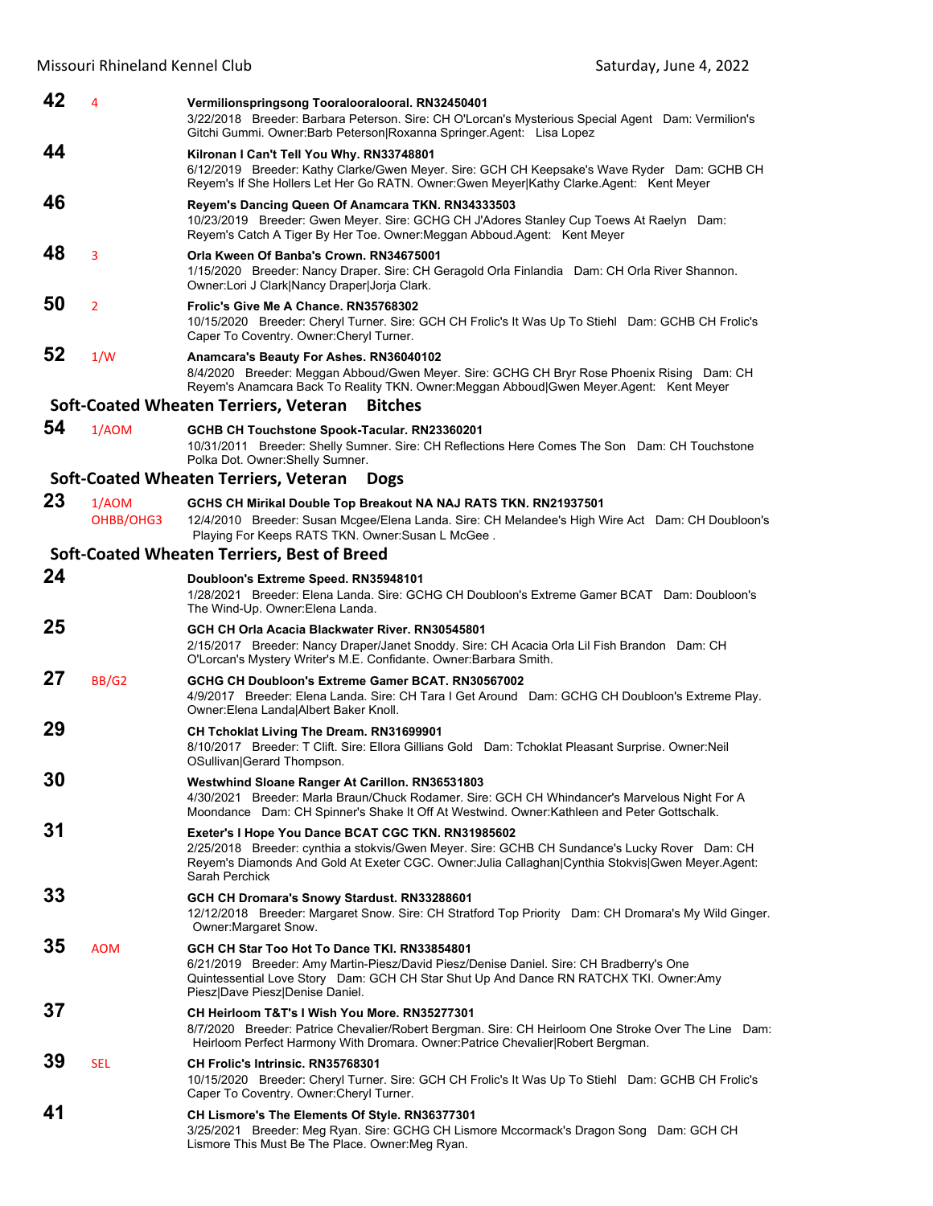**42** 4 **Vermilionspringsong Tooralooralooral. RN32450401**
3/22/2018 Breeder: Barbara Peterson. Sire: CH O'Lorcan's Mysterious Special Agent Dam: Vermilion's Gitchi Gummi. Owner:Barb Peterson|Roxanna Springer.Agent: Lisa Lopez

**44** **Kilronan I Can't Tell You Why. RN33748801**
6/12/2019 Breeder: Kathy Clarke/Gwen Meyer. Sire: GCH CH Keepsake's Wave Ryder Dam: GCHB CH Reyem's If She Hollers Let Her Go RATN. Owner:Gwen Meyer|Kathy Clarke.Agent: Kent Meyer

**46** **Reyem's Dancing Queen Of Anamcara TKN. RN34333503**
10/23/2019 Breeder: Gwen Meyer. Sire: GCHG CH J'Adores Stanley Cup Toews At Raelyn Dam: Reyem's Catch A Tiger By Her Toe. Owner:Meggan Abboud.Agent: Kent Meyer

**48** 3 **Orla Kween Of Banba's Crown. RN34675001**
1/15/2020 Breeder: Nancy Draper. Sire: CH Geragold Orla Finlandia Dam: CH Orla River Shannon. Owner:Lori J Clark|Nancy Draper|Jorja Clark.

**50** 2 **Frolic's Give Me A Chance. RN35768302**
10/15/2020 Breeder: Cheryl Turner. Sire: GCH CH Frolic's It Was Up To Stiehl Dam: GCHB CH Frolic's Caper To Coventry. Owner:Cheryl Turner.

**52** 1/W **Anamcara's Beauty For Ashes. RN36040102**
8/4/2020 Breeder: Meggan Abboud/Gwen Meyer. Sire: GCHG CH Bryr Rose Phoenix Rising Dam: CH Reyem's Anamcara Back To Reality TKN. Owner:Meggan Abboud|Gwen Meyer.Agent: Kent Meyer

## Soft-Coated Wheaten Terriers, Veteran Bitches

**54** 1/AOM **GCHB CH Touchstone Spook-Tacular. RN23360201**
10/31/2011 Breeder: Shelly Sumner. Sire: CH Reflections Here Comes The Son Dam: CH Touchstone Polka Dot. Owner:Shelly Sumner.

## Soft-Coated Wheaten Terriers, Veteran Dogs

**23** 1/AOM OHBB/OHG3 **GCHS CH Mirikal Double Top Breakout NA NAJ RATS TKN. RN21937501**
12/4/2010 Breeder: Susan Mcgee/Elena Landa. Sire: CH Melandee's High Wire Act Dam: CH Doubloon's Playing For Keeps RATS TKN. Owner:Susan L McGee .

## Soft-Coated Wheaten Terriers, Best of Breed

**24** **Doubloon's Extreme Speed. RN35948101**
1/28/2021 Breeder: Elena Landa. Sire: GCHG CH Doubloon's Extreme Gamer BCAT Dam: Doubloon's The Wind-Up. Owner:Elena Landa.

**25** **GCH CH Orla Acacia Blackwater River. RN30545801**
2/15/2017 Breeder: Nancy Draper/Janet Snoddy. Sire: CH Acacia Orla Lil Fish Brandon Dam: CH O'Lorcan's Mystery Writer's M.E. Confidante. Owner:Barbara Smith.

**27** BB/G2 **GCHG CH Doubloon's Extreme Gamer BCAT. RN30567002**
4/9/2017 Breeder: Elena Landa. Sire: CH Tara I Get Around Dam: GCHG CH Doubloon's Extreme Play. Owner:Elena Landa|Albert Baker Knoll.

**29** **CH Tchoklat Living The Dream. RN31699901**
8/10/2017 Breeder: T Clift. Sire: Ellora Gillians Gold Dam: Tchoklat Pleasant Surprise. Owner:Neil OSullivan|Gerard Thompson.

**30** **Westwhind Sloane Ranger At Carillon. RN36531803**
4/30/2021 Breeder: Marla Braun/Chuck Rodamer. Sire: GCH CH Whindancer's Marvelous Night For A Moondance Dam: CH Spinner's Shake It Off At Westwind. Owner:Kathleen and Peter Gottschalk.

**31** **Exeter's I Hope You Dance BCAT CGC TKN. RN31985602**
2/25/2018 Breeder: cynthia a stokvis/Gwen Meyer. Sire: GCHB CH Sundance's Lucky Rover Dam: CH Reyem's Diamonds And Gold At Exeter CGC. Owner:Julia Callaghan|Cynthia Stokvis|Gwen Meyer.Agent: Sarah Perchick

**33** **GCH CH Dromara's Snowy Stardust. RN33288601**
12/12/2018 Breeder: Margaret Snow. Sire: CH Stratford Top Priority Dam: CH Dromara's My Wild Ginger. Owner:Margaret Snow.

**35** AOM **GCH CH Star Too Hot To Dance TKI. RN33854801**
6/21/2019 Breeder: Amy Martin-Piesz/David Piesz/Denise Daniel. Sire: CH Bradberry's One Quintessential Love Story Dam: GCH CH Star Shut Up And Dance RN RATCHX TKI. Owner:Amy Piesz|Dave Piesz|Denise Daniel.

**37** **CH Heirloom T&T's I Wish You More. RN35277301**
8/7/2020 Breeder: Patrice Chevalier/Robert Bergman. Sire: CH Heirloom One Stroke Over The Line Dam: Heirloom Perfect Harmony With Dromara. Owner:Patrice Chevalier|Robert Bergman.

**39** SEL **CH Frolic's Intrinsic. RN35768301**
10/15/2020 Breeder: Cheryl Turner. Sire: GCH CH Frolic's It Was Up To Stiehl Dam: GCHB CH Frolic's Caper To Coventry. Owner:Cheryl Turner.

**41** **CH Lismore's The Elements Of Style. RN36377301**
3/25/2021 Breeder: Meg Ryan. Sire: GCHG CH Lismore Mccormack's Dragon Song Dam: GCH CH Lismore This Must Be The Place. Owner:Meg Ryan.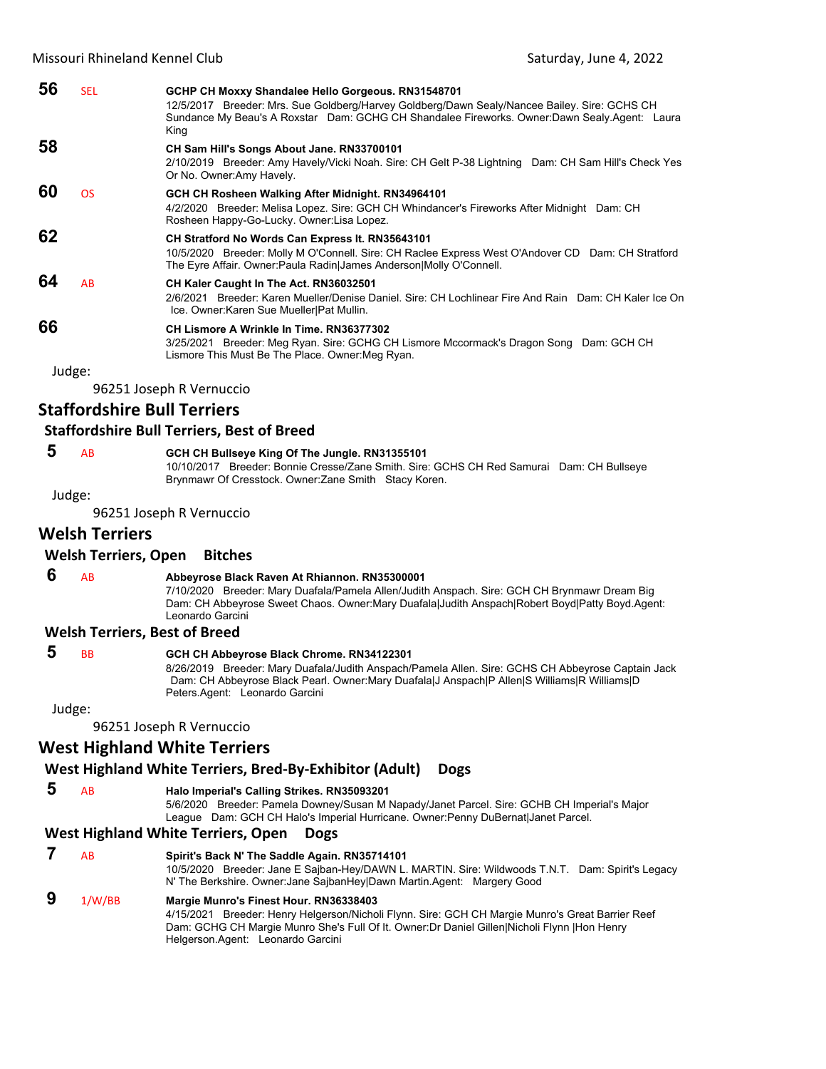**56** SEL **GCHP CH Moxxy Shandalee Hello Gorgeous. RN31548701**
12/5/2017 Breeder: Mrs. Sue Goldberg/Harvey Goldberg/Dawn Sealy/Nancee Bailey. Sire: GCHS CH Sundance My Beau's A Roxstar Dam: GCHG CH Shandalee Fireworks. Owner:Dawn Sealy.Agent: Laura King

**58** **CH Sam Hill's Songs About Jane. RN33700101**
2/10/2019 Breeder: Amy Havely/Vicki Noah. Sire: CH Gelt P-38 Lightning Dam: CH Sam Hill's Check Yes Or No. Owner:Amy Havely.

**60** OS **GCH CH Rosheen Walking After Midnight. RN34964101**
4/2/2020 Breeder: Melisa Lopez. Sire: GCH CH Whindancer's Fireworks After Midnight Dam: CH Rosheen Happy-Go-Lucky. Owner:Lisa Lopez.

**62** **CH Stratford No Words Can Express It. RN35643101**
10/5/2020 Breeder: Molly M O'Connell. Sire: CH Raclee Express West O'Andover CD Dam: CH Stratford The Eyre Affair. Owner:Paula Radin|James Anderson|Molly O'Connell.

**64** AB **CH Kaler Caught In The Act. RN36032501**
2/6/2021 Breeder: Karen Mueller/Denise Daniel. Sire: CH Lochlinear Fire And Rain Dam: CH Kaler Ice On Ice. Owner:Karen Sue Mueller|Pat Mullin.

**66** **CH Lismore A Wrinkle In Time. RN36377302**
3/25/2021 Breeder: Meg Ryan. Sire: GCHG CH Lismore Mccormack's Dragon Song Dam: GCH CH Lismore This Must Be The Place. Owner:Meg Ryan.

Judge:
96251 Joseph R Vernuccio

## Staffordshire Bull Terriers

### Staffordshire Bull Terriers, Best of Breed

**5** AB **GCH CH Bullseye King Of The Jungle. RN31355101**
10/10/2017 Breeder: Bonnie Cresse/Zane Smith. Sire: GCHS CH Red Samurai Dam: CH Bullseye Brynmawr Of Cresstock. Owner:Zane Smith Stacy Koren.

Judge:
96251 Joseph R Vernuccio

## Welsh Terriers

### Welsh Terriers, Open Bitches

**6** AB **Abbeyrose Black Raven At Rhiannon. RN35300001**
7/10/2020 Breeder: Mary Duafala/Pamela Allen/Judith Anspach. Sire: GCH CH Brynmawr Dream Big Dam: CH Abbeyrose Sweet Chaos. Owner:Mary Duafala|Judith Anspach|Robert Boyd|Patty Boyd.Agent: Leonardo Garcini

### Welsh Terriers, Best of Breed

**5** BB **GCH CH Abbeyrose Black Chrome. RN34122301**
8/26/2019 Breeder: Mary Duafala/Judith Anspach/Pamela Allen. Sire: GCHS CH Abbeyrose Captain Jack Dam: CH Abbeyrose Black Pearl. Owner:Mary Duafala|J Anspach|P Allen|S Williams|R Williams|D Peters.Agent: Leonardo Garcini

Judge:
96251 Joseph R Vernuccio

## West Highland White Terriers

### West Highland White Terriers, Bred-By-Exhibitor (Adult) Dogs

**5** AB **Halo Imperial's Calling Strikes. RN35093201**
5/6/2020 Breeder: Pamela Downey/Susan M Napady/Janet Parcel. Sire: GCHB CH Imperial's Major League Dam: GCH CH Halo's Imperial Hurricane. Owner:Penny DuBernat|Janet Parcel.

### West Highland White Terriers, Open Dogs

**7** AB **Spirit's Back N' The Saddle Again. RN35714101**
10/5/2020 Breeder: Jane E Sajban-Hey/DAWN L. MARTIN. Sire: Wildwoods T.N.T. Dam: Spirit's Legacy N' The Berkshire. Owner:Jane SajbanHey|Dawn Martin.Agent: Margery Good

**9** 1/W/BB **Margie Munro's Finest Hour. RN36338403**
4/15/2021 Breeder: Henry Helgerson/Nicholi Flynn. Sire: GCH CH Margie Munro's Great Barrier Reef Dam: GCHG CH Margie Munro She's Full Of It. Owner:Dr Daniel Gillen|Nicholi Flynn |Hon Henry Helgerson.Agent: Leonardo Garcini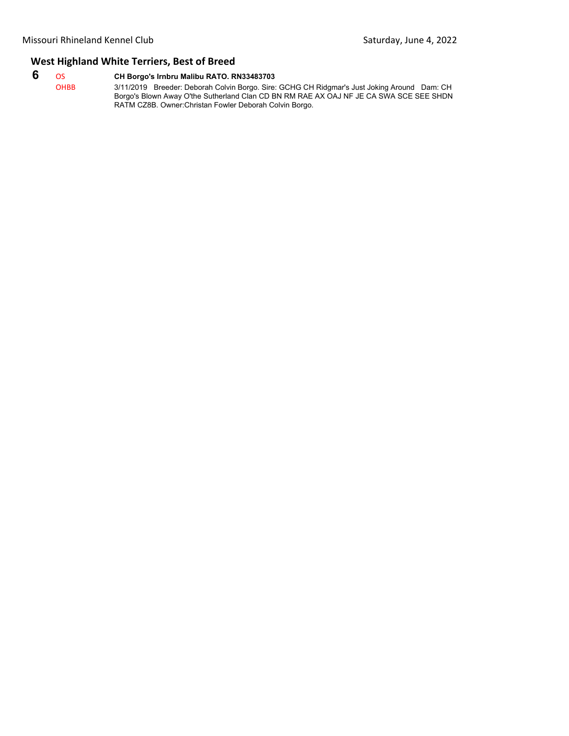## West Highland White Terriers, Best of Breed

**6** OS OHBB

**CH Borgo's Irnbru Malibu RATO. RN33483703**

3/11/2019 Breeder: Deborah Colvin Borgo. Sire: GCHG CH Ridgmar's Just Joking Around Dam: CH Borgo's Blown Away O'the Sutherland Clan CD BN RM RAE AX OAJ NF JE CA SWA SCE SEE SHDN RATM CZ8B. Owner:Christan Fowler Deborah Colvin Borgo.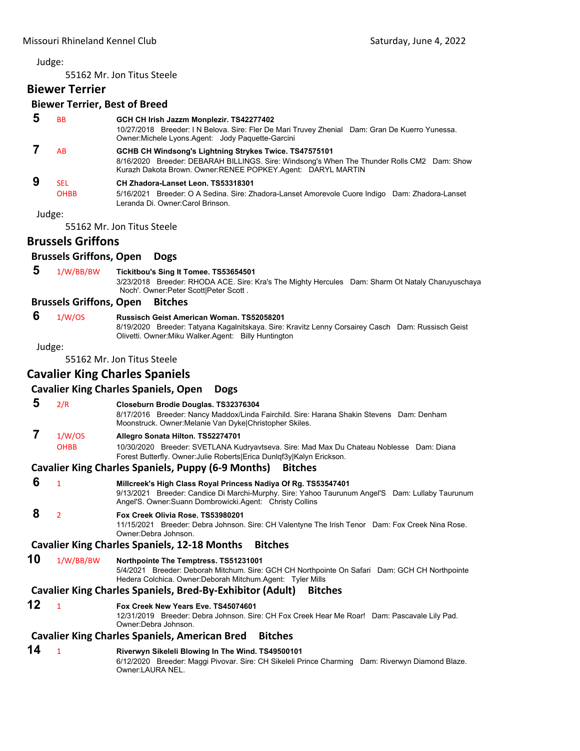Judge:

55162 Mr. Jon Titus Steele

## Biewer Terrier

### Biewer Terrier, Best of Breed

**5** BB **GCH CH Irish Jazzm Monplezir. TS42277402**
10/27/2018 Breeder: I N Belova. Sire: Fler De Mari Truvey Zhenial Dam: Gran De Kuerro Yunessa. Owner:Michele Lyons.Agent: Jody Paquette-Garcini

**7** AB **GCHB CH Windsong's Lightning Strykes Twice. TS47575101**
8/16/2020 Breeder: DEBARAH BILLINGS. Sire: Windsong's When The Thunder Rolls CM2 Dam: Show Kurazh Dakota Brown. Owner:RENEE POPKEY.Agent: DARYL MARTIN

**9** SEL OHBB **CH Zhadora-Lanset Leon. TS53318301**
5/16/2021 Breeder: O A Sedina. Sire: Zhadora-Lanset Amorevole Cuore Indigo Dam: Zhadora-Lanset Leranda Di. Owner:Carol Brinson.

Judge:

55162 Mr. Jon Titus Steele

## Brussels Griffons

### Brussels Griffons, Open Dogs

**5** 1/W/BB/BW **Tickitbou's Sing It Tomee. TS53654501**
3/23/2018 Breeder: RHODA ACE. Sire: Kra's The Mighty Hercules Dam: Sharm Ot Nataly Charuyuschaya Noch'. Owner:Peter Scott|Peter Scott .

### Brussels Griffons, Open Bitches

**6** 1/W/OS **Russisch Geist American Woman. TS52058201**
8/19/2020 Breeder: Tatyana Kagalnitskaya. Sire: Kravitz Lenny Corsairey Casch Dam: Russisch Geist Olivetti. Owner:Miku Walker.Agent: Billy Huntington

Judge:

55162 Mr. Jon Titus Steele

## Cavalier King Charles Spaniels

### Cavalier King Charles Spaniels, Open Dogs

**5** 2/R **Closeburn Brodie Douglas. TS32376304**
8/17/2016 Breeder: Nancy Maddox/Linda Fairchild. Sire: Harana Shakin Stevens Dam: Denham Moonstruck. Owner:Melanie Van Dyke|Christopher Skiles.

**7** 1/W/OS OHBB **Allegro Sonata Hilton. TS52274701**
10/30/2020 Breeder: SVETLANA Kudryavtseva. Sire: Mad Max Du Chateau Noblesse Dam: Diana Forest Butterfly. Owner:Julie Roberts|Erica Dunlqf3y|Kalyn Erickson.

### Cavalier King Charles Spaniels, Puppy (6-9 Months) Bitches

**6** 1 **Millcreek's High Class Royal Princess Nadiya Of Rg. TS53547401**
9/13/2021 Breeder: Candice Di Marchi-Murphy. Sire: Yahoo Taurunum Angel'S Dam: Lullaby Taurunum Angel'S. Owner:Suann Dombrowicki.Agent: Christy Collins

**8** 2 **Fox Creek Olivia Rose. TS53980201**
11/15/2021 Breeder: Debra Johnson. Sire: CH Valentyne The Irish Tenor Dam: Fox Creek Nina Rose. Owner:Debra Johnson.

### Cavalier King Charles Spaniels, 12-18 Months Bitches

**10** 1/W/BB/BW **Northpointe The Temptress. TS51231001**
5/4/2021 Breeder: Deborah Mitchum. Sire: GCH CH Northpointe On Safari Dam: GCH CH Northpointe Hedera Colchica. Owner:Deborah Mitchum.Agent: Tyler Mills

### Cavalier King Charles Spaniels, Bred-By-Exhibitor (Adult) Bitches

**12** 1 **Fox Creek New Years Eve. TS45074601**
12/31/2019 Breeder: Debra Johnson. Sire: CH Fox Creek Hear Me Roar! Dam: Pascavale Lily Pad. Owner:Debra Johnson.

### Cavalier King Charles Spaniels, American Bred Bitches

**14** 1 **Riverwyn Sikeleli Blowing In The Wind. TS49500101**
6/12/2020 Breeder: Maggi Pivovar. Sire: CH Sikeleli Prince Charming Dam: Riverwyn Diamond Blaze. Owner:LAURA NEL.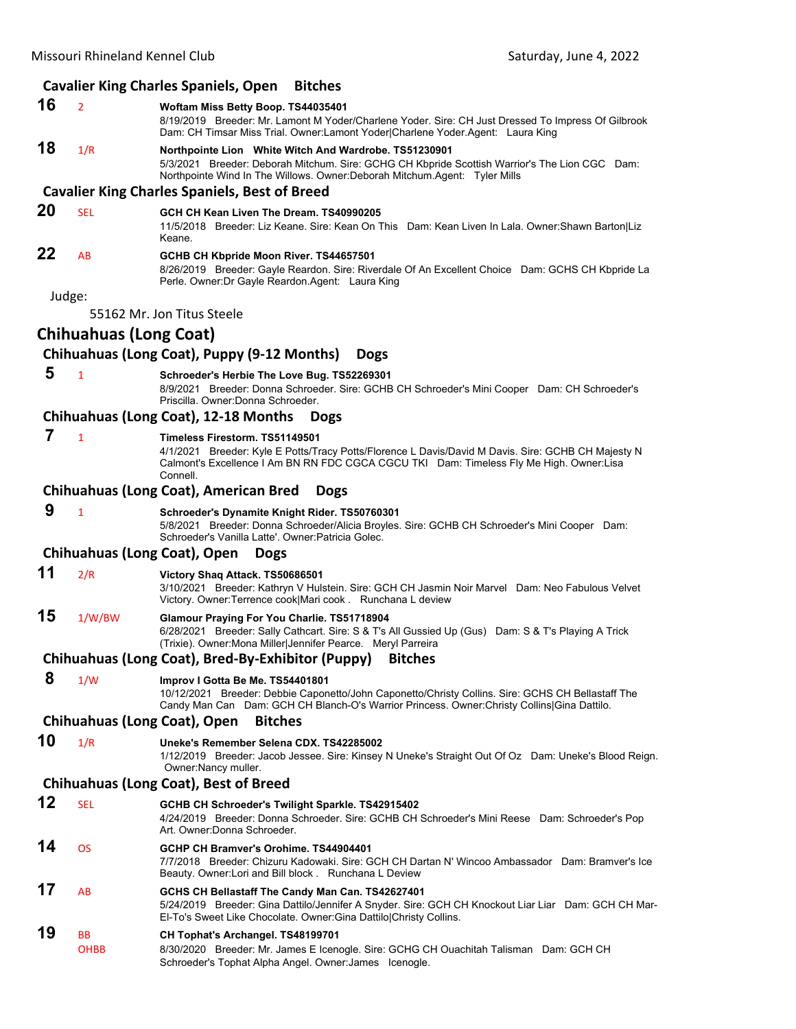### Cavalier King Charles Spaniels, Open Bitches

**16** 2 **Woftam Miss Betty Boop. TS44035401**
8/19/2019 Breeder: Mr. Lamont M Yoder/Charlene Yoder. Sire: CH Just Dressed To Impress Of Gilbrook Dam: CH Timsar Miss Trial. Owner:Lamont Yoder|Charlene Yoder.Agent: Laura King

**18** 1/R **Northpointe Lion White Witch And Wardrobe. TS51230901**
5/3/2021 Breeder: Deborah Mitchum. Sire: GCHG CH Kbpride Scottish Warrior's The Lion CGC Dam: Northpointe Wind In The Willows. Owner:Deborah Mitchum.Agent: Tyler Mills

### Cavalier King Charles Spaniels, Best of Breed

**20** SEL **GCH CH Kean Liven The Dream. TS40990205**
11/5/2018 Breeder: Liz Keane. Sire: Kean On This Dam: Kean Liven In Lala. Owner:Shawn Barton|Liz Keane.

**22** AB **GCHB CH Kbpride Moon River. TS44657501**
8/26/2019 Breeder: Gayle Reardon. Sire: Riverdale Of An Excellent Choice Dam: GCHS CH Kbpride La Perle. Owner:Dr Gayle Reardon.Agent: Laura King

Judge:

55162 Mr. Jon Titus Steele

## Chihuahuas (Long Coat)

### Chihuahuas (Long Coat), Puppy (9-12 Months) Dogs

**5** 1 **Schroeder's Herbie The Love Bug. TS52269301**
8/9/2021 Breeder: Donna Schroeder. Sire: GCHB CH Schroeder's Mini Cooper Dam: CH Schroeder's Priscilla. Owner:Donna Schroeder.

### Chihuahuas (Long Coat), 12-18 Months Dogs

**7** 1 **Timeless Firestorm. TS51149501**
4/1/2021 Breeder: Kyle E Potts/Tracy Potts/Florence L Davis/David M Davis. Sire: GCHB CH Majesty N Calmont's Excellence I Am BN RN FDC CGCA CGCU TKI Dam: Timeless Fly Me High. Owner:Lisa Connell.

### Chihuahuas (Long Coat), American Bred Dogs

**9** 1 **Schroeder's Dynamite Knight Rider. TS50760301**
5/8/2021 Breeder: Donna Schroeder/Alicia Broyles. Sire: GCHB CH Schroeder's Mini Cooper Dam: Schroeder's Vanilla Latte'. Owner:Patricia Golec.

### Chihuahuas (Long Coat), Open Dogs

**11** 2/R **Victory Shaq Attack. TS50686501**
3/10/2021 Breeder: Kathryn V Hulstein. Sire: GCH CH Jasmin Noir Marvel Dam: Neo Fabulous Velvet Victory. Owner:Terrence cook|Mari cook . Runchana L deview

**15** 1/W/BW **Glamour Praying For You Charlie. TS51718904**
6/28/2021 Breeder: Sally Cathcart. Sire: S & T's All Gussied Up (Gus) Dam: S & T's Playing A Trick (Trixie). Owner:Mona Miller|Jennifer Pearce. Meryl Parreira

### Chihuahuas (Long Coat), Bred-By-Exhibitor (Puppy) Bitches

**8** 1/W **Improv I Gotta Be Me. TS54401801**
10/12/2021 Breeder: Debbie Caponetto/John Caponetto/Christy Collins. Sire: GCHS CH Bellastaff The Candy Man Can Dam: GCH CH Blanch-O's Warrior Princess. Owner:Christy Collins|Gina Dattilo.

### Chihuahuas (Long Coat), Open Bitches

**10** 1/R **Uneke's Remember Selena CDX. TS42285002**
1/12/2019 Breeder: Jacob Jessee. Sire: Kinsey N Uneke's Straight Out Of Oz Dam: Uneke's Blood Reign. Owner:Nancy muller.

### Chihuahuas (Long Coat), Best of Breed

**12** SEL **GCHB CH Schroeder's Twilight Sparkle. TS42915402**
4/24/2019 Breeder: Donna Schroeder. Sire: GCHB CH Schroeder's Mini Reese Dam: Schroeder's Pop Art. Owner:Donna Schroeder.

**14** OS **GCHP CH Bramver's Orohime. TS44904401**
7/7/2018 Breeder: Chizuru Kadowaki. Sire: GCH CH Dartan N' Wincoo Ambassador Dam: Bramver's Ice Beauty. Owner:Lori and Bill block . Runchana L Deview

**17** AB **GCHS CH Bellastaff The Candy Man Can. TS42627401**
5/24/2019 Breeder: Gina Dattilo/Jennifer A Snyder. Sire: GCH CH Knockout Liar Liar Dam: GCH CH Mar-El-To's Sweet Like Chocolate. Owner:Gina Dattilo|Christy Collins.

**19** BB OHBB **CH Tophat's Archangel. TS48199701**
8/30/2020 Breeder: Mr. James E Icenogle. Sire: GCHG CH Ouachitah Talisman Dam: GCH CH Schroeder's Tophat Alpha Angel. Owner:James Icenogle.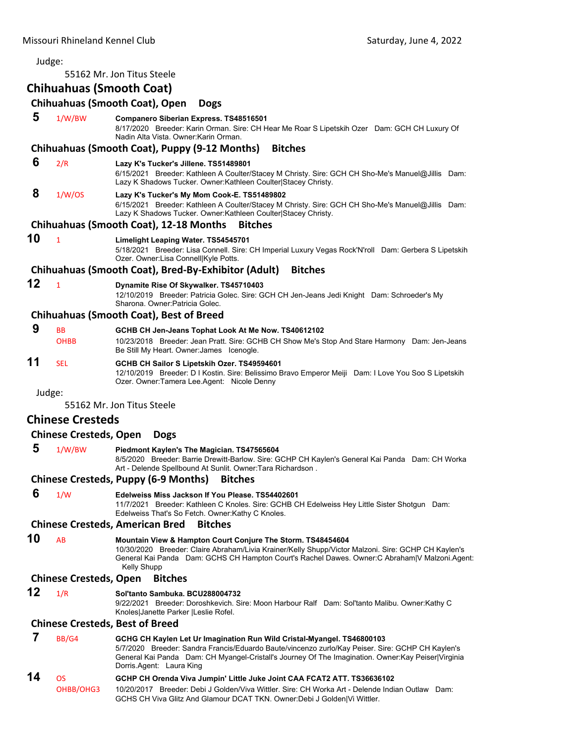Judge:

55162 Mr. Jon Titus Steele

## Chihuahuas (Smooth Coat)

### Chihuahuas (Smooth Coat), Open Dogs

**5** 1/W/BW **Companero Siberian Express. TS48516501**
8/17/2020 Breeder: Karin Orman. Sire: CH Hear Me Roar S Lipetskih Ozer Dam: GCH CH Luxury Of Nadin Alta Vista. Owner:Karin Orman.

### Chihuahuas (Smooth Coat), Puppy (9-12 Months) Bitches

**6** 2/R **Lazy K's Tucker's Jillene. TS51489801**
6/15/2021 Breeder: Kathleen A Coulter/Stacey M Christy. Sire: GCH CH Sho-Me's Manuel@Jillis Dam: Lazy K Shadows Tucker. Owner:Kathleen Coulter|Stacey Christy.

**8** 1/W/OS **Lazy K's Tucker's My Mom Cook-E. TS51489802**
6/15/2021 Breeder: Kathleen A Coulter/Stacey M Christy. Sire: GCH CH Sho-Me's Manuel@Jillis Dam: Lazy K Shadows Tucker. Owner:Kathleen Coulter|Stacey Christy.

### Chihuahuas (Smooth Coat), 12-18 Months Bitches

**10** 1 **Limelight Leaping Water. TS54545701**
5/18/2021 Breeder: Lisa Connell. Sire: CH Imperial Luxury Vegas Rock'N'roll Dam: Gerbera S Lipetskih Ozer. Owner:Lisa Connell|Kyle Potts.

### Chihuahuas (Smooth Coat), Bred-By-Exhibitor (Adult) Bitches

**12** 1 **Dynamite Rise Of Skywalker. TS45710403**
12/10/2019 Breeder: Patricia Golec. Sire: GCH CH Jen-Jeans Jedi Knight Dam: Schroeder's My Sharona. Owner:Patricia Golec.

### Chihuahuas (Smooth Coat), Best of Breed

**9** BB OHBB **GCHB CH Jen-Jeans Tophat Look At Me Now. TS40612102**
10/23/2018 Breeder: Jean Pratt. Sire: GCHB CH Show Me's Stop And Stare Harmony Dam: Jen-Jeans Be Still My Heart. Owner:James Icenogle.

**11** SEL **GCHB CH Sailor S Lipetskih Ozer. TS49594601**
12/10/2019 Breeder: D I Kostin. Sire: Belissimo Bravo Emperor Meiji Dam: I Love You Soo S Lipetskih Ozer. Owner:Tamera Lee.Agent: Nicole Denny

Judge:

55162 Mr. Jon Titus Steele

## Chinese Cresteds

### Chinese Cresteds, Open Dogs

**5** 1/W/BW **Piedmont Kaylen's The Magician. TS47565604**
8/5/2020 Breeder: Barrie Drewitt-Barlow. Sire: GCHP CH Kaylen's General Kai Panda Dam: CH Worka Art - Delende Spellbound At Sunlit. Owner:Tara Richardson .

### Chinese Cresteds, Puppy (6-9 Months) Bitches

**6** 1/W **Edelweiss Miss Jackson If You Please. TS54402601**
11/7/2021 Breeder: Kathleen C Knoles. Sire: GCHB CH Edelweiss Hey Little Sister Shotgun Dam: Edelweiss That's So Fetch. Owner:Kathy C Knoles.

### Chinese Cresteds, American Bred Bitches

**10** AB **Mountain View & Hampton Court Conjure The Storm. TS48454604**
10/30/2020 Breeder: Claire Abraham/Livia Krainer/Kelly Shupp/Victor Malzoni. Sire: GCHP CH Kaylen's General Kai Panda Dam: GCHS CH Hampton Court's Rachel Dawes. Owner:C Abraham|V Malzoni.Agent: Kelly Shupp

### Chinese Cresteds, Open Bitches

**12** 1/R **Sol'tanto Sambuka. BCU288004732**
9/22/2021 Breeder: Doroshkevich. Sire: Moon Harbour Ralf Dam: Sol'tanto Malibu. Owner:Kathy C Knoles|Janette Parker |Leslie Rofel.

### Chinese Cresteds, Best of Breed

**7** BB/G4 **GCHG CH Kaylen Let Ur Imagination Run Wild Cristal-Myangel. TS46800103**
5/7/2020 Breeder: Sandra Francis/Eduardo Baute/vincenzo zurlo/Kay Peiser. Sire: GCHP CH Kaylen's General Kai Panda Dam: CH Myangel-Cristall's Journey Of The Imagination. Owner:Kay Peiser|Virginia Dorris.Agent: Laura King

**14** OS OHBB/OHG3 **GCHP CH Orenda Viva Jumpin' Little Juke Joint CAA FCAT2 ATT. TS36636102**
10/20/2017 Breeder: Debi J Golden/Viva Wittler. Sire: CH Worka Art - Delende Indian Outlaw Dam: GCHS CH Viva Glitz And Glamour DCAT TKN. Owner:Debi J Golden|Vi Wittler.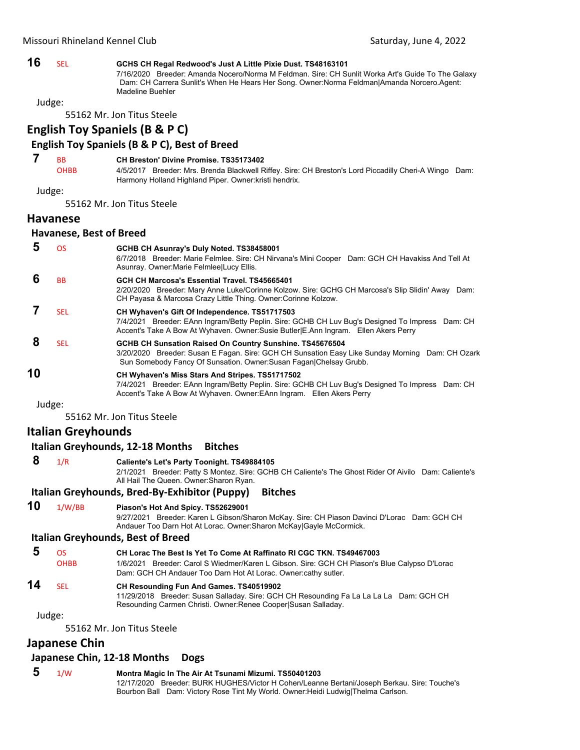**16** SEL **GCHS CH Regal Redwood's Just A Little Pixie Dust. TS48163101**
7/16/2020 Breeder: Amanda Nocero/Norma M Feldman. Sire: CH Sunlit Worka Art's Guide To The Galaxy Dam: CH Carrera Sunlit's When He Hears Her Song. Owner:Norma Feldman|Amanda Norcero.Agent: Madeline Buehler

Judge:

55162 Mr. Jon Titus Steele

## English Toy Spaniels (B & P C)

### English Toy Spaniels (B & P C), Best of Breed

**7** BB OHBB **CH Breston' Divine Promise. TS35173402**
4/5/2017 Breeder: Mrs. Brenda Blackwell Riffey. Sire: CH Breston's Lord Piccadilly Cheri-A Wingo Dam: Harmony Holland Highland Piper. Owner:kristi hendrix.

Judge:

55162 Mr. Jon Titus Steele

## Havanese

### Havanese, Best of Breed

**5** OS **GCHB CH Asunray's Duly Noted. TS38458001**
6/7/2018 Breeder: Marie Felmlee. Sire: CH Nirvana's Mini Cooper Dam: GCH CH Havakiss And Tell At Asunray. Owner:Marie Felmlee|Lucy Ellis.

**6** BB **GCH CH Marcosa's Essential Travel. TS45665401**
2/20/2020 Breeder: Mary Anne Luke/Corinne Kolzow. Sire: GCHG CH Marcosa's Slip Slidin' Away Dam: CH Payasa & Marcosa Crazy Little Thing. Owner:Corinne Kolzow.

**7** SEL **CH Wyhaven's Gift Of Independence. TS51717503**
7/4/2021 Breeder: EAnn Ingram/Betty Peplin. Sire: GCHB CH Luv Bug's Designed To Impress Dam: CH Accent's Take A Bow At Wyhaven. Owner:Susie Butler|E.Ann Ingram. Ellen Akers Perry

**8** SEL **GCHB CH Sunsation Raised On Country Sunshine. TS45676504**
3/20/2020 Breeder: Susan E Fagan. Sire: GCH CH Sunsation Easy Like Sunday Morning Dam: CH Ozark Sun Somebody Fancy Of Sunsation. Owner:Susan Fagan|Chelsay Grubb.

**10** **CH Wyhaven's Miss Stars And Stripes. TS51717502**
7/4/2021 Breeder: EAnn Ingram/Betty Peplin. Sire: GCHB CH Luv Bug's Designed To Impress Dam: CH Accent's Take A Bow At Wyhaven. Owner:EAnn Ingram. Ellen Akers Perry

Judge:

55162 Mr. Jon Titus Steele

## Italian Greyhounds

### Italian Greyhounds, 12-18 Months Bitches

**8** 1/R **Caliente's Let's Party Toonight. TS49884105**
2/1/2021 Breeder: Patty S Montez. Sire: GCHB CH Caliente's The Ghost Rider Of Aivilo Dam: Caliente's All Hail The Queen. Owner:Sharon Ryan.

### Italian Greyhounds, Bred-By-Exhibitor (Puppy) Bitches

**10** 1/W/BB **Piason's Hot And Spicy. TS52629001**
9/27/2021 Breeder: Karen L Gibson/Sharon McKay. Sire: CH Piason Davinci D'Lorac Dam: GCH CH Andauer Too Darn Hot At Lorac. Owner:Sharon McKay|Gayle McCormick.

### Italian Greyhounds, Best of Breed

**5** OS OHBB **CH Lorac The Best Is Yet To Come At Raffinato RI CGC TKN. TS49467003**
1/6/2021 Breeder: Carol S Wiedmer/Karen L Gibson. Sire: GCH CH Piason's Blue Calypso D'Lorac Dam: GCH CH Andauer Too Darn Hot At Lorac. Owner:cathy sutler.

**14** SEL **CH Resounding Fun And Games. TS40519902**
11/29/2018 Breeder: Susan Salladay. Sire: GCH CH Resounding Fa La La La La Dam: GCH CH Resounding Carmen Christi. Owner:Renee Cooper|Susan Salladay.

Judge:

55162 Mr. Jon Titus Steele

## Japanese Chin

### Japanese Chin, 12-18 Months Dogs

**5** 1/W **Montra Magic In The Air At Tsunami Mizumi. TS50401203**
12/17/2020 Breeder: BURK HUGHES/Victor H Cohen/Leanne Bertani/Joseph Berkau. Sire: Touche's Bourbon Ball Dam: Victory Rose Tint My World. Owner:Heidi Ludwig|Thelma Carlson.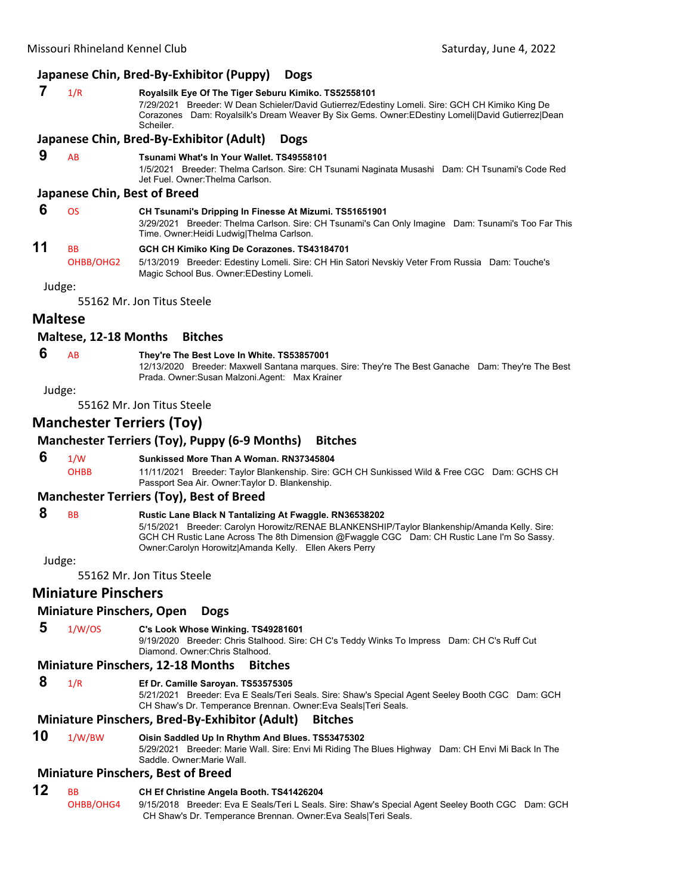### Japanese Chin, Bred-By-Exhibitor (Puppy) Dogs

**7** 1/R **Royalsilk Eye Of The Tiger Seburu Kimiko. TS52558101**
7/29/2021 Breeder: W Dean Schieler/David Gutierrez/Edestiny Lomeli. Sire: GCH CH Kimiko King De Corazones Dam: Royalsilk's Dream Weaver By Six Gems. Owner:EDestiny Lomeli|David Gutierrez|Dean Scheiler.

### Japanese Chin, Bred-By-Exhibitor (Adult) Dogs

**9** AB **Tsunami What's In Your Wallet. TS49558101**
1/5/2021 Breeder: Thelma Carlson. Sire: CH Tsunami Naginata Musashi Dam: CH Tsunami's Code Red Jet Fuel. Owner:Thelma Carlson.

### Japanese Chin, Best of Breed

**6** OS **CH Tsunami's Dripping In Finesse At Mizumi. TS51651901**
3/29/2021 Breeder: Thelma Carlson. Sire: CH Tsunami's Can Only Imagine Dam: Tsunami's Too Far This Time. Owner:Heidi Ludwig|Thelma Carlson.

**11** BB OHBB/OHG2 **GCH CH Kimiko King De Corazones. TS43184701**
5/13/2019 Breeder: Edestiny Lomeli. Sire: CH Hin Satori Nevskiy Veter From Russia Dam: Touche's Magic School Bus. Owner:EDestiny Lomeli.

Judge:

55162 Mr. Jon Titus Steele

## Maltese

### Maltese, 12-18 Months Bitches

**6** AB **They're The Best Love In White. TS53857001**
12/13/2020 Breeder: Maxwell Santana marques. Sire: They're The Best Ganache Dam: They're The Best Prada. Owner:Susan Malzoni.Agent: Max Krainer

Judge:

55162 Mr. Jon Titus Steele

## Manchester Terriers (Toy)

### Manchester Terriers (Toy), Puppy (6-9 Months) Bitches

**6** 1/W OHBB **Sunkissed More Than A Woman. RN37345804**
11/11/2021 Breeder: Taylor Blankenship. Sire: GCH CH Sunkissed Wild & Free CGC Dam: GCHS CH Passport Sea Air. Owner:Taylor D. Blankenship.

### Manchester Terriers (Toy), Best of Breed

**8** BB **Rustic Lane Black N Tantalizing At Fwaggle. RN36538202**
5/15/2021 Breeder: Carolyn Horowitz/RENAE BLANKENSHIP/Taylor Blankenship/Amanda Kelly. Sire: GCH CH Rustic Lane Across The 8th Dimension @Fwaggle CGC Dam: CH Rustic Lane I'm So Sassy. Owner:Carolyn Horowitz|Amanda Kelly. Ellen Akers Perry

Judge:

55162 Mr. Jon Titus Steele

## Miniature Pinschers

### Miniature Pinschers, Open Dogs

**5** 1/W/OS **C's Look Whose Winking. TS49281601**
9/19/2020 Breeder: Chris Stalhood. Sire: CH C's Teddy Winks To Impress Dam: CH C's Ruff Cut Diamond. Owner:Chris Stalhood.

### Miniature Pinschers, 12-18 Months Bitches

**8** 1/R **Ef Dr. Camille Saroyan. TS53575305**
5/21/2021 Breeder: Eva E Seals/Teri Seals. Sire: Shaw's Special Agent Seeley Booth CGC Dam: GCH CH Shaw's Dr. Temperance Brennan. Owner:Eva Seals|Teri Seals.

### Miniature Pinschers, Bred-By-Exhibitor (Adult) Bitches

**10** 1/W/BW **Oisin Saddled Up In Rhythm And Blues. TS53475302**
5/29/2021 Breeder: Marie Wall. Sire: Envi Mi Riding The Blues Highway Dam: CH Envi Mi Back In The Saddle. Owner:Marie Wall.

### Miniature Pinschers, Best of Breed

**12** BB OHBB/OHG4 **CH Ef Christine Angela Booth. TS41426204**
9/15/2018 Breeder: Eva E Seals/Teri L Seals. Sire: Shaw's Special Agent Seeley Booth CGC Dam: GCH CH Shaw's Dr. Temperance Brennan. Owner:Eva Seals|Teri Seals.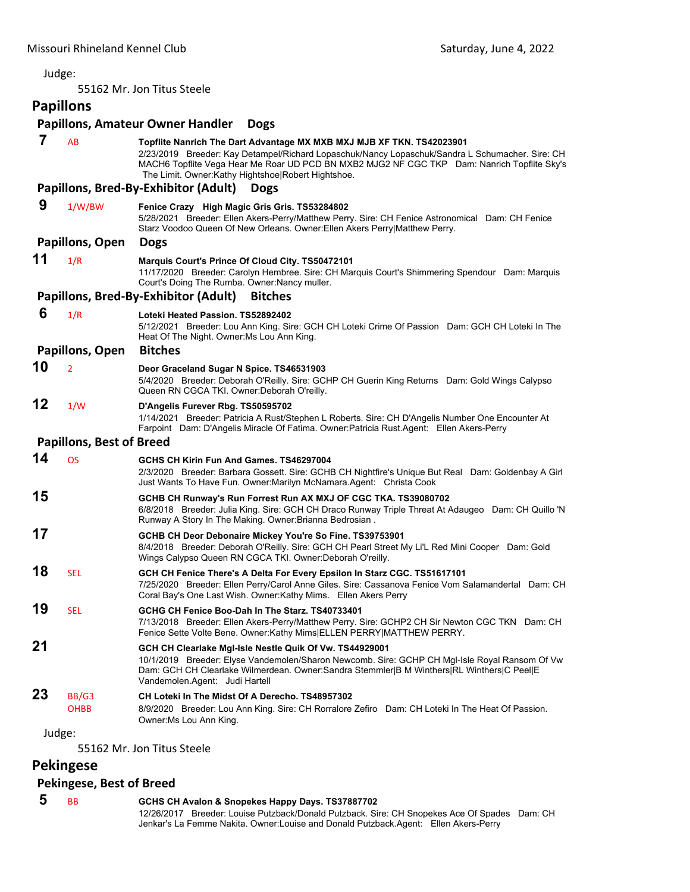Judge:

55162 Mr. Jon Titus Steele

## Papillons

### Papillons, Amateur Owner Handler Dogs

**7** AB **Topflite Nanrich The Dart Advantage MX MXB MXJ MJB XF TKN. TS42023901**
2/23/2019 Breeder: Kay Detampel/Richard Lopaschuk/Nancy Lopaschuk/Sandra L Schumacher. Sire: CH MACH6 Topflite Vega Hear Me Roar UD PCD BN MXB2 MJG2 NF CGC TKP Dam: Nanrich Topflite Sky's The Limit. Owner:Kathy Hightshoe|Robert Hightshoe.

### Papillons, Bred-By-Exhibitor (Adult) Dogs

**9** 1/W/BW **Fenice Crazy High Magic Gris Gris. TS53284802**
5/28/2021 Breeder: Ellen Akers-Perry/Matthew Perry. Sire: CH Fenice Astronomical Dam: CH Fenice Starz Voodoo Queen Of New Orleans. Owner:Ellen Akers Perry|Matthew Perry.

### Papillons, Open Dogs

**11** 1/R **Marquis Court's Prince Of Cloud City. TS50472101**
11/17/2020 Breeder: Carolyn Hembree. Sire: CH Marquis Court's Shimmering Spendour Dam: Marquis Court's Doing The Rumba. Owner:Nancy muller.

### Papillons, Bred-By-Exhibitor (Adult) Bitches

**6** 1/R **Loteki Heated Passion. TS52892402**
5/12/2021 Breeder: Lou Ann King. Sire: GCH CH Loteki Crime Of Passion Dam: GCH CH Loteki In The Heat Of The Night. Owner:Ms Lou Ann King.

### Papillons, Open Bitches

**10** 2 **Deor Graceland Sugar N Spice. TS46531903**
5/4/2020 Breeder: Deborah O'Reilly. Sire: GCHP CH Guerin King Returns Dam: Gold Wings Calypso Queen RN CGCA TKI. Owner:Deborah O'reilly.

**12** 1/W **D'Angelis Furever Rbg. TS50595702**
1/14/2021 Breeder: Patricia A Rust/Stephen L Roberts. Sire: CH D'Angelis Number One Encounter At Farpoint Dam: D'Angelis Miracle Of Fatima. Owner:Patricia Rust.Agent: Ellen Akers-Perry

### Papillons, Best of Breed

**14** OS **GCHS CH Kirin Fun And Games. TS46297004**
2/3/2020 Breeder: Barbara Gossett. Sire: GCHB CH Nightfire's Unique But Real Dam: Goldenbay A Girl Just Wants To Have Fun. Owner:Marilyn McNamara.Agent: Christa Cook

**15** **GCHB CH Runway's Run Forrest Run AX MXJ OF CGC TKA. TS39080702**
6/8/2018 Breeder: Julia King. Sire: GCH CH Draco Runway Triple Threat At Adaugeo Dam: CH Quillo 'N Runway A Story In The Making. Owner:Brianna Bedrosian .

**17** **GCHB CH Deor Debonaire Mickey You're So Fine. TS39753901**
8/4/2018 Breeder: Deborah O'Reilly. Sire: GCH CH Pearl Street My Li'L Red Mini Cooper Dam: Gold Wings Calypso Queen RN CGCA TKI. Owner:Deborah O'reilly.

**18** SEL **GCH CH Fenice There's A Delta For Every Epsilon In Starz CGC. TS51617101**
7/25/2020 Breeder: Ellen Perry/Carol Anne Giles. Sire: Cassanova Fenice Vom Salamandertal Dam: CH Coral Bay's One Last Wish. Owner:Kathy Mims. Ellen Akers Perry

**19** SEL **GCHG CH Fenice Boo-Dah In The Starz. TS40733401**
7/13/2018 Breeder: Ellen Akers-Perry/Matthew Perry. Sire: GCHP2 CH Sir Newton CGC TKN Dam: CH Fenice Sette Volte Bene. Owner:Kathy Mims|ELLEN PERRY|MATTHEW PERRY.

**21** **GCH CH Clearlake Mgl-Isle Nestle Quik Of Vw. TS44929001**
10/1/2019 Breeder: Elyse Vandemolen/Sharon Newcomb. Sire: GCHP CH Mgl-Isle Royal Ransom Of Vw Dam: GCH CH Clearlake Wilmerdean. Owner:Sandra Stemmler|B M Winthers|RL Winthers|C Peel|E Vandemolen.Agent: Judi Hartell

**23** BB/G3 OHBB **CH Loteki In The Midst Of A Derecho. TS48957302**
8/9/2020 Breeder: Lou Ann King. Sire: CH Rorralore Zefiro Dam: CH Loteki In The Heat Of Passion. Owner:Ms Lou Ann King.

Judge:

55162 Mr. Jon Titus Steele

## Pekingese

### Pekingese, Best of Breed

**5** BB **GCHS CH Avalon & Snopekes Happy Days. TS37887702**
12/26/2017 Breeder: Louise Putzback/Donald Putzback. Sire: CH Snopekes Ace Of Spades Dam: CH Jenkar's La Femme Nakita. Owner:Louise and Donald Putzback.Agent: Ellen Akers-Perry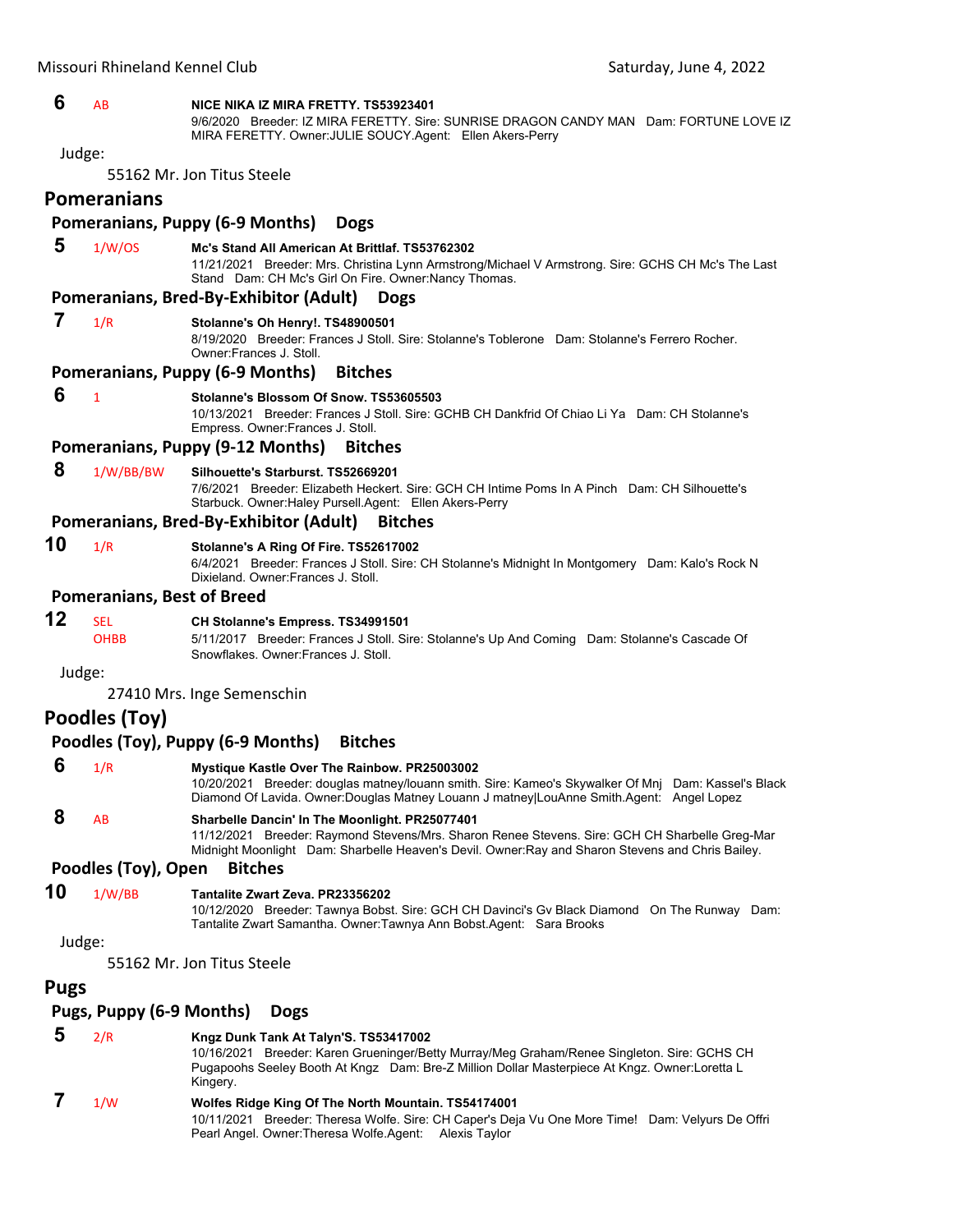**6** AB **NICE NIKA IZ MIRA FRETTY. TS53923401**
9/6/2020 Breeder: IZ MIRA FERETTY. Sire: SUNRISE DRAGON CANDY MAN Dam: FORTUNE LOVE IZ MIRA FERETTY. Owner:JULIE SOUCY.Agent: Ellen Akers-Perry

Judge:

55162 Mr. Jon Titus Steele

## Pomeranians

### Pomeranians, Puppy (6-9 Months) Dogs

**5** 1/W/OS **Mc's Stand All American At Brittlaf. TS53762302**
11/21/2021 Breeder: Mrs. Christina Lynn Armstrong/Michael V Armstrong. Sire: GCHS CH Mc's The Last Stand Dam: CH Mc's Girl On Fire. Owner:Nancy Thomas.

### Pomeranians, Bred-By-Exhibitor (Adult) Dogs

**7** 1/R **Stolanne's Oh Henry!. TS48900501**
8/19/2020 Breeder: Frances J Stoll. Sire: Stolanne's Toblerone Dam: Stolanne's Ferrero Rocher. Owner:Frances J. Stoll.

### Pomeranians, Puppy (6-9 Months) Bitches

**6** 1 **Stolanne's Blossom Of Snow. TS53605503**
10/13/2021 Breeder: Frances J Stoll. Sire: GCHB CH Dankfrid Of Chiao Li Ya Dam: CH Stolanne's Empress. Owner:Frances J. Stoll.

### Pomeranians, Puppy (9-12 Months) Bitches

**8** 1/W/BB/BW **Silhouette's Starburst. TS52669201**
7/6/2021 Breeder: Elizabeth Heckert. Sire: GCH CH Intime Poms In A Pinch Dam: CH Silhouette's Starbuck. Owner:Haley Pursell.Agent: Ellen Akers-Perry

### Pomeranians, Bred-By-Exhibitor (Adult) Bitches

**10** 1/R **Stolanne's A Ring Of Fire. TS52617002**
6/4/2021 Breeder: Frances J Stoll. Sire: CH Stolanne's Midnight In Montgomery Dam: Kalo's Rock N Dixieland. Owner:Frances J. Stoll.

### Pomeranians, Best of Breed

**12** SEL OHBB **CH Stolanne's Empress. TS34991501**
5/11/2017 Breeder: Frances J Stoll. Sire: Stolanne's Up And Coming Dam: Stolanne's Cascade Of Snowflakes. Owner:Frances J. Stoll.

Judge:

27410 Mrs. Inge Semenschin

## Poodles (Toy)

### Poodles (Toy), Puppy (6-9 Months) Bitches

**6** 1/R **Mystique Kastle Over The Rainbow. PR25003002**
10/20/2021 Breeder: douglas matney/louann smith. Sire: Kameo's Skywalker Of Mnj Dam: Kassel's Black Diamond Of Lavida. Owner:Douglas Matney Louann J matney|LouAnne Smith.Agent: Angel Lopez

**8** AB **Sharbelle Dancin' In The Moonlight. PR25077401**
11/12/2021 Breeder: Raymond Stevens/Mrs. Sharon Renee Stevens. Sire: GCH CH Sharbelle Greg-Mar Midnight Moonlight Dam: Sharbelle Heaven's Devil. Owner:Ray and Sharon Stevens and Chris Bailey.

### Poodles (Toy), Open Bitches

**10** 1/W/BB **Tantalite Zwart Zeva. PR23356202**
10/12/2020 Breeder: Tawnya Bobst. Sire: GCH CH Davinci's Gv Black Diamond On The Runway Dam: Tantalite Zwart Samantha. Owner:Tawnya Ann Bobst.Agent: Sara Brooks

Judge:

55162 Mr. Jon Titus Steele

## Pugs

### Pugs, Puppy (6-9 Months) Dogs

**5** 2/R **Kngz Dunk Tank At Talyn'S. TS53417002**
10/16/2021 Breeder: Karen Grueninger/Betty Murray/Meg Graham/Renee Singleton. Sire: GCHS CH Pugapoohs Seeley Booth At Kngz Dam: Bre-Z Million Dollar Masterpiece At Kngz. Owner:Loretta L Kingery.

**7** 1/W **Wolfes Ridge King Of The North Mountain. TS54174001**
10/11/2021 Breeder: Theresa Wolfe. Sire: CH Caper's Deja Vu One More Time! Dam: Velyurs De Offri Pearl Angel. Owner:Theresa Wolfe.Agent: Alexis Taylor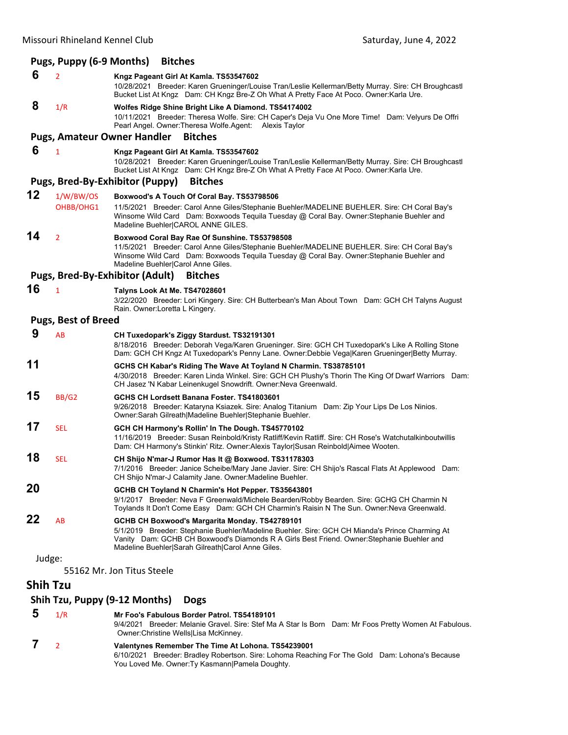## Pugs, Puppy (6-9 Months) Bitches

**6** 2 **Kngz Pageant Girl At Kamla. TS53547602**
10/28/2021 Breeder: Karen Grueninger/Louise Tran/Leslie Kellerman/Betty Murray. Sire: CH Broughcastl Bucket List At Kngz Dam: CH Kngz Bre-Z Oh What A Pretty Face At Poco. Owner:Karla Ure.

**8** 1/R **Wolfes Ridge Shine Bright Like A Diamond. TS54174002**
10/11/2021 Breeder: Theresa Wolfe. Sire: CH Caper's Deja Vu One More Time! Dam: Velyurs De Offri Pearl Angel. Owner:Theresa Wolfe.Agent: Alexis Taylor

## Pugs, Amateur Owner Handler Bitches

**6** 1 **Kngz Pageant Girl At Kamla. TS53547602**
10/28/2021 Breeder: Karen Grueninger/Louise Tran/Leslie Kellerman/Betty Murray. Sire: CH Broughcastl Bucket List At Kngz Dam: CH Kngz Bre-Z Oh What A Pretty Face At Poco. Owner:Karla Ure.

## Pugs, Bred-By-Exhibitor (Puppy) Bitches

**12** 1/W/BW/OS OHBB/OHG1 **Boxwood's A Touch Of Coral Bay. TS53798506**
11/5/2021 Breeder: Carol Anne Giles/Stephanie Buehler/MADELINE BUEHLER. Sire: CH Coral Bay's Winsome Wild Card Dam: Boxwoods Tequila Tuesday @ Coral Bay. Owner:Stephanie Buehler and Madeline Buehler|CAROL ANNE GILES.

**14** 2 **Boxwood Coral Bay Rae Of Sunshine. TS53798508**
11/5/2021 Breeder: Carol Anne Giles/Stephanie Buehler/MADELINE BUEHLER. Sire: CH Coral Bay's Winsome Wild Card Dam: Boxwoods Tequila Tuesday @ Coral Bay. Owner:Stephanie Buehler and Madeline Buehler|Carol Anne Giles.

## Pugs, Bred-By-Exhibitor (Adult) Bitches

**16** 1 **Talyns Look At Me. TS47028601**
3/22/2020 Breeder: Lori Kingery. Sire: CH Butterbean's Man About Town Dam: GCH CH Talyns August Rain. Owner:Loretta L Kingery.

## Pugs, Best of Breed

**9** AB **CH Tuxedopark's Ziggy Stardust. TS32191301**
8/18/2016 Breeder: Deborah Vega/Karen Grueninger. Sire: GCH CH Tuxedopark's Like A Rolling Stone Dam: GCH CH Kngz At Tuxedopark's Penny Lane. Owner:Debbie Vega|Karen Grueninger|Betty Murray.

**11** **GCHS CH Kabar's Riding The Wave At Toyland N Charmin. TS38785101**
4/30/2018 Breeder: Karen Linda Winkel. Sire: GCH CH Plushy's Thorin The King Of Dwarf Warriors Dam: CH Jasez 'N Kabar Leinenkugel Snowdrift. Owner:Neva Greenwald.

**15** BB/G2 **GCHS CH Lordsett Banana Foster. TS41803601**
9/26/2018 Breeder: Kataryna Ksiazek. Sire: Analog Titanium Dam: Zip Your Lips De Los Ninios. Owner:Sarah Gilreath|Madeline Buehler|Stephanie Buehler.

**17** SEL **GCH CH Harmony's Rollin' In The Dough. TS45770102**
11/16/2019 Breeder: Susan Reinbold/Kristy Ratliff/Kevin Ratliff. Sire: CH Rose's Watchutalkinboutwillis Dam: CH Harmony's Stinkin' Ritz. Owner:Alexis Taylor|Susan Reinbold|Aimee Wooten.

**18** SEL **CH Shijo N'mar-J Rumor Has It @ Boxwood. TS31178303**
7/1/2016 Breeder: Janice Scheibe/Mary Jane Javier. Sire: CH Shijo's Rascal Flats At Applewood Dam: CH Shijo N'mar-J Calamity Jane. Owner:Madeline Buehler.

**20** **GCHB CH Toyland N Charmin's Hot Pepper. TS35643801**
9/1/2017 Breeder: Neva F Greenwald/Michele Bearden/Robby Bearden. Sire: GCHG CH Charmin N Toylands It Don't Come Easy Dam: GCH CH Charmin's Raisin N The Sun. Owner:Neva Greenwald.

**22** AB **GCHB CH Boxwood's Margarita Monday. TS42789101**
5/1/2019 Breeder: Stephanie Buehler/Madeline Buehler. Sire: GCH CH Mianda's Prince Charming At Vanity Dam: GCHB CH Boxwood's Diamonds R A Girls Best Friend. Owner:Stephanie Buehler and Madeline Buehler|Sarah Gilreath|Carol Anne Giles.

Judge:

55162 Mr. Jon Titus Steele

# Shih Tzu

## Shih Tzu, Puppy (9-12 Months) Dogs

**5** 1/R **Mr Foo's Fabulous Border Patrol. TS54189101**
9/4/2021 Breeder: Melanie Gravel. Sire: Stef Ma A Star Is Born Dam: Mr Foos Pretty Women At Fabulous. Owner:Christine Wells|Lisa McKinney.

**7** 2 **Valentynes Remember The Time At Lohona. TS54239001**
6/10/2021 Breeder: Bradley Robertson. Sire: Lohoma Reaching For The Gold Dam: Lohona's Because You Loved Me. Owner:Ty Kasmann|Pamela Doughty.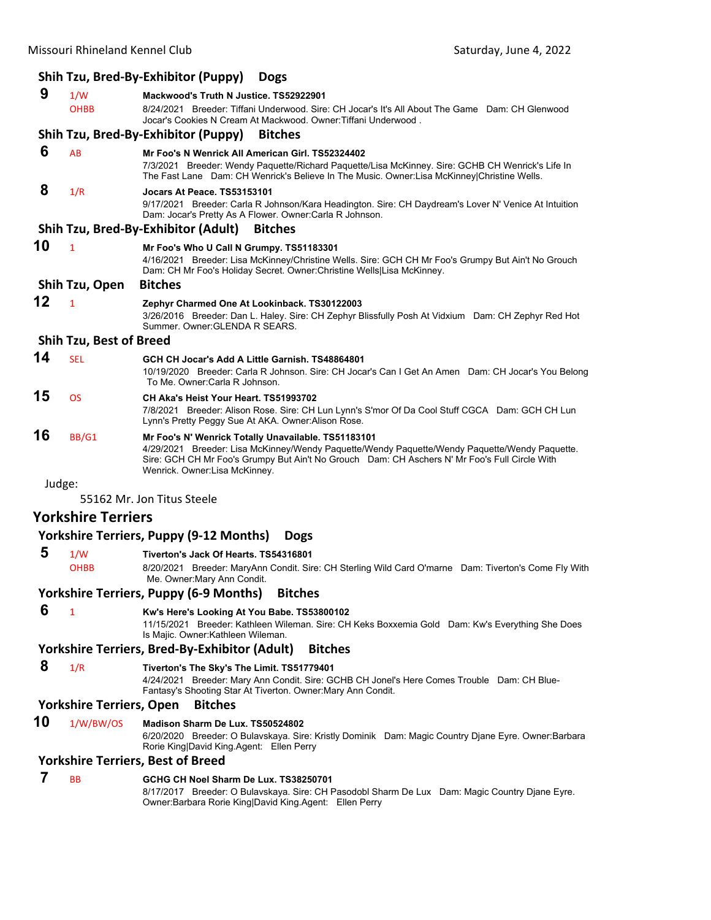### Shih Tzu, Bred-By-Exhibitor (Puppy) Dogs

**9** 1/W OHBB **Mackwood's Truth N Justice. TS52922901**
8/24/2021 Breeder: Tiffani Underwood. Sire: CH Jocar's It's All About The Game Dam: CH Glenwood Jocar's Cookies N Cream At Mackwood. Owner:Tiffani Underwood .

### Shih Tzu, Bred-By-Exhibitor (Puppy) Bitches

**6** AB **Mr Foo's N Wenrick All American Girl. TS52324402**
7/3/2021 Breeder: Wendy Paquette/Richard Paquette/Lisa McKinney. Sire: GCHB CH Wenrick's Life In The Fast Lane Dam: CH Wenrick's Believe In The Music. Owner:Lisa McKinney|Christine Wells.

**8** 1/R **Jocars At Peace. TS53153101**
9/17/2021 Breeder: Carla R Johnson/Kara Headington. Sire: CH Daydream's Lover N' Venice At Intuition Dam: Jocar's Pretty As A Flower. Owner:Carla R Johnson.

### Shih Tzu, Bred-By-Exhibitor (Adult) Bitches

**10** 1 **Mr Foo's Who U Call N Grumpy. TS51183301**
4/16/2021 Breeder: Lisa McKinney/Christine Wells. Sire: GCH CH Mr Foo's Grumpy But Ain't No Grouch Dam: CH Mr Foo's Holiday Secret. Owner:Christine Wells|Lisa McKinney.

### Shih Tzu, Open Bitches

**12** 1 **Zephyr Charmed One At Lookinback. TS30122003**
3/26/2016 Breeder: Dan L. Haley. Sire: CH Zephyr Blissfully Posh At Vidxium Dam: CH Zephyr Red Hot Summer. Owner:GLENDA R SEARS.

### Shih Tzu, Best of Breed

**14** SEL **GCH CH Jocar's Add A Little Garnish. TS48864801**
10/19/2020 Breeder: Carla R Johnson. Sire: CH Jocar's Can I Get An Amen Dam: CH Jocar's You Belong To Me. Owner:Carla R Johnson.

**15** OS **CH Aka's Heist Your Heart. TS51993702**
7/8/2021 Breeder: Alison Rose. Sire: CH Lun Lynn's S'mor Of Da Cool Stuff CGCA Dam: GCH CH Lun Lynn's Pretty Peggy Sue At AKA. Owner:Alison Rose.

**16** BB/G1 **Mr Foo's N' Wenrick Totally Unavailable. TS51183101**
4/29/2021 Breeder: Lisa McKinney/Wendy Paquette/Wendy Paquette/Wendy Paquette. Sire: GCH CH Mr Foo's Grumpy But Ain't No Grouch Dam: CH Aschers N' Mr Foo's Full Circle With Wenrick. Owner:Lisa McKinney.

Judge:

55162 Mr. Jon Titus Steele

## Yorkshire Terriers

### Yorkshire Terriers, Puppy (9-12 Months) Dogs

**5** 1/W OHBB **Tiverton's Jack Of Hearts. TS54316801**
8/20/2021 Breeder: MaryAnn Condit. Sire: CH Sterling Wild Card O'marne Dam: Tiverton's Come Fly With Me. Owner:Mary Ann Condit.

### Yorkshire Terriers, Puppy (6-9 Months) Bitches

**6** 1 **Kw's Here's Looking At You Babe. TS53800102**
11/15/2021 Breeder: Kathleen Wileman. Sire: CH Keks Boxxemia Gold Dam: Kw's Everything She Does Is Majic. Owner:Kathleen Wileman.

### Yorkshire Terriers, Bred-By-Exhibitor (Adult) Bitches

**8** 1/R **Tiverton's The Sky's The Limit. TS51779401**
4/24/2021 Breeder: Mary Ann Condit. Sire: GCHB CH Jonel's Here Comes Trouble Dam: CH Blue-Fantasy's Shooting Star At Tiverton. Owner:Mary Ann Condit.

### Yorkshire Terriers, Open Bitches

**10** 1/W/BW/OS **Madison Sharm De Lux. TS50524802**
6/20/2020 Breeder: O Bulavskaya. Sire: Kristly Dominik Dam: Magic Country Djane Eyre. Owner:Barbara Rorie King|David King.Agent: Ellen Perry

### Yorkshire Terriers, Best of Breed

**7** BB **GCHG CH Noel Sharm De Lux. TS38250701**
8/17/2017 Breeder: O Bulavskaya. Sire: CH Pasodobl Sharm De Lux Dam: Magic Country Djane Eyre. Owner:Barbara Rorie King|David King.Agent: Ellen Perry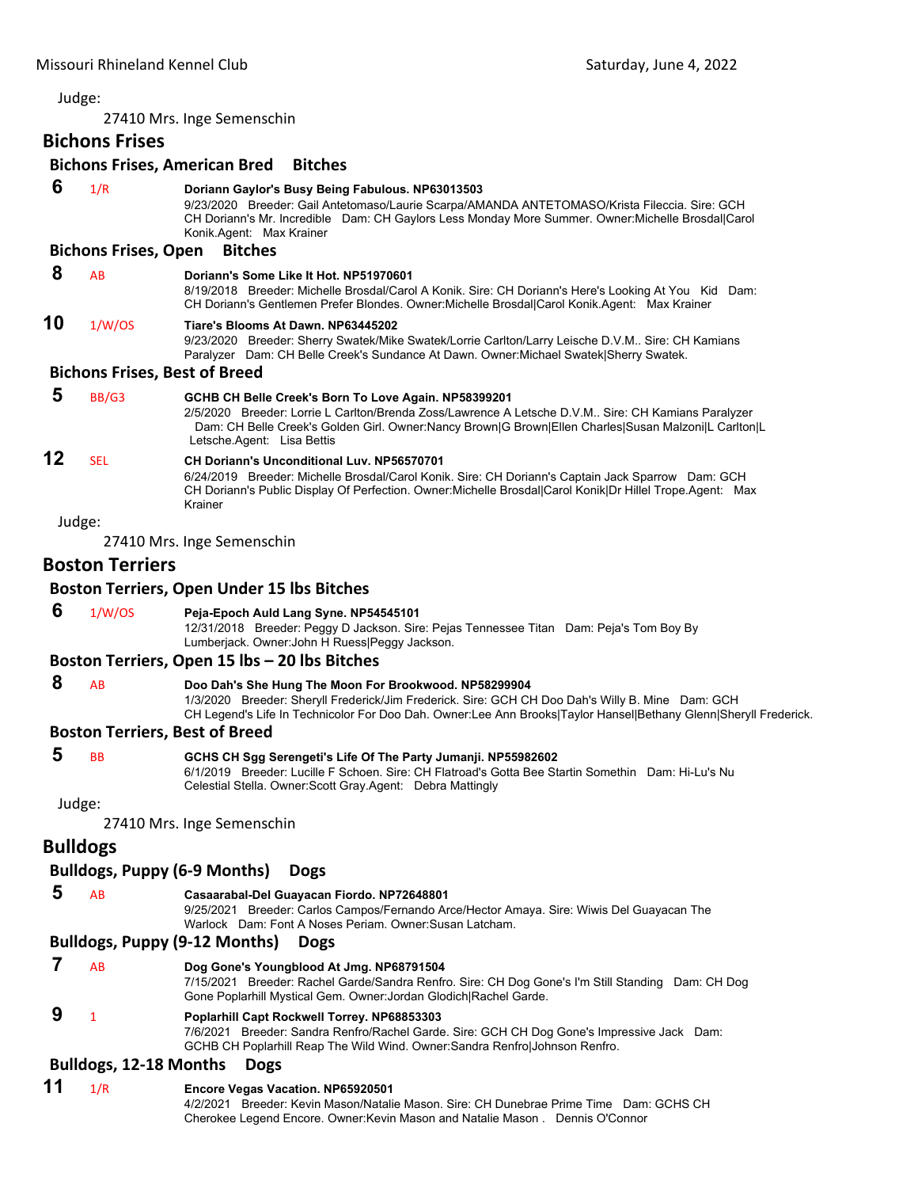Judge:

27410 Mrs. Inge Semenschin

## Bichons Frises

### Bichons Frises, American Bred Bitches

**6** 1/R **Doriann Gaylor's Busy Being Fabulous. NP63013503**
9/23/2020 Breeder: Gail Antetomaso/Laurie Scarpa/AMANDA ANTETOMASO/Krista Fileccia. Sire: GCH CH Doriann's Mr. Incredible Dam: CH Gaylors Less Monday More Summer. Owner:Michelle Brosdal|Carol Konik.Agent: Max Krainer

### Bichons Frises, Open Bitches

**8** AB **Doriann's Some Like It Hot. NP51970601**
8/19/2018 Breeder: Michelle Brosdal/Carol A Konik. Sire: CH Doriann's Here's Looking At You Kid Dam: CH Doriann's Gentlemen Prefer Blondes. Owner:Michelle Brosdal|Carol Konik.Agent: Max Krainer

**10** 1/W/OS **Tiare's Blooms At Dawn. NP63445202**
9/23/2020 Breeder: Sherry Swatek/Mike Swatek/Lorrie Carlton/Larry Leische D.V.M.. Sire: CH Kamians Paralyzer Dam: CH Belle Creek's Sundance At Dawn. Owner:Michael Swatek|Sherry Swatek.

### Bichons Frises, Best of Breed

**5** BB/G3 **GCHB CH Belle Creek's Born To Love Again. NP58399201**
2/5/2020 Breeder: Lorrie L Carlton/Brenda Zoss/Lawrence A Letsche D.V.M.. Sire: CH Kamians Paralyzer Dam: CH Belle Creek's Golden Girl. Owner:Nancy Brown|G Brown|Ellen Charles|Susan Malzoni|L Carlton|L Letsche.Agent: Lisa Bettis

**12** SEL **CH Doriann's Unconditional Luv. NP56570701**
6/24/2019 Breeder: Michelle Brosdal/Carol Konik. Sire: CH Doriann's Captain Jack Sparrow Dam: GCH CH Doriann's Public Display Of Perfection. Owner:Michelle Brosdal|Carol Konik|Dr Hillel Trope.Agent: Max Krainer

Judge:

27410 Mrs. Inge Semenschin

## Boston Terriers

### Boston Terriers, Open Under 15 lbs Bitches

**6** 1/W/OS **Peja-Epoch Auld Lang Syne. NP54545101**
12/31/2018 Breeder: Peggy D Jackson. Sire: Pejas Tennessee Titan Dam: Peja's Tom Boy By Lumberjack. Owner:John H Ruess|Peggy Jackson.

### Boston Terriers, Open 15 lbs – 20 lbs Bitches

**8** AB **Doo Dah's She Hung The Moon For Brookwood. NP58299904**
1/3/2020 Breeder: Sheryll Frederick/Jim Frederick. Sire: GCH CH Doo Dah's Willy B. Mine Dam: GCH CH Legend's Life In Technicolor For Doo Dah. Owner:Lee Ann Brooks|Taylor Hansel|Bethany Glenn|Sheryll Frederick.

### Boston Terriers, Best of Breed

**5** BB **GCHS CH Sgg Serengeti's Life Of The Party Jumanji. NP55982602**
6/1/2019 Breeder: Lucille F Schoen. Sire: CH Flatroad's Gotta Bee Startin Somethin Dam: Hi-Lu's Nu Celestial Stella. Owner:Scott Gray.Agent: Debra Mattingly

Judge:

27410 Mrs. Inge Semenschin

## Bulldogs

### Bulldogs, Puppy (6-9 Months) Dogs

**5** AB **Casaarabal-Del Guayacan Fiordo. NP72648801**
9/25/2021 Breeder: Carlos Campos/Fernando Arce/Hector Amaya. Sire: Wiwis Del Guayacan The Warlock Dam: Font A Noses Periam. Owner:Susan Latcham.

### Bulldogs, Puppy (9-12 Months) Dogs

**7** AB **Dog Gone's Youngblood At Jmg. NP68791504**
7/15/2021 Breeder: Rachel Garde/Sandra Renfro. Sire: CH Dog Gone's I'm Still Standing Dam: CH Dog Gone Poplarhill Mystical Gem. Owner:Jordan Glodich|Rachel Garde.

**9** 1 **Poplarhill Capt Rockwell Torrey. NP68853303**
7/6/2021 Breeder: Sandra Renfro/Rachel Garde. Sire: GCH CH Dog Gone's Impressive Jack Dam: GCHB CH Poplarhill Reap The Wild Wind. Owner:Sandra Renfro|Johnson Renfro.

### Bulldogs, 12-18 Months Dogs

**11** 1/R **Encore Vegas Vacation. NP65920501**
4/2/2021 Breeder: Kevin Mason/Natalie Mason. Sire: CH Dunebrae Prime Time Dam: GCHS CH Cherokee Legend Encore. Owner:Kevin Mason and Natalie Mason . Dennis O'Connor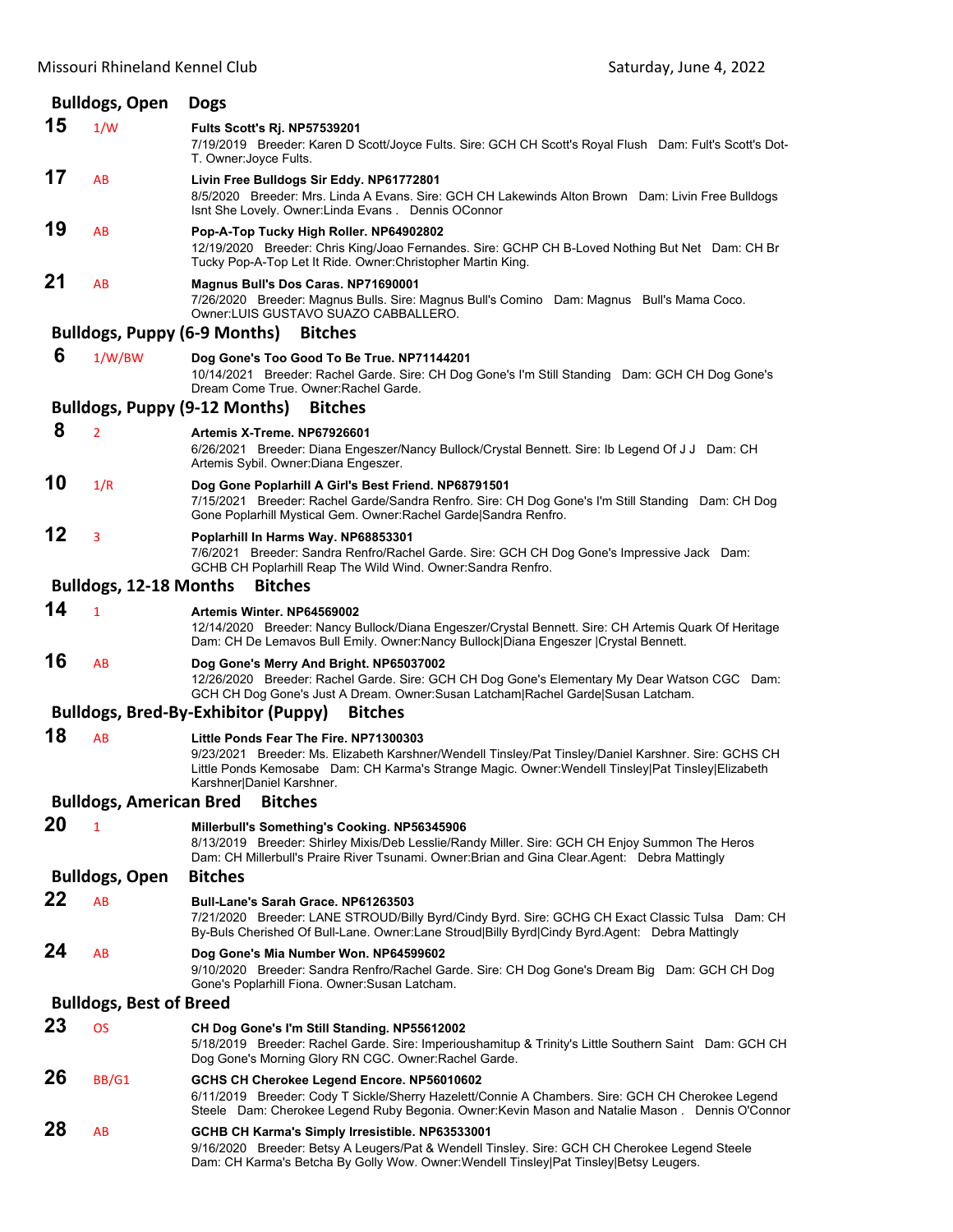## Bulldogs, Open Dogs

**15** 1/W **Fults Scott's Rj. NP57539201**
7/19/2019 Breeder: Karen D Scott/Joyce Fults. Sire: GCH CH Scott's Royal Flush Dam: Fult's Scott's Dot-T. Owner:Joyce Fults.

**17** AB **Livin Free Bulldogs Sir Eddy. NP61772801**
8/5/2020 Breeder: Mrs. Linda A Evans. Sire: GCH CH Lakewinds Alton Brown Dam: Livin Free Bulldogs Isnt She Lovely. Owner:Linda Evans . Dennis OConnor

**19** AB **Pop-A-Top Tucky High Roller. NP64902802**
12/19/2020 Breeder: Chris King/Joao Fernandes. Sire: GCHP CH B-Loved Nothing But Net Dam: CH Br Tucky Pop-A-Top Let It Ride. Owner:Christopher Martin King.

**21** AB **Magnus Bull's Dos Caras. NP71690001**
7/26/2020 Breeder: Magnus Bulls. Sire: Magnus Bull's Comino Dam: Magnus Bull's Mama Coco. Owner:LUIS GUSTAVO SUAZO CABBALLERO.

## Bulldogs, Puppy (6-9 Months) Bitches

**6** 1/W/BW **Dog Gone's Too Good To Be True. NP71144201**
10/14/2021 Breeder: Rachel Garde. Sire: CH Dog Gone's I'm Still Standing Dam: GCH CH Dog Gone's Dream Come True. Owner:Rachel Garde.

## Bulldogs, Puppy (9-12 Months) Bitches

**8** 2 **Artemis X-Treme. NP67926601**
6/26/2021 Breeder: Diana Engeszer/Nancy Bullock/Crystal Bennett. Sire: Ib Legend Of J J Dam: CH Artemis Sybil. Owner:Diana Engeszer.

**10** 1/R **Dog Gone Poplarhill A Girl's Best Friend. NP68791501**
7/15/2021 Breeder: Rachel Garde/Sandra Renfro. Sire: CH Dog Gone's I'm Still Standing Dam: CH Dog Gone Poplarhill Mystical Gem. Owner:Rachel Garde|Sandra Renfro.

**12** 3 **Poplarhill In Harms Way. NP68853301**
7/6/2021 Breeder: Sandra Renfro/Rachel Garde. Sire: GCH CH Dog Gone's Impressive Jack Dam: GCHB CH Poplarhill Reap The Wild Wind. Owner:Sandra Renfro.

## Bulldogs, 12-18 Months Bitches

**14** 1 **Artemis Winter. NP64569002**
12/14/2020 Breeder: Nancy Bullock/Diana Engeszer/Crystal Bennett. Sire: CH Artemis Quark Of Heritage Dam: CH De Lemavos Bull Emily. Owner:Nancy Bullock|Diana Engeszer |Crystal Bennett.

**16** AB **Dog Gone's Merry And Bright. NP65037002**
12/26/2020 Breeder: Rachel Garde. Sire: GCH CH Dog Gone's Elementary My Dear Watson CGC Dam: GCH CH Dog Gone's Just A Dream. Owner:Susan Latcham|Rachel Garde|Susan Latcham.

## Bulldogs, Bred-By-Exhibitor (Puppy) Bitches

**18** AB **Little Ponds Fear The Fire. NP71300303**
9/23/2021 Breeder: Ms. Elizabeth Karshner/Wendell Tinsley/Pat Tinsley/Daniel Karshner. Sire: GCHS CH Little Ponds Kemosabe Dam: CH Karma's Strange Magic. Owner:Wendell Tinsley|Pat Tinsley|Elizabeth Karshner|Daniel Karshner.

## Bulldogs, American Bred Bitches

**20** 1 **Millerbull's Something's Cooking. NP56345906**
8/13/2019 Breeder: Shirley Mixis/Deb Lesslie/Randy Miller. Sire: GCH CH Enjoy Summon The Heros Dam: CH Millerbull's Praire River Tsunami. Owner:Brian and Gina Clear.Agent: Debra Mattingly

## Bulldogs, Open Bitches

**22** AB **Bull-Lane's Sarah Grace. NP61263503**
7/21/2020 Breeder: LANE STROUD/Billy Byrd/Cindy Byrd. Sire: GCHG CH Exact Classic Tulsa Dam: CH By-Buls Cherished Of Bull-Lane. Owner:Lane Stroud|Billy Byrd|Cindy Byrd.Agent: Debra Mattingly

**24** AB **Dog Gone's Mia Number Won. NP64599602**
9/10/2020 Breeder: Sandra Renfro/Rachel Garde. Sire: CH Dog Gone's Dream Big Dam: GCH CH Dog Gone's Poplarhill Fiona. Owner:Susan Latcham.

## Bulldogs, Best of Breed

**23** OS **CH Dog Gone's I'm Still Standing. NP55612002**
5/18/2019 Breeder: Rachel Garde. Sire: Imperioushamitup & Trinity's Little Southern Saint Dam: GCH CH Dog Gone's Morning Glory RN CGC. Owner:Rachel Garde.

**26** BB/G1 **GCHS CH Cherokee Legend Encore. NP56010602**
6/11/2019 Breeder: Cody T Sickle/Sherry Hazelett/Connie A Chambers. Sire: GCH CH Cherokee Legend Steele Dam: Cherokee Legend Ruby Begonia. Owner:Kevin Mason and Natalie Mason . Dennis O'Connor

**28** AB **GCHB CH Karma's Simply Irresistible. NP63533001**
9/16/2020 Breeder: Betsy A Leugers/Pat & Wendell Tinsley. Sire: GCH CH Cherokee Legend Steele Dam: CH Karma's Betcha By Golly Wow. Owner:Wendell Tinsley|Pat Tinsley|Betsy Leugers.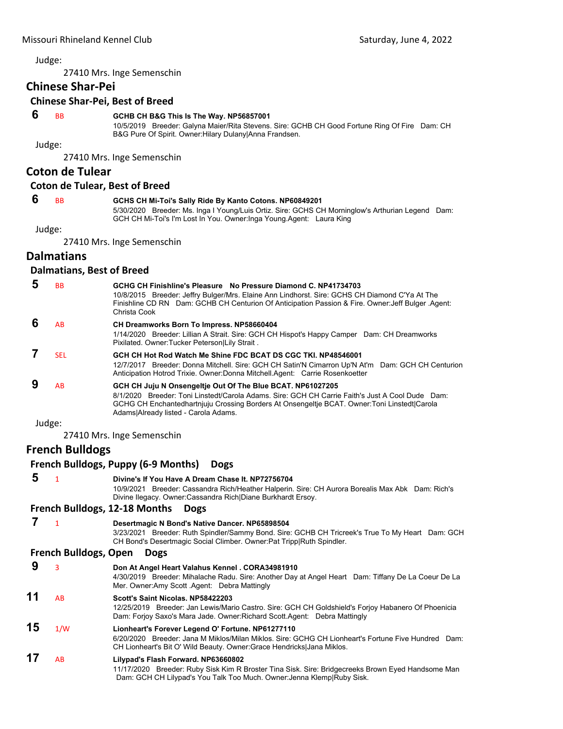Judge:

27410 Mrs. Inge Semenschin

## Chinese Shar-Pei

### Chinese Shar-Pei, Best of Breed

**6** BB **GCHB CH B&G This Is The Way. NP56857001**
10/5/2019 Breeder: Galyna Maier/Rita Stevens. Sire: GCHB CH Good Fortune Ring Of Fire Dam: CH B&G Pure Of Spirit. Owner:Hilary Dulany|Anna Frandsen.

Judge:

27410 Mrs. Inge Semenschin

## Coton de Tulear

### Coton de Tulear, Best of Breed

**6** BB **GCHS CH Mi-Toi's Sally Ride By Kanto Cotons. NP60849201**
5/30/2020 Breeder: Ms. Inga I Young/Luis Ortiz. Sire: GCHS CH Morninglow's Arthurian Legend Dam: GCH CH Mi-Toi's I'm Lost In You. Owner:Inga Young.Agent: Laura King

Judge:

27410 Mrs. Inge Semenschin

## Dalmatians

### Dalmatians, Best of Breed

**5** BB **GCHG CH Finishline's Pleasure No Pressure Diamond C. NP41734703**
10/8/2015 Breeder: Jeffry Bulger/Mrs. Elaine Ann Lindhorst. Sire: GCHS CH Diamond C'Ya At The Finishline CD RN Dam: GCHB CH Centurion Of Anticipation Passion & Fire. Owner:Jeff Bulger .Agent: Christa Cook

**6** AB **CH Dreamworks Born To Impress. NP58660404**
1/14/2020 Breeder: Lillian A Strait. Sire: GCH CH Hispot's Happy Camper Dam: CH Dreamworks Pixilated. Owner:Tucker Peterson|Lily Strait .

**7** SEL **GCH CH Hot Rod Watch Me Shine FDC BCAT DS CGC TKI. NP48546001**
12/7/2017 Breeder: Donna Mitchell. Sire: GCH CH Satin'N Cimarron Up'N At'm Dam: GCH CH Centurion Anticipation Hotrod Trixie. Owner:Donna Mitchell.Agent: Carrie Rosenkoetter

**9** AB **GCH CH Juju N Onsengeltje Out Of The Blue BCAT. NP61027205**
8/1/2020 Breeder: Toni Linstedt/Carola Adams. Sire: GCH CH Carrie Faith's Just A Cool Dude Dam: GCHG CH Enchantedhartnjuju Crossing Borders At Onsengeltje BCAT. Owner:Toni Linstedt|Carola Adams|Already listed - Carola Adams.

Judge:

27410 Mrs. Inge Semenschin

## French Bulldogs

### French Bulldogs, Puppy (6-9 Months) Dogs

**5** 1 **Divine's If You Have A Dream Chase It. NP72756704**
10/9/2021 Breeder: Cassandra Rich/Heather Halperin. Sire: CH Aurora Borealis Max Abk Dam: Rich's Divine Ilegacy. Owner:Cassandra Rich|Diane Burkhardt Ersoy.

### French Bulldogs, 12-18 Months Dogs

**7** 1 **Desertmagic N Bond's Native Dancer. NP65898504**
3/23/2021 Breeder: Ruth Spindler/Sammy Bond. Sire: GCHB CH Tricreek's True To My Heart Dam: GCH CH Bond's Desertmagic Social Climber. Owner:Pat Tripp|Ruth Spindler.

### French Bulldogs, Open Dogs

**9** 3 **Don At Angel Heart Valahus Kennel . CORA34981910**
4/30/2019 Breeder: Mihalache Radu. Sire: Another Day at Angel Heart Dam: Tiffany De La Coeur De La Mer. Owner:Amy Scott .Agent: Debra Mattingly

**11** AB **Scott's Saint Nicolas. NP58422203**
12/25/2019 Breeder: Jan Lewis/Mario Castro. Sire: GCH CH Goldshield's Forjoy Habanero Of Phoenicia Dam: Forjoy Saxo's Mara Jade. Owner:Richard Scott.Agent: Debra Mattingly

**15** 1/W **Lionheart's Forever Legend O' Fortune. NP61277110**
6/20/2020 Breeder: Jana M Miklos/Milan Miklos. Sire: GCHG CH Lionheart's Fortune Five Hundred Dam: CH Lionheart's Bit O' Wild Beauty. Owner:Grace Hendricks|Jana Miklos.

**17** AB **Lilypad's Flash Forward. NP63660802**
11/17/2020 Breeder: Ruby Sisk Kim R Broster Tina Sisk. Sire: Bridgecreeks Brown Eyed Handsome Man Dam: GCH CH Lilypad's You Talk Too Much. Owner:Jenna Klemp|Ruby Sisk.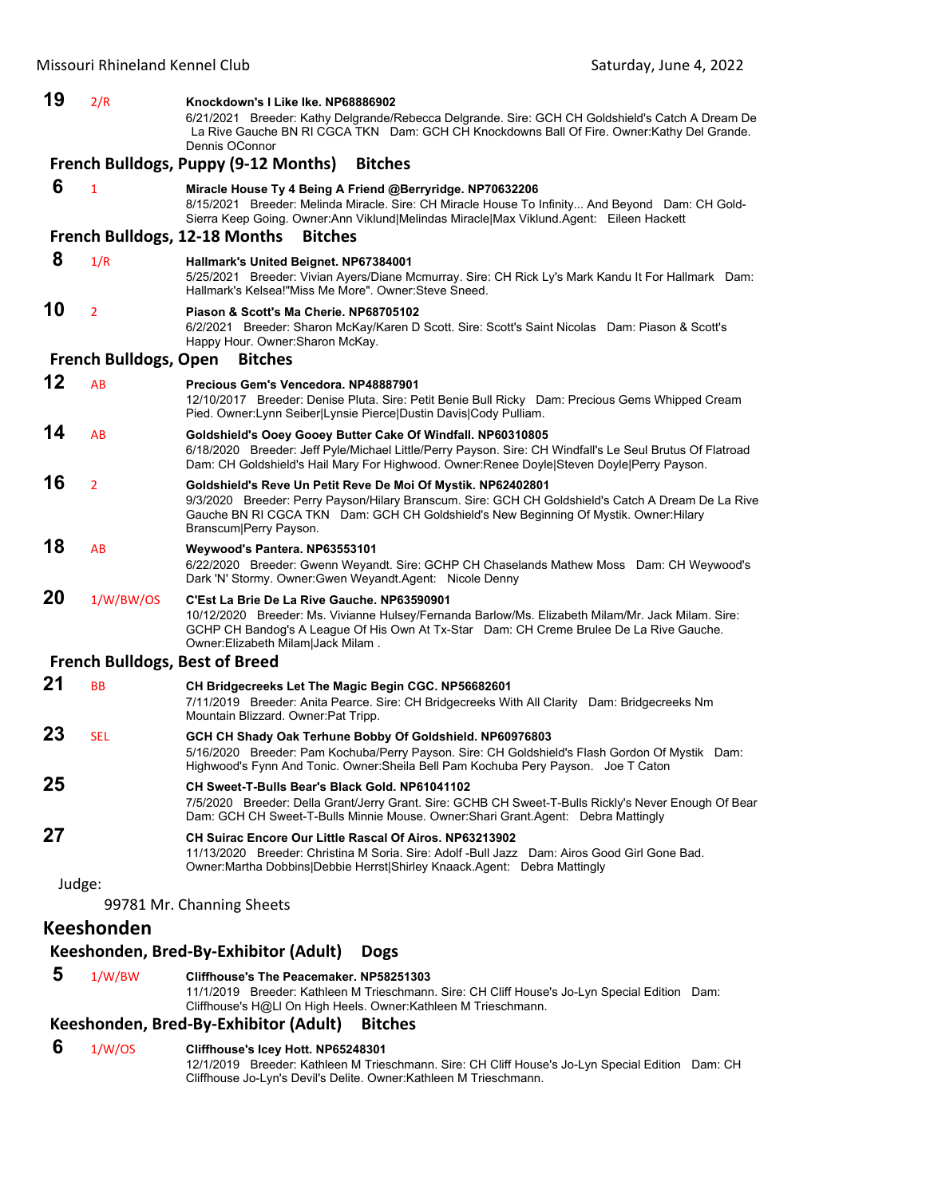**19** 2/R **Knockdown's I Like Ike. NP68886902**
6/21/2021 Breeder: Kathy Delgrande/Rebecca Delgrande. Sire: GCH CH Goldshield's Catch A Dream De La Rive Gauche BN RI CGCA TKN Dam: GCH CH Knockdowns Ball Of Fire. Owner:Kathy Del Grande. Dennis OConnor

### French Bulldogs, Puppy (9-12 Months) Bitches

**6** 1 **Miracle House Ty 4 Being A Friend @Berryridge. NP70632206**
8/15/2021 Breeder: Melinda Miracle. Sire: CH Miracle House To Infinity... And Beyond Dam: CH Gold-Sierra Keep Going. Owner:Ann Viklund|Melindas Miracle|Max Viklund.Agent: Eileen Hackett

### French Bulldogs, 12-18 Months Bitches

**8** 1/R **Hallmark's United Beignet. NP67384001**
5/25/2021 Breeder: Vivian Ayers/Diane Mcmurray. Sire: CH Rick Ly's Mark Kandu It For Hallmark Dam: Hallmark's Kelsea!"Miss Me More". Owner:Steve Sneed.

**10** 2 **Piason & Scott's Ma Cherie. NP68705102**
6/2/2021 Breeder: Sharon McKay/Karen D Scott. Sire: Scott's Saint Nicolas Dam: Piason & Scott's Happy Hour. Owner:Sharon McKay.

### French Bulldogs, Open Bitches

**12** AB **Precious Gem's Vencedora. NP48887901**
12/10/2017 Breeder: Denise Pluta. Sire: Petit Benie Bull Ricky Dam: Precious Gems Whipped Cream Pied. Owner:Lynn Seiber|Lynsie Pierce|Dustin Davis|Cody Pulliam.

**14** AB **Goldshield's Ooey Gooey Butter Cake Of Windfall. NP60310805**
6/18/2020 Breeder: Jeff Pyle/Michael Little/Perry Payson. Sire: CH Windfall's Le Seul Brutus Of Flatroad Dam: CH Goldshield's Hail Mary For Highwood. Owner:Renee Doyle|Steven Doyle|Perry Payson.

**16** 2 **Goldshield's Reve Un Petit Reve De Moi Of Mystik. NP62402801**
9/3/2020 Breeder: Perry Payson/Hilary Branscum. Sire: GCH CH Goldshield's Catch A Dream De La Rive Gauche BN RI CGCA TKN Dam: GCH CH Goldshield's New Beginning Of Mystik. Owner:Hilary Branscum|Perry Payson.

**18** AB **Weywood's Pantera. NP63553101**
6/22/2020 Breeder: Gwenn Weyandt. Sire: GCHP CH Chaselands Mathew Moss Dam: CH Weywood's Dark 'N' Stormy. Owner:Gwen Weyandt.Agent: Nicole Denny

**20** 1/W/BW/OS **C'Est La Brie De La Rive Gauche. NP63590901**
10/12/2020 Breeder: Ms. Vivianne Hulsey/Fernanda Barlow/Ms. Elizabeth Milam/Mr. Jack Milam. Sire: GCHP CH Bandog's A League Of His Own At Tx-Star Dam: CH Creme Brulee De La Rive Gauche. Owner:Elizabeth Milam|Jack Milam .

### French Bulldogs, Best of Breed

**21** BB **CH Bridgecreeks Let The Magic Begin CGC. NP56682601**
7/11/2019 Breeder: Anita Pearce. Sire: CH Bridgecreeks With All Clarity Dam: Bridgecreeks Nm Mountain Blizzard. Owner:Pat Tripp.

**23** SEL **GCH CH Shady Oak Terhune Bobby Of Goldshield. NP60976803**
5/16/2020 Breeder: Pam Kochuba/Perry Payson. Sire: CH Goldshield's Flash Gordon Of Mystik Dam: Highwood's Fynn And Tonic. Owner:Sheila Bell Pam Kochuba Pery Payson. Joe T Caton

**25** **CH Sweet-T-Bulls Bear's Black Gold. NP61041102**
7/5/2020 Breeder: Della Grant/Jerry Grant. Sire: GCHB CH Sweet-T-Bulls Rickly's Never Enough Of Bear Dam: GCH CH Sweet-T-Bulls Minnie Mouse. Owner:Shari Grant.Agent: Debra Mattingly

**27** **CH Suirac Encore Our Little Rascal Of Airos. NP63213902**
11/13/2020 Breeder: Christina M Soria. Sire: Adolf -Bull Jazz Dam: Airos Good Girl Gone Bad. Owner:Martha Dobbins|Debbie Herrst|Shirley Knaack.Agent: Debra Mattingly

Judge:

99781 Mr. Channing Sheets

## Keeshonden

### Keeshonden, Bred-By-Exhibitor (Adult) Dogs

**5** 1/W/BW **Cliffhouse's The Peacemaker. NP58251303**
11/1/2019 Breeder: Kathleen M Trieschmann. Sire: CH Cliff House's Jo-Lyn Special Edition Dam: Cliffhouse's H@Ll On High Heels. Owner:Kathleen M Trieschmann.

### Keeshonden, Bred-By-Exhibitor (Adult) Bitches

**6** 1/W/OS **Cliffhouse's Icey Hott. NP65248301**
12/1/2019 Breeder: Kathleen M Trieschmann. Sire: CH Cliff House's Jo-Lyn Special Edition Dam: CH Cliffhouse Jo-Lyn's Devil's Delite. Owner:Kathleen M Trieschmann.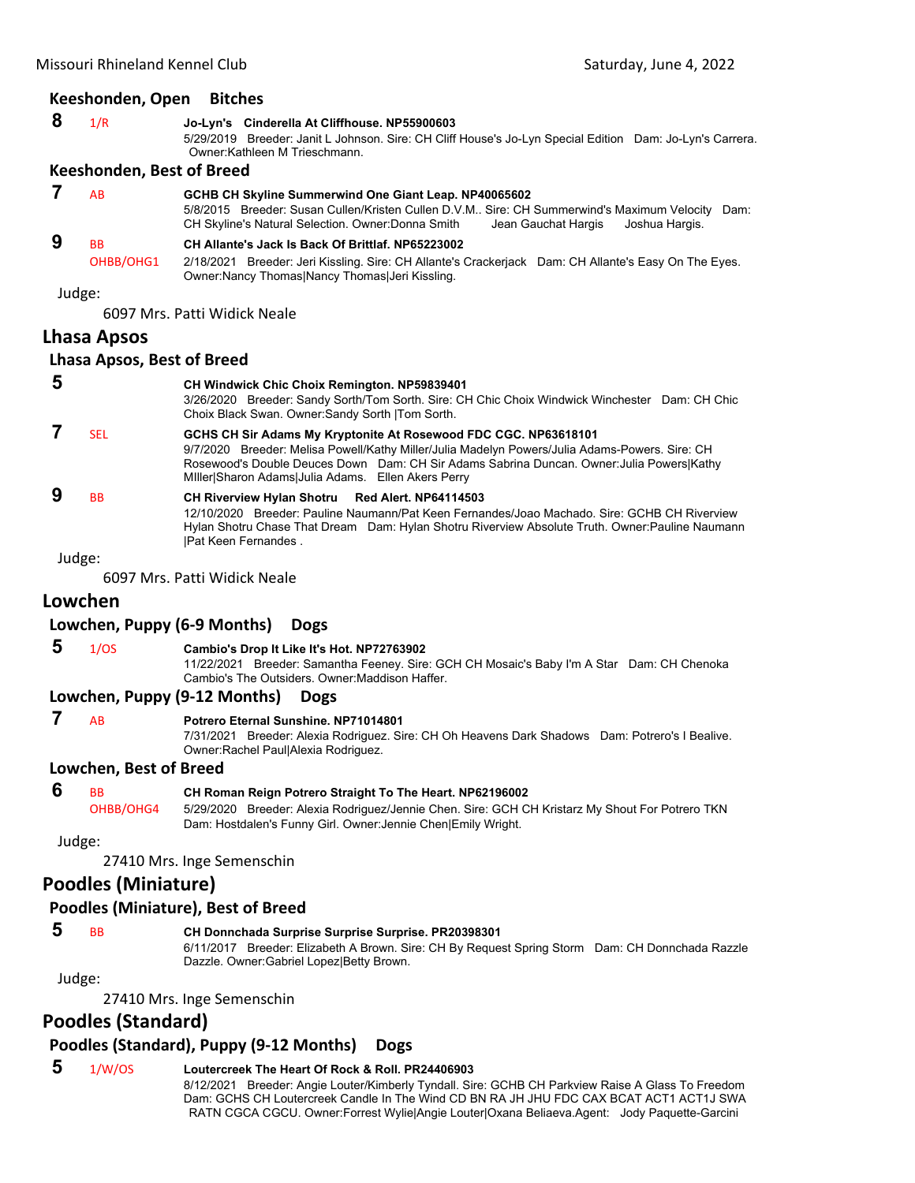### Keeshonden, Open Bitches

**8** 1/R **Jo-Lyn's Cinderella At Cliffhouse. NP55900603**
5/29/2019 Breeder: Janit L Johnson. Sire: CH Cliff House's Jo-Lyn Special Edition Dam: Jo-Lyn's Carrera. Owner:Kathleen M Trieschmann.

### Keeshonden, Best of Breed

**7** AB **GCHB CH Skyline Summerwind One Giant Leap. NP40065602**
5/8/2015 Breeder: Susan Cullen/Kristen Cullen D.V.M.. Sire: CH Summerwind's Maximum Velocity Dam: CH Skyline's Natural Selection. Owner:Donna Smith Jean Gauchat Hargis Joshua Hargis.

**9** BB OHBB/OHG1 **CH Allante's Jack Is Back Of Brittlaf. NP65223002**
2/18/2021 Breeder: Jeri Kissling. Sire: CH Allante's Crackerjack Dam: CH Allante's Easy On The Eyes. Owner:Nancy Thomas|Nancy Thomas|Jeri Kissling.

Judge:

6097 Mrs. Patti Widick Neale

## Lhasa Apsos

### Lhasa Apsos, Best of Breed

**5** **CH Windwick Chic Choix Remington. NP59839401**
3/26/2020 Breeder: Sandy Sorth/Tom Sorth. Sire: CH Chic Choix Windwick Winchester Dam: CH Chic Choix Black Swan. Owner:Sandy Sorth |Tom Sorth.

**7** SEL **GCHS CH Sir Adams My Kryptonite At Rosewood FDC CGC. NP63618101**
9/7/2020 Breeder: Melisa Powell/Kathy Miller/Julia Madelyn Powers/Julia Adams-Powers. Sire: CH Rosewood's Double Deuces Down Dam: CH Sir Adams Sabrina Duncan. Owner:Julia Powers|Kathy MIller|Sharon Adams|Julia Adams. Ellen Akers Perry

**9** BB **CH Riverview Hylan Shotru Red Alert. NP64114503**
12/10/2020 Breeder: Pauline Naumann/Pat Keen Fernandes/Joao Machado. Sire: GCHB CH Riverview Hylan Shotru Chase That Dream Dam: Hylan Shotru Riverview Absolute Truth. Owner:Pauline Naumann |Pat Keen Fernandes .

Judge:

6097 Mrs. Patti Widick Neale

## Lowchen

### Lowchen, Puppy (6-9 Months) Dogs

**5** 1/OS **Cambio's Drop It Like It's Hot. NP72763902**
11/22/2021 Breeder: Samantha Feeney. Sire: GCH CH Mosaic's Baby I'm A Star Dam: CH Chenoka Cambio's The Outsiders. Owner:Maddison Haffer.

### Lowchen, Puppy (9-12 Months) Dogs

**7** AB **Potrero Eternal Sunshine. NP71014801**
7/31/2021 Breeder: Alexia Rodriguez. Sire: CH Oh Heavens Dark Shadows Dam: Potrero's I Bealive. Owner:Rachel Paul|Alexia Rodriguez.

### Lowchen, Best of Breed

**6** BB OHBB/OHG4 **CH Roman Reign Potrero Straight To The Heart. NP62196002**
5/29/2020 Breeder: Alexia Rodriguez/Jennie Chen. Sire: GCH CH Kristarz My Shout For Potrero TKN Dam: Hostdalen's Funny Girl. Owner:Jennie Chen|Emily Wright.

Judge:

27410 Mrs. Inge Semenschin

## Poodles (Miniature)

### Poodles (Miniature), Best of Breed

**5** BB **CH Donnchada Surprise Surprise Surprise. PR20398301**
6/11/2017 Breeder: Elizabeth A Brown. Sire: CH By Request Spring Storm Dam: CH Donnchada Razzle Dazzle. Owner:Gabriel Lopez|Betty Brown.

Judge:

27410 Mrs. Inge Semenschin

## Poodles (Standard)

### Poodles (Standard), Puppy (9-12 Months) Dogs

**5** 1/W/OS **Loutercreek The Heart Of Rock & Roll. PR24406903**
8/12/2021 Breeder: Angie Louter/Kimberly Tyndall. Sire: GCHB CH Parkview Raise A Glass To Freedom Dam: GCHS CH Loutercreek Candle In The Wind CD BN RA JH JHU FDC CAX BCAT ACT1 ACT1J SWA RATN CGCA CGCU. Owner:Forrest Wylie|Angie Louter|Oxana Beliaeva.Agent: Jody Paquette-Garcini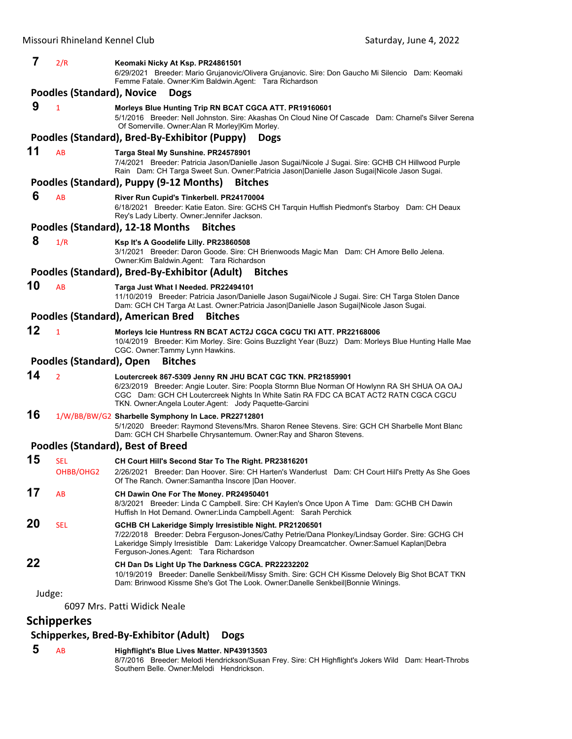**7** 2/R **Keomaki Nicky At Ksp. PR24861501**
6/29/2021 Breeder: Mario Grujanovic/Olivera Grujanovic. Sire: Don Gaucho Mi Silencio Dam: Keomaki Femme Fatale. Owner:Kim Baldwin.Agent: Tara Richardson

### Poodles (Standard), Novice Dogs

**9** 1 **Morleys Blue Hunting Trip RN BCAT CGCA ATT. PR19160601**
5/1/2016 Breeder: Nell Johnston. Sire: Akashas On Cloud Nine Of Cascade Dam: Charnel's Silver Serena Of Somerville. Owner:Alan R Morley|Kim Morley.

### Poodles (Standard), Bred-By-Exhibitor (Puppy) Dogs

**11** AB **Targa Steal My Sunshine. PR24578901**
7/4/2021 Breeder: Patricia Jason/Danielle Jason Sugai/Nicole J Sugai. Sire: GCHB CH Hillwood Purple Rain Dam: CH Targa Sweet Sun. Owner:Patricia Jason|Danielle Jason Sugai|Nicole Jason Sugai.

### Poodles (Standard), Puppy (9-12 Months) Bitches

**6** AB **River Run Cupid's Tinkerbell. PR24170004**
6/18/2021 Breeder: Katie Eaton. Sire: GCHS CH Tarquin Huffish Piedmont's Starboy Dam: CH Deaux Rey's Lady Liberty. Owner:Jennifer Jackson.

### Poodles (Standard), 12-18 Months Bitches

**8** 1/R **Ksp It's A Goodelife Lilly. PR23860508**
3/1/2021 Breeder: Daron Goode. Sire: CH Brienwoods Magic Man Dam: CH Amore Bello Jelena. Owner:Kim Baldwin.Agent: Tara Richardson

### Poodles (Standard), Bred-By-Exhibitor (Adult) Bitches

**10** AB **Targa Just What I Needed. PR22494101**
11/10/2019 Breeder: Patricia Jason/Danielle Jason Sugai/Nicole J Sugai. Sire: CH Targa Stolen Dance Dam: GCH CH Targa At Last. Owner:Patricia Jason|Danielle Jason Sugai|Nicole Jason Sugai.

### Poodles (Standard), American Bred Bitches

**12** 1 **Morleys Icie Huntress RN BCAT ACT2J CGCA CGCU TKI ATT. PR22168006**
10/4/2019 Breeder: Kim Morley. Sire: Goins Buzzlight Year (Buzz) Dam: Morleys Blue Hunting Halle Mae CGC. Owner:Tammy Lynn Hawkins.

### Poodles (Standard), Open Bitches

**14** 2 **Loutercreek 867-5309 Jenny RN JHU BCAT CGC TKN. PR21859901**
6/23/2019 Breeder: Angie Louter. Sire: Poopla Stormn Blue Norman Of Howlynn RA SH SHUA OA OAJ CGC Dam: GCH CH Loutercreek Nights In White Satin RA FDC CA BCAT ACT2 RATN CGCA CGCU TKN. Owner:Angela Louter.Agent: Jody Paquette-Garcini

**16** 1/W/BB/BW/G2 **Sharbelle Symphony In Lace. PR22712801**
5/1/2020 Breeder: Raymond Stevens/Mrs. Sharon Renee Stevens. Sire: GCH CH Sharbelle Mont Blanc Dam: GCH CH Sharbelle Chrysantemum. Owner:Ray and Sharon Stevens.

### Poodles (Standard), Best of Breed

**15** SEL OHBB/OHG2 **CH Court Hill's Second Star To The Right. PR23816201**
2/26/2021 Breeder: Dan Hoover. Sire: CH Harten's Wanderlust Dam: CH Court Hill's Pretty As She Goes Of The Ranch. Owner:Samantha Inscore |Dan Hoover.

**17** AB **CH Dawin One For The Money. PR24950401**
8/3/2021 Breeder: Linda C Campbell. Sire: CH Kaylen's Once Upon A Time Dam: GCHB CH Dawin Huffish In Hot Demand. Owner:Linda Campbell.Agent: Sarah Perchick

**20** SEL **GCHB CH Lakeridge Simply Irresistible Night. PR21206501**
7/22/2018 Breeder: Debra Ferguson-Jones/Cathy Petrie/Dana Plonkey/Lindsay Gorder. Sire: GCHG CH Lakeridge Simply Irresistible Dam: Lakeridge Valcopy Dreamcatcher. Owner:Samuel Kaplan|Debra Ferguson-Jones.Agent: Tara Richardson

**22** **CH Dan Ds Light Up The Darkness CGCA. PR22232202**
10/19/2019 Breeder: Danelle Senkbeil/Missy Smith. Sire: GCH CH Kissme Delovely Big Shot BCAT TKN Dam: Brinwood Kissme She's Got The Look. Owner:Danelle Senkbeil|Bonnie Winings.

Judge:

6097 Mrs. Patti Widick Neale

## Schipperkes

### Schipperkes, Bred-By-Exhibitor (Adult) Dogs

**5** AB **Highflight's Blue Lives Matter. NP43913503**
8/7/2016 Breeder: Melodi Hendrickson/Susan Frey. Sire: CH Highflight's Jokers Wild Dam: Heart-Throbs Southern Belle. Owner:Melodi Hendrickson.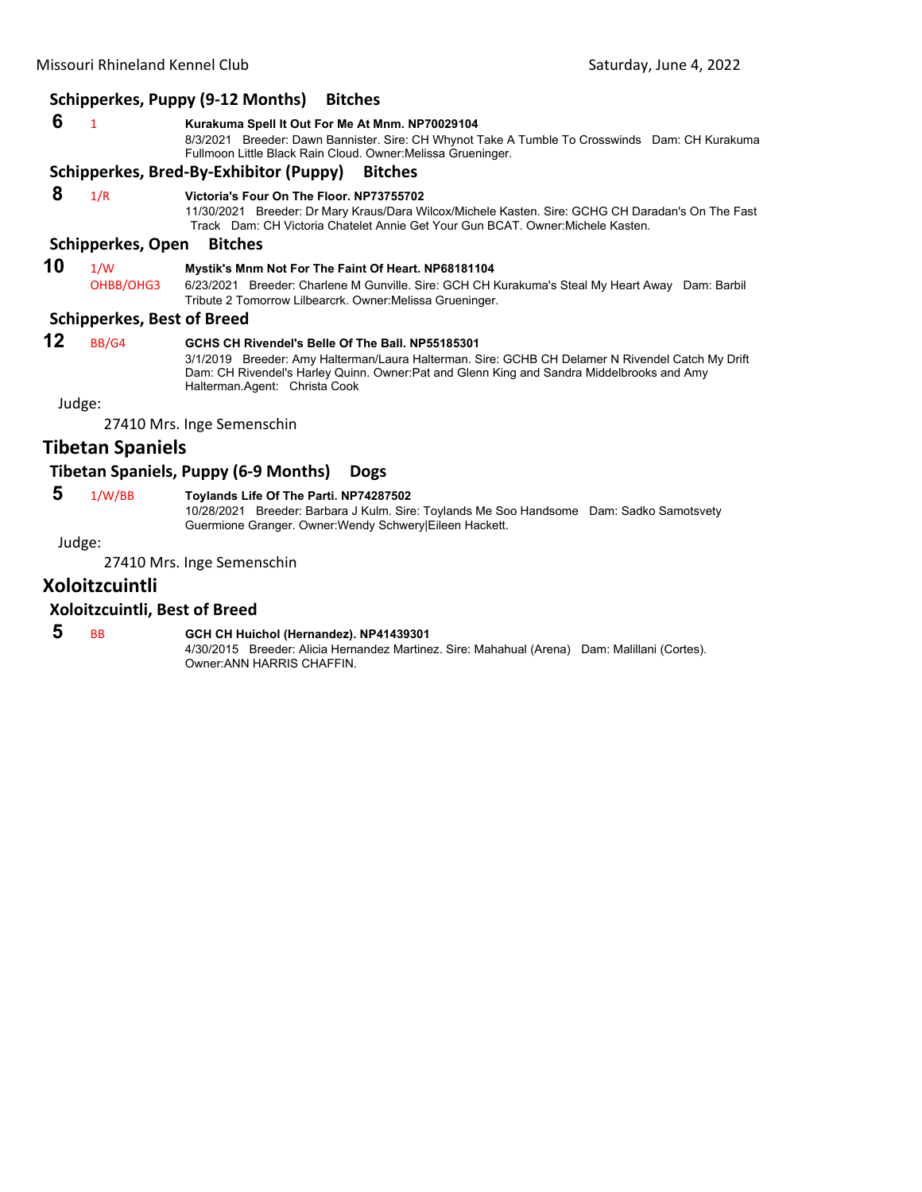### Schipperkes, Puppy (9-12 Months) Bitches

**6** 1 **Kurakuma Spell It Out For Me At Mnm. NP70029104**
8/3/2021 Breeder: Dawn Bannister. Sire: CH Whynot Take A Tumble To Crosswinds Dam: CH Kurakuma Fullmoon Little Black Rain Cloud. Owner:Melissa Grueninger.

### Schipperkes, Bred-By-Exhibitor (Puppy) Bitches

**8** 1/R **Victoria's Four On The Floor. NP73755702**
11/30/2021 Breeder: Dr Mary Kraus/Dara Wilcox/Michele Kasten. Sire: GCHG CH Daradan's On The Fast Track Dam: CH Victoria Chatelet Annie Get Your Gun BCAT. Owner:Michele Kasten.

### Schipperkes, Open Bitches

**10** 1/W OHBB/OHG3 **Mystik's Mnm Not For The Faint Of Heart. NP68181104**
6/23/2021 Breeder: Charlene M Gunville. Sire: GCH CH Kurakuma's Steal My Heart Away Dam: Barbil Tribute 2 Tomorrow Lilbearcrk. Owner:Melissa Grueninger.

### Schipperkes, Best of Breed

**12** BB/G4 **GCHS CH Rivendel's Belle Of The Ball. NP55185301**
3/1/2019 Breeder: Amy Halterman/Laura Halterman. Sire: GCHB CH Delamer N Rivendel Catch My Drift Dam: CH Rivendel's Harley Quinn. Owner:Pat and Glenn King and Sandra Middelbrooks and Amy Halterman.Agent: Christa Cook

Judge:

27410 Mrs. Inge Semenschin

## Tibetan Spaniels

### Tibetan Spaniels, Puppy (6-9 Months) Dogs

**5** 1/W/BB **Toylands Life Of The Parti. NP74287502**
10/28/2021 Breeder: Barbara J Kulm. Sire: Toylands Me Soo Handsome Dam: Sadko Samotsvety Guermione Granger. Owner:Wendy Schwery|Eileen Hackett.

Judge:

27410 Mrs. Inge Semenschin

## Xoloitzcuintli

### Xoloitzcuintli, Best of Breed

**5** BB **GCH CH Huichol (Hernandez). NP41439301**
4/30/2015 Breeder: Alicia Hernandez Martinez. Sire: Mahahual (Arena) Dam: Malillani (Cortes). Owner:ANN HARRIS CHAFFIN.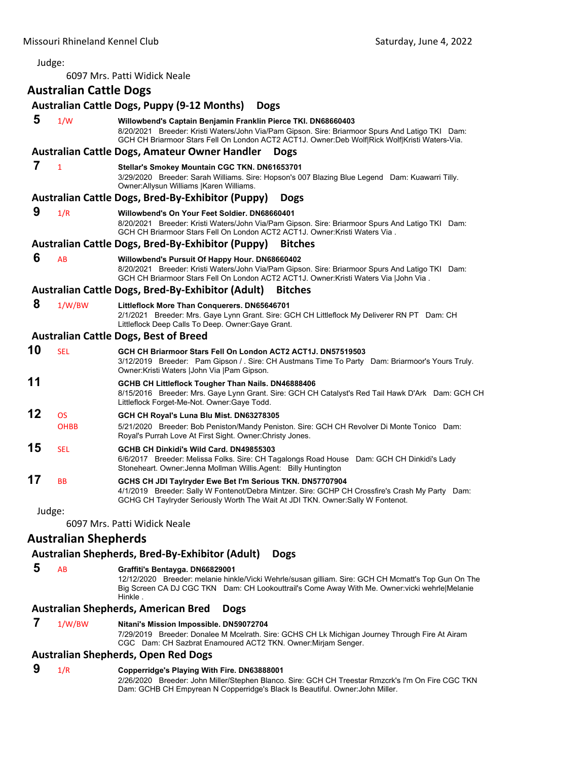Judge:

6097 Mrs. Patti Widick Neale

## Australian Cattle Dogs

### Australian Cattle Dogs, Puppy (9-12 Months) Dogs

**5** 1/W **Willowbend's Captain Benjamin Franklin Pierce TKI. DN68660403**
8/20/2021 Breeder: Kristi Waters/John Via/Pam Gipson. Sire: Briarmoor Spurs And Latigo TKI Dam: GCH CH Briarmoor Stars Fell On London ACT2 ACT1J. Owner:Deb Wolf|Rick Wolf|Kristi Waters-Via.

### Australian Cattle Dogs, Amateur Owner Handler Dogs

**7** 1 **Stellar's Smokey Mountain CGC TKN. DN61653701**
3/29/2020 Breeder: Sarah Williams. Sire: Hopson's 007 Blazing Blue Legend Dam: Kuawarri Tilly. Owner:Allysun Williams |Karen Williams.

### Australian Cattle Dogs, Bred-By-Exhibitor (Puppy) Dogs

**9** 1/R **Willowbend's On Your Feet Soldier. DN68660401**
8/20/2021 Breeder: Kristi Waters/John Via/Pam Gipson. Sire: Briarmoor Spurs And Latigo TKI Dam: GCH CH Briarmoor Stars Fell On London ACT2 ACT1J. Owner:Kristi Waters Via .

### Australian Cattle Dogs, Bred-By-Exhibitor (Puppy) Bitches

**6** AB **Willowbend's Pursuit Of Happy Hour. DN68660402**
8/20/2021 Breeder: Kristi Waters/John Via/Pam Gipson. Sire: Briarmoor Spurs And Latigo TKI Dam: GCH CH Briarmoor Stars Fell On London ACT2 ACT1J. Owner:Kristi Waters Via |John Via .

### Australian Cattle Dogs, Bred-By-Exhibitor (Adult) Bitches

**8** 1/W/BW **Littleflock More Than Conquerers. DN65646701**
2/1/2021 Breeder: Mrs. Gaye Lynn Grant. Sire: GCH CH Littleflock My Deliverer RN PT Dam: CH Littleflock Deep Calls To Deep. Owner:Gaye Grant.

### Australian Cattle Dogs, Best of Breed

**10** SEL **GCH CH Briarmoor Stars Fell On London ACT2 ACT1J. DN57519503**
3/12/2019 Breeder: Pam Gipson / . Sire: CH Austmans Time To Party Dam: Briarmoor's Yours Truly. Owner:Kristi Waters |John Via |Pam Gipson.

**11** **GCHB CH Littleflock Tougher Than Nails. DN46888406**
8/15/2016 Breeder: Mrs. Gaye Lynn Grant. Sire: GCH CH Catalyst's Red Tail Hawk D'Ark Dam: GCH CH Littleflock Forget-Me-Not. Owner:Gaye Todd.

**12** OS OHBB **GCH CH Royal's Luna Blu Mist. DN63278305**
5/21/2020 Breeder: Bob Peniston/Mandy Peniston. Sire: GCH CH Revolver Di Monte Tonico Dam: Royal's Purrah Love At First Sight. Owner:Christy Jones.

**15** SEL **GCHB CH Dinkidi's Wild Card. DN49855303**
6/6/2017 Breeder: Melissa Folks. Sire: CH Tagalongs Road House Dam: GCH CH Dinkidi's Lady Stoneheart. Owner:Jenna Mollman Willis.Agent: Billy Huntington

**17** BB **GCHS CH JDI Taylryder Ewe Bet I'm Serious TKN. DN57707904**
4/1/2019 Breeder: Sally W Fontenot/Debra Mintzer. Sire: GCHP CH Crossfire's Crash My Party Dam: GCHG CH Taylryder Seriously Worth The Wait At JDI TKN. Owner:Sally W Fontenot.

Judge:

6097 Mrs. Patti Widick Neale

## Australian Shepherds

### Australian Shepherds, Bred-By-Exhibitor (Adult) Dogs

**5** AB **Graffiti's Bentayga. DN66829001**
12/12/2020 Breeder: melanie hinkle/Vicki Wehrle/susan gilliam. Sire: GCH CH Mcmatt's Top Gun On The Big Screen CA DJ CGC TKN Dam: CH Lookouttrail's Come Away With Me. Owner:vicki wehrle|Melanie Hinkle .

### Australian Shepherds, American Bred Dogs

**7** 1/W/BW **Nitani's Mission Impossible. DN59072704**
7/29/2019 Breeder: Donalee M Mcelrath. Sire: GCHS CH Lk Michigan Journey Through Fire At Airam CGC Dam: CH Sazbrat Enamoured ACT2 TKN. Owner:Mirjam Senger.

### Australian Shepherds, Open Red Dogs

**9** 1/R **Copperridge's Playing With Fire. DN63888001**
2/26/2020 Breeder: John Miller/Stephen Blanco. Sire: GCH CH Treestar Rmzcrk's I'm On Fire CGC TKN Dam: GCHB CH Empyrean N Copperridge's Black Is Beautiful. Owner:John Miller.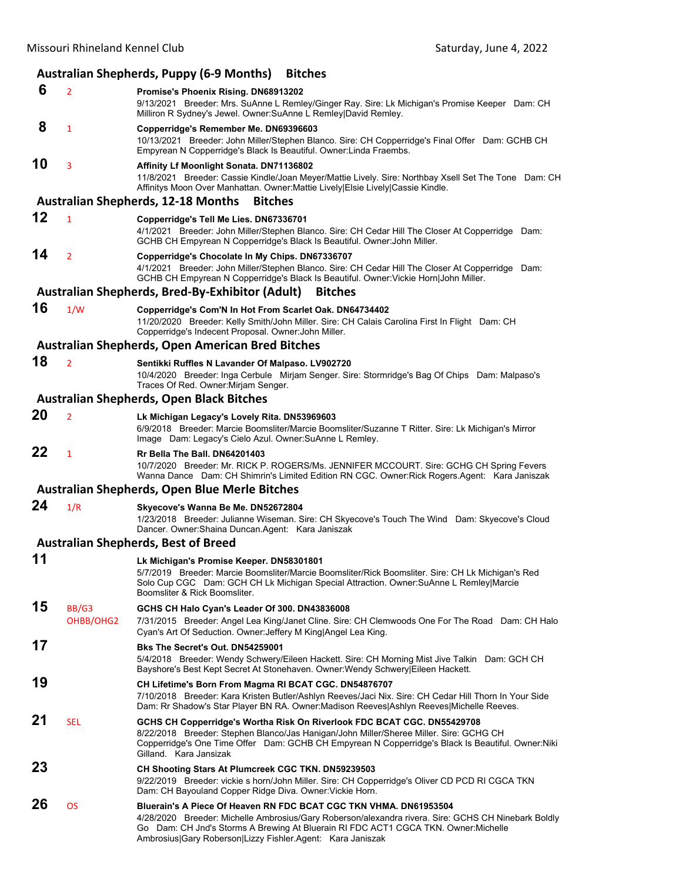## Australian Shepherds, Puppy (6-9 Months) Bitches

**6** 2 **Promise's Phoenix Rising. DN68913202**
9/13/2021 Breeder: Mrs. SuAnne L Remley/Ginger Ray. Sire: Lk Michigan's Promise Keeper Dam: CH Milliron R Sydney's Jewel. Owner:SuAnne L Remley|David Remley.

**8** 1 **Copperridge's Remember Me. DN69396603**
10/13/2021 Breeder: John Miller/Stephen Blanco. Sire: CH Copperridge's Final Offer Dam: GCHB CH Empyrean N Copperridge's Black Is Beautiful. Owner:Linda Fraembs.

**10** 3 **Affinity Lf Moonlight Sonata. DN71136802**
11/8/2021 Breeder: Cassie Kindle/Joan Meyer/Mattie Lively. Sire: Northbay Xsell Set The Tone Dam: CH Affinitys Moon Over Manhattan. Owner:Mattie Lively|Elsie Lively|Cassie Kindle.

## Australian Shepherds, 12-18 Months Bitches

**12** 1 **Copperridge's Tell Me Lies. DN67336701**
4/1/2021 Breeder: John Miller/Stephen Blanco. Sire: CH Cedar Hill The Closer At Copperridge Dam: GCHB CH Empyrean N Copperridge's Black Is Beautiful. Owner:John Miller.

**14** 2 **Copperridge's Chocolate In My Chips. DN67336707**
4/1/2021 Breeder: John Miller/Stephen Blanco. Sire: CH Cedar Hill The Closer At Copperridge Dam: GCHB CH Empyrean N Copperridge's Black Is Beautiful. Owner:Vickie Horn|John Miller.

## Australian Shepherds, Bred-By-Exhibitor (Adult) Bitches

**16** 1/W **Copperridge's Com'N In Hot From Scarlet Oak. DN64734402**
11/20/2020 Breeder: Kelly Smith/John Miller. Sire: CH Calais Carolina First In Flight Dam: CH Copperridge's Indecent Proposal. Owner:John Miller.

## Australian Shepherds, Open American Bred Bitches

**18** 2 **Sentikki Ruffles N Lavander Of Malpaso. LV902720**
10/4/2020 Breeder: Inga Cerbule Mirjam Senger. Sire: Stormridge's Bag Of Chips Dam: Malpaso's Traces Of Red. Owner:Mirjam Senger.

## Australian Shepherds, Open Black Bitches

**20** 2 **Lk Michigan Legacy's Lovely Rita. DN53969603**
6/9/2018 Breeder: Marcie Boomsliter/Marcie Boomsliter/Suzanne T Ritter. Sire: Lk Michigan's Mirror Image Dam: Legacy's Cielo Azul. Owner:SuAnne L Remley.

**22** 1 **Rr Bella The Ball. DN64201403**
10/7/2020 Breeder: Mr. RICK P. ROGERS/Ms. JENNIFER MCCOURT. Sire: GCHG CH Spring Fevers Wanna Dance Dam: CH Shimrin's Limited Edition RN CGC. Owner:Rick Rogers.Agent: Kara Janiszak

## Australian Shepherds, Open Blue Merle Bitches

**24** 1/R **Skyecove's Wanna Be Me. DN52672804**
1/23/2018 Breeder: Julianne Wiseman. Sire: CH Skyecove's Touch The Wind Dam: Skyecove's Cloud Dancer. Owner:Shaina Duncan.Agent: Kara Janiszak

## Australian Shepherds, Best of Breed

**11** **Lk Michigan's Promise Keeper. DN58301801**
5/7/2019 Breeder: Marcie Boomsliter/Marcie Boomsliter/Rick Boomsliter. Sire: CH Lk Michigan's Red Solo Cup CGC Dam: GCH CH Lk Michigan Special Attraction. Owner:SuAnne L Remley|Marcie Boomsliter & Rick Boomsliter.

**15** BB/G3 OHBB/OHG2 **GCHS CH Halo Cyan's Leader Of 300. DN43836008**
7/31/2015 Breeder: Angel Lea King/Janet Cline. Sire: CH Clemwoods One For The Road Dam: CH Halo Cyan's Art Of Seduction. Owner:Jeffery M King|Angel Lea King.

**17** **Bks The Secret's Out. DN54259001**
5/4/2018 Breeder: Wendy Schwery/Eileen Hackett. Sire: CH Morning Mist Jive Talkin Dam: GCH CH Bayshore's Best Kept Secret At Stonehaven. Owner:Wendy Schwery|Eileen Hackett.

**19** **CH Lifetime's Born From Magma RI BCAT CGC. DN54876707**
7/10/2018 Breeder: Kara Kristen Butler/Ashlyn Reeves/Jaci Nix. Sire: CH Cedar Hill Thorn In Your Side Dam: Rr Shadow's Star Player BN RA. Owner:Madison Reeves|Ashlyn Reeves|Michelle Reeves.

**21** SEL **GCHS CH Copperridge's Wortha Risk On Riverlook FDC BCAT CGC. DN55429708**
8/22/2018 Breeder: Stephen Blanco/Jas Hanigan/John Miller/Sheree Miller. Sire: GCHG CH Copperridge's One Time Offer Dam: GCHB CH Empyrean N Copperridge's Black Is Beautiful. Owner:Niki Gilland. Kara Jansizak

**23** **CH Shooting Stars At Plumcreek CGC TKN. DN59239503**
9/22/2019 Breeder: vickie s horn/John Miller. Sire: CH Copperridge's Oliver CD PCD RI CGCA TKN Dam: CH Bayouland Copper Ridge Diva. Owner:Vickie Horn.

**26** OS **Bluerain's A Piece Of Heaven RN FDC BCAT CGC TKN VHMA. DN61953504**
4/28/2020 Breeder: Michelle Ambrosius/Gary Roberson/alexandra rivera. Sire: GCHS CH Ninebark Boldly Go Dam: CH Jnd's Storms A Brewing At Bluerain RI FDC ACT1 CGCA TKN. Owner:Michelle Ambrosius|Gary Roberson|Lizzy Fishler.Agent: Kara Janiszak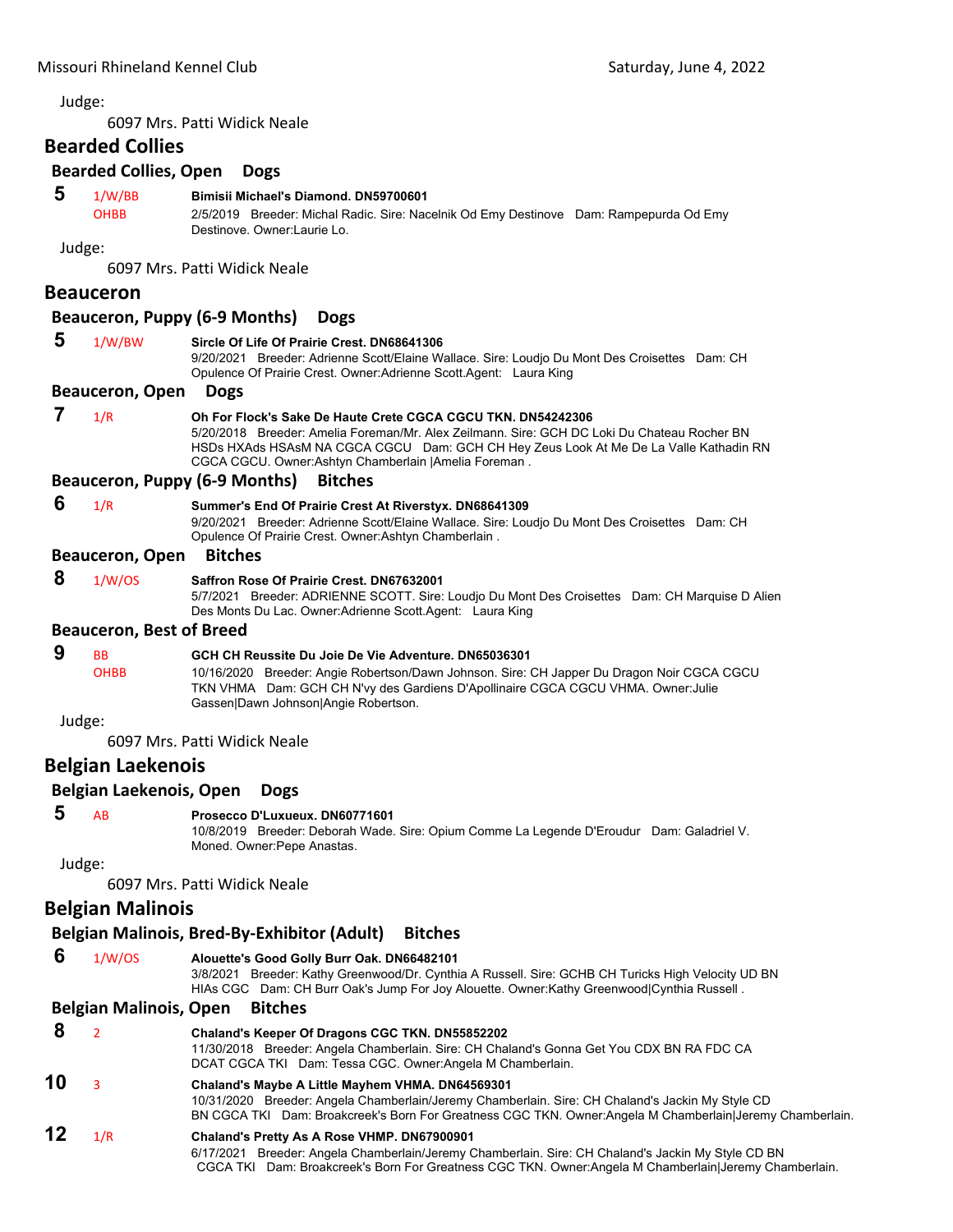Judge:

6097 Mrs. Patti Widick Neale

## Bearded Collies

### Bearded Collies, Open Dogs

**5** 1/W/BB OHBB **Bimisii Michael's Diamond. DN59700601**
2/5/2019 Breeder: Michal Radic. Sire: Nacelnik Od Emy Destinove Dam: Rampepurda Od Emy Destinove. Owner:Laurie Lo.

Judge:

6097 Mrs. Patti Widick Neale

## Beauceron

### Beauceron, Puppy (6-9 Months) Dogs

**5** 1/W/BW **Sircle Of Life Of Prairie Crest. DN68641306**
9/20/2021 Breeder: Adrienne Scott/Elaine Wallace. Sire: Loudjo Du Mont Des Croisettes Dam: CH Opulence Of Prairie Crest. Owner:Adrienne Scott.Agent: Laura King

### Beauceron, Open Dogs

**7** 1/R **Oh For Flock's Sake De Haute Crete CGCA CGCU TKN. DN54242306**
5/20/2018 Breeder: Amelia Foreman/Mr. Alex Zeilmann. Sire: GCH DC Loki Du Chateau Rocher BN HSDs HXAds HSAsM NA CGCA CGCU Dam: GCH CH Hey Zeus Look At Me De La Valle Kathadin RN CGCA CGCU. Owner:Ashtyn Chamberlain |Amelia Foreman .

### Beauceron, Puppy (6-9 Months) Bitches

**6** 1/R **Summer's End Of Prairie Crest At Riverstyx. DN68641309**
9/20/2021 Breeder: Adrienne Scott/Elaine Wallace. Sire: Loudjo Du Mont Des Croisettes Dam: CH Opulence Of Prairie Crest. Owner:Ashtyn Chamberlain .

### Beauceron, Open Bitches

**8** 1/W/OS **Saffron Rose Of Prairie Crest. DN67632001**
5/7/2021 Breeder: ADRIENNE SCOTT. Sire: Loudjo Du Mont Des Croisettes Dam: CH Marquise D Alien Des Monts Du Lac. Owner:Adrienne Scott.Agent: Laura King

### Beauceron, Best of Breed

**9** BB OHBB **GCH CH Reussite Du Joie De Vie Adventure. DN65036301**
10/16/2020 Breeder: Angie Robertson/Dawn Johnson. Sire: CH Japper Du Dragon Noir CGCA CGCU TKN VHMA Dam: GCH CH N'vy des Gardiens D'Apollinaire CGCA CGCU VHMA. Owner:Julie Gassen|Dawn Johnson|Angie Robertson.

Judge:

6097 Mrs. Patti Widick Neale

## Belgian Laekenois

### Belgian Laekenois, Open Dogs

**5** AB **Prosecco D'Luxueux. DN60771601**
10/8/2019 Breeder: Deborah Wade. Sire: Opium Comme La Legende D'Eroudur Dam: Galadriel V. Moned. Owner:Pepe Anastas.

Judge:

6097 Mrs. Patti Widick Neale

## Belgian Malinois

### Belgian Malinois, Bred-By-Exhibitor (Adult) Bitches

**6** 1/W/OS **Alouette's Good Golly Burr Oak. DN66482101**
3/8/2021 Breeder: Kathy Greenwood/Dr. Cynthia A Russell. Sire: GCHB CH Turicks High Velocity UD BN HIAs CGC Dam: CH Burr Oak's Jump For Joy Alouette. Owner:Kathy Greenwood|Cynthia Russell .

### Belgian Malinois, Open Bitches

**8** 2 **Chaland's Keeper Of Dragons CGC TKN. DN55852202**
11/30/2018 Breeder: Angela Chamberlain. Sire: CH Chaland's Gonna Get You CDX BN RA FDC CA DCAT CGCA TKI Dam: Tessa CGC. Owner:Angela M Chamberlain.

**10** 3 **Chaland's Maybe A Little Mayhem VHMA. DN64569301**
10/31/2020 Breeder: Angela Chamberlain/Jeremy Chamberlain. Sire: CH Chaland's Jackin My Style CD BN CGCA TKI Dam: Broakcreek's Born For Greatness CGC TKN. Owner:Angela M Chamberlain|Jeremy Chamberlain.

**12** 1/R **Chaland's Pretty As A Rose VHMP. DN67900901**
6/17/2021 Breeder: Angela Chamberlain/Jeremy Chamberlain. Sire: CH Chaland's Jackin My Style CD BN CGCA TKI Dam: Broakcreek's Born For Greatness CGC TKN. Owner:Angela M Chamberlain|Jeremy Chamberlain.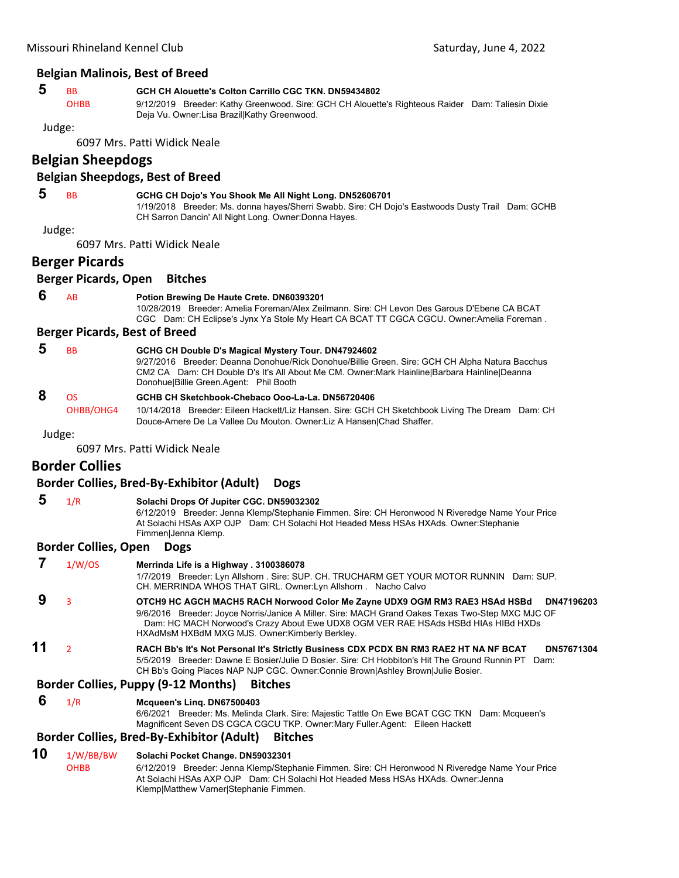### Belgian Malinois, Best of Breed

**5** BB OHBB **GCH CH Alouette's Colton Carrillo CGC TKN. DN59434802**
9/12/2019 Breeder: Kathy Greenwood. Sire: GCH CH Alouette's Righteous Raider Dam: Taliesin Dixie Deja Vu. Owner:Lisa Brazil|Kathy Greenwood.

Judge:

6097 Mrs. Patti Widick Neale

## Belgian Sheepdogs

### Belgian Sheepdogs, Best of Breed

**5** BB **GCHG CH Dojo's You Shook Me All Night Long. DN52606701**
1/19/2018 Breeder: Ms. donna hayes/Sherri Swabb. Sire: CH Dojo's Eastwoods Dusty Trail Dam: GCHB CH Sarron Dancin' All Night Long. Owner:Donna Hayes.

Judge:

6097 Mrs. Patti Widick Neale

## Berger Picards

### Berger Picards, Open Bitches

**6** AB **Potion Brewing De Haute Crete. DN60393201**
10/28/2019 Breeder: Amelia Foreman/Alex Zeilmann. Sire: CH Levon Des Garous D'Ebene CA BCAT CGC Dam: CH Eclipse's Jynx Ya Stole My Heart CA BCAT TT CGCA CGCU. Owner:Amelia Foreman .

### Berger Picards, Best of Breed

**5** BB **GCHG CH Double D's Magical Mystery Tour. DN47924602**
9/27/2016 Breeder: Deanna Donohue/Rick Donohue/Billie Green. Sire: GCH CH Alpha Natura Bacchus CM2 CA Dam: CH Double D's It's All About Me CM. Owner:Mark Hainline|Barbara Hainline|Deanna Donohue|Billie Green.Agent: Phil Booth

**8** OS OHBB/OHG4 **GCHB CH Sketchbook-Chebaco Ooo-La-La. DN56720406**
10/14/2018 Breeder: Eileen Hackett/Liz Hansen. Sire: GCH CH Sketchbook Living The Dream Dam: CH Douce-Amere De La Vallee Du Mouton. Owner:Liz A Hansen|Chad Shaffer.

Judge:

6097 Mrs. Patti Widick Neale

## Border Collies

### Border Collies, Bred-By-Exhibitor (Adult) Dogs

**5** 1/R **Solachi Drops Of Jupiter CGC. DN59032302**
6/12/2019 Breeder: Jenna Klemp/Stephanie Fimmen. Sire: CH Heronwood N Riveredge Name Your Price At Solachi HSAs AXP OJP Dam: CH Solachi Hot Headed Mess HSAs HXAds. Owner:Stephanie Fimmen|Jenna Klemp.

### Border Collies, Open Dogs

**7** 1/W/OS **Merrinda Life is a Highway . 3100386078**
1/7/2019 Breeder: Lyn Allshorn . Sire: SUP. CH. TRUCHARM GET YOUR MOTOR RUNNIN Dam: SUP. CH. MERRINDA WHOS THAT GIRL. Owner:Lyn Allshorn . Nacho Calvo

**9** 3 **OTCH9 HC AGCH MACH5 RACH Norwood Color Me Zayne UDX9 OGM RM3 RAE3 HSAd HSBd DN47196203**
9/6/2016 Breeder: Joyce Norris/Janice A Miller. Sire: MACH Grand Oakes Texas Two-Step MXC MJC OF Dam: HC MACH Norwood's Crazy About Ewe UDX8 OGM VER RAE HSAds HSBd HIAs HIBd HXDs HXAdMsM HXBdM MXG MJS. Owner:Kimberly Berkley.

**11** 2 **RACH Bb's It's Not Personal It's Strictly Business CDX PCDX BN RM3 RAE2 HT NA NF BCAT DN57671304**
5/5/2019 Breeder: Dawne E Bosier/Julie D Bosier. Sire: CH Hobbiton's Hit The Ground Runnin PT Dam: CH Bb's Going Places NAP NJP CGC. Owner:Connie Brown|Ashley Brown|Julie Bosier.

### Border Collies, Puppy (9-12 Months) Bitches

**6** 1/R **Mcqueen's Linq. DN67500403**
6/6/2021 Breeder: Ms. Melinda Clark. Sire: Majestic Tattle On Ewe BCAT CGC TKN Dam: Mcqueen's Magnificent Seven DS CGCA CGCU TKP. Owner:Mary Fuller.Agent: Eileen Hackett

### Border Collies, Bred-By-Exhibitor (Adult) Bitches

**10** 1/W/BB/BW OHBB **Solachi Pocket Change. DN59032301**
6/12/2019 Breeder: Jenna Klemp/Stephanie Fimmen. Sire: CH Heronwood N Riveredge Name Your Price At Solachi HSAs AXP OJP Dam: CH Solachi Hot Headed Mess HSAs HXAds. Owner:Jenna Klemp|Matthew Varner|Stephanie Fimmen.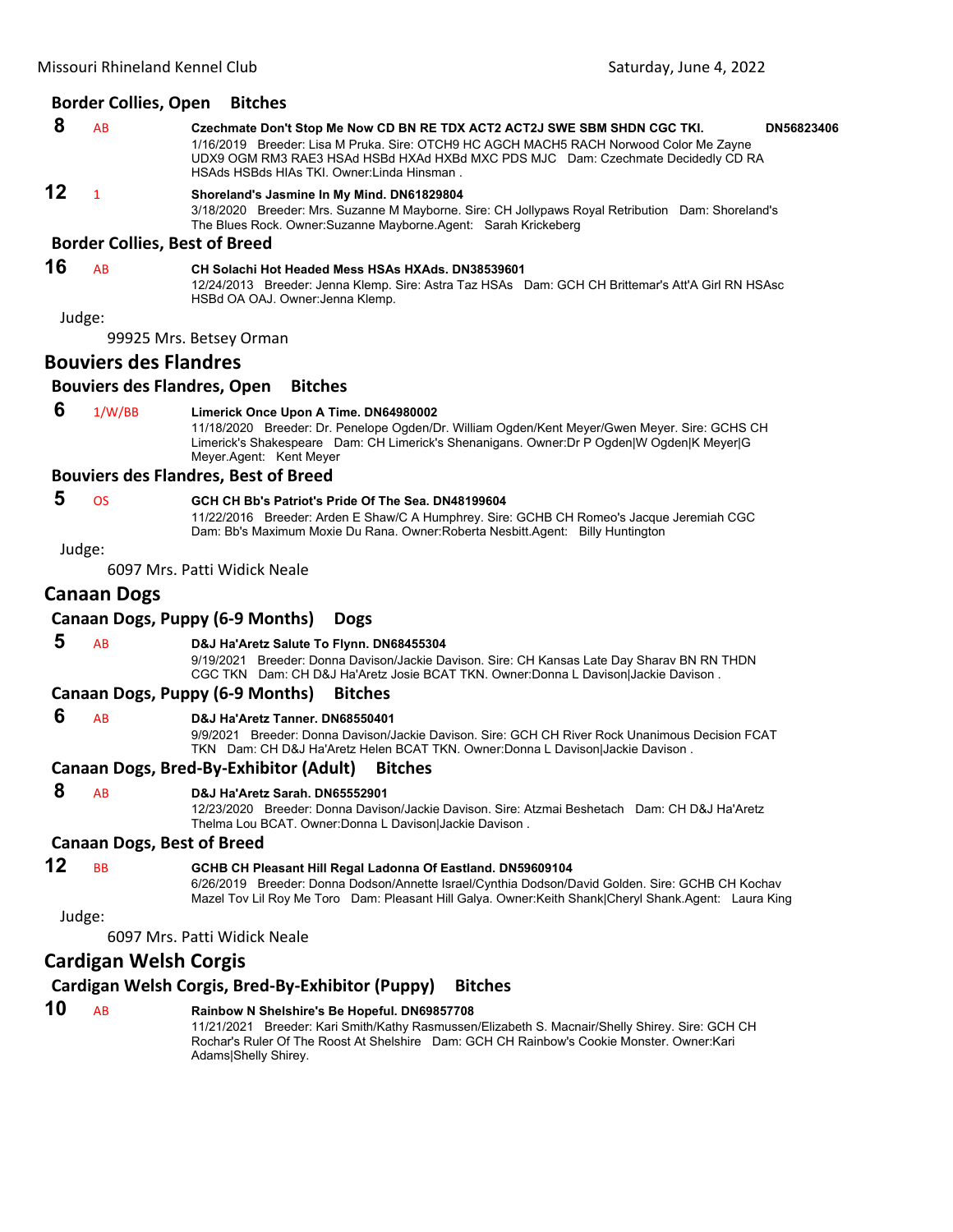### Border Collies, Open Bitches

**8** AB **Czechmate Don't Stop Me Now CD BN RE TDX ACT2 ACT2J SWE SBM SHDN CGC TKI.** DN56823406
1/16/2019 Breeder: Lisa M Pruka. Sire: OTCH9 HC AGCH MACH5 RACH Norwood Color Me Zayne UDX9 OGM RM3 RAE3 HSAd HSBd HXAd HXBd MXC PDS MJC Dam: Czechmate Decidedly CD RA HSAds HSBds HIAs TKI. Owner:Linda Hinsman .

**12** 1 **Shoreland's Jasmine In My Mind. DN61829804**
3/18/2020 Breeder: Mrs. Suzanne M Mayborne. Sire: CH Jollypaws Royal Retribution Dam: Shoreland's The Blues Rock. Owner:Suzanne Mayborne.Agent: Sarah Krickeberg

### Border Collies, Best of Breed

**16** AB **CH Solachi Hot Headed Mess HSAs HXAds. DN38539601**
12/24/2013 Breeder: Jenna Klemp. Sire: Astra Taz HSAs Dam: GCH CH Brittemar's Att'A Girl RN HSAsc HSBd OA OAJ. Owner:Jenna Klemp.

Judge:

99925 Mrs. Betsey Orman

## Bouviers des Flandres

### Bouviers des Flandres, Open Bitches

**6** 1/W/BB **Limerick Once Upon A Time. DN64980002**
11/18/2020 Breeder: Dr. Penelope Ogden/Dr. William Ogden/Kent Meyer/Gwen Meyer. Sire: GCHS CH Limerick's Shakespeare Dam: CH Limerick's Shenanigans. Owner:Dr P Ogden|W Ogden|K Meyer|G Meyer.Agent: Kent Meyer

### Bouviers des Flandres, Best of Breed

**5** OS **GCH CH Bb's Patriot's Pride Of The Sea. DN48199604**
11/22/2016 Breeder: Arden E Shaw/C A Humphrey. Sire: GCHB CH Romeo's Jacque Jeremiah CGC Dam: Bb's Maximum Moxie Du Rana. Owner:Roberta Nesbitt.Agent: Billy Huntington

Judge:

6097 Mrs. Patti Widick Neale

## Canaan Dogs

### Canaan Dogs, Puppy (6-9 Months) Dogs

**5** AB **D&J Ha'Aretz Salute To Flynn. DN68455304**
9/19/2021 Breeder: Donna Davison/Jackie Davison. Sire: CH Kansas Late Day Sharav BN RN THDN CGC TKN Dam: CH D&J Ha'Aretz Josie BCAT TKN. Owner:Donna L Davison|Jackie Davison .

### Canaan Dogs, Puppy (6-9 Months) Bitches

**6** AB **D&J Ha'Aretz Tanner. DN68550401**
9/9/2021 Breeder: Donna Davison/Jackie Davison. Sire: GCH CH River Rock Unanimous Decision FCAT TKN Dam: CH D&J Ha'Aretz Helen BCAT TKN. Owner:Donna L Davison|Jackie Davison .

### Canaan Dogs, Bred-By-Exhibitor (Adult) Bitches

**8** AB **D&J Ha'Aretz Sarah. DN65552901**
12/23/2020 Breeder: Donna Davison/Jackie Davison. Sire: Atzmai Beshetach Dam: CH D&J Ha'Aretz Thelma Lou BCAT. Owner:Donna L Davison|Jackie Davison .

### Canaan Dogs, Best of Breed

**12** BB **GCHB CH Pleasant Hill Regal Ladonna Of Eastland. DN59609104**
6/26/2019 Breeder: Donna Dodson/Annette Israel/Cynthia Dodson/David Golden. Sire: GCHB CH Kochav Mazel Tov Lil Roy Me Toro Dam: Pleasant Hill Galya. Owner:Keith Shank|Cheryl Shank.Agent: Laura King

Judge:

6097 Mrs. Patti Widick Neale

## Cardigan Welsh Corgis

### Cardigan Welsh Corgis, Bred-By-Exhibitor (Puppy) Bitches

**10** AB **Rainbow N Shelshire's Be Hopeful. DN69857708**
11/21/2021 Breeder: Kari Smith/Kathy Rasmussen/Elizabeth S. Macnair/Shelly Shirey. Sire: GCH CH Rochar's Ruler Of The Roost At Shelshire Dam: GCH CH Rainbow's Cookie Monster. Owner:Kari Adams|Shelly Shirey.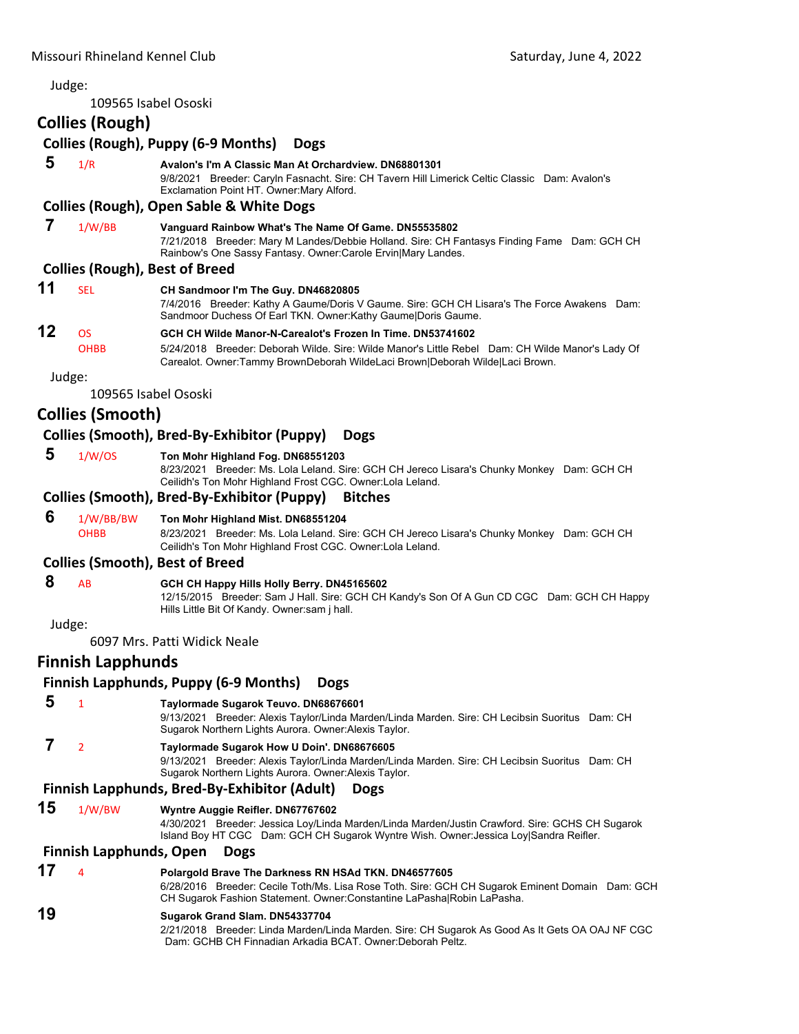Judge:

109565 Isabel Ososki

## Collies (Rough)

### Collies (Rough), Puppy (6-9 Months) Dogs

**5** 1/R **Avalon's I'm A Classic Man At Orchardview. DN68801301**
9/8/2021 Breeder: Caryln Fasnacht. Sire: CH Tavern Hill Limerick Celtic Classic Dam: Avalon's Exclamation Point HT. Owner:Mary Alford.

### Collies (Rough), Open Sable & White Dogs

**7** 1/W/BB **Vanguard Rainbow What's The Name Of Game. DN55535802**
7/21/2018 Breeder: Mary M Landes/Debbie Holland. Sire: CH Fantasys Finding Fame Dam: GCH CH Rainbow's One Sassy Fantasy. Owner:Carole Ervin|Mary Landes.

### Collies (Rough), Best of Breed

**11** SEL **CH Sandmoor I'm The Guy. DN46820805**
7/4/2016 Breeder: Kathy A Gaume/Doris V Gaume. Sire: GCH CH Lisara's The Force Awakens Dam: Sandmoor Duchess Of Earl TKN. Owner:Kathy Gaume|Doris Gaume.

**12** OS OHBB **GCH CH Wilde Manor-N-Carealot's Frozen In Time. DN53741602**
5/24/2018 Breeder: Deborah Wilde. Sire: Wilde Manor's Little Rebel Dam: CH Wilde Manor's Lady Of Carealot. Owner:Tammy BrownDeborah WildeLaci Brown|Deborah Wilde|Laci Brown.

Judge:

109565 Isabel Ososki

## Collies (Smooth)

### Collies (Smooth), Bred-By-Exhibitor (Puppy) Dogs

**5** 1/W/OS **Ton Mohr Highland Fog. DN68551203**
8/23/2021 Breeder: Ms. Lola Leland. Sire: GCH CH Jereco Lisara's Chunky Monkey Dam: GCH CH Ceilidh's Ton Mohr Highland Frost CGC. Owner:Lola Leland.

### Collies (Smooth), Bred-By-Exhibitor (Puppy) Bitches

**6** 1/W/BB/BW OHBB **Ton Mohr Highland Mist. DN68551204**
8/23/2021 Breeder: Ms. Lola Leland. Sire: GCH CH Jereco Lisara's Chunky Monkey Dam: GCH CH Ceilidh's Ton Mohr Highland Frost CGC. Owner:Lola Leland.

### Collies (Smooth), Best of Breed

**8** AB **GCH CH Happy Hills Holly Berry. DN45165602**
12/15/2015 Breeder: Sam J Hall. Sire: GCH CH Kandy's Son Of A Gun CD CGC Dam: GCH CH Happy Hills Little Bit Of Kandy. Owner:sam j hall.

Judge:

6097 Mrs. Patti Widick Neale

## Finnish Lapphunds

### Finnish Lapphunds, Puppy (6-9 Months) Dogs

**5** 1 **Taylormade Sugarok Teuvo. DN68676601**
9/13/2021 Breeder: Alexis Taylor/Linda Marden/Linda Marden. Sire: CH Lecibsin Suoritus Dam: CH Sugarok Northern Lights Aurora. Owner:Alexis Taylor.

**7** 2 **Taylormade Sugarok How U Doin'. DN68676605**
9/13/2021 Breeder: Alexis Taylor/Linda Marden/Linda Marden. Sire: CH Lecibsin Suoritus Dam: CH Sugarok Northern Lights Aurora. Owner:Alexis Taylor.

### Finnish Lapphunds, Bred-By-Exhibitor (Adult) Dogs

**15** 1/W/BW **Wyntre Auggie Reifler. DN67767602**
4/30/2021 Breeder: Jessica Loy/Linda Marden/Linda Marden/Justin Crawford. Sire: GCHS CH Sugarok Island Boy HT CGC Dam: GCH CH Sugarok Wyntre Wish. Owner:Jessica Loy|Sandra Reifler.

### Finnish Lapphunds, Open Dogs

**17** 4 **Polargold Brave The Darkness RN HSAd TKN. DN46577605**
6/28/2016 Breeder: Cecile Toth/Ms. Lisa Rose Toth. Sire: GCH CH Sugarok Eminent Domain Dam: GCH CH Sugarok Fashion Statement. Owner:Constantine LaPasha|Robin LaPasha.

**19** **Sugarok Grand Slam. DN54337704**
2/21/2018 Breeder: Linda Marden/Linda Marden. Sire: CH Sugarok As Good As It Gets OA OAJ NF CGC Dam: GCHB CH Finnadian Arkadia BCAT. Owner:Deborah Peltz.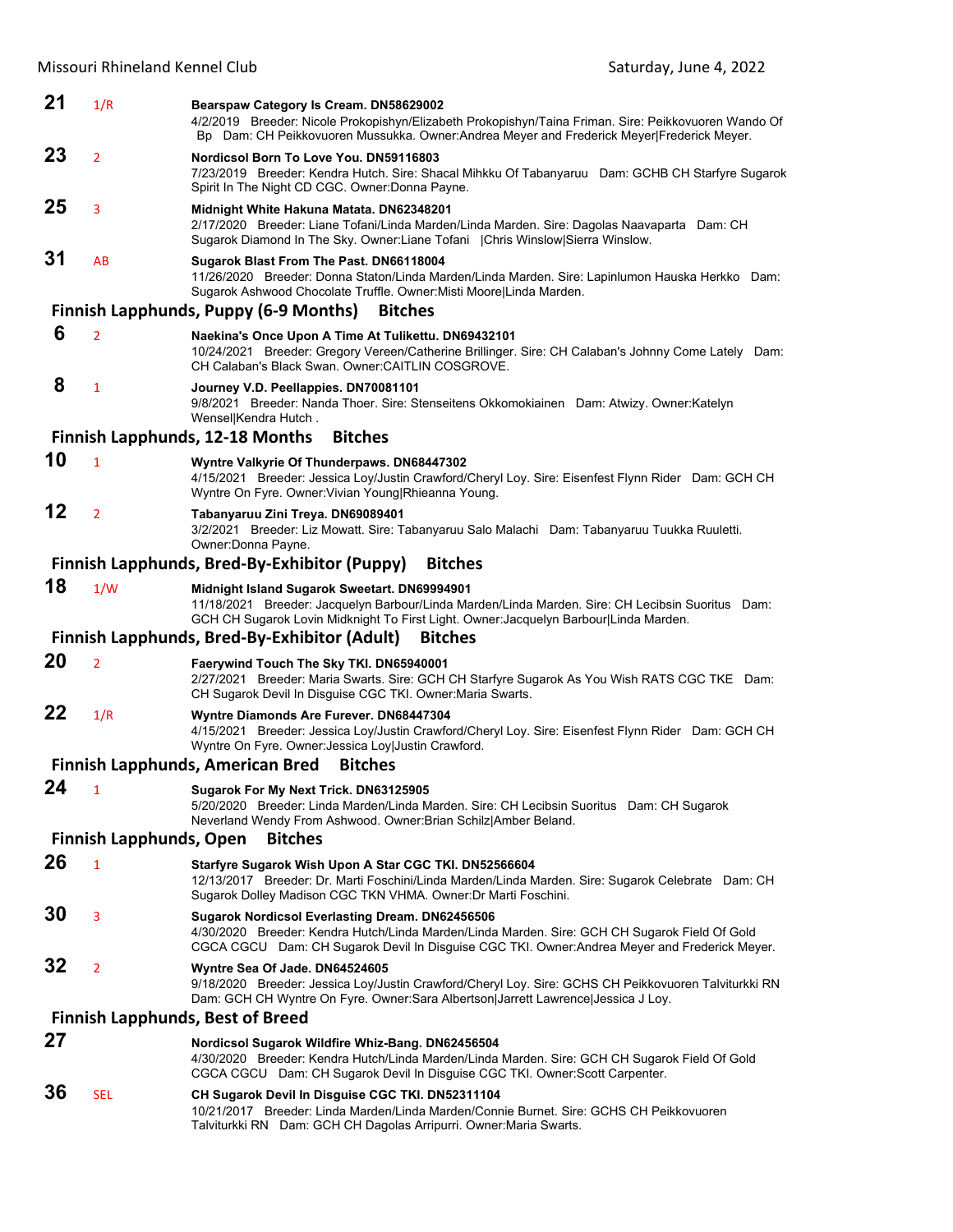**21** 1/R **Bearspaw Category Is Cream. DN58629002**
4/2/2019 Breeder: Nicole Prokopishyn/Elizabeth Prokopishyn/Taina Friman. Sire: Peikkovuoren Wando Of Bp Dam: CH Peikkovuoren Mussukka. Owner:Andrea Meyer and Frederick Meyer|Frederick Meyer.

**23** 2 **Nordicsol Born To Love You. DN59116803**
7/23/2019 Breeder: Kendra Hutch. Sire: Shacal Mihkku Of Tabanyaruu Dam: GCHB CH Starfyre Sugarok Spirit In The Night CD CGC. Owner:Donna Payne.

**25** 3 **Midnight White Hakuna Matata. DN62348201**
2/17/2020 Breeder: Liane Tofani/Linda Marden/Linda Marden. Sire: Dagolas Naavaparta Dam: CH Sugarok Diamond In The Sky. Owner:Liane Tofani |Chris Winslow|Sierra Winslow.

**31** AB **Sugarok Blast From The Past. DN66118004**
11/26/2020 Breeder: Donna Staton/Linda Marden/Linda Marden. Sire: Lapinlumon Hauska Herkko Dam: Sugarok Ashwood Chocolate Truffle. Owner:Misti Moore|Linda Marden.

### Finnish Lapphunds, Puppy (6-9 Months) Bitches

**6** 2 **Naekina's Once Upon A Time At Tulikettu. DN69432101**
10/24/2021 Breeder: Gregory Vereen/Catherine Brillinger. Sire: CH Calaban's Johnny Come Lately Dam: CH Calaban's Black Swan. Owner:CAITLIN COSGROVE.

**8** 1 **Journey V.D. Peellappies. DN70081101**
9/8/2021 Breeder: Nanda Thoer. Sire: Stenseitens Okkomokiainen Dam: Atwizy. Owner:Katelyn Wensel|Kendra Hutch .

### Finnish Lapphunds, 12-18 Months Bitches

**10** 1 **Wyntre Valkyrie Of Thunderpaws. DN68447302**
4/15/2021 Breeder: Jessica Loy/Justin Crawford/Cheryl Loy. Sire: Eisenfest Flynn Rider Dam: GCH CH Wyntre On Fyre. Owner:Vivian Young|Rhieanna Young.

**12** 2 **Tabanyaruu Zini Treya. DN69089401**
3/2/2021 Breeder: Liz Mowatt. Sire: Tabanyaruu Salo Malachi Dam: Tabanyaruu Tuukka Ruuletti. Owner:Donna Payne.

### Finnish Lapphunds, Bred-By-Exhibitor (Puppy) Bitches

**18** 1/W **Midnight Island Sugarok Sweetart. DN69994901**
11/18/2021 Breeder: Jacquelyn Barbour/Linda Marden/Linda Marden. Sire: CH Lecibsin Suoritus Dam: GCH CH Sugarok Lovin Midknight To First Light. Owner:Jacquelyn Barbour|Linda Marden.

### Finnish Lapphunds, Bred-By-Exhibitor (Adult) Bitches

**20** 2 **Faerywind Touch The Sky TKI. DN65940001**
2/27/2021 Breeder: Maria Swarts. Sire: GCH CH Starfyre Sugarok As You Wish RATS CGC TKE Dam: CH Sugarok Devil In Disguise CGC TKI. Owner:Maria Swarts.

**22** 1/R **Wyntre Diamonds Are Furever. DN68447304**
4/15/2021 Breeder: Jessica Loy/Justin Crawford/Cheryl Loy. Sire: Eisenfest Flynn Rider Dam: GCH CH Wyntre On Fyre. Owner:Jessica Loy|Justin Crawford.

### Finnish Lapphunds, American Bred Bitches

**24** 1 **Sugarok For My Next Trick. DN63125905**
5/20/2020 Breeder: Linda Marden/Linda Marden. Sire: CH Lecibsin Suoritus Dam: CH Sugarok Neverland Wendy From Ashwood. Owner:Brian Schilz|Amber Beland.

### Finnish Lapphunds, Open Bitches

**26** 1 **Starfyre Sugarok Wish Upon A Star CGC TKI. DN52566604**
12/13/2017 Breeder: Dr. Marti Foschini/Linda Marden/Linda Marden. Sire: Sugarok Celebrate Dam: CH Sugarok Dolley Madison CGC TKN VHMA. Owner:Dr Marti Foschini.

**30** 3 **Sugarok Nordicsol Everlasting Dream. DN62456506**
4/30/2020 Breeder: Kendra Hutch/Linda Marden/Linda Marden. Sire: GCH CH Sugarok Field Of Gold CGCA CGCU Dam: CH Sugarok Devil In Disguise CGC TKI. Owner:Andrea Meyer and Frederick Meyer.

**32** 2 **Wyntre Sea Of Jade. DN64524605**
9/18/2020 Breeder: Jessica Loy/Justin Crawford/Cheryl Loy. Sire: GCHS CH Peikkovuoren Talviturkki RN Dam: GCH CH Wyntre On Fyre. Owner:Sara Albertson|Jarrett Lawrence|Jessica J Loy.

### Finnish Lapphunds, Best of Breed

**27** **Nordicsol Sugarok Wildfire Whiz-Bang. DN62456504**
4/30/2020 Breeder: Kendra Hutch/Linda Marden/Linda Marden. Sire: GCH CH Sugarok Field Of Gold CGCA CGCU Dam: CH Sugarok Devil In Disguise CGC TKI. Owner:Scott Carpenter.

**36** SEL **CH Sugarok Devil In Disguise CGC TKI. DN52311104**
10/21/2017 Breeder: Linda Marden/Linda Marden/Connie Burnet. Sire: GCHS CH Peikkovuoren Talviturkki RN Dam: GCH CH Dagolas Arripurri. Owner:Maria Swarts.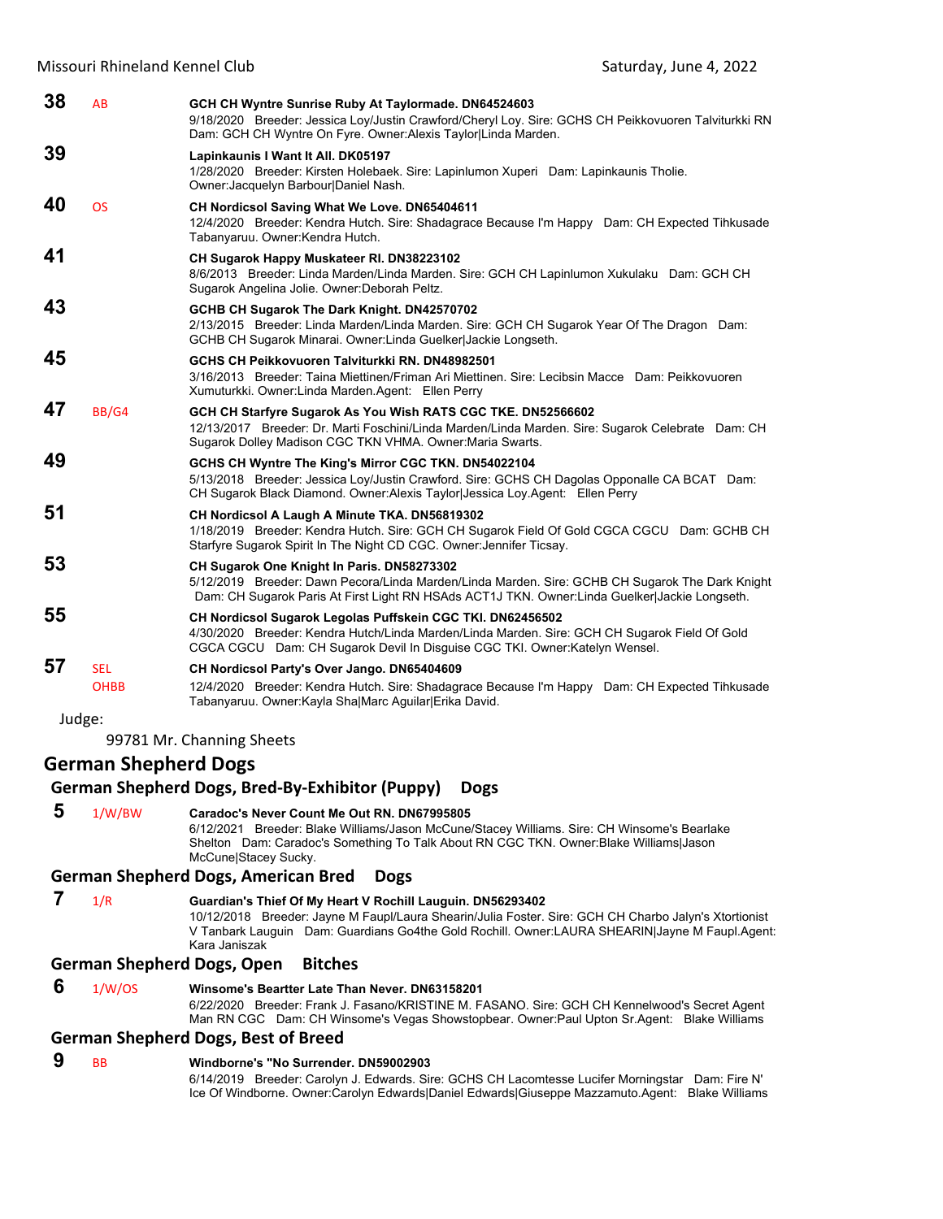**38** AB **GCH CH Wyntre Sunrise Ruby At Taylormade. DN64524603**
9/18/2020 Breeder: Jessica Loy/Justin Crawford/Cheryl Loy. Sire: GCHS CH Peikkovuoren Talviturkki RN Dam: GCH CH Wyntre On Fyre. Owner:Alexis Taylor|Linda Marden.

**39** **Lapinkaunis I Want It All. DK05197**
1/28/2020 Breeder: Kirsten Holebaek. Sire: Lapinlumon Xuperi Dam: Lapinkaunis Tholie. Owner:Jacquelyn Barbour|Daniel Nash.

**40** OS **CH Nordicsol Saving What We Love. DN65404611**
12/4/2020 Breeder: Kendra Hutch. Sire: Shadagrace Because I'm Happy Dam: CH Expected Tihkusade Tabanyaruu. Owner:Kendra Hutch.

**41** **CH Sugarok Happy Muskateer RI. DN38223102**
8/6/2013 Breeder: Linda Marden/Linda Marden. Sire: GCH CH Lapinlumon Xukulaku Dam: GCH CH Sugarok Angelina Jolie. Owner:Deborah Peltz.

**43** **GCHB CH Sugarok The Dark Knight. DN42570702**
2/13/2015 Breeder: Linda Marden/Linda Marden. Sire: GCH CH Sugarok Year Of The Dragon Dam: GCHB CH Sugarok Minarai. Owner:Linda Guelker|Jackie Longseth.

**45** **GCHS CH Peikkovuoren Talviturkki RN. DN48982501**
3/16/2013 Breeder: Taina Miettinen/Friman Ari Miettinen. Sire: Lecibsin Macce Dam: Peikkovuoren Xumuturkki. Owner:Linda Marden.Agent: Ellen Perry

**47** BB/G4 **GCH CH Starfyre Sugarok As You Wish RATS CGC TKE. DN52566602**
12/13/2017 Breeder: Dr. Marti Foschini/Linda Marden/Linda Marden. Sire: Sugarok Celebrate Dam: CH Sugarok Dolley Madison CGC TKN VHMA. Owner:Maria Swarts.

**49** **GCHS CH Wyntre The King's Mirror CGC TKN. DN54022104**
5/13/2018 Breeder: Jessica Loy/Justin Crawford. Sire: GCHS CH Dagolas Opponalle CA BCAT Dam: CH Sugarok Black Diamond. Owner:Alexis Taylor|Jessica Loy.Agent: Ellen Perry

**51** **CH Nordicsol A Laugh A Minute TKA. DN56819302**
1/18/2019 Breeder: Kendra Hutch. Sire: GCH CH Sugarok Field Of Gold CGCA CGCU Dam: GCHB CH Starfyre Sugarok Spirit In The Night CD CGC. Owner:Jennifer Ticsay.

**53** **CH Sugarok One Knight In Paris. DN58273302**
5/12/2019 Breeder: Dawn Pecora/Linda Marden/Linda Marden. Sire: GCHB CH Sugarok The Dark Knight Dam: CH Sugarok Paris At First Light RN HSAds ACT1J TKN. Owner:Linda Guelker|Jackie Longseth.

**55** **CH Nordicsol Sugarok Legolas Puffskein CGC TKI. DN62456502**
4/30/2020 Breeder: Kendra Hutch/Linda Marden/Linda Marden. Sire: GCH CH Sugarok Field Of Gold CGCA CGCU Dam: CH Sugarok Devil In Disguise CGC TKI. Owner:Katelyn Wensel.

**57** SEL OHBB **CH Nordicsol Party's Over Jango. DN65404609**
12/4/2020 Breeder: Kendra Hutch. Sire: Shadagrace Because I'm Happy Dam: CH Expected Tihkusade Tabanyaruu. Owner:Kayla Sha|Marc Aguilar|Erika David.

Judge:

99781 Mr. Channing Sheets

## German Shepherd Dogs

### German Shepherd Dogs, Bred-By-Exhibitor (Puppy) Dogs

**5** 1/W/BW **Caradoc's Never Count Me Out RN. DN67995805**
6/12/2021 Breeder: Blake Williams/Jason McCune/Stacey Williams. Sire: CH Winsome's Bearlake Shelton Dam: Caradoc's Something To Talk About RN CGC TKN. Owner:Blake Williams|Jason McCune|Stacey Sucky.

### German Shepherd Dogs, American Bred Dogs

**7** 1/R **Guardian's Thief Of My Heart V Rochill Lauguin. DN56293402**
10/12/2018 Breeder: Jayne M Faupl/Laura Shearin/Julia Foster. Sire: GCH CH Charbo Jalyn's Xtortionist V Tanbark Lauguin Dam: Guardians Go4the Gold Rochill. Owner:LAURA SHEARIN|Jayne M Faupl.Agent: Kara Janiszak

### German Shepherd Dogs, Open Bitches

**6** 1/W/OS **Winsome's Beartter Late Than Never. DN63158201**
6/22/2020 Breeder: Frank J. Fasano/KRISTINE M. FASANO. Sire: GCH CH Kennelwood's Secret Agent Man RN CGC Dam: CH Winsome's Vegas Showstopbear. Owner:Paul Upton Sr.Agent: Blake Williams

### German Shepherd Dogs, Best of Breed

**9** BB **Windborne's "No Surrender. DN59002903**
6/14/2019 Breeder: Carolyn J. Edwards. Sire: GCHS CH Lacomtesse Lucifer Morningstar Dam: Fire N' Ice Of Windborne. Owner:Carolyn Edwards|Daniel Edwards|Giuseppe Mazzamuto.Agent: Blake Williams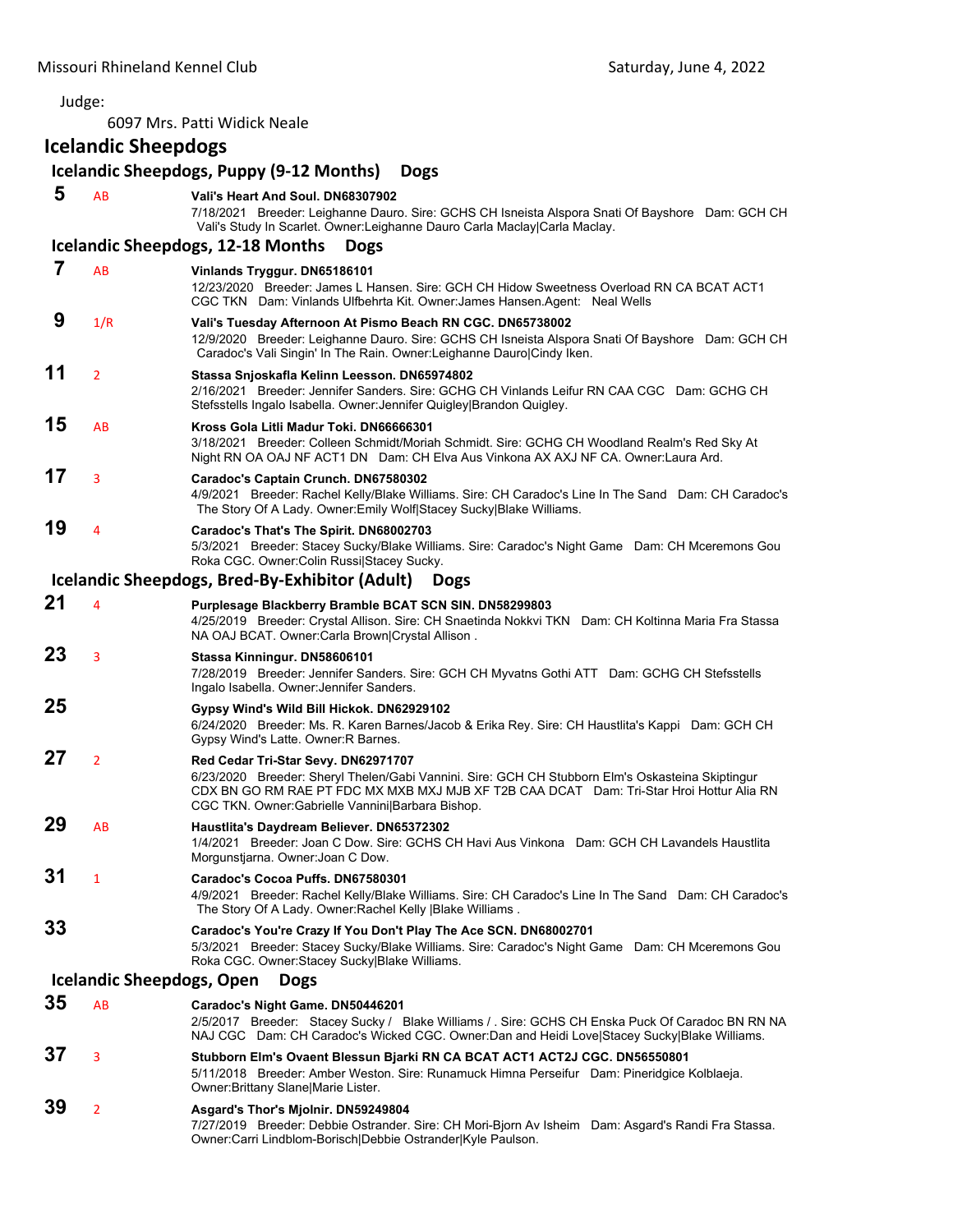Judge:

6097 Mrs. Patti Widick Neale

## Icelandic Sheepdogs

### Icelandic Sheepdogs, Puppy (9-12 Months) Dogs

**5** AB **Vali's Heart And Soul. DN68307902**
7/18/2021 Breeder: Leighanne Dauro. Sire: GCHS CH Isneista Alspora Snati Of Bayshore Dam: GCH CH Vali's Study In Scarlet. Owner:Leighanne Dauro Carla Maclay|Carla Maclay.

### Icelandic Sheepdogs, 12-18 Months Dogs

**7** AB **Vinlands Tryggur. DN65186101**
12/23/2020 Breeder: James L Hansen. Sire: GCH CH Hidow Sweetness Overload RN CA BCAT ACT1 CGC TKN Dam: Vinlands Ulfbehrta Kit. Owner:James Hansen.Agent: Neal Wells

**9** 1/R **Vali's Tuesday Afternoon At Pismo Beach RN CGC. DN65738002**
12/9/2020 Breeder: Leighanne Dauro. Sire: GCHS CH Isneista Alspora Snati Of Bayshore Dam: GCH CH Caradoc's Vali Singin' In The Rain. Owner:Leighanne Dauro|Cindy Iken.

**11** 2 **Stassa Snjoskafla Kelinn Leesson. DN65974802**
2/16/2021 Breeder: Jennifer Sanders. Sire: GCHG CH Vinlands Leifur RN CAA CGC Dam: GCHG CH Stefsstells Ingalo Isabella. Owner:Jennifer Quigley|Brandon Quigley.

**15** AB **Kross Gola Litli Madur Toki. DN66666301**
3/18/2021 Breeder: Colleen Schmidt/Moriah Schmidt. Sire: GCHG CH Woodland Realm's Red Sky At Night RN OA OAJ NF ACT1 DN Dam: CH Elva Aus Vinkona AX AXJ NF CA. Owner:Laura Ard.

**17** 3 **Caradoc's Captain Crunch. DN67580302**
4/9/2021 Breeder: Rachel Kelly/Blake Williams. Sire: CH Caradoc's Line In The Sand Dam: CH Caradoc's The Story Of A Lady. Owner:Emily Wolf|Stacey Sucky|Blake Williams.

**19** 4 **Caradoc's That's The Spirit. DN68002703**
5/3/2021 Breeder: Stacey Sucky/Blake Williams. Sire: Caradoc's Night Game Dam: CH Mceremons Gou Roka CGC. Owner:Colin Russi|Stacey Sucky.

### Icelandic Sheepdogs, Bred-By-Exhibitor (Adult) Dogs

**21** 4 **Purplesage Blackberry Bramble BCAT SCN SIN. DN58299803**
4/25/2019 Breeder: Crystal Allison. Sire: CH Snaetinda Nokkvi TKN Dam: CH Koltinna Maria Fra Stassa NA OAJ BCAT. Owner:Carla Brown|Crystal Allison .

**23** 3 **Stassa Kinningur. DN58606101**
7/28/2019 Breeder: Jennifer Sanders. Sire: GCH CH Myvatns Gothi ATT Dam: GCHG CH Stefsstells Ingalo Isabella. Owner:Jennifer Sanders.

**25** **Gypsy Wind's Wild Bill Hickok. DN62929102**
6/24/2020 Breeder: Ms. R. Karen Barnes/Jacob & Erika Rey. Sire: CH Haustlita's Kappi Dam: GCH CH Gypsy Wind's Latte. Owner:R Barnes.

**27** 2 **Red Cedar Tri-Star Sevy. DN62971707**
6/23/2020 Breeder: Sheryl Thelen/Gabi Vannini. Sire: GCH CH Stubborn Elm's Oskasteina Skiptingur CDX BN GO RM RAE PT FDC MX MXB MXJ MJB XF T2B CAA DCAT Dam: Tri-Star Hroi Hottur Alia RN CGC TKN. Owner:Gabrielle Vannini|Barbara Bishop.

**29** AB **Haustlita's Daydream Believer. DN65372302**
1/4/2021 Breeder: Joan C Dow. Sire: GCHS CH Havi Aus Vinkona Dam: GCH CH Lavandels Haustlita Morgunstjarna. Owner:Joan C Dow.

**31** 1 **Caradoc's Cocoa Puffs. DN67580301**
4/9/2021 Breeder: Rachel Kelly/Blake Williams. Sire: CH Caradoc's Line In The Sand Dam: CH Caradoc's The Story Of A Lady. Owner:Rachel Kelly |Blake Williams .

**33** **Caradoc's You're Crazy If You Don't Play The Ace SCN. DN68002701**
5/3/2021 Breeder: Stacey Sucky/Blake Williams. Sire: Caradoc's Night Game Dam: CH Mceremons Gou Roka CGC. Owner:Stacey Sucky|Blake Williams.

### Icelandic Sheepdogs, Open Dogs

**35** AB **Caradoc's Night Game. DN50446201**
2/5/2017 Breeder: Stacey Sucky / Blake Williams / . Sire: GCHS CH Enska Puck Of Caradoc BN RN NA NAJ CGC Dam: CH Caradoc's Wicked CGC. Owner:Dan and Heidi Love|Stacey Sucky|Blake Williams.

**37** 3 **Stubborn Elm's Ovaent Blessun Bjarki RN CA BCAT ACT1 ACT2J CGC. DN56550801**
5/11/2018 Breeder: Amber Weston. Sire: Runamuck Himna Perseifur Dam: Pineridgice Kolblaeja. Owner:Brittany Slane|Marie Lister.

**39** 2 **Asgard's Thor's Mjolnir. DN59249804**
7/27/2019 Breeder: Debbie Ostrander. Sire: CH Mori-Bjorn Av Isheim Dam: Asgard's Randi Fra Stassa. Owner:Carri Lindblom-Borisch|Debbie Ostrander|Kyle Paulson.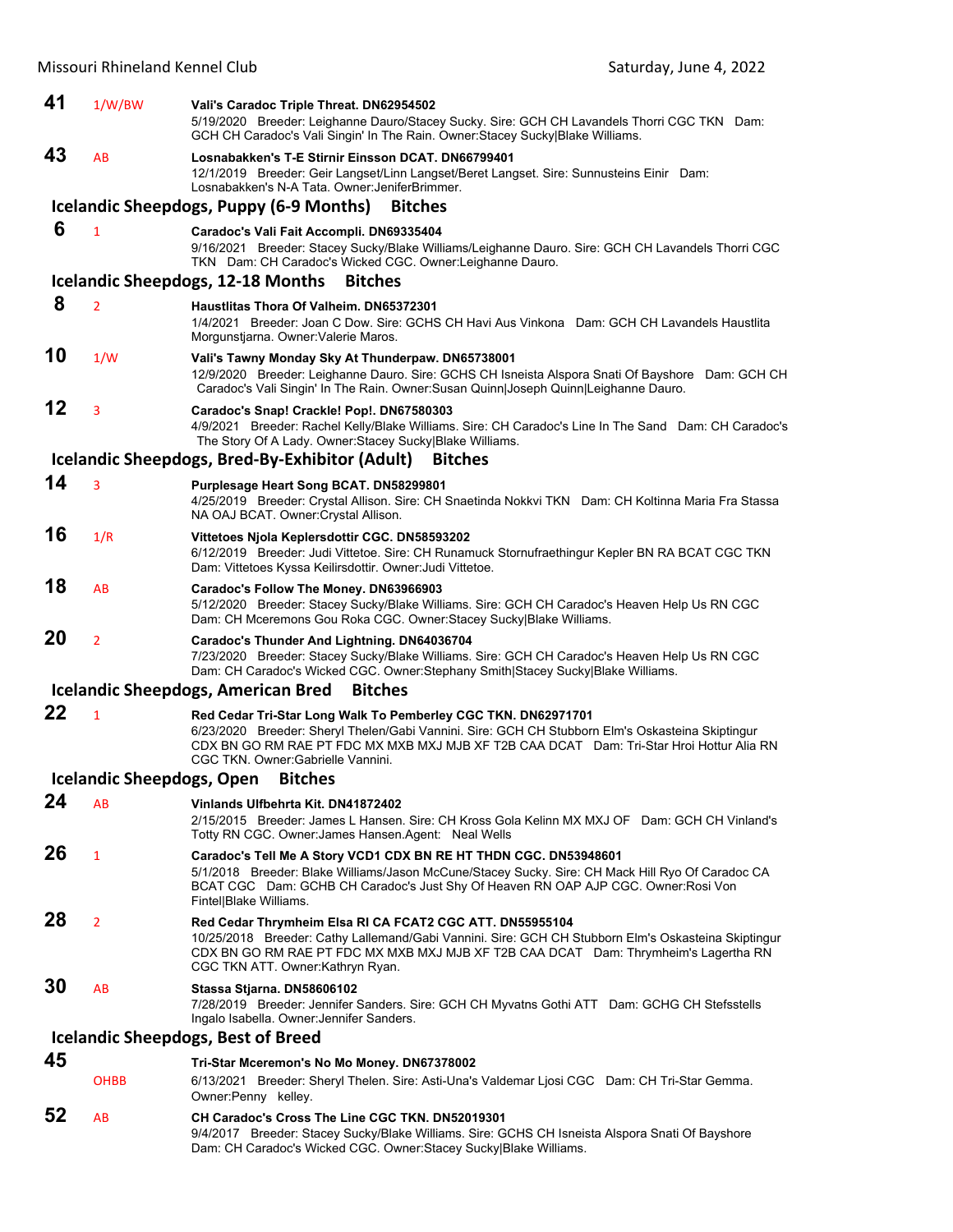**41** 1/W/BW **Vali's Caradoc Triple Threat. DN62954502**
5/19/2020 Breeder: Leighanne Dauro/Stacey Sucky. Sire: GCH CH Lavandels Thorri CGC TKN Dam: GCH CH Caradoc's Vali Singin' In The Rain. Owner:Stacey Sucky|Blake Williams.

**43** AB **Losnabakken's T-E Stirnir Einsson DCAT. DN66799401**
12/1/2019 Breeder: Geir Langset/Linn Langset/Beret Langset. Sire: Sunnusteins Einir Dam: Losnabakken's N-A Tata. Owner:JeniferBrimmer.

### Icelandic Sheepdogs, Puppy (6-9 Months) Bitches

**6** 1 **Caradoc's Vali Fait Accompli. DN69335404**
9/16/2021 Breeder: Stacey Sucky/Blake Williams/Leighanne Dauro. Sire: GCH CH Lavandels Thorri CGC TKN Dam: CH Caradoc's Wicked CGC. Owner:Leighanne Dauro.

### Icelandic Sheepdogs, 12-18 Months Bitches

**8** 2 **Haustlitas Thora Of Valheim. DN65372301**
1/4/2021 Breeder: Joan C Dow. Sire: GCHS CH Havi Aus Vinkona Dam: GCH CH Lavandels Haustlita Morgunstjarna. Owner:Valerie Maros.

**10** 1/W **Vali's Tawny Monday Sky At Thunderpaw. DN65738001**
12/9/2020 Breeder: Leighanne Dauro. Sire: GCHS CH Isneista Alspora Snati Of Bayshore Dam: GCH CH Caradoc's Vali Singin' In The Rain. Owner:Susan Quinn|Joseph Quinn|Leighanne Dauro.

**12** 3 **Caradoc's Snap! Crackle! Pop!. DN67580303**
4/9/2021 Breeder: Rachel Kelly/Blake Williams. Sire: CH Caradoc's Line In The Sand Dam: CH Caradoc's The Story Of A Lady. Owner:Stacey Sucky|Blake Williams.

### Icelandic Sheepdogs, Bred-By-Exhibitor (Adult) Bitches

**14** 3 **Purplesage Heart Song BCAT. DN58299801**
4/25/2019 Breeder: Crystal Allison. Sire: CH Snaetinda Nokkvi TKN Dam: CH Koltinna Maria Fra Stassa NA OAJ BCAT. Owner:Crystal Allison.

**16** 1/R **Vittetoes Njola Keplersdottir CGC. DN58593202**
6/12/2019 Breeder: Judi Vittetoe. Sire: CH Runamuck Stornufraethingur Kepler BN RA BCAT CGC TKN Dam: Vittetoes Kyssa Keilirsdottir. Owner:Judi Vittetoe.

**18** AB **Caradoc's Follow The Money. DN63966903**
5/12/2020 Breeder: Stacey Sucky/Blake Williams. Sire: GCH CH Caradoc's Heaven Help Us RN CGC Dam: CH Mceremons Gou Roka CGC. Owner:Stacey Sucky|Blake Williams.

**20** 2 **Caradoc's Thunder And Lightning. DN64036704**
7/23/2020 Breeder: Stacey Sucky/Blake Williams. Sire: GCH CH Caradoc's Heaven Help Us RN CGC Dam: CH Caradoc's Wicked CGC. Owner:Stephany Smith|Stacey Sucky|Blake Williams.

### Icelandic Sheepdogs, American Bred Bitches

**22** 1 **Red Cedar Tri-Star Long Walk To Pemberley CGC TKN. DN62971701**
6/23/2020 Breeder: Sheryl Thelen/Gabi Vannini. Sire: GCH CH Stubborn Elm's Oskasteina Skiptingur CDX BN GO RM RAE PT FDC MX MXB MXJ MJB XF T2B CAA DCAT Dam: Tri-Star Hroi Hottur Alia RN CGC TKN. Owner:Gabrielle Vannini.

### Icelandic Sheepdogs, Open Bitches

**24** AB **Vinlands Ulfbehrta Kit. DN41872402**
2/15/2015 Breeder: James L Hansen. Sire: CH Kross Gola Kelinn MX MXJ OF Dam: GCH CH Vinland's Totty RN CGC. Owner:James Hansen.Agent: Neal Wells

**26** 1 **Caradoc's Tell Me A Story VCD1 CDX BN RE HT THDN CGC. DN53948601**
5/1/2018 Breeder: Blake Williams/Jason McCune/Stacey Sucky. Sire: CH Mack Hill Ryo Of Caradoc CA BCAT CGC Dam: GCHB CH Caradoc's Just Shy Of Heaven RN OAP AJP CGC. Owner:Rosi Von Fintel|Blake Williams.

**28** 2 **Red Cedar Thrymheim Elsa RI CA FCAT2 CGC ATT. DN55955104**
10/25/2018 Breeder: Cathy Lallemand/Gabi Vannini. Sire: GCH CH Stubborn Elm's Oskasteina Skiptingur CDX BN GO RM RAE PT FDC MX MXB MXJ MJB XF T2B CAA DCAT Dam: Thrymheim's Lagertha RN CGC TKN ATT. Owner:Kathryn Ryan.

**30** AB **Stassa Stjarna. DN58606102**
7/28/2019 Breeder: Jennifer Sanders. Sire: GCH CH Myvatns Gothi ATT Dam: GCHG CH Stefsstells Ingalo Isabella. Owner:Jennifer Sanders.

### Icelandic Sheepdogs, Best of Breed

**45** OHBB **Tri-Star Mceremon's No Mo Money. DN67378002**
6/13/2021 Breeder: Sheryl Thelen. Sire: Asti-Una's Valdemar Ljosi CGC Dam: CH Tri-Star Gemma. Owner:Penny kelley.

**52** AB **CH Caradoc's Cross The Line CGC TKN. DN52019301**
9/4/2017 Breeder: Stacey Sucky/Blake Williams. Sire: GCHS CH Isneista Alspora Snati Of Bayshore Dam: CH Caradoc's Wicked CGC. Owner:Stacey Sucky|Blake Williams.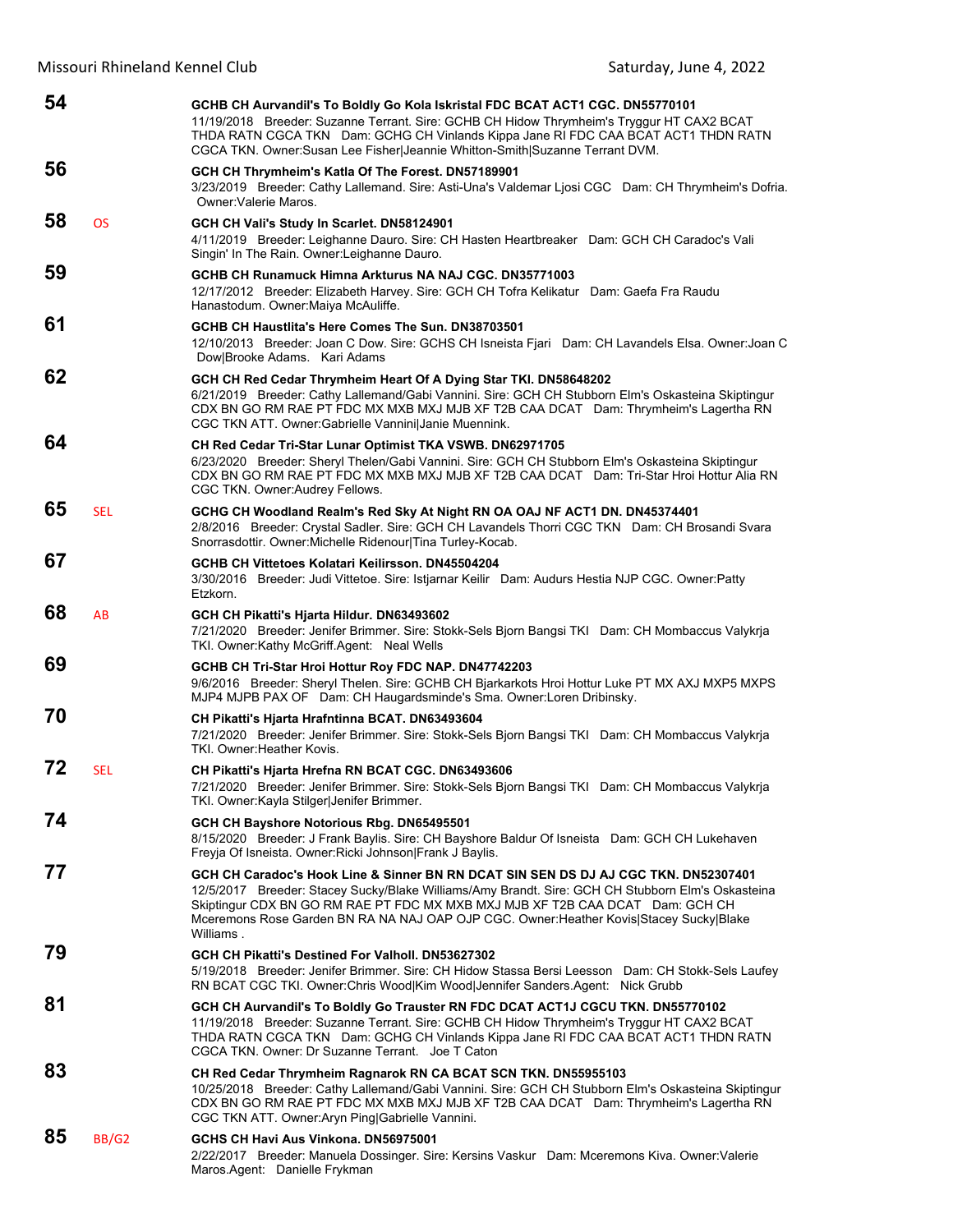**54** **GCHB CH Aurvandil's To Boldly Go Kola Iskristal FDC BCAT ACT1 CGC. DN55770101**
11/19/2018 Breeder: Suzanne Terrant. Sire: GCHB CH Hidow Thrymheim's Tryggur HT CAX2 BCAT THDA RATN CGCA TKN Dam: GCHG CH Vinlands Kippa Jane RI FDC CAA BCAT ACT1 THDN RATN CGCA TKN. Owner:Susan Lee Fisher|Jeannie Whitton-Smith|Suzanne Terrant DVM.

**56** **GCH CH Thrymheim's Katla Of The Forest. DN57189901**
3/23/2019 Breeder: Cathy Lallemand. Sire: Asti-Una's Valdemar Ljosi CGC Dam: CH Thrymheim's Dofria. Owner:Valerie Maros.

**58** OS **GCH CH Vali's Study In Scarlet. DN58124901**
4/11/2019 Breeder: Leighanne Dauro. Sire: CH Hasten Heartbreaker Dam: GCH CH Caradoc's Vali Singin' In The Rain. Owner:Leighanne Dauro.

**59** **GCHB CH Runamuck Himna Arkturus NA NAJ CGC. DN35771003**
12/17/2012 Breeder: Elizabeth Harvey. Sire: GCH CH Tofra Kelikatur Dam: Gaefa Fra Raudu Hanastodum. Owner:Maiya McAuliffe.

**61** **GCHB CH Haustlita's Here Comes The Sun. DN38703501**
12/10/2013 Breeder: Joan C Dow. Sire: GCHS CH Isneista Fjari Dam: CH Lavandels Elsa. Owner:Joan C Dow|Brooke Adams. Kari Adams

**62** **GCH CH Red Cedar Thrymheim Heart Of A Dying Star TKI. DN58648202**
6/21/2019 Breeder: Cathy Lallemand/Gabi Vannini. Sire: GCH CH Stubborn Elm's Oskasteina Skiptingur CDX BN GO RM RAE PT FDC MX MXB MXJ MJB XF T2B CAA DCAT Dam: Thrymheim's Lagertha RN CGC TKN ATT. Owner:Gabrielle Vannini|Janie Muennink.

**64** **CH Red Cedar Tri-Star Lunar Optimist TKA VSWB. DN62971705**
6/23/2020 Breeder: Sheryl Thelen/Gabi Vannini. Sire: GCH CH Stubborn Elm's Oskasteina Skiptingur CDX BN GO RM RAE PT FDC MX MXB MXJ MJB XF T2B CAA DCAT Dam: Tri-Star Hroi Hottur Alia RN CGC TKN. Owner:Audrey Fellows.

**65** SEL **GCHG CH Woodland Realm's Red Sky At Night RN OA OAJ NF ACT1 DN. DN45374401**
2/8/2016 Breeder: Crystal Sadler. Sire: GCH CH Lavandels Thorri CGC TKN Dam: CH Brosandi Svara Snorrasdottir. Owner:Michelle Ridenour|Tina Turley-Kocab.

**67** **GCHB CH Vittetoes Kolatari Keilirsson. DN45504204**
3/30/2016 Breeder: Judi Vittetoe. Sire: Istjarnar Keilir Dam: Audurs Hestia NJP CGC. Owner:Patty Etzkorn.

**68** AB **GCH CH Pikatti's Hjarta Hildur. DN63493602**
7/21/2020 Breeder: Jenifer Brimmer. Sire: Stokk-Sels Bjorn Bangsi TKI Dam: CH Mombaccus Valykrja TKI. Owner:Kathy McGriff.Agent: Neal Wells

**69** **GCHB CH Tri-Star Hroi Hottur Roy FDC NAP. DN47742203**
9/6/2016 Breeder: Sheryl Thelen. Sire: GCHB CH Bjarkarkots Hroi Hottur Luke PT MX AXJ MXP5 MXPS MJP4 MJPB PAX OF Dam: CH Haugardsminde's Sma. Owner:Loren Dribinsky.

**70** **CH Pikatti's Hjarta Hrafntinna BCAT. DN63493604**
7/21/2020 Breeder: Jenifer Brimmer. Sire: Stokk-Sels Bjorn Bangsi TKI Dam: CH Mombaccus Valykrja TKI. Owner:Heather Kovis.

**72** SEL **CH Pikatti's Hjarta Hrefna RN BCAT CGC. DN63493606**
7/21/2020 Breeder: Jenifer Brimmer. Sire: Stokk-Sels Bjorn Bangsi TKI Dam: CH Mombaccus Valykrja TKI. Owner:Kayla Stilger|Jenifer Brimmer.

**74** **GCH CH Bayshore Notorious Rbg. DN65495501**
8/15/2020 Breeder: J Frank Baylis. Sire: CH Bayshore Baldur Of Isneista Dam: GCH CH Lukehaven Freyja Of Isneista. Owner:Ricki Johnson|Frank J Baylis.

**77** **GCH CH Caradoc's Hook Line & Sinner BN RN DCAT SIN SEN DS DJ AJ CGC TKN. DN52307401**
12/5/2017 Breeder: Stacey Sucky/Blake Williams/Amy Brandt. Sire: GCH CH Stubborn Elm's Oskasteina Skiptingur CDX BN GO RM RAE PT FDC MX MXB MXJ MJB XF T2B CAA DCAT Dam: GCH CH Mceremons Rose Garden BN RA NA NAJ OAP OJP CGC. Owner:Heather Kovis|Stacey Sucky|Blake Williams .

**79** **GCH CH Pikatti's Destined For Valholl. DN53627302**
5/19/2018 Breeder: Jenifer Brimmer. Sire: CH Hidow Stassa Bersi Leesson Dam: CH Stokk-Sels Laufey RN BCAT CGC TKI. Owner:Chris Wood|Kim Wood|Jennifer Sanders.Agent: Nick Grubb

**81** **GCH CH Aurvandil's To Boldly Go Trauster RN FDC DCAT ACT1J CGCU TKN. DN55770102**
11/19/2018 Breeder: Suzanne Terrant. Sire: GCHB CH Hidow Thrymheim's Tryggur HT CAX2 BCAT THDA RATN CGCA TKN Dam: GCHG CH Vinlands Kippa Jane RI FDC CAA BCAT ACT1 THDN RATN CGCA TKN. Owner: Dr Suzanne Terrant. Joe T Caton

**83** **CH Red Cedar Thrymheim Ragnarok RN CA BCAT SCN TKN. DN55955103**
10/25/2018 Breeder: Cathy Lallemand/Gabi Vannini. Sire: GCH CH Stubborn Elm's Oskasteina Skiptingur CDX BN GO RM RAE PT FDC MX MXB MXJ MJB XF T2B CAA DCAT Dam: Thrymheim's Lagertha RN CGC TKN ATT. Owner:Aryn Ping|Gabrielle Vannini.

**85** BB/G2 **GCHS CH Havi Aus Vinkona. DN56975001**
2/22/2017 Breeder: Manuela Dossinger. Sire: Kersins Vaskur Dam: Mceremons Kiva. Owner:Valerie Maros.Agent: Danielle Frykman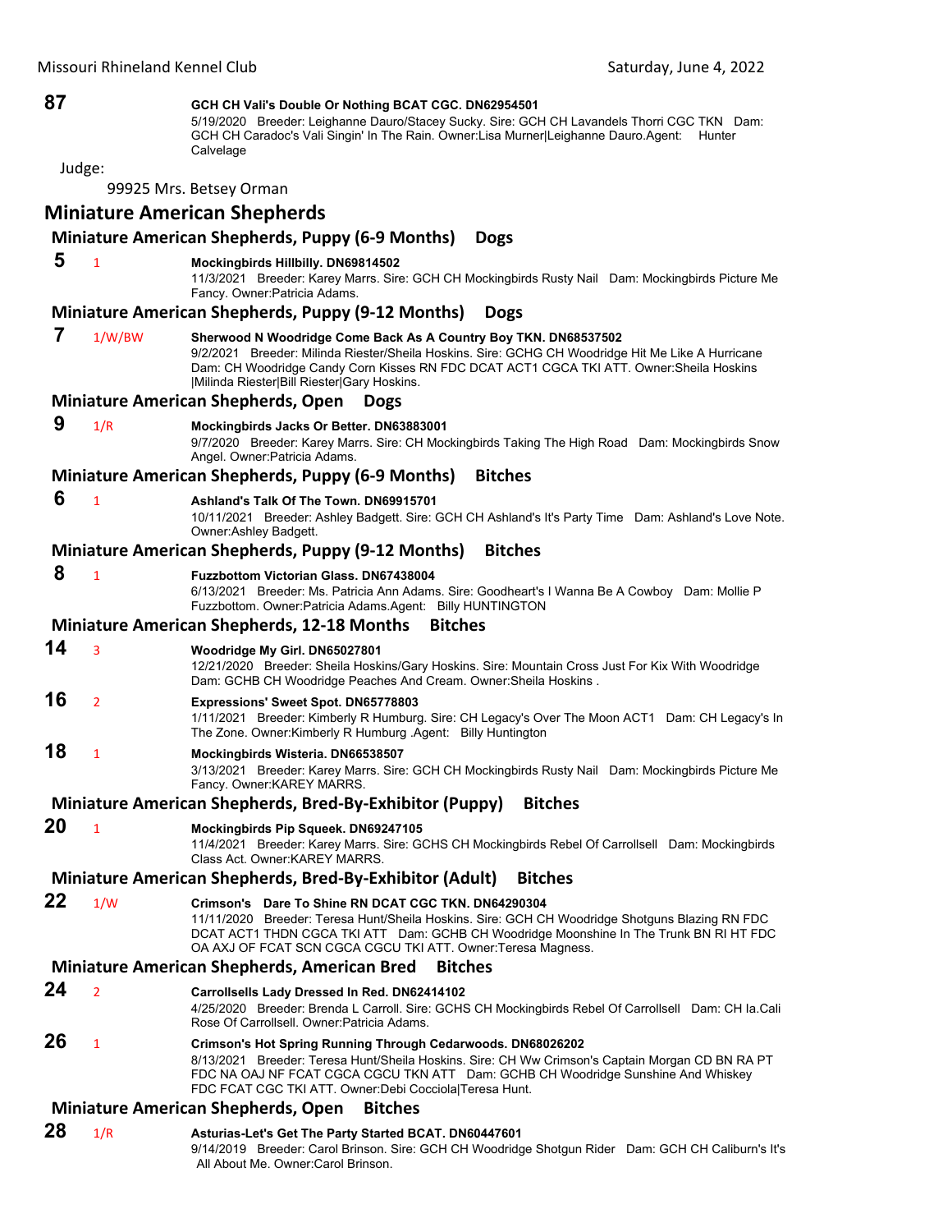**87** **GCH CH Vali's Double Or Nothing BCAT CGC. DN62954501**
5/19/2020 Breeder: Leighanne Dauro/Stacey Sucky. Sire: GCH CH Lavandels Thorri CGC TKN Dam: GCH CH Caradoc's Vali Singin' In The Rain. Owner:Lisa Murner|Leighanne Dauro.Agent: Hunter Calvelage

Judge:

99925 Mrs. Betsey Orman

## Miniature American Shepherds

### Miniature American Shepherds, Puppy (6-9 Months) Dogs

**5** 1 **Mockingbirds Hillbilly. DN69814502**
11/3/2021 Breeder: Karey Marrs. Sire: GCH CH Mockingbirds Rusty Nail Dam: Mockingbirds Picture Me Fancy. Owner:Patricia Adams.

### Miniature American Shepherds, Puppy (9-12 Months) Dogs

**7** 1/W/BW **Sherwood N Woodridge Come Back As A Country Boy TKN. DN68537502**
9/2/2021 Breeder: Milinda Riester/Sheila Hoskins. Sire: GCHG CH Woodridge Hit Me Like A Hurricane Dam: CH Woodridge Candy Corn Kisses RN FDC DCAT ACT1 CGCA TKI ATT. Owner:Sheila Hoskins |Milinda Riester|Bill Riester|Gary Hoskins.

### Miniature American Shepherds, Open Dogs

**9** 1/R **Mockingbirds Jacks Or Better. DN63883001**
9/7/2020 Breeder: Karey Marrs. Sire: CH Mockingbirds Taking The High Road Dam: Mockingbirds Snow Angel. Owner:Patricia Adams.

### Miniature American Shepherds, Puppy (6-9 Months) Bitches

**6** 1 **Ashland's Talk Of The Town. DN69915701**
10/11/2021 Breeder: Ashley Badgett. Sire: GCH CH Ashland's It's Party Time Dam: Ashland's Love Note. Owner:Ashley Badgett.

### Miniature American Shepherds, Puppy (9-12 Months) Bitches

**8** 1 **Fuzzbottom Victorian Glass. DN67438004**
6/13/2021 Breeder: Ms. Patricia Ann Adams. Sire: Goodheart's I Wanna Be A Cowboy Dam: Mollie P Fuzzbottom. Owner:Patricia Adams.Agent: Billy HUNTINGTON

### Miniature American Shepherds, 12-18 Months Bitches

**14** 3 **Woodridge My Girl. DN65027801**
12/21/2020 Breeder: Sheila Hoskins/Gary Hoskins. Sire: Mountain Cross Just For Kix With Woodridge Dam: GCHB CH Woodridge Peaches And Cream. Owner:Sheila Hoskins .

**16** 2 **Expressions' Sweet Spot. DN65778803**
1/11/2021 Breeder: Kimberly R Humburg. Sire: CH Legacy's Over The Moon ACT1 Dam: CH Legacy's In The Zone. Owner:Kimberly R Humburg .Agent: Billy Huntington

**18** 1 **Mockingbirds Wisteria. DN66538507**
3/13/2021 Breeder: Karey Marrs. Sire: GCH CH Mockingbirds Rusty Nail Dam: Mockingbirds Picture Me Fancy. Owner:KAREY MARRS.

### Miniature American Shepherds, Bred-By-Exhibitor (Puppy) Bitches

**20** 1 **Mockingbirds Pip Squeek. DN69247105**
11/4/2021 Breeder: Karey Marrs. Sire: GCHS CH Mockingbirds Rebel Of Carrollsell Dam: Mockingbirds Class Act. Owner:KAREY MARRS.

### Miniature American Shepherds, Bred-By-Exhibitor (Adult) Bitches

**22** 1/W **Crimson's Dare To Shine RN DCAT CGC TKN. DN64290304**
11/11/2020 Breeder: Teresa Hunt/Sheila Hoskins. Sire: GCH CH Woodridge Shotguns Blazing RN FDC DCAT ACT1 THDN CGCA TKI ATT Dam: GCHB CH Woodridge Moonshine In The Trunk BN RI HT FDC OA AXJ OF FCAT SCN CGCA CGCU TKI ATT. Owner:Teresa Magness.

### Miniature American Shepherds, American Bred Bitches

**24** 2 **Carrollsells Lady Dressed In Red. DN62414102**
4/25/2020 Breeder: Brenda L Carroll. Sire: GCHS CH Mockingbirds Rebel Of Carrollsell Dam: CH Ia.Cali Rose Of Carrollsell. Owner:Patricia Adams.

**26** 1 **Crimson's Hot Spring Running Through Cedarwoods. DN68026202**
8/13/2021 Breeder: Teresa Hunt/Sheila Hoskins. Sire: CH Ww Crimson's Captain Morgan CD BN RA PT FDC NA OAJ NF FCAT CGCA CGCU TKN ATT Dam: GCHB CH Woodridge Sunshine And Whiskey FDC FCAT CGC TKI ATT. Owner:Debi Cocciola|Teresa Hunt.

### Miniature American Shepherds, Open Bitches

**28** 1/R **Asturias-Let's Get The Party Started BCAT. DN60447601**
9/14/2019 Breeder: Carol Brinson. Sire: GCH CH Woodridge Shotgun Rider Dam: GCH CH Caliburn's It's All About Me. Owner:Carol Brinson.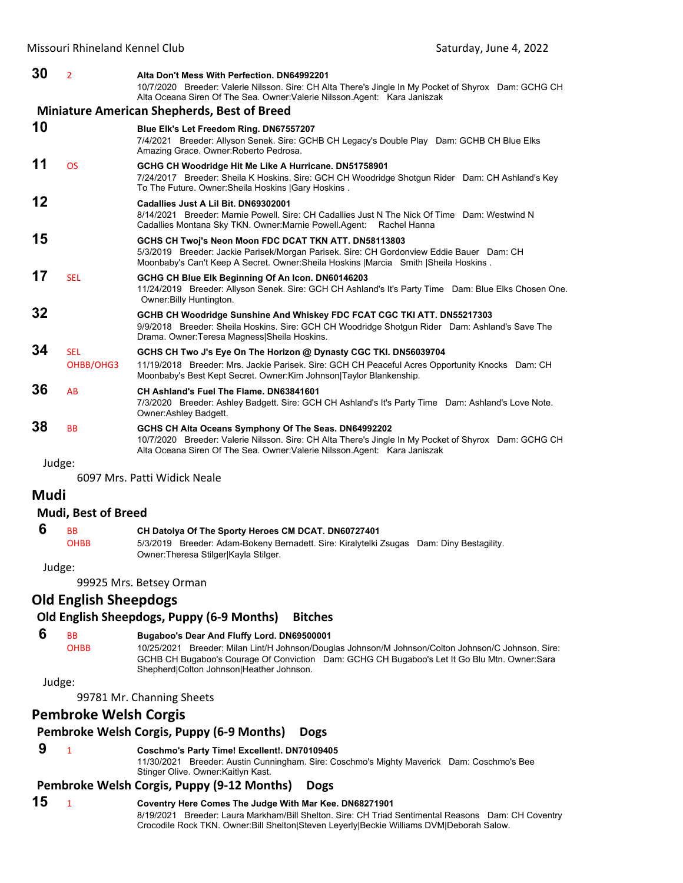**30** 2 **Alta Don't Mess With Perfection. DN64992201**
10/7/2020 Breeder: Valerie Nilsson. Sire: CH Alta There's Jingle In My Pocket of Shyrox Dam: GCHG CH Alta Oceana Siren Of The Sea. Owner:Valerie Nilsson.Agent: Kara Janiszak

### Miniature American Shepherds, Best of Breed

**10** **Blue Elk's Let Freedom Ring. DN67557207**
7/4/2021 Breeder: Allyson Senek. Sire: GCHB CH Legacy's Double Play Dam: GCHB CH Blue Elks Amazing Grace. Owner:Roberto Pedrosa.

**11** OS **GCHG CH Woodridge Hit Me Like A Hurricane. DN51758901**
7/24/2017 Breeder: Sheila K Hoskins. Sire: GCH CH Woodridge Shotgun Rider Dam: CH Ashland's Key To The Future. Owner:Sheila Hoskins |Gary Hoskins .

**12** **Cadallies Just A Lil Bit. DN69302001**
8/14/2021 Breeder: Marnie Powell. Sire: CH Cadallies Just N The Nick Of Time Dam: Westwind N Cadallies Montana Sky TKN. Owner:Marnie Powell.Agent: Rachel Hanna

**15** **GCHS CH Twoj's Neon Moon FDC DCAT TKN ATT. DN58113803**
5/3/2019 Breeder: Jackie Parisek/Morgan Parisek. Sire: CH Gordonview Eddie Bauer Dam: CH Moonbaby's Can't Keep A Secret. Owner:Sheila Hoskins |Marcia Smith |Sheila Hoskins .

**17** SEL **GCHG CH Blue Elk Beginning Of An Icon. DN60146203**
11/24/2019 Breeder: Allyson Senek. Sire: GCH CH Ashland's It's Party Time Dam: Blue Elks Chosen One. Owner:Billy Huntington.

**32** **GCHB CH Woodridge Sunshine And Whiskey FDC FCAT CGC TKI ATT. DN55217303**
9/9/2018 Breeder: Sheila Hoskins. Sire: GCH CH Woodridge Shotgun Rider Dam: Ashland's Save The Drama. Owner:Teresa Magness|Sheila Hoskins.

**34** SEL OHBB/OHG3 **GCHS CH Two J's Eye On The Horizon @ Dynasty CGC TKI. DN56039704**
11/19/2018 Breeder: Mrs. Jackie Parisek. Sire: GCH CH Peaceful Acres Opportunity Knocks Dam: CH Moonbaby's Best Kept Secret. Owner:Kim Johnson|Taylor Blankenship.

**36** AB **CH Ashland's Fuel The Flame. DN63841601**
7/3/2020 Breeder: Ashley Badgett. Sire: GCH CH Ashland's It's Party Time Dam: Ashland's Love Note. Owner:Ashley Badgett.

**38** BB **GCHS CH Alta Oceans Symphony Of The Seas. DN64992202**
10/7/2020 Breeder: Valerie Nilsson. Sire: CH Alta There's Jingle In My Pocket of Shyrox Dam: GCHG CH Alta Oceana Siren Of The Sea. Owner:Valerie Nilsson.Agent: Kara Janiszak

Judge:
6097 Mrs. Patti Widick Neale

## Mudi

### Mudi, Best of Breed

**6** BB OHBB **CH Datolya Of The Sporty Heroes CM DCAT. DN60727401**
5/3/2019 Breeder: Adam-Bokeny Bernadett. Sire: Kiralytelki Zsugas Dam: Diny Bestagility. Owner:Theresa Stilger|Kayla Stilger.

Judge:
99925 Mrs. Betsey Orman

## Old English Sheepdogs

### Old English Sheepdogs, Puppy (6-9 Months) Bitches

**6** BB OHBB **Bugaboo's Dear And Fluffy Lord. DN69500001**
10/25/2021 Breeder: Milan Lint/H Johnson/Douglas Johnson/M Johnson/Colton Johnson/C Johnson. Sire: GCHB CH Bugaboo's Courage Of Conviction Dam: GCHG CH Bugaboo's Let It Go Blu Mtn. Owner:Sara Shepherd|Colton Johnson|Heather Johnson.

Judge:
99781 Mr. Channing Sheets

## Pembroke Welsh Corgis

### Pembroke Welsh Corgis, Puppy (6-9 Months) Dogs

**9** 1 **Coschmo's Party Time! Excellent!. DN70109405**
11/30/2021 Breeder: Austin Cunningham. Sire: Coschmo's Mighty Maverick Dam: Coschmo's Bee Stinger Olive. Owner:Kaitlyn Kast.

### Pembroke Welsh Corgis, Puppy (9-12 Months) Dogs

**15** 1 **Coventry Here Comes The Judge With Mar Kee. DN68271901**
8/19/2021 Breeder: Laura Markham/Bill Shelton. Sire: CH Triad Sentimental Reasons Dam: CH Coventry Crocodile Rock TKN. Owner:Bill Shelton|Steven Leyerly|Beckie Williams DVM|Deborah Salow.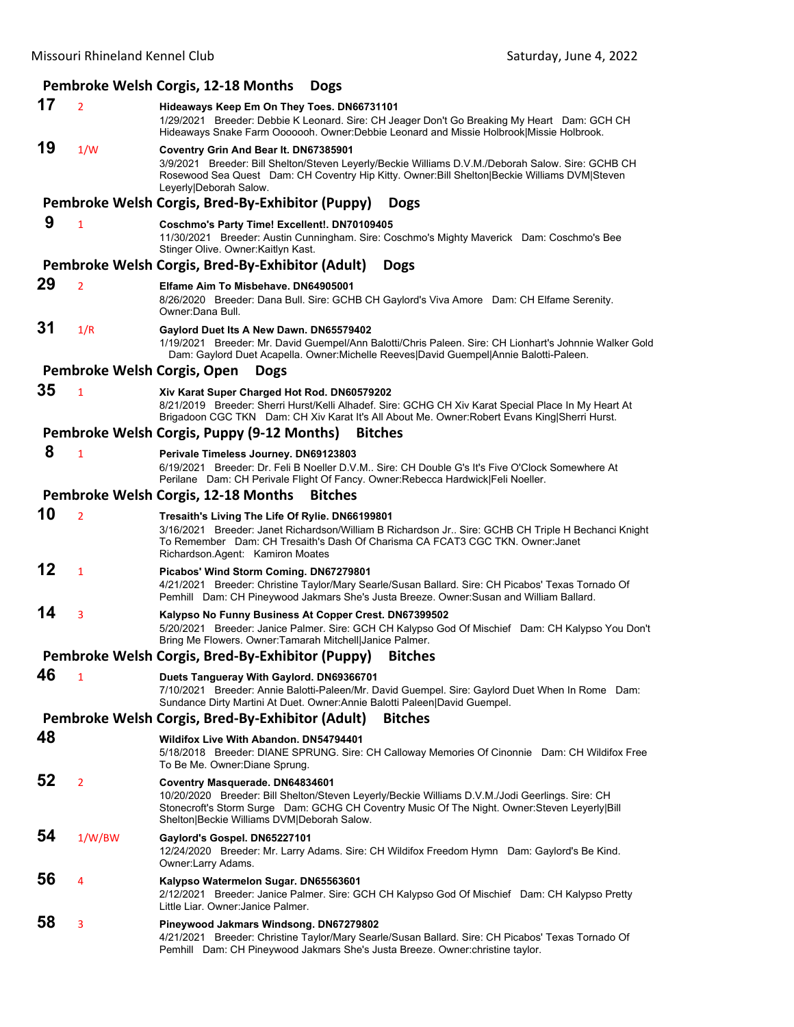## Pembroke Welsh Corgis, 12-18 Months Dogs

**17** 2 **Hideaways Keep Em On They Toes. DN66731101**
1/29/2021 Breeder: Debbie K Leonard. Sire: CH Jeager Don't Go Breaking My Heart Dam: GCH CH Hideaways Snake Farm Ooooooh. Owner:Debbie Leonard and Missie Holbrook|Missie Holbrook.

**19** 1/W **Coventry Grin And Bear It. DN67385901**
3/9/2021 Breeder: Bill Shelton/Steven Leyerly/Beckie Williams D.V.M./Deborah Salow. Sire: GCHB CH Rosewood Sea Quest Dam: CH Coventry Hip Kitty. Owner:Bill Shelton|Beckie Williams DVM|Steven Leyerly|Deborah Salow.

## Pembroke Welsh Corgis, Bred-By-Exhibitor (Puppy) Dogs

**9** 1 **Coschmo's Party Time! Excellent!. DN70109405**
11/30/2021 Breeder: Austin Cunningham. Sire: Coschmo's Mighty Maverick Dam: Coschmo's Bee Stinger Olive. Owner:Kaitlyn Kast.

## Pembroke Welsh Corgis, Bred-By-Exhibitor (Adult) Dogs

**29** 2 **Elfame Aim To Misbehave. DN64905001**
8/26/2020 Breeder: Dana Bull. Sire: GCHB CH Gaylord's Viva Amore Dam: CH Elfame Serenity. Owner:Dana Bull.

**31** 1/R **Gaylord Duet Its A New Dawn. DN65579402**
1/19/2021 Breeder: Mr. David Guempel/Ann Balotti/Chris Paleen. Sire: CH Lionhart's Johnnie Walker Gold Dam: Gaylord Duet Acapella. Owner:Michelle Reeves|David Guempel|Annie Balotti-Paleen.

## Pembroke Welsh Corgis, Open Dogs

**35** 1 **Xiv Karat Super Charged Hot Rod. DN60579202**
8/21/2019 Breeder: Sherri Hurst/Kelli Alhadef. Sire: GCHG CH Xiv Karat Special Place In My Heart At Brigadoon CGC TKN Dam: CH Xiv Karat It's All About Me. Owner:Robert Evans King|Sherri Hurst.

## Pembroke Welsh Corgis, Puppy (9-12 Months) Bitches

**8** 1 **Perivale Timeless Journey. DN69123803**
6/19/2021 Breeder: Dr. Feli B Noeller D.V.M.. Sire: CH Double G's It's Five O'Clock Somewhere At Perilane Dam: CH Perivale Flight Of Fancy. Owner:Rebecca Hardwick|Feli Noeller.

## Pembroke Welsh Corgis, 12-18 Months Bitches

**10** 2 **Tresaith's Living The Life Of Rylie. DN66199801**
3/16/2021 Breeder: Janet Richardson/William B Richardson Jr.. Sire: GCHB CH Triple H Bechanci Knight To Remember Dam: CH Tresaith's Dash Of Charisma CA FCAT3 CGC TKN. Owner:Janet Richardson.Agent: Kamiron Moates

**12** 1 **Picabos' Wind Storm Coming. DN67279801**
4/21/2021 Breeder: Christine Taylor/Mary Searle/Susan Ballard. Sire: CH Picabos' Texas Tornado Of Pemhill Dam: CH Pineywood Jakmars She's Justa Breeze. Owner:Susan and William Ballard.

**14** 3 **Kalypso No Funny Business At Copper Crest. DN67399502**
5/20/2021 Breeder: Janice Palmer. Sire: GCH CH Kalypso God Of Mischief Dam: CH Kalypso You Don't Bring Me Flowers. Owner:Tamarah Mitchell|Janice Palmer.

## Pembroke Welsh Corgis, Bred-By-Exhibitor (Puppy) Bitches

**46** 1 **Duets Tangueray With Gaylord. DN69366701**
7/10/2021 Breeder: Annie Balotti-Paleen/Mr. David Guempel. Sire: Gaylord Duet When In Rome Dam: Sundance Dirty Martini At Duet. Owner:Annie Balotti Paleen|David Guempel.

## Pembroke Welsh Corgis, Bred-By-Exhibitor (Adult) Bitches

**48** **Wildifox Live With Abandon. DN54794401**
5/18/2018 Breeder: DIANE SPRUNG. Sire: CH Calloway Memories Of Cinonnie Dam: CH Wildifox Free To Be Me. Owner:Diane Sprung.

**52** 2 **Coventry Masquerade. DN64834601**
10/20/2020 Breeder: Bill Shelton/Steven Leyerly/Beckie Williams D.V.M./Jodi Geerlings. Sire: CH Stonecroft's Storm Surge Dam: GCHG CH Coventry Music Of The Night. Owner:Steven Leyerly|Bill Shelton|Beckie Williams DVM|Deborah Salow.

**54** 1/W/BW **Gaylord's Gospel. DN65227101**
12/24/2020 Breeder: Mr. Larry Adams. Sire: CH Wildifox Freedom Hymn Dam: Gaylord's Be Kind. Owner:Larry Adams.

**56** 4 **Kalypso Watermelon Sugar. DN65563601**
2/12/2021 Breeder: Janice Palmer. Sire: GCH CH Kalypso God Of Mischief Dam: CH Kalypso Pretty Little Liar. Owner:Janice Palmer.

**58** 3 **Pineywood Jakmars Windsong. DN67279802**
4/21/2021 Breeder: Christine Taylor/Mary Searle/Susan Ballard. Sire: CH Picabos' Texas Tornado Of Pemhill Dam: CH Pineywood Jakmars She's Justa Breeze. Owner:christine taylor.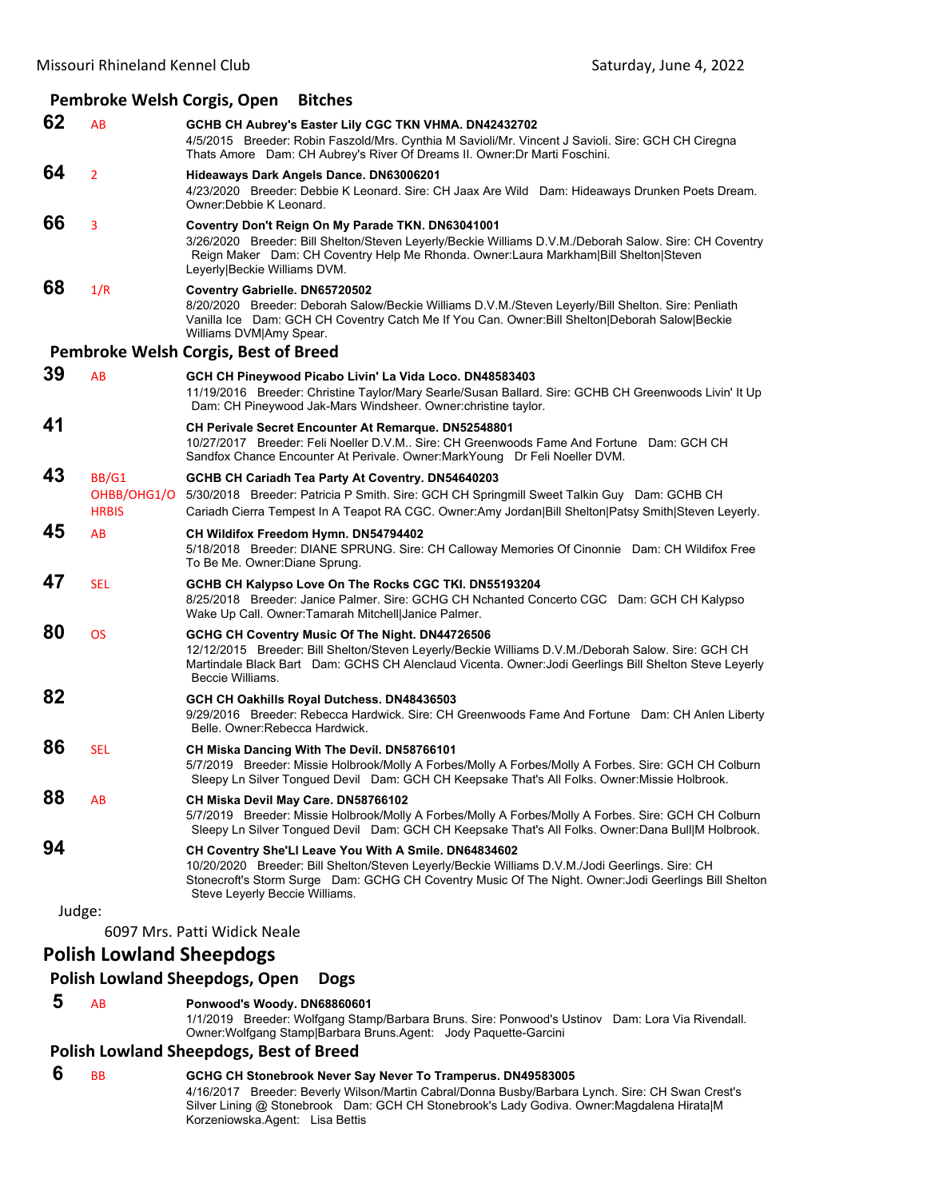### Pembroke Welsh Corgis, Open Bitches

**62** AB **GCHB CH Aubrey's Easter Lily CGC TKN VHMA. DN42432702**
4/5/2015 Breeder: Robin Faszold/Mrs. Cynthia M Savioli/Mr. Vincent J Savioli. Sire: GCH CH Ciregna Thats Amore Dam: CH Aubrey's River Of Dreams II. Owner:Dr Marti Foschini.

**64** 2 **Hideaways Dark Angels Dance. DN63006201**
4/23/2020 Breeder: Debbie K Leonard. Sire: CH Jaax Are Wild Dam: Hideaways Drunken Poets Dream. Owner:Debbie K Leonard.

**66** 3 **Coventry Don't Reign On My Parade TKN. DN63041001**
3/26/2020 Breeder: Bill Shelton/Steven Leyerly/Beckie Williams D.V.M./Deborah Salow. Sire: CH Coventry Reign Maker Dam: CH Coventry Help Me Rhonda. Owner:Laura Markham|Bill Shelton|Steven Leyerly|Beckie Williams DVM.

**68** 1/R **Coventry Gabrielle. DN65720502**
8/20/2020 Breeder: Deborah Salow/Beckie Williams D.V.M./Steven Leyerly/Bill Shelton. Sire: Penliath Vanilla Ice Dam: GCH CH Coventry Catch Me If You Can. Owner:Bill Shelton|Deborah Salow|Beckie Williams DVM|Amy Spear.

### Pembroke Welsh Corgis, Best of Breed

**39** AB **GCH CH Pineywood Picabo Livin' La Vida Loco. DN48583403**
11/19/2016 Breeder: Christine Taylor/Mary Searle/Susan Ballard. Sire: GCHB CH Greenwoods Livin' It Up Dam: CH Pineywood Jak-Mars Windsheer. Owner:christine taylor.

**41** **CH Perivale Secret Encounter At Remarque. DN52548801**
10/27/2017 Breeder: Feli Noeller D.V.M.. Sire: CH Greenwoods Fame And Fortune Dam: GCH CH Sandfox Chance Encounter At Perivale. Owner:MarkYoung Dr Feli Noeller DVM.

**43** BB/G1 OHBB/OHG1/O HRBIS **GCHB CH Cariadh Tea Party At Coventry. DN54640203**
5/30/2018 Breeder: Patricia P Smith. Sire: GCH CH Springmill Sweet Talkin Guy Dam: GCHB CH Cariadh Cierra Tempest In A Teapot RA CGC. Owner:Amy Jordan|Bill Shelton|Patsy Smith|Steven Leyerly.

**45** AB **CH Wildifox Freedom Hymn. DN54794402**
5/18/2018 Breeder: DIANE SPRUNG. Sire: CH Calloway Memories Of Cinonnie Dam: CH Wildifox Free To Be Me. Owner:Diane Sprung.

**47** SEL **GCHB CH Kalypso Love On The Rocks CGC TKI. DN55193204**
8/25/2018 Breeder: Janice Palmer. Sire: GCHG CH Nchanted Concerto CGC Dam: GCH CH Kalypso Wake Up Call. Owner:Tamarah Mitchell|Janice Palmer.

**80** OS **GCHG CH Coventry Music Of The Night. DN44726506**
12/12/2015 Breeder: Bill Shelton/Steven Leyerly/Beckie Williams D.V.M./Deborah Salow. Sire: GCH CH Martindale Black Bart Dam: GCHS CH Alenclaud Vicenta. Owner:Jodi Geerlings Bill Shelton Steve Leyerly Beccie Williams.

**82** **GCH CH Oakhills Royal Dutchess. DN48436503**
9/29/2016 Breeder: Rebecca Hardwick. Sire: CH Greenwoods Fame And Fortune Dam: CH Anlen Liberty Belle. Owner:Rebecca Hardwick.

**86** SEL **CH Miska Dancing With The Devil. DN58766101**
5/7/2019 Breeder: Missie Holbrook/Molly A Forbes/Molly A Forbes/Molly A Forbes. Sire: GCH CH Colburn Sleepy Ln Silver Tongued Devil Dam: GCH CH Keepsake That's All Folks. Owner:Missie Holbrook.

**88** AB **CH Miska Devil May Care. DN58766102**
5/7/2019 Breeder: Missie Holbrook/Molly A Forbes/Molly A Forbes/Molly A Forbes. Sire: GCH CH Colburn Sleepy Ln Silver Tongued Devil Dam: GCH CH Keepsake That's All Folks. Owner:Dana Bull|M Holbrook.

**94** **CH Coventry She'Ll Leave You With A Smile. DN64834602**
10/20/2020 Breeder: Bill Shelton/Steven Leyerly/Beckie Williams D.V.M./Jodi Geerlings. Sire: CH Stonecroft's Storm Surge Dam: GCHG CH Coventry Music Of The Night. Owner:Jodi Geerlings Bill Shelton Steve Leyerly Beccie Williams.

Judge:

6097 Mrs. Patti Widick Neale

## Polish Lowland Sheepdogs

### Polish Lowland Sheepdogs, Open Dogs

**5** AB **Ponwood's Woody. DN68860601**
1/1/2019 Breeder: Wolfgang Stamp/Barbara Bruns. Sire: Ponwood's Ustinov Dam: Lora Via Rivendall. Owner:Wolfgang Stamp|Barbara Bruns.Agent: Jody Paquette-Garcini

### Polish Lowland Sheepdogs, Best of Breed

**6** BB **GCHG CH Stonebrook Never Say Never To Tramperus. DN49583005**
4/16/2017 Breeder: Beverly Wilson/Martin Cabral/Donna Busby/Barbara Lynch. Sire: CH Swan Crest's Silver Lining @ Stonebrook Dam: GCH CH Stonebrook's Lady Godiva. Owner:Magdalena Hirata|M Korzeniowska.Agent: Lisa Bettis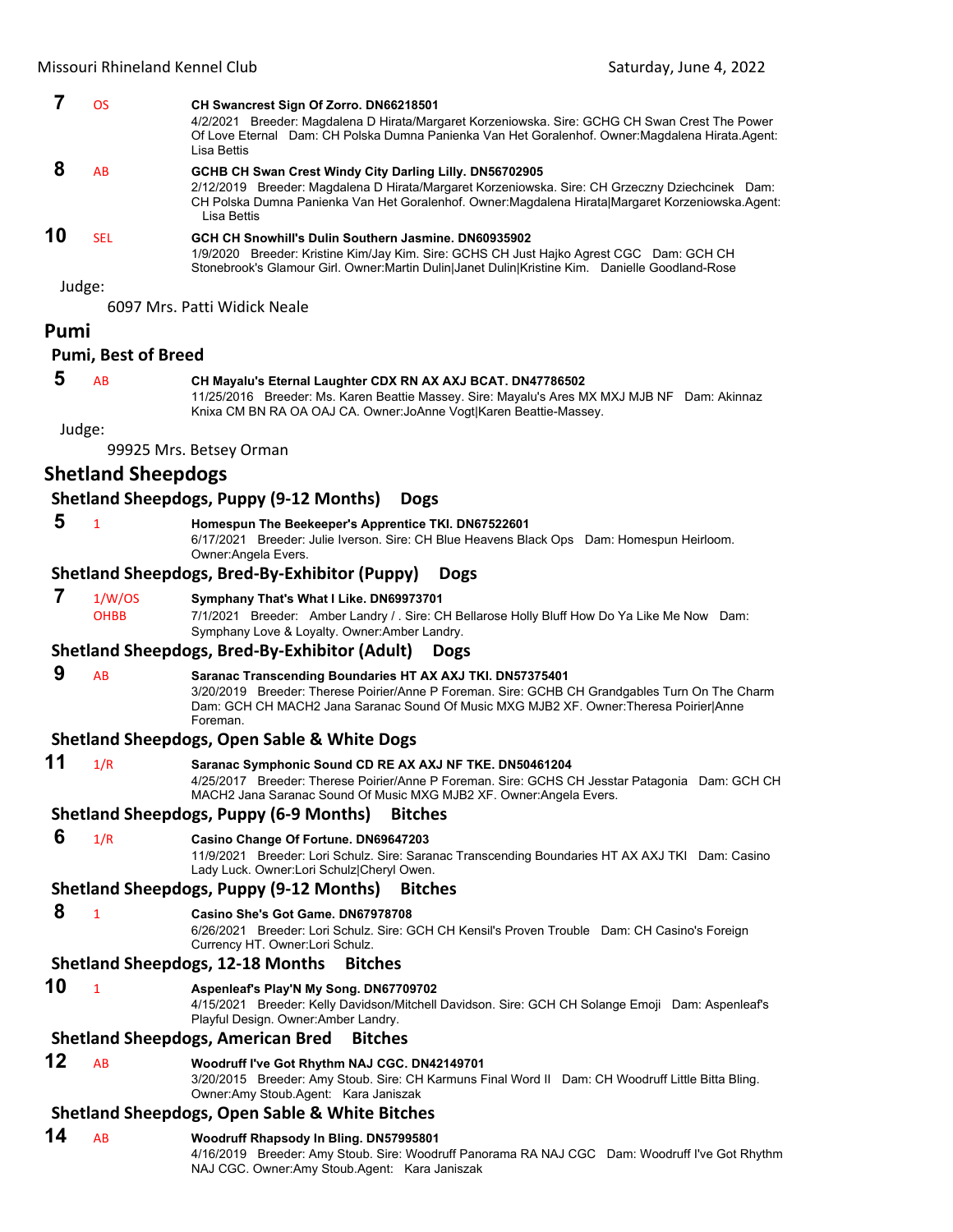**7** OS **CH Swancrest Sign Of Zorro. DN66218501**
4/2/2021 Breeder: Magdalena D Hirata/Margaret Korzeniowska. Sire: GCHG CH Swan Crest The Power Of Love Eternal Dam: CH Polska Dumna Panienka Van Het Goralenhof. Owner:Magdalena Hirata.Agent: Lisa Bettis

**8** AB **GCHB CH Swan Crest Windy City Darling Lilly. DN56702905**
2/12/2019 Breeder: Magdalena D Hirata/Margaret Korzeniowska. Sire: CH Grzeczny Dziechcinek Dam: CH Polska Dumna Panienka Van Het Goralenhof. Owner:Magdalena Hirata|Margaret Korzeniowska.Agent: Lisa Bettis

**10** SEL **GCH CH Snowhill's Dulin Southern Jasmine. DN60935902**
1/9/2020 Breeder: Kristine Kim/Jay Kim. Sire: GCHS CH Just Hajko Agrest CGC Dam: GCH CH Stonebrook's Glamour Girl. Owner:Martin Dulin|Janet Dulin|Kristine Kim. Danielle Goodland-Rose

Judge:

6097 Mrs. Patti Widick Neale

## Pumi

### Pumi, Best of Breed

**5** AB **CH Mayalu's Eternal Laughter CDX RN AX AXJ BCAT. DN47786502**
11/25/2016 Breeder: Ms. Karen Beattie Massey. Sire: Mayalu's Ares MX MXJ MJB NF Dam: Akinnaz Knixa CM BN RA OA OAJ CA. Owner:JoAnne Vogt|Karen Beattie-Massey.

Judge:

99925 Mrs. Betsey Orman

## Shetland Sheepdogs

### Shetland Sheepdogs, Puppy (9-12 Months) Dogs

**5** 1 **Homespun The Beekeeper's Apprentice TKI. DN67522601**
6/17/2021 Breeder: Julie Iverson. Sire: CH Blue Heavens Black Ops Dam: Homespun Heirloom. Owner:Angela Evers.

### Shetland Sheepdogs, Bred-By-Exhibitor (Puppy) Dogs

**7** 1/W/OS OHBB **Symphany That's What I Like. DN69973701**
7/1/2021 Breeder: Amber Landry / . Sire: CH Bellarose Holly Bluff How Do Ya Like Me Now Dam: Symphany Love & Loyalty. Owner:Amber Landry.

### Shetland Sheepdogs, Bred-By-Exhibitor (Adult) Dogs

**9** AB **Saranac Transcending Boundaries HT AX AXJ TKI. DN57375401**
3/20/2019 Breeder: Therese Poirier/Anne P Foreman. Sire: GCHB CH Grandgables Turn On The Charm Dam: GCH CH MACH2 Jana Saranac Sound Of Music MXG MJB2 XF. Owner:Theresa Poirier|Anne Foreman.

### Shetland Sheepdogs, Open Sable & White Dogs

**11** 1/R **Saranac Symphonic Sound CD RE AX AXJ NF TKE. DN50461204**
4/25/2017 Breeder: Therese Poirier/Anne P Foreman. Sire: GCHS CH Jesstar Patagonia Dam: GCH CH MACH2 Jana Saranac Sound Of Music MXG MJB2 XF. Owner:Angela Evers.

### Shetland Sheepdogs, Puppy (6-9 Months) Bitches

**6** 1/R **Casino Change Of Fortune. DN69647203**
11/9/2021 Breeder: Lori Schulz. Sire: Saranac Transcending Boundaries HT AX AXJ TKI Dam: Casino Lady Luck. Owner:Lori Schulz|Cheryl Owen.

### Shetland Sheepdogs, Puppy (9-12 Months) Bitches

**8** 1 **Casino She's Got Game. DN67978708**
6/26/2021 Breeder: Lori Schulz. Sire: GCH CH Kensil's Proven Trouble Dam: CH Casino's Foreign Currency HT. Owner:Lori Schulz.

### Shetland Sheepdogs, 12-18 Months Bitches

**10** 1 **Aspenleaf's Play'N My Song. DN67709702**
4/15/2021 Breeder: Kelly Davidson/Mitchell Davidson. Sire: GCH CH Solange Emoji Dam: Aspenleaf's Playful Design. Owner:Amber Landry.

### Shetland Sheepdogs, American Bred Bitches

**12** AB **Woodruff I've Got Rhythm NAJ CGC. DN42149701**
3/20/2015 Breeder: Amy Stoub. Sire: CH Karmuns Final Word II Dam: CH Woodruff Little Bitta Bling. Owner:Amy Stoub.Agent: Kara Janiszak

### Shetland Sheepdogs, Open Sable & White Bitches

**14** AB **Woodruff Rhapsody In Bling. DN57995801**
4/16/2019 Breeder: Amy Stoub. Sire: Woodruff Panorama RA NAJ CGC Dam: Woodruff I've Got Rhythm NAJ CGC. Owner:Amy Stoub.Agent: Kara Janiszak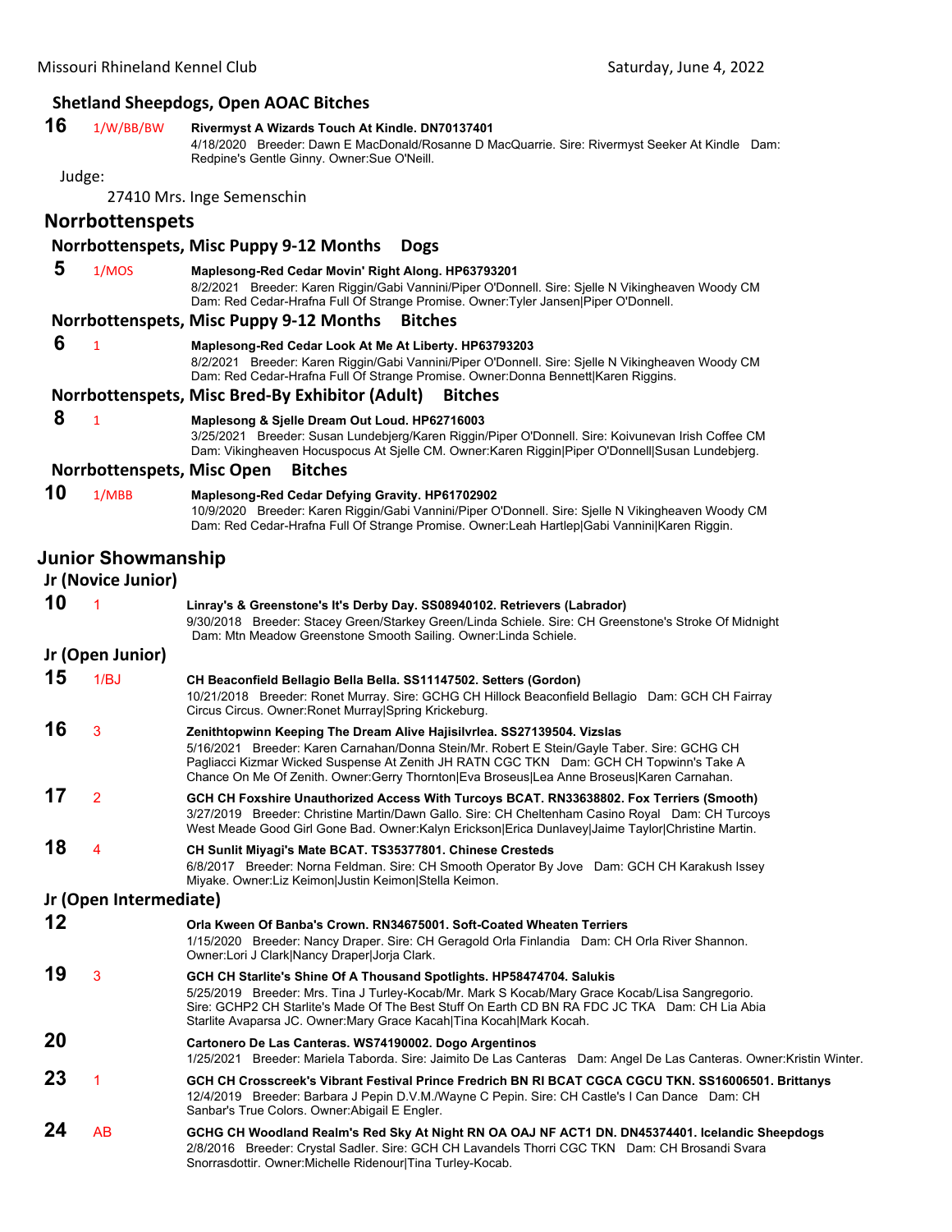### Shetland Sheepdogs, Open AOAC Bitches

**16** 1/W/BB/BW **Rivermyst A Wizards Touch At Kindle. DN70137401**
4/18/2020 Breeder: Dawn E MacDonald/Rosanne D MacQuarrie. Sire: Rivermyst Seeker At Kindle Dam: Redpine's Gentle Ginny. Owner:Sue O'Neill.

Judge:

27410 Mrs. Inge Semenschin

## Norrbottenspets

### Norrbottenspets, Misc Puppy 9-12 Months Dogs

**5** 1/MOS **Maplesong-Red Cedar Movin' Right Along. HP63793201**
8/2/2021 Breeder: Karen Riggin/Gabi Vannini/Piper O'Donnell. Sire: Sjelle N Vikingheaven Woody CM Dam: Red Cedar-Hrafna Full Of Strange Promise. Owner:Tyler Jansen|Piper O'Donnell.

### Norrbottenspets, Misc Puppy 9-12 Months Bitches

**6** 1 **Maplesong-Red Cedar Look At Me At Liberty. HP63793203**
8/2/2021 Breeder: Karen Riggin/Gabi Vannini/Piper O'Donnell. Sire: Sjelle N Vikingheaven Woody CM Dam: Red Cedar-Hrafna Full Of Strange Promise. Owner:Donna Bennett|Karen Riggins.

### Norrbottenspets, Misc Bred-By Exhibitor (Adult) Bitches

**8** 1 **Maplesong & Sjelle Dream Out Loud. HP62716003**
3/25/2021 Breeder: Susan Lundebjerg/Karen Riggin/Piper O'Donnell. Sire: Koivunevan Irish Coffee CM Dam: Vikingheaven Hocuspocus At Sjelle CM. Owner:Karen Riggin|Piper O'Donnell|Susan Lundebjerg.

### Norrbottenspets, Misc Open Bitches

**10** 1/MBB **Maplesong-Red Cedar Defying Gravity. HP61702902**
10/9/2020 Breeder: Karen Riggin/Gabi Vannini/Piper O'Donnell. Sire: Sjelle N Vikingheaven Woody CM Dam: Red Cedar-Hrafna Full Of Strange Promise. Owner:Leah Hartlep|Gabi Vannini|Karen Riggin.

## Junior Showmanship

### Jr (Novice Junior)

**10** 1 **Linray's & Greenstone's It's Derby Day. SS08940102. Retrievers (Labrador)**
9/30/2018 Breeder: Stacey Green/Starkey Green/Linda Schiele. Sire: CH Greenstone's Stroke Of Midnight Dam: Mtn Meadow Greenstone Smooth Sailing. Owner:Linda Schiele.

### Jr (Open Junior)

**15** 1/BJ **CH Beaconfield Bellagio Bella Bella. SS11147502. Setters (Gordon)**
10/21/2018 Breeder: Ronet Murray. Sire: GCHG CH Hillock Beaconfield Bellagio Dam: GCH CH Fairray Circus Circus. Owner:Ronet Murray|Spring Krickeburg.

**16** 3 **Zenithtopwinn Keeping The Dream Alive Hajisilvrlea. SS27139504. Vizslas**
5/16/2021 Breeder: Karen Carnahan/Donna Stein/Mr. Robert E Stein/Gayle Taber. Sire: GCHG CH Pagliacci Kizmar Wicked Suspense At Zenith JH RATN CGC TKN Dam: GCH CH Topwinn's Take A Chance On Me Of Zenith. Owner:Gerry Thornton|Eva Broseus|Lea Anne Broseus|Karen Carnahan.

**17** 2 **GCH CH Foxshire Unauthorized Access With Turcoys BCAT. RN33638802. Fox Terriers (Smooth)**
3/27/2019 Breeder: Christine Martin/Dawn Gallo. Sire: CH Cheltenham Casino Royal Dam: CH Turcoys West Meade Good Girl Gone Bad. Owner:Kalyn Erickson|Erica Dunlavey|Jaime Taylor|Christine Martin.

**18** 4 **CH Sunlit Miyagi's Mate BCAT. TS35377801. Chinese Cresteds**
6/8/2017 Breeder: Norna Feldman. Sire: CH Smooth Operator By Jove Dam: GCH CH Karakush Issey Miyake. Owner:Liz Keimon|Justin Keimon|Stella Keimon.

### Jr (Open Intermediate)

**12** **Orla Kween Of Banba's Crown. RN34675001. Soft-Coated Wheaten Terriers**
1/15/2020 Breeder: Nancy Draper. Sire: CH Geragold Orla Finlandia Dam: CH Orla River Shannon. Owner:Lori J Clark|Nancy Draper|Jorja Clark.

**19** 3 **GCH CH Starlite's Shine Of A Thousand Spotlights. HP58474704. Salukis**
5/25/2019 Breeder: Mrs. Tina J Turley-Kocab/Mary Grace Kocab/Lisa Sangregorio. Sire: GCHP2 CH Starlite's Made Of The Best Stuff On Earth CD BN RA FDC JC TKA Dam: CH Lia Abia Starlite Avaparsa JC. Owner:Mary Grace Kacah|Tina Kocah|Mark Kocah.

**20** **Cartonero De Las Canteras. WS74190002. Dogo Argentinos**
1/25/2021 Breeder: Mariela Taborda. Sire: Jaimito De Las Canteras Dam: Angel De Las Canteras. Owner:Kristin Winter.

**23** 1 **GCH CH Crosscreek's Vibrant Festival Prince Fredrich BN RI BCAT CGCA CGCU TKN. SS16006501. Brittanys**
12/4/2019 Breeder: Barbara J Pepin D.V.M./Wayne C Pepin. Sire: CH Castle's I Can Dance Dam: CH Sanbar's True Colors. Owner:Abigail E Engler.

**24** AB **GCHG CH Woodland Realm's Red Sky At Night RN OA OAJ NF ACT1 DN. DN45374401. Icelandic Sheepdogs**
2/8/2016 Breeder: Crystal Sadler. Sire: GCH CH Lavandels Thorri CGC TKN Dam: CH Brosandi Svara Snorrasdottir. Owner:Michelle Ridenour|Tina Turley-Kocab.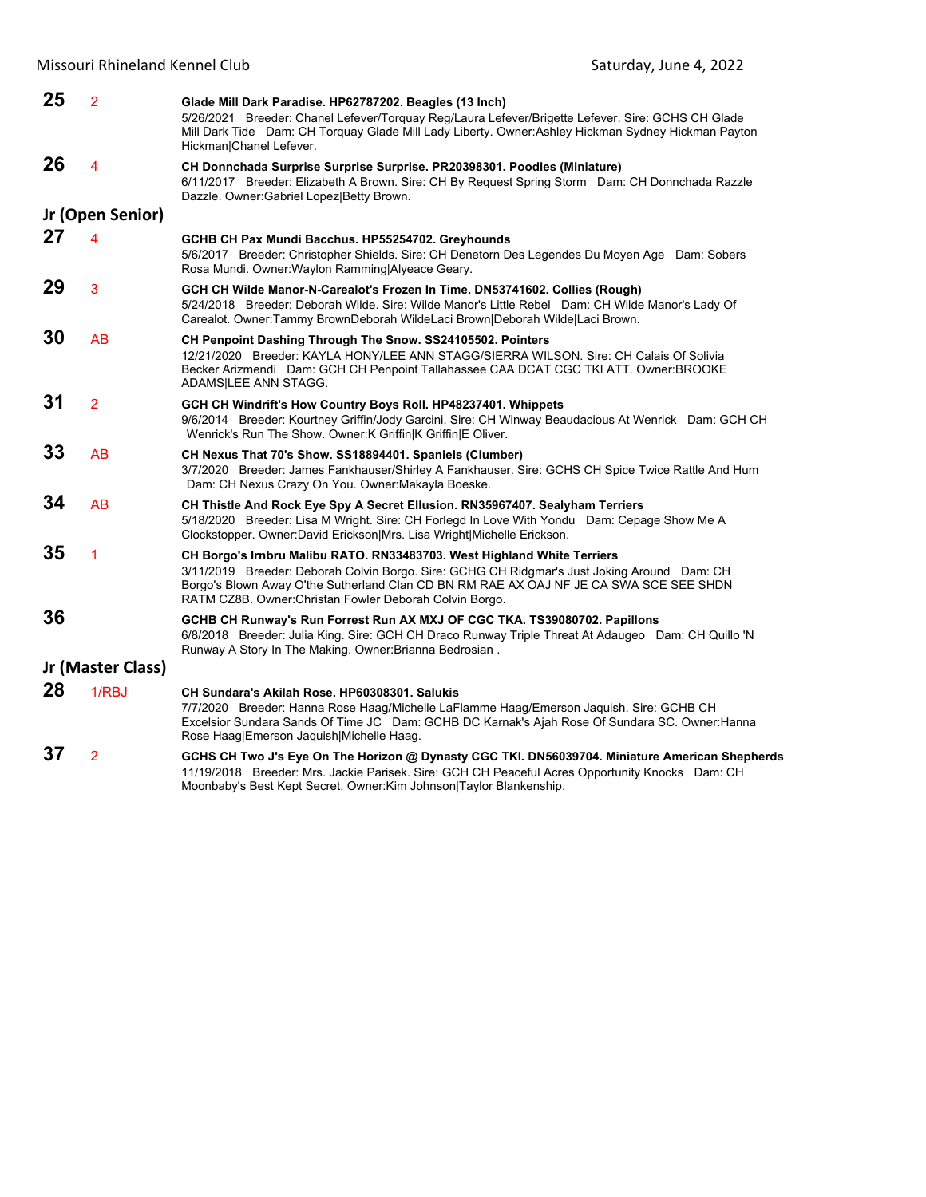**25** 2 **Glade Mill Dark Paradise. HP62787202. Beagles (13 Inch)**
5/26/2021 Breeder: Chanel Lefever/Torquay Reg/Laura Lefever/Brigette Lefever. Sire: GCHS CH Glade Mill Dark Tide Dam: CH Torquay Glade Mill Lady Liberty. Owner:Ashley Hickman Sydney Hickman Payton Hickman|Chanel Lefever.

**26** 4 **CH Donnchada Surprise Surprise Surprise. PR20398301. Poodles (Miniature)**
6/11/2017 Breeder: Elizabeth A Brown. Sire: CH By Request Spring Storm Dam: CH Donnchada Razzle Dazzle. Owner:Gabriel Lopez|Betty Brown.

## Jr (Open Senior)

**27** 4 **GCHB CH Pax Mundi Bacchus. HP55254702. Greyhounds**
5/6/2017 Breeder: Christopher Shields. Sire: CH Denetorn Des Legendes Du Moyen Age Dam: Sobers Rosa Mundi. Owner:Waylon Ramming|Alyeace Geary.

**29** 3 **GCH CH Wilde Manor-N-Carealot's Frozen In Time. DN53741602. Collies (Rough)**
5/24/2018 Breeder: Deborah Wilde. Sire: Wilde Manor's Little Rebel Dam: CH Wilde Manor's Lady Of Carealot. Owner:Tammy BrownDeborah WildeLaci Brown|Deborah Wilde|Laci Brown.

**30** AB **CH Penpoint Dashing Through The Snow. SS24105502. Pointers**
12/21/2020 Breeder: KAYLA HONY/LEE ANN STAGG/SIERRA WILSON. Sire: CH Calais Of Solivia Becker Arizmendi Dam: GCH CH Penpoint Tallahassee CAA DCAT CGC TKI ATT. Owner:BROOKE ADAMS|LEE ANN STAGG.

**31** 2 **GCH CH Windrift's How Country Boys Roll. HP48237401. Whippets**
9/6/2014 Breeder: Kourtney Griffin/Jody Garcini. Sire: CH Winway Beaudacious At Wenrick Dam: GCH CH Wenrick's Run The Show. Owner:K Griffin|K Griffin|E Oliver.

**33** AB **CH Nexus That 70's Show. SS18894401. Spaniels (Clumber)**
3/7/2020 Breeder: James Fankhauser/Shirley A Fankhauser. Sire: GCHS CH Spice Twice Rattle And Hum Dam: CH Nexus Crazy On You. Owner:Makayla Boeske.

**34** AB **CH Thistle And Rock Eye Spy A Secret Ellusion. RN35967407. Sealyham Terriers**
5/18/2020 Breeder: Lisa M Wright. Sire: CH Forlegd In Love With Yondu Dam: Cepage Show Me A Clockstopper. Owner:David Erickson|Mrs. Lisa Wright|Michelle Erickson.

**35** 1 **CH Borgo's Irnbru Malibu RATO. RN33483703. West Highland White Terriers**
3/11/2019 Breeder: Deborah Colvin Borgo. Sire: GCHG CH Ridgmar's Just Joking Around Dam: CH Borgo's Blown Away O'the Sutherland Clan CD BN RM RAE AX OAJ NF JE CA SWA SCE SEE SHDN RATM CZ8B. Owner:Christan Fowler Deborah Colvin Borgo.

**36** **GCHB CH Runway's Run Forrest Run AX MXJ OF CGC TKA. TS39080702. Papillons**
6/8/2018 Breeder: Julia King. Sire: GCH CH Draco Runway Triple Threat At Adaugeo Dam: CH Quillo 'N Runway A Story In The Making. Owner:Brianna Bedrosian .

## Jr (Master Class)

**28** 1/RBJ **CH Sundara's Akilah Rose. HP60308301. Salukis**
7/7/2020 Breeder: Hanna Rose Haag/Michelle LaFlamme Haag/Emerson Jaquish. Sire: GCHB CH Excelsior Sundara Sands Of Time JC Dam: GCHB DC Karnak's Ajah Rose Of Sundara SC. Owner:Hanna Rose Haag|Emerson Jaquish|Michelle Haag.

**37** 2 **GCHS CH Two J's Eye On The Horizon @ Dynasty CGC TKI. DN56039704. Miniature American Shepherds**
11/19/2018 Breeder: Mrs. Jackie Parisek. Sire: GCH CH Peaceful Acres Opportunity Knocks Dam: CH Moonbaby's Best Kept Secret. Owner:Kim Johnson|Taylor Blankenship.